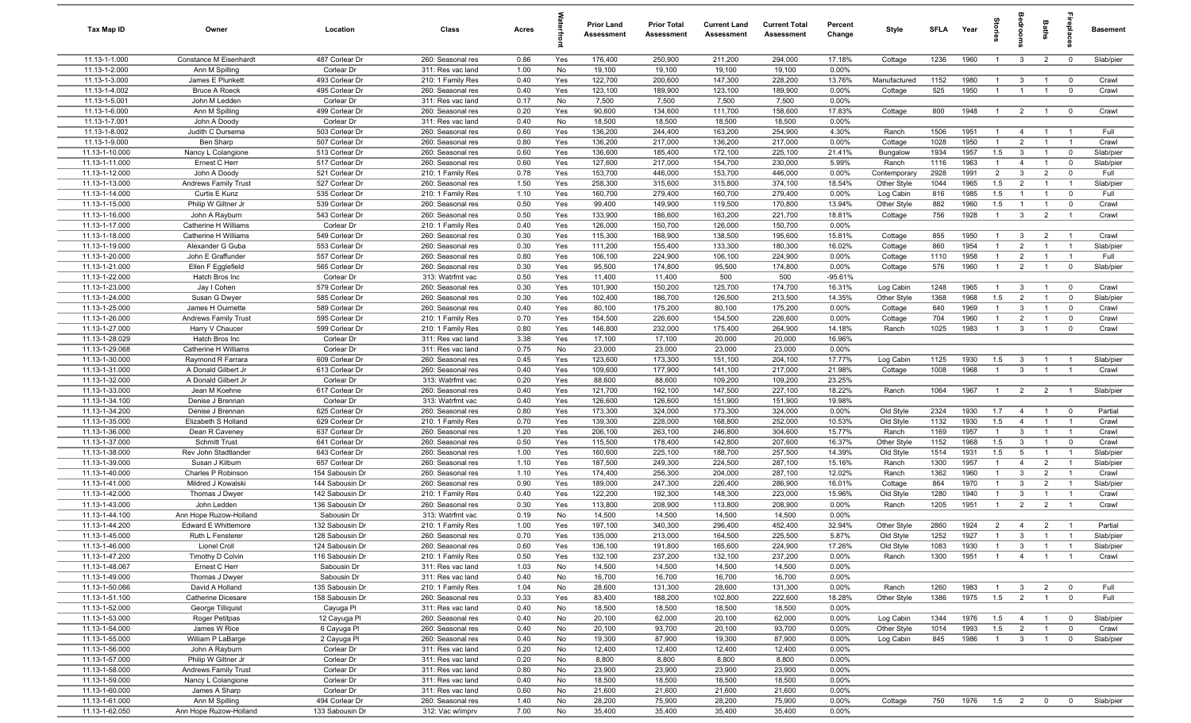| Tax Map ID | Owner | Location | Class | Acres | Waterfront | Prior Land Assessment | Prior Total Assessment | Current Land Assessment | Current Total Assessment | Percent Change | Style | SFLA | Year | Stories | Bedrooms | Baths | Fireplaces | Basement |
|---|---|---|---|---|---|---|---|---|---|---|---|---|---|---|---|---|---|---|
| 11.13-1-1.000 | Constance M Eisenhardt | 487 Corlear Dr | 260: Seasonal res | 0.86 | Yes | 176,400 | 250,900 | 211,200 | 294,000 | 17.18% | Cottage | 1236 | 1960 | 1 | 3 | 2 | 0 | Slab/pier |
| 11.13-1-2.000 | Ann M Spilling | Corlear Dr | 311: Res vac land | 1.00 | No | 19,100 | 19,100 | 19,100 | 19,100 | 0.00% | | | | | | | | |
| 11.13-1-3.000 | James E Plunkett | 493 Corlear Dr | 210: 1 Family Res | 0.40 | Yes | 122,700 | 200,600 | 147,300 | 228,200 | 13.76% | Manufactured | 1152 | 1980 | 1 | 3 | 1 | 0 | Crawl |
| 11.13-1-4.002 | Bruce A Roeck | 495 Corlear Dr | 260: Seasonal res | 0.40 | Yes | 123,100 | 189,900 | 123,100 | 189,900 | 0.00% | Cottage | 525 | 1950 | 1 | 1 | 1 | 0 | Crawl |
| 11.13-1-5.001 | John M Ledden | Corlear Dr | 311: Res vac land | 0.17 | No | 7,500 | 7,500 | 7,500 | 7,500 | 0.00% | | | | | | | | |
| 11.13-1-6.000 | Ann M Spilling | 499 Corlear Dr | 260: Seasonal res | 0.20 | Yes | 90,600 | 134,600 | 111,700 | 158,600 | 17.83% | Cottage | 800 | 1948 | 1 | 2 | 1 | 0 | Crawl |
| 11.13-1-7.001 | John A Doody | Corlear Dr | 311: Res vac land | 0.40 | No | 18,500 | 18,500 | 18,500 | 18,500 | 0.00% | | | | | | | | |
| 11.13-1-8.002 | Judith C Dursema | 503 Corlear Dr | 260: Seasonal res | 0.60 | Yes | 136,200 | 244,400 | 163,200 | 254,900 | 4.30% | Ranch | 1506 | 1951 | 1 | 4 | 1 | 1 | Full |
| 11.13-1-9.000 | Ben Sharp | 507 Corlear Dr | 260: Seasonal res | 0.80 | Yes | 136,200 | 217,000 | 136,200 | 217,000 | 0.00% | Cottage | 1028 | 1950 | 1 | 2 | 1 | 1 | Crawl |
| 11.13-1-10.000 | Nancy L Colangione | 513 Corlear Dr | 260: Seasonal res | 0.60 | Yes | 136,600 | 185,400 | 172,100 | 225,100 | 21.41% | Bungalow | 1934 | 1957 | 1.5 | 3 | 1 | 0 | Slab/pier |
| 11.13-1-11.000 | Ernest C Herr | 517 Corlear Dr | 260: Seasonal res | 0.60 | Yes | 127,600 | 217,000 | 154,700 | 230,000 | 5.99% | Ranch | 1116 | 1963 | 1 | 4 | 1 | 0 | Slab/pier |
| 11.13-1-12.000 | John A Doody | 521 Corlear Dr | 210: 1 Family Res | 0.78 | Yes | 153,700 | 446,000 | 153,700 | 446,000 | 0.00% | Contemporary | 2928 | 1991 | 2 | 3 | 2 | 0 | Full |
| 11.13-1-13.000 | Andrews Family Trust | 527 Corlear Dr | 260: Seasonal res | 1.50 | Yes | 258,300 | 315,600 | 315,800 | 374,100 | 18.54% | Other Style | 1044 | 1965 | 1.5 | 2 | 1 | 1 | Slab/pier |
| 11.13-1-14.000 | Curtis E Kunz | 535 Corlear Dr | 210: 1 Family Res | 1.10 | Yes | 160,700 | 279,400 | 160,700 | 279,400 | 0.00% | Log Cabin | 816 | 1985 | 1.5 | 1 | 1 | 0 | Full |
| 11.13-1-15.000 | Philip W Giltner Jr | 539 Corlear Dr | 260: Seasonal res | 0.50 | Yes | 99,400 | 149,900 | 119,500 | 170,800 | 13.94% | Other Style | 882 | 1960 | 1.5 | 1 | 1 | 0 | Crawl |
| 11.13-1-16.000 | John A Rayburn | 543 Corlear Dr | 260: Seasonal res | 0.50 | Yes | 133,900 | 186,600 | 163,200 | 221,700 | 18.81% | Cottage | 756 | 1928 | 1 | 3 | 2 | 1 | Crawl |
| 11.13-1-17.000 | Catherine H Williams | Corlear Dr | 210: 1 Family Res | 0.40 | Yes | 126,000 | 150,700 | 126,000 | 150,700 | 0.00% | | | | | | | | |
| 11.13-1-18.000 | Catherine H Williams | 549 Corlear Dr | 260: Seasonal res | 0.30 | Yes | 115,300 | 168,900 | 138,500 | 195,600 | 15.81% | Cottage | 855 | 1950 | 1 | 3 | 2 | 1 | Crawl |
| 11.13-1-19.000 | Alexander G Guba | 553 Corlear Dr | 260: Seasonal res | 0.30 | Yes | 111,200 | 155,400 | 133,300 | 180,300 | 16.02% | Cottage | 860 | 1954 | 1 | 2 | 1 | 1 | Slab/pier |
| 11.13-1-20.000 | John E Graffunder | 557 Corlear Dr | 260: Seasonal res | 0.80 | Yes | 106,100 | 224,900 | 106,100 | 224,900 | 0.00% | Cottage | 1110 | 1958 | 1 | 2 | 1 | 1 | Full |
| 11.13-1-21.000 | Ellen F Egglefield | 565 Corlear Dr | 260: Seasonal res | 0.30 | Yes | 95,500 | 174,800 | 95,500 | 174,800 | 0.00% | Cottage | 576 | 1960 | 1 | 2 | 1 | 0 | Slab/pier |
| 11.13-1-22.000 | Hatch Bros Inc | Corlear Dr | 313: Watrfrnt vac | 0.50 | Yes | 11,400 | 11,400 | 500 | 500 | -95.61% | | | | | | | | |
| 11.13-1-23.000 | Jay I Cohen | 579 Corlear Dr | 260: Seasonal res | 0.30 | Yes | 101,900 | 150,200 | 125,700 | 174,700 | 16.31% | Log Cabin | 1248 | 1965 | 1 | 3 | 1 | 0 | Crawl |
| 11.13-1-24.000 | Susan G Dwyer | 585 Corlear Dr | 260: Seasonal res | 0.30 | Yes | 102,400 | 186,700 | 126,500 | 213,500 | 14.35% | Other Style | 1368 | 1968 | 1.5 | 2 | 1 | 0 | Slab/pier |
| 11.13-1-25.000 | James H Ouimette | 589 Corlear Dr | 260: Seasonal res | 0.40 | Yes | 80,100 | 175,200 | 80,100 | 175,200 | 0.00% | Cottage | 640 | 1969 | 1 | 3 | 1 | 0 | Crawl |
| 11.13-1-26.000 | Andrews Family Trust | 595 Corlear Dr | 210: 1 Family Res | 0.70 | Yes | 154,500 | 226,600 | 154,500 | 226,600 | 0.00% | Cottage | 704 | 1960 | 1 | 2 | 1 | 0 | Crawl |
| 11.13-1-27.000 | Harry V Chaucer | 599 Corlear Dr | 210: 1 Family Res | 0.80 | Yes | 146,800 | 232,000 | 175,400 | 264,900 | 14.18% | Ranch | 1025 | 1983 | 1 | 3 | 1 | 0 | Crawl |
| 11.13-1-28.029 | Hatch Bros Inc | Corlear Dr | 311: Res vac land | 3.38 | Yes | 17,100 | 17,100 | 20,000 | 20,000 | 16.96% | | | | | | | | |
| 11.13-1-29.068 | Catherine H Williams | Corlear Dr | 311: Res vac land | 0.75 | No | 23,000 | 23,000 | 23,000 | 23,000 | 0.00% | | | | | | | | |
| 11.13-1-30.000 | Raymond R Farrara | 609 Corlear Dr | 260: Seasonal res | 0.45 | Yes | 123,600 | 173,300 | 151,100 | 204,100 | 17.77% | Log Cabin | 1125 | 1930 | 1.5 | 3 | 1 | 1 | Slab/pier |
| 11.13-1-31.000 | A Donald Gilbert Jr | 613 Corlear Dr | 260: Seasonal res | 0.40 | Yes | 109,600 | 177,900 | 141,100 | 217,000 | 21.98% | Cottage | 1008 | 1968 | 1 | 3 | 1 | 1 | Crawl |
| 11.13-1-32.000 | A Donald Gilbert Jr | Corlear Dr | 313: Watrfrnt vac | 0.20 | Yes | 88,600 | 88,600 | 109,200 | 109,200 | 23.25% | | | | | | | | |
| 11.13-1-33.000 | Jean M Koehne | 617 Corlear Dr | 260: Seasonal res | 0.40 | Yes | 121,700 | 192,100 | 147,500 | 227,100 | 18.22% | Ranch | 1064 | 1967 | 1 | 2 | 2 | 1 | Slab/pier |
| 11.13-1-34.100 | Denise J Brennan | Corlear Dr | 313: Watrfrnt vac | 0.40 | Yes | 126,600 | 126,600 | 151,900 | 151,900 | 19.98% | | | | | | | | |
| 11.13-1-34.200 | Denise J Brennan | 625 Corlear Dr | 260: Seasonal res | 0.80 | Yes | 173,300 | 324,000 | 173,300 | 324,000 | 0.00% | Old Style | 2324 | 1930 | 1.7 | 4 | 1 | 0 | Partial |
| 11.13-1-35.000 | Elizabeth S Holland | 629 Corlear Dr | 210: 1 Family Res | 0.70 | Yes | 139,300 | 228,000 | 168,800 | 252,000 | 10.53% | Old Style | 1132 | 1930 | 1.5 | 4 | 1 | 1 | Crawl |
| 11.13-1-36.000 | Dean R Caveney | 637 Corlear Dr | 260: Seasonal res | 1.20 | Yes | 206,100 | 263,100 | 246,800 | 304,600 | 15.77% | Ranch | 1169 | 1957 | 1 | 3 | 1 | 1 | Crawl |
| 11.13-1-37.000 | Schmitt Trust | 641 Corlear Dr | 260: Seasonal res | 0.50 | Yes | 115,500 | 178,400 | 142,800 | 207,600 | 16.37% | Other Style | 1152 | 1968 | 1.5 | 3 | 1 | 0 | Crawl |
| 11.13-1-38.000 | Rev John Stadtlander | 643 Corlear Dr | 260: Seasonal res | 1.00 | Yes | 160,600 | 225,100 | 188,700 | 257,500 | 14.39% | Old Style | 1514 | 1931 | 1.5 | 5 | 1 | 1 | Slab/pier |
| 11.13-1-39.000 | Susan J Kilburn | 657 Corlear Dr | 260: Seasonal res | 1.10 | Yes | 187,500 | 249,300 | 224,500 | 287,100 | 15.16% | Ranch | 1300 | 1957 | 1 | 4 | 2 | 1 | Slab/pier |
| 11.13-1-40.000 | Charles P Robinson | 154 Sabousin Dr | 260: Seasonal res | 1.10 | Yes | 174,400 | 256,300 | 204,000 | 287,100 | 12.02% | Ranch | 1362 | 1960 | 1 | 3 | 2 | 1 | Crawl |
| 11.13-1-41.000 | Mildred J Kowalski | 144 Sabousin Dr | 260: Seasonal res | 0.90 | Yes | 189,000 | 247,300 | 226,400 | 286,900 | 16.01% | Cottage | 864 | 1970 | 1 | 3 | 2 | 1 | Slab/pier |
| 11.13-1-42.000 | Thomas J Dwyer | 142 Sabousin Dr | 210: 1 Family Res | 0.40 | Yes | 122,200 | 192,300 | 148,300 | 223,000 | 15.96% | Old Style | 1280 | 1940 | 1 | 3 | 1 | 1 | Crawl |
| 11.13-1-43.000 | John Ledden | 136 Sabousin Dr | 260: Seasonal res | 0.30 | Yes | 113,800 | 208,900 | 113,800 | 208,900 | 0.00% | Ranch | 1205 | 1951 | 1 | 2 | 2 | 1 | Crawl |
| 11.13-1-44.100 | Ann Hope Ruzow-Holland | Sabousin Dr | 313: Watrfrnt vac | 0.19 | No | 14,500 | 14,500 | 14,500 | 14,500 | 0.00% | | | | | | | | |
| 11.13-1-44.200 | Edward E Whittemore | 132 Sabousin Dr | 210: 1 Family Res | 1.00 | Yes | 197,100 | 340,300 | 296,400 | 452,400 | 32.94% | Other Style | 2860 | 1924 | 2 | 4 | 2 | 1 | Partial |
| 11.13-1-45.000 | Ruth L Fensterer | 128 Sabousin Dr | 260: Seasonal res | 0.70 | Yes | 135,000 | 213,000 | 164,500 | 225,500 | 5.87% | Old Style | 1252 | 1927 | 1 | 3 | 1 | 1 | Slab/pier |
| 11.13-1-46.000 | Lionel Croll | 124 Sabousin Dr | 260: Seasonal res | 0.60 | Yes | 136,100 | 191,800 | 165,600 | 224,900 | 17.26% | Old Style | 1083 | 1930 | 1 | 3 | 1 | 1 | Slab/pier |
| 11.13-1-47.200 | Timothy D Colvin | 116 Sabousin Dr | 210: 1 Family Res | 0.50 | Yes | 132,100 | 237,200 | 132,100 | 237,200 | 0.00% | Ranch | 1300 | 1951 | 1 | 4 | 1 | 1 | Crawl |
| 11.13-1-48.067 | Ernest C Herr | Sabousin Dr | 311: Res vac land | 1.03 | No | 14,500 | 14,500 | 14,500 | 14,500 | 0.00% | | | | | | | | |
| 11.13-1-49.000 | Thomas J Dwyer | Sabousin Dr | 311: Res vac land | 0.40 | No | 16,700 | 16,700 | 16,700 | 16,700 | 0.00% | | | | | | | | |
| 11.13-1-50.066 | David A Holland | 135 Sabousin Dr | 210: 1 Family Res | 1.04 | No | 28,600 | 131,300 | 28,600 | 131,300 | 0.00% | Ranch | 1260 | 1983 | 1 | 3 | 2 | 0 | Full |
| 11.13-1-51.100 | Catherine Dicesare | 158 Sabousin Dr | 260: Seasonal res | 0.33 | Yes | 83,400 | 188,200 | 102,800 | 222,600 | 18.28% | Other Style | 1386 | 1975 | 1.5 | 2 | 1 | 0 | Full |
| 11.13-1-52.000 | George Tilliquist | Cayuga Pl | 311: Res vac land | 0.40 | No | 18,500 | 18,500 | 18,500 | 18,500 | 0.00% | | | | | | | | |
| 11.13-1-53.000 | Roger Petitpas | 12 Cayuga Pl | 260: Seasonal res | 0.40 | No | 20,100 | 62,000 | 20,100 | 62,000 | 0.00% | Log Cabin | 1344 | 1976 | 1.5 | 4 | 1 | 0 | Slab/pier |
| 11.13-1-54.000 | James W Rice | 6 Cayuga Pl | 260: Seasonal res | 0.40 | No | 20,100 | 93,700 | 20,100 | 93,700 | 0.00% | Other Style | 1014 | 1993 | 1.5 | 2 | 1 | 0 | Crawl |
| 11.13-1-55.000 | William P LaBarge | 2 Cayuga Pl | 260: Seasonal res | 0.40 | No | 19,300 | 87,900 | 19,300 | 87,900 | 0.00% | Log Cabin | 845 | 1986 | 1 | 3 | 1 | 0 | Slab/pier |
| 11.13-1-56.000 | John A Rayburn | Corlear Dr | 311: Res vac land | 0.20 | No | 12,400 | 12,400 | 12,400 | 12,400 | 0.00% | | | | | | | | |
| 11.13-1-57.000 | Philip W Giltner Jr | Corlear Dr | 311: Res vac land | 0.20 | No | 8,800 | 8,800 | 8,800 | 8,800 | 0.00% | | | | | | | | |
| 11.13-1-58.000 | Andrews Family Trust | Corlear Dr | 311: Res vac land | 0.80 | No | 23,900 | 23,900 | 23,900 | 23,900 | 0.00% | | | | | | | | |
| 11.13-1-59.000 | Nancy L Colangione | Corlear Dr | 311: Res vac land | 0.40 | No | 18,500 | 18,500 | 18,500 | 18,500 | 0.00% | | | | | | | | |
| 11.13-1-60.000 | James A Sharp | Corlear Dr | 311: Res vac land | 0.60 | No | 21,600 | 21,600 | 21,600 | 21,600 | 0.00% | | | | | | | | |
| 11.13-1-61.000 | Ann M Spilling | 494 Corlear Dr | 260: Seasonal res | 1.40 | No | 28,200 | 75,900 | 28,200 | 75,900 | 0.00% | Cottage | 750 | 1976 | 1.5 | 2 | 0 | 0 | Slab/pier |
| 11.13-1-62.050 | Ann Hope Ruzow-Holland | 133 Sabousin Dr | 312: Vac w/imprv | 7.00 | No | 35,400 | 35,400 | 35,400 | 35,400 | 0.00% | | | | | | | | |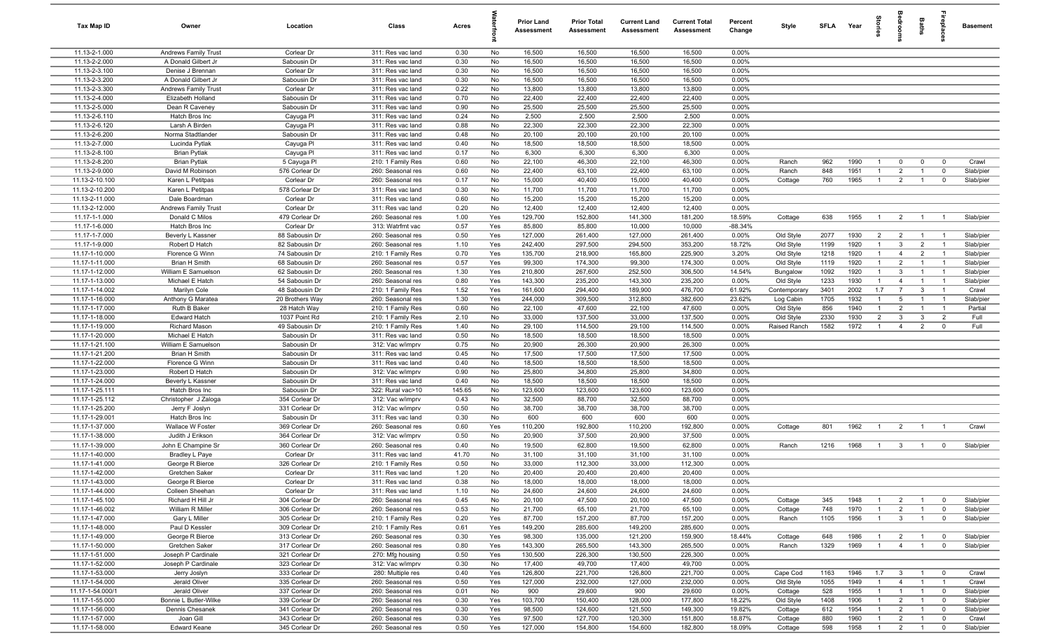| Tax Map ID | Owner | Location | Class | Acres | Waterfront | Prior Land Assessment | Prior Total Assessment | Current Land Assessment | Current Total Assessment | Percent Change | Style | SFLA | Year | Stories | Bedrooms | Baths | Fireplaces | Basement |
|---|---|---|---|---|---|---|---|---|---|---|---|---|---|---|---|---|---|---|
| 11.13-2-1.000 | Andrews Family Trust | Corlear Dr | 311: Res vac land | 0.30 | No | 16,500 | 16,500 | 16,500 | 16,500 | 0.00% | | | | | | | | |
| 11.13-2-2.000 | A Donald Gilbert Jr | Sabousin Dr | 311: Res vac land | 0.30 | No | 16,500 | 16,500 | 16,500 | 16,500 | 0.00% | | | | | | | | |
| 11.13-2-3.100 | Denise J Brennan | Corlear Dr | 311: Res vac land | 0.30 | No | 16,500 | 16,500 | 16,500 | 16,500 | 0.00% | | | | | | | | |
| 11.13-2-3.200 | A Donald Gilbert Jr | Sabousin Dr | 311: Res vac land | 0.30 | No | 16,500 | 16,500 | 16,500 | 16,500 | 0.00% | | | | | | | | |
| 11.13-2-3.300 | Andrews Family Trust | Corlear Dr | 311: Res vac land | 0.22 | No | 13,800 | 13,800 | 13,800 | 13,800 | 0.00% | | | | | | | | |
| 11.13-2-4.000 | Elizabeth Holland | Sabousin Dr | 311: Res vac land | 0.70 | No | 22,400 | 22,400 | 22,400 | 22,400 | 0.00% | | | | | | | | |
| 11.13-2-5.000 | Dean R Caveney | Sabousin Dr | 311: Res vac land | 0.90 | No | 25,500 | 25,500 | 25,500 | 25,500 | 0.00% | | | | | | | | |
| 11.13-2-6.110 | Hatch Bros Inc | Cayuga Pl | 311: Res vac land | 0.24 | No | 2,500 | 2,500 | 2,500 | 2,500 | 0.00% | | | | | | | | |
| 11.13-2-6.120 | Larsh A Birden | Cayuga Pl | 311: Res vac land | 0.88 | No | 22,300 | 22,300 | 22,300 | 22,300 | 0.00% | | | | | | | | |
| 11.13-2-6.200 | Norma Stadtlander | Sabousin Dr | 311: Res vac land | 0.48 | No | 20,100 | 20,100 | 20,100 | 20,100 | 0.00% | | | | | | | | |
| 11.13-2-7.000 | Lucinda Pytlak | Cayuga Pl | 311: Res vac land | 0.40 | No | 18,500 | 18,500 | 18,500 | 18,500 | 0.00% | | | | | | | | |
| 11.13-2-8.100 | Brian Pytlak | Cayuga Pl | 311: Res vac land | 0.17 | No | 6,300 | 6,300 | 6,300 | 6,300 | 0.00% | | | | | | | | |
| 11.13-2-8.200 | Brian Pytlak | 5 Cayuga Pl | 210: 1 Family Res | 0.60 | No | 22,100 | 46,300 | 22,100 | 46,300 | 0.00% | Ranch | 962 | 1990 | 1 | 0 | 0 | 0 | Crawl |
| 11.13-2-9.000 | David M Robinson | 576 Corlear Dr | 260: Seasonal res | 0.60 | No | 22,400 | 63,100 | 22,400 | 63,100 | 0.00% | Ranch | 848 | 1951 | 1 | 2 | 1 | 0 | Slab/pier |
| 11.13-2-10.100 | Karen L Petitpas | Corlear Dr | 260: Seasonal res | 0.17 | No | 15,000 | 40,400 | 15,000 | 40,400 | 0.00% | Cottage | 760 | 1965 | 1 | 2 | 1 | 0 | Slab/pier |
| 11.13-2-10.200 | Karen L Petitpas | 578 Corlear Dr | 311: Res vac land | 0.30 | No | 11,700 | 11,700 | 11,700 | 11,700 | 0.00% | | | | | | | | |
| 11.13-2-11.000 | Dale Boardman | Corlear Dr | 311: Res vac land | 0.60 | No | 15,200 | 15,200 | 15,200 | 15,200 | 0.00% | | | | | | | | |
| 11.13-2-12.000 | Andrews Family Trust | Corlear Dr | 311: Res vac land | 0.20 | No | 12,400 | 12,400 | 12,400 | 12,400 | 0.00% | | | | | | | | |
| 11.17-1-1.000 | Donald C Milos | 479 Corlear Dr | 260: Seasonal res | 1.00 | Yes | 129,700 | 152,800 | 141,300 | 181,200 | 18.59% | Cottage | 638 | 1955 | 1 | 2 | 1 | 1 | Slab/pier |
| 11.17-1-6.000 | Hatch Bros Inc | Corlear Dr | 313: Watrfrnt vac | 0.57 | Yes | 85,800 | 85,800 | 10,000 | 10,000 | -88.34% | | | | | | | | |
| 11.17-1-7.000 | Beverly L Kassner | 88 Sabousin Dr | 260: Seasonal res | 0.50 | Yes | 127,000 | 261,400 | 127,000 | 261,400 | 0.00% | Old Style | 2077 | 1930 | 2 | 2 | 1 | 1 | Slab/pier |
| 11.17-1-9.000 | Robert D Hatch | 82 Sabousin Dr | 260: Seasonal res | 1.10 | Yes | 242,400 | 297,500 | 294,500 | 353,200 | 18.72% | Old Style | 1199 | 1920 | 1 | 3 | 2 | 1 | Slab/pier |
| 11.17-1-10.000 | Florence G Winn | 74 Sabousin Dr | 210: 1 Family Res | 0.70 | Yes | 135,700 | 218,900 | 165,800 | 225,900 | 3.20% | Old Style | 1218 | 1920 | 1 | 4 | 2 | 1 | Slab/pier |
| 11.17-1-11.000 | Brian H Smith | 68 Sabousin Dr | 260: Seasonal res | 0.57 | Yes | 99,300 | 174,300 | 99,300 | 174,300 | 0.00% | Old Style | 1119 | 1920 | 1 | 2 | 1 | 1 | Slab/pier |
| 11.17-1-12.000 | William E Samuelson | 62 Sabousin Dr | 260: Seasonal res | 1.30 | Yes | 210,800 | 267,600 | 252,500 | 306,500 | 14.54% | Bungalow | 1092 | 1920 | 1 | 3 | 1 | 1 | Slab/pier |
| 11.17-1-13.000 | Michael E Hatch | 54 Sabousin Dr | 260: Seasonal res | 0.80 | Yes | 143,300 | 235,200 | 143,300 | 235,200 | 0.00% | Old Style | 1233 | 1930 | 1 | 4 | 1 | 1 | Slab/pier |
| 11.17-1-14.002 | Marilyn Cole | 48 Sabousin Dr | 210: 1 Family Res | 1.52 | Yes | 161,600 | 294,400 | 189,900 | 476,700 | 61.92% | Contemporary | 3401 | 2002 | 1.7 | 7 | 3 | 1 | Crawl |
| 11.17-1-16.000 | Anthony G Maratea | 20 Brothers Way | 260: Seasonal res | 1.30 | Yes | 244,000 | 309,500 | 312,800 | 382,600 | 23.62% | Log Cabin | 1705 | 1932 | 1 | 5 | 1 | 1 | Slab/pier |
| 11.17-1-17.000 | Ruth B Baker | 28 Hatch Way | 210: 1 Family Res | 0.60 | No | 22,100 | 47,600 | 22,100 | 47,600 | 0.00% | Old Style | 856 | 1940 | 1 | 2 | 1 | 1 | Partial |
| 11.17-1-18.000 | Edward Hatch | 1037 Point Rd | 210: 1 Family Res | 2.10 | No | 33,000 | 137,500 | 33,000 | 137,500 | 0.00% | Old Style | 2330 | 1930 | 2 | 3 | 3 | 2 | Full |
| 11.17-1-19.000 | Richard Mason | 49 Sabousin Dr | 210: 1 Family Res | 1.40 | No | 29,100 | 114,500 | 29,100 | 114,500 | 0.00% | Raised Ranch | 1582 | 1972 | 1 | 4 | 2 | 0 | Full |
| 11.17-1-20.000 | Michael E Hatch | Sabousin Dr | 311: Res vac land | 0.50 | No | 18,500 | 18,500 | 18,500 | 18,500 | 0.00% | | | | | | | | |
| 11.17-1-21.100 | William E Samuelson | Sabousin Dr | 312: Vac w/imprv | 0.75 | No | 20,900 | 26,300 | 20,900 | 26,300 | 0.00% | | | | | | | | |
| 11.17-1-21.200 | Brian H Smith | Sabousin Dr | 311: Res vac land | 0.45 | No | 17,500 | 17,500 | 17,500 | 17,500 | 0.00% | | | | | | | | |
| 11.17-1-22.000 | Florence G Winn | Sabousin Dr | 311: Res vac land | 0.40 | No | 18,500 | 18,500 | 18,500 | 18,500 | 0.00% | | | | | | | | |
| 11.17-1-23.000 | Robert D Hatch | Sabousin Dr | 312: Vac w/imprv | 0.90 | No | 25,800 | 34,800 | 25,800 | 34,800 | 0.00% | | | | | | | | |
| 11.17-1-24.000 | Beverly L Kassner | Sabousin Dr | 311: Res vac land | 0.40 | No | 18,500 | 18,500 | 18,500 | 18,500 | 0.00% | | | | | | | | |
| 11.17-1-25.111 | Hatch Bros Inc | Sabousin Dr | 322: Rural vac>10 | 145.65 | No | 123,600 | 123,600 | 123,600 | 123,600 | 0.00% | | | | | | | | |
| 11.17-1-25.112 | Christopher J Zaloga | 354 Corlear Dr | 312: Vac w/imprv | 0.43 | No | 32,500 | 88,700 | 32,500 | 88,700 | 0.00% | | | | | | | | |
| 11.17-1-25.200 | Jerry F Joslyn | 331 Corlear Dr | 312: Vac w/imprv | 0.50 | No | 38,700 | 38,700 | 38,700 | 38,700 | 0.00% | | | | | | | | |
| 11.17-1-29.001 | Hatch Bros Inc | Sabousin Dr | 311: Res vac land | 0.30 | No | 600 | 600 | 600 | 600 | 0.00% | | | | | | | | |
| 11.17-1-37.000 | Wallace W Foster | 369 Corlear Dr | 260: Seasonal res | 0.60 | Yes | 110,200 | 192,800 | 110,200 | 192,800 | 0.00% | Cottage | 801 | 1962 | 1 | 2 | 1 | 1 | Crawl |
| 11.17-1-38.000 | Judith J Erikson | 364 Corlear Dr | 312: Vac w/imprv | 0.50 | No | 20,900 | 37,500 | 20,900 | 37,500 | 0.00% | | | | | | | | |
| 11.17-1-39.000 | John E Champine Sr | 360 Corlear Dr | 260: Seasonal res | 0.40 | No | 19,500 | 62,800 | 19,500 | 62,800 | 0.00% | Ranch | 1216 | 1968 | 1 | 3 | 1 | 0 | Slab/pier |
| 11.17-1-40.000 | Bradley L Paye | Corlear Dr | 311: Res vac land | 41.70 | No | 31,100 | 31,100 | 31,100 | 31,100 | 0.00% | | | | | | | | |
| 11.17-1-41.000 | George R Bierce | 326 Corlear Dr | 210: 1 Family Res | 0.50 | No | 33,000 | 112,300 | 33,000 | 112,300 | 0.00% | | | | | | | | |
| 11.17-1-42.000 | Gretchen Saker | Corlear Dr | 311: Res vac land | 1.20 | No | 20,400 | 20,400 | 20,400 | 20,400 | 0.00% | | | | | | | | |
| 11.17-1-43.000 | George R Bierce | Corlear Dr | 311: Res vac land | 0.38 | No | 18,000 | 18,000 | 18,000 | 18,000 | 0.00% | | | | | | | | |
| 11.17-1-44.000 | Colleen Sheehan | Corlear Dr | 311: Res vac land | 1.10 | No | 24,600 | 24,600 | 24,600 | 24,600 | 0.00% | | | | | | | | |
| 11.17-1-45.100 | Richard H Hill Jr | 304 Corlear Dr | 260: Seasonal res | 0.45 | No | 20,100 | 47,500 | 20,100 | 47,500 | 0.00% | Cottage | 345 | 1948 | 1 | 2 | 1 | 0 | Slab/pier |
| 11.17-1-46.002 | William R Miller | 306 Corlear Dr | 260: Seasonal res | 0.53 | No | 21,700 | 65,100 | 21,700 | 65,100 | 0.00% | Cottage | 748 | 1970 | 1 | 2 | 1 | 0 | Slab/pier |
| 11.17-1-47.000 | Gary L Miller | 305 Corlear Dr | 210: 1 Family Res | 0.20 | Yes | 87,700 | 157,200 | 87,700 | 157,200 | 0.00% | Ranch | 1105 | 1956 | 1 | 3 | 1 | 0 | Slab/pier |
| 11.17-1-48.000 | Paul D Kessler | 309 Corlear Dr | 210: 1 Family Res | 0.61 | Yes | 149,200 | 285,600 | 149,200 | 285,600 | 0.00% | | | | | | | | |
| 11.17-1-49.000 | George R Bierce | 313 Corlear Dr | 260: Seasonal res | 0.30 | Yes | 98,300 | 135,000 | 121,200 | 159,900 | 18.44% | Cottage | 648 | 1986 | 1 | 2 | 1 | 0 | Slab/pier |
| 11.17-1-50.000 | Gretchen Saker | 317 Corlear Dr | 260: Seasonal res | 0.80 | Yes | 143,300 | 265,500 | 143,300 | 265,500 | 0.00% | Ranch | 1329 | 1969 | 1 | 4 | 1 | 0 | Slab/pier |
| 11.17-1-51.000 | Joseph P Cardinale | 321 Corlear Dr | 270: Mfg housing | 0.50 | Yes | 130,500 | 226,300 | 130,500 | 226,300 | 0.00% | | | | | | | | |
| 11.17-1-52.000 | Joseph P Cardinale | 323 Corlear Dr | 312: Vac w/imprv | 0.30 | No | 17,400 | 49,700 | 17,400 | 49,700 | 0.00% | | | | | | | | |
| 11.17-1-53.000 | Jerry Joslyn | 333 Corlear Dr | 280: Multiple res | 0.40 | Yes | 126,800 | 221,700 | 126,800 | 221,700 | 0.00% | Cape Cod | 1163 | 1946 | 1.7 | 3 | 1 | 0 | Crawl |
| 11.17-1-54.000 | Jerald Oliver | 335 Corlear Dr | 260: Seasonal res | 0.50 | Yes | 127,000 | 232,000 | 127,000 | 232,000 | 0.00% | Old Style | 1055 | 1949 | 1 | 4 | 1 | 1 | Crawl |
| 11.17-1-54.000/1 | Jerald Oliver | 337 Corlear Dr | 260: Seasonal res | 0.01 | No | 900 | 29,600 | 900 | 29,600 | 0.00% | Cottage | 528 | 1955 | 1 | 1 | 1 | 0 | Slab/pier |
| 11.17-1-55.000 | Bonnie L Butler-Wilke | 339 Corlear Dr | 260: Seasonal res | 0.30 | Yes | 103,700 | 150,400 | 128,000 | 177,800 | 18.22% | Old Style | 1408 | 1906 | 1 | 2 | 1 | 0 | Slab/pier |
| 11.17-1-56.000 | Dennis Chesanek | 341 Corlear Dr | 260: Seasonal res | 0.30 | Yes | 98,500 | 124,600 | 121,500 | 149,300 | 19.82% | Cottage | 612 | 1954 | 1 | 2 | 1 | 0 | Slab/pier |
| 11.17-1-57.000 | Joan Gill | 343 Corlear Dr | 260: Seasonal res | 0.30 | Yes | 97,500 | 127,700 | 120,300 | 151,800 | 18.87% | Cottage | 880 | 1960 | 1 | 2 | 1 | 0 | Crawl |
| 11.17-1-58.000 | Edward Keane | 345 Corlear Dr | 260: Seasonal res | 0.50 | Yes | 127,000 | 154,800 | 154,600 | 182,800 | 18.09% | Cottage | 598 | 1958 | 1 | 2 | 1 | 0 | Slab/pier |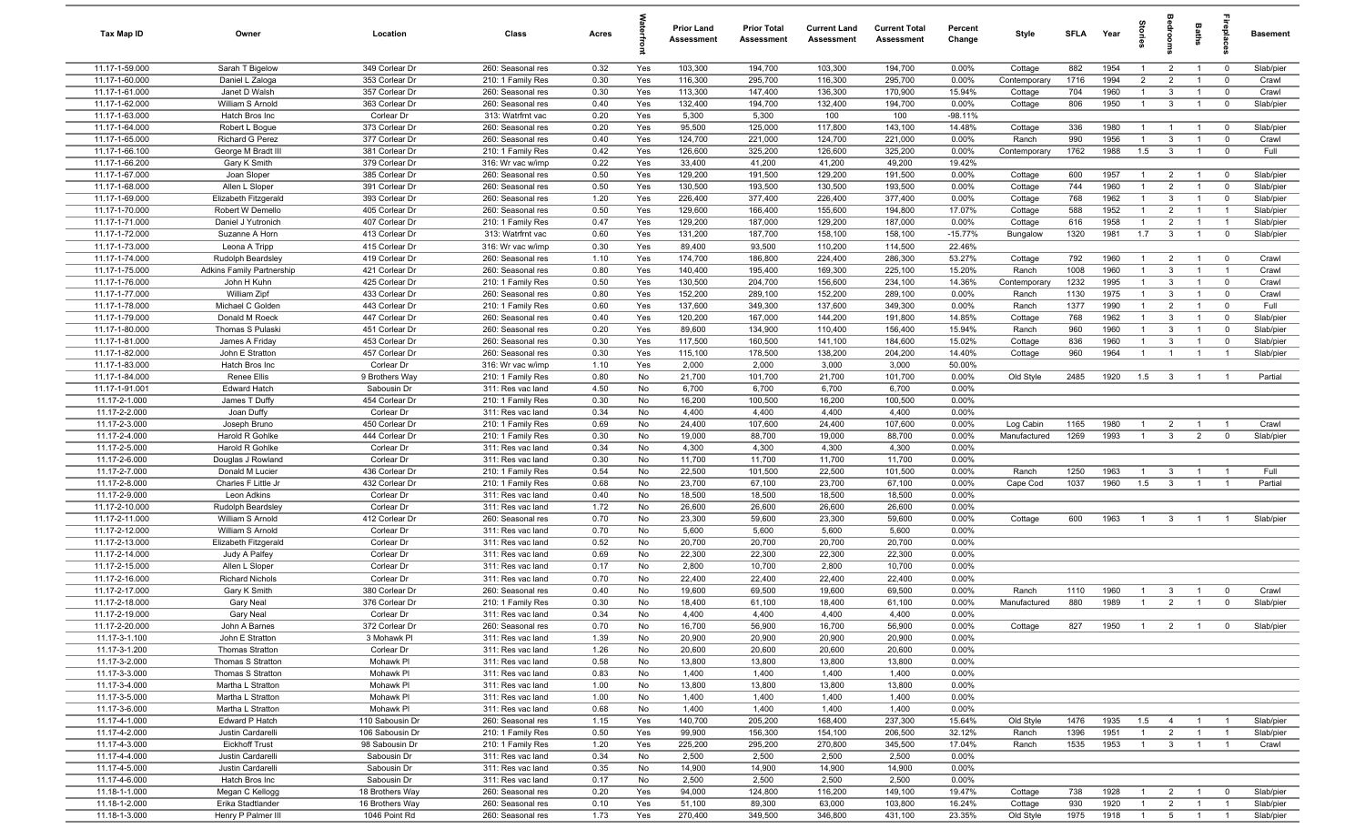| Tax Map ID | Owner | Location | Class | Acres | Waterfront | Prior Land Assessment | Prior Total Assessment | Current Land Assessment | Current Total Assessment | Percent Change | Style | SFLA | Year | Stories | Bedrooms | Baths | Fireplaces | Basement |
|---|---|---|---|---|---|---|---|---|---|---|---|---|---|---|---|---|---|---|
| 11.17-1-59.000 | Sarah T Bigelow | 349 Corlear Dr | 260: Seasonal res | 0.32 | Yes | 103,300 | 194,700 | 103,300 | 194,700 | 0.00% | Cottage | 882 | 1954 | 1 | 2 | 1 | 0 | Slab/pier |
| 11.17-1-60.000 | Daniel L Zaloga | 353 Corlear Dr | 210: 1 Family Res | 0.30 | Yes | 116,300 | 295,700 | 116,300 | 295,700 | 0.00% | Contemporary | 1716 | 1994 | 2 | 2 | 1 | 0 | Crawl |
| 11.17-1-61.000 | Janet D Walsh | 357 Corlear Dr | 260: Seasonal res | 0.30 | Yes | 113,300 | 147,400 | 136,300 | 170,900 | 15.94% | Cottage | 704 | 1960 | 1 | 3 | 1 | 0 | Crawl |
| 11.17-1-62.000 | William S Arnold | 363 Corlear Dr | 260: Seasonal res | 0.40 | Yes | 132,400 | 194,700 | 132,400 | 194,700 | 0.00% | Cottage | 806 | 1950 | 1 | 3 | 1 | 0 | Slab/pier |
| 11.17-1-63.000 | Hatch Bros Inc | Corlear Dr | 313: Watrfrnt vac | 0.20 | Yes | 5,300 | 5,300 | 100 | 100 | -98.11% | | | | | | | | |
| 11.17-1-64.000 | Robert L Bogue | 373 Corlear Dr | 260: Seasonal res | 0.20 | Yes | 95,500 | 125,000 | 117,800 | 143,100 | 14.48% | Cottage | 336 | 1980 | 1 | 1 | 1 | 0 | Slab/pier |
| 11.17-1-65.000 | Richard G Perez | 377 Corlear Dr | 260: Seasonal res | 0.40 | Yes | 124,700 | 221,000 | 124,700 | 221,000 | 0.00% | Ranch | 990 | 1956 | 1 | 3 | 1 | 0 | Crawl |
| 11.17-1-66.100 | George M Bradt III | 381 Corlear Dr | 210: 1 Family Res | 0.42 | Yes | 126,600 | 325,200 | 126,600 | 325,200 | 0.00% | Contemporary | 1762 | 1988 | 1.5 | 3 | 1 | 0 | Full |
| 11.17-1-66.200 | Gary K Smith | 379 Corlear Dr | 316: Wr vac w/imp | 0.22 | Yes | 33,400 | 41,200 | 41,200 | 49,200 | 19.42% | | | | | | | | |
| 11.17-1-67.000 | Joan Sloper | 385 Corlear Dr | 260: Seasonal res | 0.50 | Yes | 129,200 | 191,500 | 129,200 | 191,500 | 0.00% | Cottage | 600 | 1957 | 1 | 2 | 1 | 0 | Slab/pier |
| 11.17-1-68.000 | Allen L Sloper | 391 Corlear Dr | 260: Seasonal res | 0.50 | Yes | 130,500 | 193,500 | 130,500 | 193,500 | 0.00% | Cottage | 744 | 1960 | 1 | 2 | 1 | 0 | Slab/pier |
| 11.17-1-69.000 | Elizabeth Fitzgerald | 393 Corlear Dr | 260: Seasonal res | 1.20 | Yes | 226,400 | 377,400 | 226,400 | 377,400 | 0.00% | Cottage | 768 | 1962 | 1 | 3 | 1 | 0 | Slab/pier |
| 11.17-1-70.000 | Robert W Demello | 405 Corlear Dr | 260: Seasonal res | 0.50 | Yes | 129,600 | 166,400 | 155,600 | 194,800 | 17.07% | Cottage | 588 | 1952 | 1 | 2 | 1 | 1 | Slab/pier |
| 11.17-1-71.000 | Daniel J Yutronich | 407 Corlear Dr | 210: 1 Family Res | 0.47 | Yes | 129,200 | 187,000 | 129,200 | 187,000 | 0.00% | Cottage | 616 | 1958 | 1 | 2 | 1 | 1 | Slab/pier |
| 11.17-1-72.000 | Suzanne A Horn | 413 Corlear Dr | 313: Watrfrnt vac | 0.60 | Yes | 131,200 | 187,700 | 158,100 | 158,100 | -15.77% | Bungalow | 1320 | 1981 | 1.7 | 3 | 1 | 0 | Slab/pier |
| 11.17-1-73.000 | Leona A Tripp | 415 Corlear Dr | 316: Wr vac w/imp | 0.30 | Yes | 89,400 | 93,500 | 110,200 | 114,500 | 22.46% | | | | | | | | |
| 11.17-1-74.000 | Rudolph Beardsley | 419 Corlear Dr | 260: Seasonal res | 1.10 | Yes | 174,700 | 186,800 | 224,400 | 286,300 | 53.27% | Cottage | 792 | 1960 | 1 | 2 | 1 | 0 | Crawl |
| 11.17-1-75.000 | Adkins Family Partnership | 421 Corlear Dr | 260: Seasonal res | 0.80 | Yes | 140,400 | 195,400 | 169,300 | 225,100 | 15.20% | Ranch | 1008 | 1960 | 1 | 3 | 1 | 1 | Crawl |
| 11.17-1-76.000 | John H Kuhn | 425 Corlear Dr | 210: 1 Family Res | 0.50 | Yes | 130,500 | 204,700 | 156,600 | 234,100 | 14.36% | Contemporary | 1232 | 1995 | 1 | 3 | 1 | 0 | Crawl |
| 11.17-1-77.000 | William Zipf | 433 Corlear Dr | 260: Seasonal res | 0.80 | Yes | 152,200 | 289,100 | 152,200 | 289,100 | 0.00% | Ranch | 1130 | 1975 | 1 | 3 | 1 | 0 | Crawl |
| 11.17-1-78.000 | Michael C Golden | 443 Corlear Dr | 210: 1 Family Res | 0.60 | Yes | 137,600 | 349,300 | 137,600 | 349,300 | 0.00% | Ranch | 1377 | 1990 | 1 | 2 | 1 | 0 | Full |
| 11.17-1-79.000 | Donald M Roeck | 447 Corlear Dr | 260: Seasonal res | 0.40 | Yes | 120,200 | 167,000 | 144,200 | 191,800 | 14.85% | Cottage | 768 | 1962 | 1 | 3 | 1 | 0 | Slab/pier |
| 11.17-1-80.000 | Thomas S Pulaski | 451 Corlear Dr | 260: Seasonal res | 0.20 | Yes | 89,600 | 134,900 | 110,400 | 156,400 | 15.94% | Ranch | 960 | 1960 | 1 | 3 | 1 | 0 | Slab/pier |
| 11.17-1-81.000 | James A Friday | 453 Corlear Dr | 260: Seasonal res | 0.30 | Yes | 117,500 | 160,500 | 141,100 | 184,600 | 15.02% | Cottage | 836 | 1960 | 1 | 3 | 1 | 0 | Slab/pier |
| 11.17-1-82.000 | John E Stratton | 457 Corlear Dr | 260: Seasonal res | 0.30 | Yes | 115,100 | 178,500 | 138,200 | 204,200 | 14.40% | Cottage | 960 | 1964 | 1 | 1 | 1 | 1 | Slab/pier |
| 11.17-1-83.000 | Hatch Bros Inc | Corlear Dr | 316: Wr vac w/imp | 1.10 | Yes | 2,000 | 2,000 | 3,000 | 3,000 | 50.00% | | | | | | | | |
| 11.17-1-84.000 | Renee Ellis | 9 Brothers Way | 210: 1 Family Res | 0.80 | No | 21,700 | 101,700 | 21,700 | 101,700 | 0.00% | Old Style | 2485 | 1920 | 1.5 | 3 | 1 | 1 | Partial |
| 11.17-1-91.001 | Edward Hatch | Sabousin Dr | 311: Res vac land | 4.50 | No | 6,700 | 6,700 | 6,700 | 6,700 | 0.00% | | | | | | | | |
| 11.17-2-1.000 | James T Duffy | 454 Corlear Dr | 210: 1 Family Res | 0.30 | No | 16,200 | 100,500 | 16,200 | 100,500 | 0.00% | | | | | | | | |
| 11.17-2-2.000 | Joan Duffy | Corlear Dr | 311: Res vac land | 0.34 | No | 4,400 | 4,400 | 4,400 | 4,400 | 0.00% | | | | | | | | |
| 11.17-2-3.000 | Joseph Bruno | 450 Corlear Dr | 210: 1 Family Res | 0.69 | No | 24,400 | 107,600 | 24,400 | 107,600 | 0.00% | Log Cabin | 1165 | 1980 | 1 | 2 | 1 | 1 | Crawl |
| 11.17-2-4.000 | Harold R Gohlke | 444 Corlear Dr | 210: 1 Family Res | 0.30 | No | 19,000 | 88,700 | 19,000 | 88,700 | 0.00% | Manufactured | 1269 | 1993 | 1 | 3 | 2 | 0 | Slab/pier |
| 11.17-2-5.000 | Harold R Gohlke | Corlear Dr | 311: Res vac land | 0.34 | No | 4,300 | 4,300 | 4,300 | 4,300 | 0.00% | | | | | | | | |
| 11.17-2-6.000 | Douglas J Rowland | Corlear Dr | 311: Res vac land | 0.30 | No | 11,700 | 11,700 | 11,700 | 11,700 | 0.00% | | | | | | | | |
| 11.17-2-7.000 | Donald M Lucier | 436 Corlear Dr | 210: 1 Family Res | 0.54 | No | 22,500 | 101,500 | 22,500 | 101,500 | 0.00% | Ranch | 1250 | 1963 | 1 | 3 | 1 | 1 | Full |
| 11.17-2-8.000 | Charles F Little Jr | 432 Corlear Dr | 210: 1 Family Res | 0.68 | No | 23,700 | 67,100 | 23,700 | 67,100 | 0.00% | Cape Cod | 1037 | 1960 | 1.5 | 3 | 1 | 1 | Partial |
| 11.17-2-9.000 | Leon Adkins | Corlear Dr | 311: Res vac land | 0.40 | No | 18,500 | 18,500 | 18,500 | 18,500 | 0.00% | | | | | | | | |
| 11.17-2-10.000 | Rudolph Beardsley | Corlear Dr | 311: Res vac land | 1.72 | No | 26,600 | 26,600 | 26,600 | 26,600 | 0.00% | | | | | | | | |
| 11.17-2-11.000 | William S Arnold | 412 Corlear Dr | 260: Seasonal res | 0.70 | No | 23,300 | 59,600 | 23,300 | 59,600 | 0.00% | Cottage | 600 | 1963 | 1 | 3 | 1 | 1 | Slab/pier |
| 11.17-2-12.000 | William S Arnold | Corlear Dr | 311: Res vac land | 0.70 | No | 5,600 | 5,600 | 5,600 | 5,600 | 0.00% | | | | | | | | |
| 11.17-2-13.000 | Elizabeth Fitzgerald | Corlear Dr | 311: Res vac land | 0.52 | No | 20,700 | 20,700 | 20,700 | 20,700 | 0.00% | | | | | | | | |
| 11.17-2-14.000 | Judy A Palfey | Corlear Dr | 311: Res vac land | 0.69 | No | 22,300 | 22,300 | 22,300 | 22,300 | 0.00% | | | | | | | | |
| 11.17-2-15.000 | Allen L Sloper | Corlear Dr | 311: Res vac land | 0.17 | No | 2,800 | 10,700 | 2,800 | 10,700 | 0.00% | | | | | | | | |
| 11.17-2-16.000 | Richard Nichols | Corlear Dr | 311: Res vac land | 0.70 | No | 22,400 | 22,400 | 22,400 | 22,400 | 0.00% | | | | | | | | |
| 11.17-2-17.000 | Gary K Smith | 380 Corlear Dr | 260: Seasonal res | 0.40 | No | 19,600 | 69,500 | 19,600 | 69,500 | 0.00% | Ranch | 1110 | 1960 | 1 | 3 | 1 | 0 | Crawl |
| 11.17-2-18.000 | Gary Neal | 376 Corlear Dr | 210: 1 Family Res | 0.30 | No | 18,400 | 61,100 | 18,400 | 61,100 | 0.00% | Manufactured | 880 | 1989 | 1 | 2 | 1 | 0 | Slab/pier |
| 11.17-2-19.000 | Gary Neal | Corlear Dr | 311: Res vac land | 0.34 | No | 4,400 | 4,400 | 4,400 | 4,400 | 0.00% | | | | | | | | |
| 11.17-2-20.000 | John A Barnes | 372 Corlear Dr | 260: Seasonal res | 0.70 | No | 16,700 | 56,900 | 16,700 | 56,900 | 0.00% | Cottage | 827 | 1950 | 1 | 2 | 1 | 0 | Slab/pier |
| 11.17-3-1.100 | John E Stratton | 3 Mohawk Pl | 311: Res vac land | 1.39 | No | 20,900 | 20,900 | 20,900 | 20,900 | 0.00% | | | | | | | | |
| 11.17-3-1.200 | Thomas Stratton | Corlear Dr | 311: Res vac land | 1.26 | No | 20,600 | 20,600 | 20,600 | 20,600 | 0.00% | | | | | | | | |
| 11.17-3-2.000 | Thomas S Stratton | Mohawk Pl | 311: Res vac land | 0.58 | No | 13,800 | 13,800 | 13,800 | 13,800 | 0.00% | | | | | | | | |
| 11.17-3-3.000 | Thomas S Stratton | Mohawk Pl | 311: Res vac land | 0.83 | No | 1,400 | 1,400 | 1,400 | 1,400 | 0.00% | | | | | | | | |
| 11.17-3-4.000 | Martha L Stratton | Mohawk Pl | 311: Res vac land | 1.00 | No | 13,800 | 13,800 | 13,800 | 13,800 | 0.00% | | | | | | | | |
| 11.17-3-5.000 | Martha L Stratton | Mohawk Pl | 311: Res vac land | 1.00 | No | 1,400 | 1,400 | 1,400 | 1,400 | 0.00% | | | | | | | | |
| 11.17-3-6.000 | Martha L Stratton | Mohawk Pl | 311: Res vac land | 0.68 | No | 1,400 | 1,400 | 1,400 | 1,400 | 0.00% | | | | | | | | |
| 11.17-4-1.000 | Edward P Hatch | 110 Sabousin Dr | 260: Seasonal res | 1.15 | Yes | 140,700 | 205,200 | 168,400 | 237,300 | 15.64% | Old Style | 1476 | 1935 | 1.5 | 4 | 1 | 1 | Slab/pier |
| 11.17-4-2.000 | Justin Cardarelli | 106 Sabousin Dr | 210: 1 Family Res | 0.50 | Yes | 99,900 | 156,300 | 154,100 | 206,500 | 32.12% | Ranch | 1396 | 1951 | 1 | 2 | 1 | 1 | Slab/pier |
| 11.17-4-3.000 | Eickhoff Trust | 98 Sabousin Dr | 210: 1 Family Res | 1.20 | Yes | 225,200 | 295,200 | 270,800 | 345,500 | 17.04% | Ranch | 1535 | 1953 | 1 | 3 | 1 | 1 | Crawl |
| 11.17-4-4.000 | Justin Cardarelli | Sabousin Dr | 311: Res vac land | 0.34 | No | 2,500 | 2,500 | 2,500 | 2,500 | 0.00% | | | | | | | | |
| 11.17-4-5.000 | Justin Cardarelli | Sabousin Dr | 311: Res vac land | 0.35 | No | 14,900 | 14,900 | 14,900 | 14,900 | 0.00% | | | | | | | | |
| 11.17-4-6.000 | Hatch Bros Inc | Sabousin Dr | 311: Res vac land | 0.17 | No | 2,500 | 2,500 | 2,500 | 2,500 | 0.00% | | | | | | | | |
| 11.18-1-1.000 | Megan C Kellogg | 18 Brothers Way | 260: Seasonal res | 0.20 | Yes | 94,000 | 124,800 | 116,200 | 149,100 | 19.47% | Cottage | 738 | 1928 | 1 | 2 | 1 | 0 | Slab/pier |
| 11.18-1-2.000 | Erika Stadtlander | 16 Brothers Way | 260: Seasonal res | 0.10 | Yes | 51,100 | 89,300 | 63,000 | 103,800 | 16.24% | Cottage | 930 | 1920 | 1 | 2 | 1 | 1 | Slab/pier |
| 11.18-1-3.000 | Henry P Palmer III | 1046 Point Rd | 260: Seasonal res | 1.73 | Yes | 270,400 | 349,500 | 346,800 | 431,100 | 23.35% | Old Style | 1975 | 1918 | 1 | 5 | 1 | 1 | Slab/pier |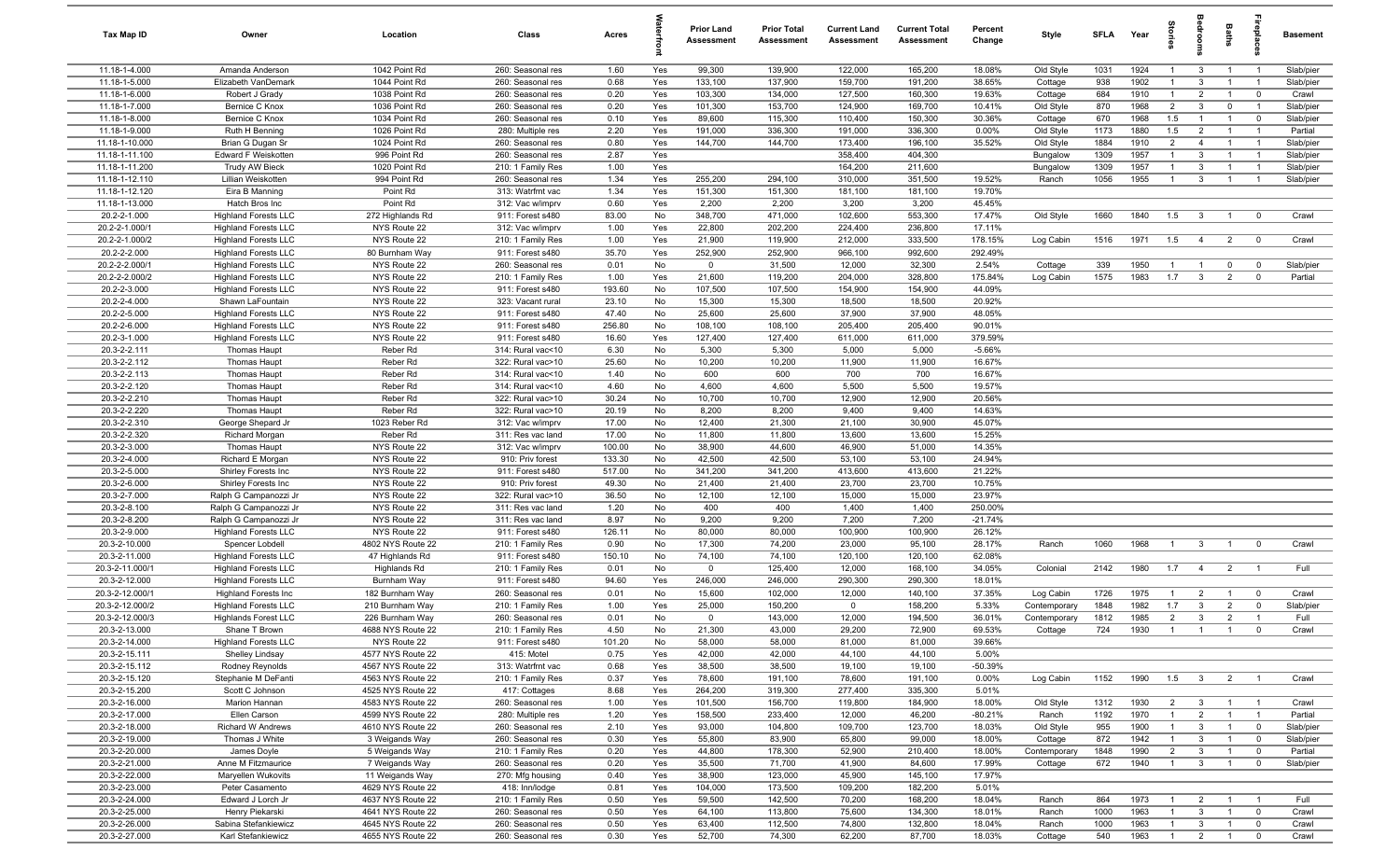| Tax Map ID | Owner | Location | Class | Acres | Waterfront | Prior Land Assessment | Prior Total Assessment | Current Land Assessment | Current Total Assessment | Percent Change | Style | SFLA | Year | Stories | Bedrooms | Baths | Fireplaces | Basement |
|---|---|---|---|---|---|---|---|---|---|---|---|---|---|---|---|---|---|---|
| 11.18-1-4.000 | Amanda Anderson | 1042 Point Rd | 260: Seasonal res | 1.60 | Yes | 99,300 | 139,900 | 122,000 | 165,200 | 18.08% | Old Style | 1031 | 1924 | 1 | 3 | 1 | 1 | Slab/pier |
| 11.18-1-5.000 | Elizabeth VanDemark | 1044 Point Rd | 260: Seasonal res | 0.68 | Yes | 133,100 | 137,900 | 159,700 | 191,200 | 38.65% | Cottage | 938 | 1902 | 1 | 3 | 1 | 1 | Slab/pier |
| 11.18-1-6.000 | Robert J Grady | 1038 Point Rd | 260: Seasonal res | 0.20 | Yes | 103,300 | 134,000 | 127,500 | 160,300 | 19.63% | Cottage | 684 | 1910 | 1 | 2 | 1 | 0 | Crawl |
| 11.18-1-7.000 | Bernice C Knox | 1036 Point Rd | 260: Seasonal res | 0.20 | Yes | 101,300 | 153,700 | 124,900 | 169,700 | 10.41% | Old Style | 870 | 1968 | 2 | 3 | 0 | 1 | Slab/pier |
| 11.18-1-8.000 | Bernice C Knox | 1034 Point Rd | 260: Seasonal res | 0.10 | Yes | 89,600 | 115,300 | 110,400 | 150,300 | 30.36% | Cottage | 670 | 1968 | 1.5 | 1 | 1 | 0 | Slab/pier |
| 11.18-1-9.000 | Ruth H Benning | 1026 Point Rd | 280: Multiple res | 2.20 | Yes | 191,000 | 336,300 | 191,000 | 336,300 | 0.00% | Old Style | 1173 | 1880 | 1.5 | 2 | 1 | 1 | Partial |
| 11.18-1-10.000 | Brian G Dugan Sr | 1024 Point Rd | 260: Seasonal res | 0.80 | Yes | 144,700 | 144,700 | 173,400 | 196,100 | 35.52% | Old Style | 1884 | 1910 | 2 | 4 | 1 | 1 | Slab/pier |
| 11.18-1-11.100 | Edward F Weiskotten | 996 Point Rd | 260: Seasonal res | 2.87 | Yes | | | 358,400 | 404,300 | | Bungalow | 1309 | 1957 | 1 | 3 | 1 | 1 | Slab/pier |
| 11.18-1-11.200 | Trudy AW Bieck | 1020 Point Rd | 210: 1 Family Res | 1.00 | Yes | | | 164,200 | 211,600 | | Bungalow | 1309 | 1957 | 1 | 3 | 1 | 1 | Slab/pier |
| 11.18-1-12.110 | Lillian Weiskotten | 994 Point Rd | 260: Seasonal res | 1.34 | Yes | 255,200 | 294,100 | 310,000 | 351,500 | 19.52% | Ranch | 1056 | 1955 | 1 | 3 | 1 | 1 | Slab/pier |
| 11.18-1-12.120 | Eira B Manning | Point Rd | 313: Watrfrnt vac | 1.34 | Yes | 151,300 | 151,300 | 181,100 | 181,100 | 19.70% | | | | | | | | |
| 11.18-1-13.000 | Hatch Bros Inc | Point Rd | 312: Vac w/imprv | 0.60 | Yes | 2,200 | 2,200 | 3,200 | 3,200 | 45.45% | | | | | | | | |
| 20.2-2-1.000 | Highland Forests LLC | 272 Highlands Rd | 911: Forest s480 | 83.00 | No | 348,700 | 471,000 | 102,600 | 553,300 | 17.47% | Old Style | 1660 | 1840 | 1.5 | 3 | 1 | 0 | Crawl |
| 20.2-2-1.000/1 | Highland Forests LLC | NYS Route 22 | 312: Vac w/imprv | 1.00 | Yes | 22,800 | 202,200 | 224,400 | 236,800 | 17.11% | | | | | | | | |
| 20.2-2-1.000/2 | Highland Forests LLC | NYS Route 22 | 210: 1 Family Res | 1.00 | Yes | 21,900 | 119,900 | 212,000 | 333,500 | 178.15% | Log Cabin | 1516 | 1971 | 1.5 | 4 | 2 | 0 | Crawl |
| 20.2-2-2.000 | Highland Forests LLC | 80 Burnham Way | 911: Forest s480 | 35.70 | Yes | 252,900 | 252,900 | 966,100 | 992,600 | 292.49% | | | | | | | | |
| 20.2-2-2.000/1 | Highland Forests LLC | NYS Route 22 | 260: Seasonal res | 0.01 | No | 0 | 31,500 | 12,000 | 32,300 | 2.54% | Cottage | 339 | 1950 | 1 | 1 | 0 | 0 | Slab/pier |
| 20.2-2-2.000/2 | Highland Forests LLC | NYS Route 22 | 210: 1 Family Res | 1.00 | Yes | 21,600 | 119,200 | 204,000 | 328,800 | 175.84% | Log Cabin | 1575 | 1983 | 1.7 | 3 | 2 | 0 | Partial |
| 20.2-2-3.000 | Highland Forests LLC | NYS Route 22 | 911: Forest s480 | 193.60 | No | 107,500 | 107,500 | 154,900 | 154,900 | 44.09% | | | | | | | | |
| 20.2-2-4.000 | Shawn LaFountain | NYS Route 22 | 323: Vacant rural | 23.10 | No | 15,300 | 15,300 | 18,500 | 18,500 | 20.92% | | | | | | | | |
| 20.2-2-5.000 | Highland Forests LLC | NYS Route 22 | 911: Forest s480 | 47.40 | No | 25,600 | 25,600 | 37,900 | 37,900 | 48.05% | | | | | | | | |
| 20.2-2-6.000 | Highland Forests LLC | NYS Route 22 | 911: Forest s480 | 256.80 | No | 108,100 | 108,100 | 205,400 | 205,400 | 90.01% | | | | | | | | |
| 20.2-3-1.000 | Highland Forests LLC | NYS Route 22 | 911: Forest s480 | 16.60 | Yes | 127,400 | 127,400 | 611,000 | 611,000 | 379.59% | | | | | | | | |
| 20.3-2-2.111 | Thomas Haupt | Reber Rd | 314: Rural vac<10 | 6.30 | No | 5,300 | 5,300 | 5,000 | 5,000 | -5.66% | | | | | | | | |
| 20.3-2-2.112 | Thomas Haupt | Reber Rd | 322: Rural vac>10 | 25.60 | No | 10,200 | 10,200 | 11,900 | 11,900 | 16.67% | | | | | | | | |
| 20.3-2-2.113 | Thomas Haupt | Reber Rd | 314: Rural vac<10 | 1.40 | No | 600 | 600 | 700 | 700 | 16.67% | | | | | | | | |
| 20.3-2-2.120 | Thomas Haupt | Reber Rd | 314: Rural vac<10 | 4.60 | No | 4,600 | 4,600 | 5,500 | 5,500 | 19.57% | | | | | | | | |
| 20.3-2-2.210 | Thomas Haupt | Reber Rd | 322: Rural vac>10 | 30.24 | No | 10,700 | 10,700 | 12,900 | 12,900 | 20.56% | | | | | | | | |
| 20.3-2-2.220 | Thomas Haupt | Reber Rd | 322: Rural vac>10 | 20.19 | No | 8,200 | 8,200 | 9,400 | 9,400 | 14.63% | | | | | | | | |
| 20.3-2-2.310 | George Shepard Jr | 1023 Reber Rd | 312: Vac w/imprv | 17.00 | No | 12,400 | 21,300 | 21,100 | 30,900 | 45.07% | | | | | | | | |
| 20.3-2-2.320 | Richard Morgan | Reber Rd | 311: Res vac land | 17.00 | No | 11,800 | 11,800 | 13,600 | 13,600 | 15.25% | | | | | | | | |
| 20.3-2-3.000 | Thomas Haupt | NYS Route 22 | 312: Vac w/imprv | 100.00 | No | 38,900 | 44,600 | 46,900 | 51,000 | 14.35% | | | | | | | | |
| 20.3-2-4.000 | Richard E Morgan | NYS Route 22 | 910: Priv forest | 133.30 | No | 42,500 | 42,500 | 53,100 | 53,100 | 24.94% | | | | | | | | |
| 20.3-2-5.000 | Shirley Forests Inc | NYS Route 22 | 911: Forest s480 | 517.00 | No | 341,200 | 341,200 | 413,600 | 413,600 | 21.22% | | | | | | | | |
| 20.3-2-6.000 | Shirley Forests Inc | NYS Route 22 | 910: Priv forest | 49.30 | No | 21,400 | 21,400 | 23,700 | 23,700 | 10.75% | | | | | | | | |
| 20.3-2-7.000 | Ralph G Campanozzi Jr | NYS Route 22 | 322: Rural vac>10 | 36.50 | No | 12,100 | 12,100 | 15,000 | 15,000 | 23.97% | | | | | | | | |
| 20.3-2-8.100 | Ralph G Campanozzi Jr | NYS Route 22 | 311: Res vac land | 1.20 | No | 400 | 400 | 1,400 | 1,400 | 250.00% | | | | | | | | |
| 20.3-2-8.200 | Ralph G Campanozzi Jr | NYS Route 22 | 311: Res vac land | 8.97 | No | 9,200 | 9,200 | 7,200 | 7,200 | -21.74% | | | | | | | | |
| 20.3-2-9.000 | Highland Forests LLC | NYS Route 22 | 911: Forest s480 | 126.11 | No | 80,000 | 80,000 | 100,900 | 100,900 | 26.12% | | | | | | | | |
| 20.3-2-10.000 | Spencer Lobdell | 4802 NYS Route 22 | 210: 1 Family Res | 0.90 | No | 17,300 | 74,200 | 23,000 | 95,100 | 28.17% | Ranch | 1060 | 1968 | 1 | 3 | 1 | 0 | Crawl |
| 20.3-2-11.000 | Highland Forests LLC | 47 Highlands Rd | 911: Forest s480 | 150.10 | No | 74,100 | 74,100 | 120,100 | 120,100 | 62.08% | | | | | | | | |
| 20.3-2-11.000/1 | Highland Forests LLC | Highlands Rd | 210: 1 Family Res | 0.01 | No | 0 | 125,400 | 12,000 | 168,100 | 34.05% | Colonial | 2142 | 1980 | 1.7 | 4 | 2 | 1 | Full |
| 20.3-2-12.000 | Highland Forests LLC | Burnham Way | 911: Forest s480 | 94.60 | Yes | 246,000 | 246,000 | 290,300 | 290,300 | 18.01% | | | | | | | | |
| 20.3-2-12.000/1 | Highland Forests Inc | 182 Burnham Way | 260: Seasonal res | 0.01 | No | 15,600 | 102,000 | 12,000 | 140,100 | 37.35% | Log Cabin | 1726 | 1975 | 1 | 2 | 1 | 0 | Crawl |
| 20.3-2-12.000/2 | Highland Forests LLC | 210 Burnham Way | 210: 1 Family Res | 1.00 | Yes | 25,000 | 150,200 | 0 | 158,200 | 5.33% | Contemporary | 1848 | 1982 | 1.7 | 3 | 2 | 0 | Slab/pier |
| 20.3-2-12.000/3 | Highlands Forest LLC | 226 Burnham Way | 260: Seasonal res | 0.01 | No | 0 | 143,000 | 12,000 | 194,500 | 36.01% | Contemporary | 1812 | 1985 | 2 | 3 | 2 | 1 | Full |
| 20.3-2-13.000 | Shane T Brown | 4688 NYS Route 22 | 210: 1 Family Res | 4.50 | No | 21,300 | 43,000 | 29,200 | 72,900 | 69.53% | Cottage | 724 | 1930 | 1 | 1 | 1 | 0 | Crawl |
| 20.3-2-14.000 | Highland Forests LLC | NYS Route 22 | 911: Forest s480 | 101.20 | No | 58,000 | 58,000 | 81,000 | 81,000 | 39.66% | | | | | | | | |
| 20.3-2-15.111 | Shelley Lindsay | 4577 NYS Route 22 | 415: Motel | 0.75 | Yes | 42,000 | 42,000 | 44,100 | 44,100 | 5.00% | | | | | | | | |
| 20.3-2-15.112 | Rodney Reynolds | 4567 NYS Route 22 | 313: Watrfrnt vac | 0.68 | Yes | 38,500 | 38,500 | 19,100 | 19,100 | -50.39% | | | | | | | | |
| 20.3-2-15.120 | Stephanie M DeFanti | 4563 NYS Route 22 | 210: 1 Family Res | 0.37 | Yes | 78,600 | 191,100 | 78,600 | 191,100 | 0.00% | Log Cabin | 1152 | 1990 | 1.5 | 3 | 2 | 1 | Crawl |
| 20.3-2-15.200 | Scott C Johnson | 4525 NYS Route 22 | 417: Cottages | 8.68 | Yes | 264,200 | 319,300 | 277,400 | 335,300 | 5.01% | | | | | | | | |
| 20.3-2-16.000 | Marion Hannan | 4583 NYS Route 22 | 260: Seasonal res | 1.00 | Yes | 101,500 | 156,700 | 119,800 | 184,900 | 18.00% | Old Style | 1312 | 1930 | 2 | 3 | 1 | 1 | Crawl |
| 20.3-2-17.000 | Ellen Carson | 4599 NYS Route 22 | 280: Multiple res | 1.20 | Yes | 158,500 | 233,400 | 12,000 | 46,200 | -80.21% | Ranch | 1192 | 1970 | 1 | 2 | 1 | 1 | Partial |
| 20.3-2-18.000 | Richard W Andrews | 4610 NYS Route 22 | 260: Seasonal res | 2.10 | Yes | 93,000 | 104,800 | 109,700 | 123,700 | 18.03% | Old Style | 955 | 1900 | 1 | 3 | 1 | 0 | Slab/pier |
| 20.3-2-19.000 | Thomas J White | 3 Weigands Way | 260: Seasonal res | 0.30 | Yes | 55,800 | 83,900 | 65,800 | 99,000 | 18.00% | Cottage | 872 | 1942 | 1 | 3 | 1 | 0 | Slab/pier |
| 20.3-2-20.000 | James Doyle | 5 Weigands Way | 210: 1 Family Res | 0.20 | Yes | 44,800 | 178,300 | 52,900 | 210,400 | 18.00% | Contemporary | 1848 | 1990 | 2 | 3 | 1 | 0 | Partial |
| 20.3-2-21.000 | Anne M Fitzmaurice | 7 Weigands Way | 260: Seasonal res | 0.20 | Yes | 35,500 | 71,700 | 41,900 | 84,600 | 17.99% | Cottage | 672 | 1940 | 1 | 3 | 1 | 0 | Slab/pier |
| 20.3-2-22.000 | Maryellen Wukovits | 11 Weigands Way | 270: Mfg housing | 0.40 | Yes | 38,900 | 123,000 | 45,900 | 145,100 | 17.97% | | | | | | | | |
| 20.3-2-23.000 | Peter Casamento | 4629 NYS Route 22 | 418: Inn/lodge | 0.81 | Yes | 104,000 | 173,500 | 109,200 | 182,200 | 5.01% | | | | | | | | |
| 20.3-2-24.000 | Edward J Lorch Jr | 4637 NYS Route 22 | 210: 1 Family Res | 0.50 | Yes | 59,500 | 142,500 | 70,200 | 168,200 | 18.04% | Ranch | 864 | 1973 | 1 | 2 | 1 | 1 | Full |
| 20.3-2-25.000 | Henry Piekarski | 4641 NYS Route 22 | 260: Seasonal res | 0.50 | Yes | 64,100 | 113,800 | 75,600 | 134,300 | 18.01% | Ranch | 1000 | 1963 | 1 | 3 | 1 | 0 | Crawl |
| 20.3-2-26.000 | Sabina Stefankiewicz | 4645 NYS Route 22 | 260: Seasonal res | 0.50 | Yes | 63,400 | 112,500 | 74,800 | 132,800 | 18.04% | Ranch | 1000 | 1963 | 1 | 3 | 1 | 0 | Crawl |
| 20.3-2-27.000 | Karl Stefankiewicz | 4655 NYS Route 22 | 260: Seasonal res | 0.30 | Yes | 52,700 | 74,300 | 62,200 | 87,700 | 18.03% | Cottage | 540 | 1963 | 1 | 2 | 1 | 0 | Crawl |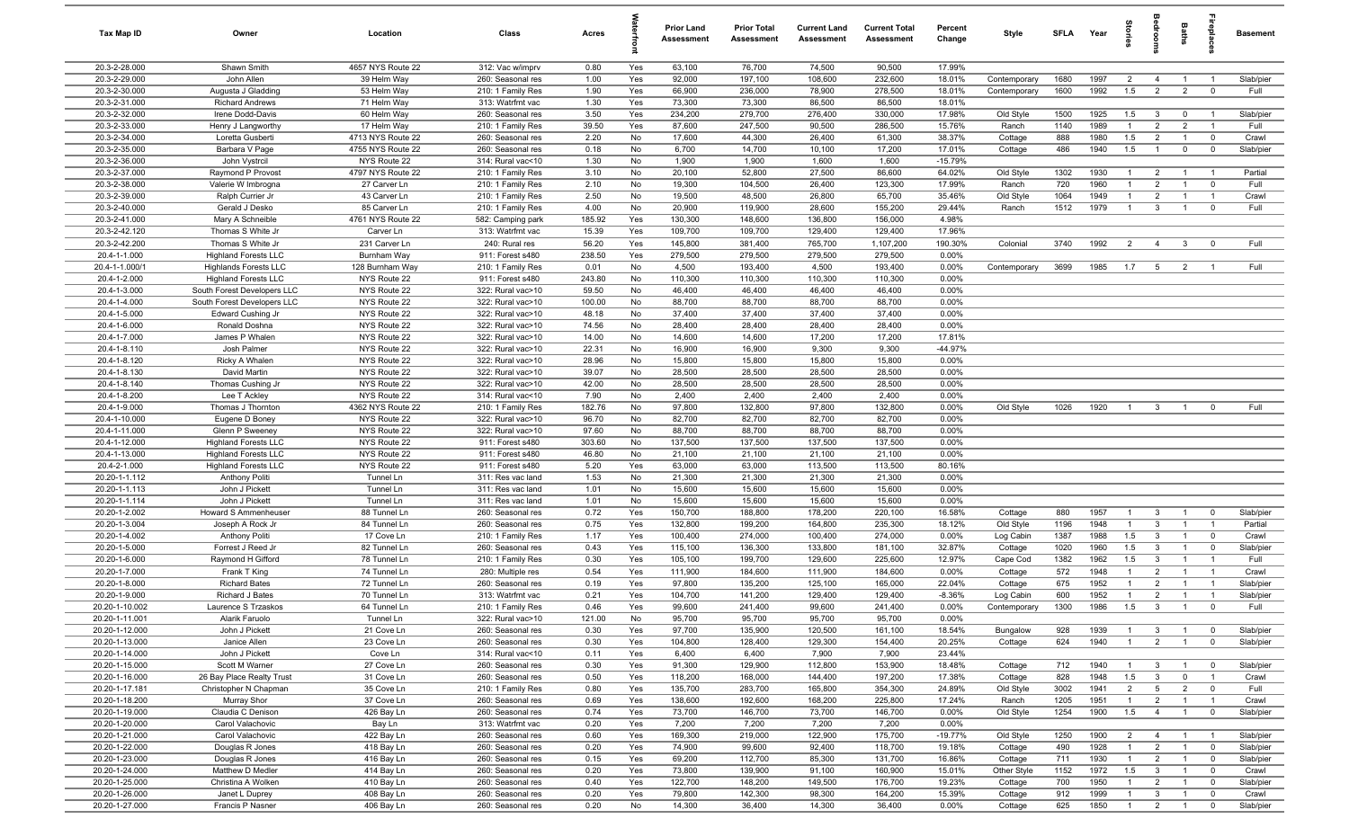| Tax Map ID | Owner | Location | Class | Acres | Waterfront | Prior Land Assessment | Prior Total Assessment | Current Land Assessment | Current Total Assessment | Percent Change | Style | SFLA | Year | Stories | Bedrooms | Baths | Fireplaces | Basement |
|---|---|---|---|---|---|---|---|---|---|---|---|---|---|---|---|---|---|---|
| 20.3-2-28.000 | Shawn Smith | 4657 NYS Route 22 | 312: Vac w/imprv | 0.80 | Yes | 63,100 | 76,700 | 74,500 | 90,500 | 17.99% | | | | | | | | |
| 20.3-2-29.000 | John Allen | 39 Helm Way | 260: Seasonal res | 1.00 | Yes | 92,000 | 197,100 | 108,600 | 232,600 | 18.01% | Contemporary | 1680 | 1997 | 2 | 4 | 1 | 1 | Slab/pier |
| 20.3-2-30.000 | Augusta J Gladding | 53 Helm Way | 210: 1 Family Res | 1.90 | Yes | 66,900 | 236,000 | 78,900 | 278,500 | 18.01% | Contemporary | 1600 | 1992 | 1.5 | 2 | 2 | 0 | Full |
| 20.3-2-31.000 | Richard Andrews | 71 Helm Way | 313: Watrfrnt vac | 1.30 | Yes | 73,300 | 73,300 | 86,500 | 86,500 | 18.01% | | | | | | | | |
| 20.3-2-32.000 | Irene Dodd-Davis | 60 Helm Way | 260: Seasonal res | 3.50 | Yes | 234,200 | 279,700 | 276,400 | 330,000 | 17.98% | Old Style | 1500 | 1925 | 1.5 | 3 | 0 | 1 | Slab/pier |
| 20.3-2-33.000 | Henry J Langworthy | 17 Helm Way | 210: 1 Family Res | 39.50 | Yes | 87,600 | 247,500 | 90,500 | 286,500 | 15.76% | Ranch | 1140 | 1989 | 1 | 2 | 2 | 1 | Full |
| 20.3-2-34.000 | Loretta Gusberti | 4713 NYS Route 22 | 260: Seasonal res | 2.20 | No | 17,600 | 44,300 | 26,400 | 61,300 | 38.37% | Cottage | 888 | 1980 | 1.5 | 2 | 1 | 0 | Crawl |
| 20.3-2-35.000 | Barbara V Page | 4755 NYS Route 22 | 260: Seasonal res | 0.18 | No | 6,700 | 14,700 | 10,100 | 17,200 | 17.01% | Cottage | 486 | 1940 | 1.5 | 1 | 0 | 0 | Slab/pier |
| 20.3-2-36.000 | John Vystrcil | NYS Route 22 | 314: Rural vac<10 | 1.30 | No | 1,900 | 1,900 | 1,600 | 1,600 | -15.79% | | | | | | | | |
| 20.3-2-37.000 | Raymond P Provost | 4797 NYS Route 22 | 210: 1 Family Res | 3.10 | No | 20,100 | 52,800 | 27,500 | 86,600 | 64.02% | Old Style | 1302 | 1930 | 1 | 2 | 1 | 1 | Partial |
| 20.3-2-38.000 | Valerie W Imbrogna | 27 Carver Ln | 210: 1 Family Res | 2.10 | No | 19,300 | 104,500 | 26,400 | 123,300 | 17.99% | Ranch | 720 | 1960 | 1 | 2 | 1 | 0 | Full |
| 20.3-2-39.000 | Ralph Currier Jr | 43 Carver Ln | 210: 1 Family Res | 2.50 | No | 19,500 | 48,500 | 26,800 | 65,700 | 35.46% | Old Style | 1064 | 1949 | 1 | 2 | 1 | 1 | Crawl |
| 20.3-2-40.000 | Gerald J Desko | 85 Carver Ln | 210: 1 Family Res | 4.00 | No | 20,900 | 119,900 | 28,600 | 155,200 | 29.44% | Ranch | 1512 | 1979 | 1 | 3 | 1 | 0 | Full |
| 20.3-2-41.000 | Mary A Schneible | 4761 NYS Route 22 | 582: Camping park | 185.92 | Yes | 130,300 | 148,600 | 136,800 | 156,000 | 4.98% | | | | | | | | |
| 20.3-2-42.120 | Thomas S White Jr | Carver Ln | 313: Watrfrnt vac | 15.39 | Yes | 109,700 | 109,700 | 129,400 | 129,400 | 17.96% | | | | | | | | |
| 20.3-2-42.200 | Thomas S White Jr | 231 Carver Ln | 240: Rural res | 56.20 | Yes | 145,800 | 381,400 | 765,700 | 1,107,200 | 190.30% | Colonial | 3740 | 1992 | 2 | 4 | 3 | 0 | Full |
| 20.4-1-1.000 | Highland Forests LLC | Burnham Way | 911: Forest s480 | 238.50 | Yes | 279,500 | 279,500 | 279,500 | 279,500 | 0.00% | | | | | | | | |
| 20.4-1-1.000/1 | Highlands Forests LLC | 128 Burnham Way | 210: 1 Family Res | 0.01 | No | 4,500 | 193,400 | 4,500 | 193,400 | 0.00% | Contemporary | 3699 | 1985 | 1.7 | 5 | 2 | 1 | Full |
| 20.4-1-2.000 | Highland Forests LLC | NYS Route 22 | 911: Forest s480 | 243.80 | No | 110,300 | 110,300 | 110,300 | 110,300 | 0.00% | | | | | | | | |
| 20.4-1-3.000 | South Forest Developers LLC | NYS Route 22 | 322: Rural vac>10 | 59.50 | No | 46,400 | 46,400 | 46,400 | 46,400 | 0.00% | | | | | | | | |
| 20.4-1-4.000 | South Forest Developers LLC | NYS Route 22 | 322: Rural vac>10 | 100.00 | No | 88,700 | 88,700 | 88,700 | 88,700 | 0.00% | | | | | | | | |
| 20.4-1-5.000 | Edward Cushing Jr | NYS Route 22 | 322: Rural vac>10 | 48.18 | No | 37,400 | 37,400 | 37,400 | 37,400 | 0.00% | | | | | | | | |
| 20.4-1-6.000 | Ronald Doshna | NYS Route 22 | 322: Rural vac>10 | 74.56 | No | 28,400 | 28,400 | 28,400 | 28,400 | 0.00% | | | | | | | | |
| 20.4-1-7.000 | James P Whalen | NYS Route 22 | 322: Rural vac>10 | 14.00 | No | 14,600 | 14,600 | 17,200 | 17,200 | 17.81% | | | | | | | | |
| 20.4-1-8.110 | Josh Palmer | NYS Route 22 | 322: Rural vac>10 | 22.31 | No | 16,900 | 16,900 | 9,300 | 9,300 | -44.97% | | | | | | | | |
| 20.4-1-8.120 | Ricky A Whalen | NYS Route 22 | 322: Rural vac>10 | 28.96 | No | 15,800 | 15,800 | 15,800 | 15,800 | 0.00% | | | | | | | | |
| 20.4-1-8.130 | David Martin | NYS Route 22 | 322: Rural vac>10 | 39.07 | No | 28,500 | 28,500 | 28,500 | 28,500 | 0.00% | | | | | | | | |
| 20.4-1-8.140 | Thomas Cushing Jr | NYS Route 22 | 322: Rural vac>10 | 42.00 | No | 28,500 | 28,500 | 28,500 | 28,500 | 0.00% | | | | | | | | |
| 20.4-1-8.200 | Lee T Ackley | NYS Route 22 | 314: Rural vac<10 | 7.90 | No | 2,400 | 2,400 | 2,400 | 2,400 | 0.00% | | | | | | | | |
| 20.4-1-9.000 | Thomas J Thornton | 4362 NYS Route 22 | 210: 1 Family Res | 182.76 | No | 97,800 | 132,800 | 97,800 | 132,800 | 0.00% | Old Style | 1026 | 1920 | 1 | 3 | 1 | 0 | Full |
| 20.4-1-10.000 | Eugene D Boney | NYS Route 22 | 322: Rural vac>10 | 96.70 | No | 82,700 | 82,700 | 82,700 | 82,700 | 0.00% | | | | | | | | |
| 20.4-1-11.000 | Glenn P Sweeney | NYS Route 22 | 322: Rural vac>10 | 97.60 | No | 88,700 | 88,700 | 88,700 | 88,700 | 0.00% | | | | | | | | |
| 20.4-1-12.000 | Highland Forests LLC | NYS Route 22 | 911: Forest s480 | 303.60 | No | 137,500 | 137,500 | 137,500 | 137,500 | 0.00% | | | | | | | | |
| 20.4-1-13.000 | Highland Forests LLC | NYS Route 22 | 911: Forest s480 | 46.80 | No | 21,100 | 21,100 | 21,100 | 21,100 | 0.00% | | | | | | | | |
| 20.4-2-1.000 | Highland Forests LLC | NYS Route 22 | 911: Forest s480 | 5.20 | Yes | 63,000 | 63,000 | 113,500 | 113,500 | 80.16% | | | | | | | | |
| 20.20-1-1.112 | Anthony Politi | Tunnel Ln | 311: Res vac land | 1.53 | No | 21,300 | 21,300 | 21,300 | 21,300 | 0.00% | | | | | | | | |
| 20.20-1-1.113 | John J Pickett | Tunnel Ln | 311: Res vac land | 1.01 | No | 15,600 | 15,600 | 15,600 | 15,600 | 0.00% | | | | | | | | |
| 20.20-1-1.114 | John J Pickett | Tunnel Ln | 311: Res vac land | 1.01 | No | 15,600 | 15,600 | 15,600 | 15,600 | 0.00% | | | | | | | | |
| 20.20-1-2.002 | Howard S Ammenheuser | 88 Tunnel Ln | 260: Seasonal res | 0.72 | Yes | 150,700 | 188,800 | 178,200 | 220,100 | 16.58% | Cottage | 880 | 1957 | 1 | 3 | 1 | 0 | Slab/pier |
| 20.20-1-3.004 | Joseph A Rock Jr | 84 Tunnel Ln | 260: Seasonal res | 0.75 | Yes | 132,800 | 199,200 | 164,800 | 235,300 | 18.12% | Old Style | 1196 | 1948 | 1 | 3 | 1 | 1 | Partial |
| 20.20-1-4.002 | Anthony Politi | 17 Cove Ln | 210: 1 Family Res | 1.17 | Yes | 100,400 | 274,000 | 100,400 | 274,000 | 0.00% | Log Cabin | 1387 | 1988 | 1.5 | 3 | 1 | 0 | Crawl |
| 20.20-1-5.000 | Forrest J Reed Jr | 82 Tunnel Ln | 260: Seasonal res | 0.43 | Yes | 115,100 | 136,300 | 133,800 | 181,100 | 32.87% | Cottage | 1020 | 1960 | 1.5 | 3 | 1 | 0 | Slab/pier |
| 20.20-1-6.000 | Raymond H Gifford | 78 Tunnel Ln | 210: 1 Family Res | 0.30 | Yes | 105,100 | 199,700 | 129,600 | 225,600 | 12.97% | Cape Cod | 1382 | 1962 | 1.5 | 3 | 1 | 1 | Full |
| 20.20-1-7.000 | Frank T King | 74 Tunnel Ln | 280: Multiple res | 0.54 | Yes | 111,900 | 184,600 | 111,900 | 184,600 | 0.00% | Cottage | 572 | 1948 | 1 | 2 | 1 | 1 | Crawl |
| 20.20-1-8.000 | Richard Bates | 72 Tunnel Ln | 260: Seasonal res | 0.19 | Yes | 97,800 | 135,200 | 125,100 | 165,000 | 22.04% | Cottage | 675 | 1952 | 1 | 2 | 1 | 1 | Slab/pier |
| 20.20-1-9.000 | Richard J Bates | 70 Tunnel Ln | 313: Watrfrnt vac | 0.21 | Yes | 104,700 | 141,200 | 129,400 | 129,400 | -8.36% | Log Cabin | 600 | 1952 | 1 | 2 | 1 | 1 | Slab/pier |
| 20.20-1-10.002 | Laurence S Trzaskos | 64 Tunnel Ln | 210: 1 Family Res | 0.46 | Yes | 99,600 | 241,400 | 99,600 | 241,400 | 0.00% | Contemporary | 1300 | 1986 | 1.5 | 3 | 1 | 0 | Full |
| 20.20-1-11.001 | Alarik Faruolo | Tunnel Ln | 322: Rural vac>10 | 121.00 | No | 95,700 | 95,700 | 95,700 | 95,700 | 0.00% | | | | | | | | |
| 20.20-1-12.000 | John J Pickett | 21 Cove Ln | 260: Seasonal res | 0.30 | Yes | 97,700 | 135,900 | 120,500 | 161,100 | 18.54% | Bungalow | 928 | 1939 | 1 | 3 | 1 | 0 | Slab/pier |
| 20.20-1-13.000 | Janice Allen | 23 Cove Ln | 260: Seasonal res | 0.30 | Yes | 104,800 | 128,400 | 129,300 | 154,400 | 20.25% | Cottage | 624 | 1940 | 1 | 2 | 1 | 0 | Slab/pier |
| 20.20-1-14.000 | John J Pickett | Cove Ln | 314: Rural vac<10 | 0.11 | Yes | 6,400 | 6,400 | 7,900 | 7,900 | 23.44% | | | | | | | | |
| 20.20-1-15.000 | Scott M Warner | 27 Cove Ln | 260: Seasonal res | 0.30 | Yes | 91,300 | 129,900 | 112,800 | 153,900 | 18.48% | Cottage | 712 | 1940 | 1 | 3 | 1 | 0 | Slab/pier |
| 20.20-1-16.000 | 26 Bay Place Realty Trust | 31 Cove Ln | 260: Seasonal res | 0.50 | Yes | 118,200 | 168,000 | 144,400 | 197,200 | 17.38% | Cottage | 828 | 1948 | 1.5 | 3 | 0 | 1 | Crawl |
| 20.20-1-17.181 | Christopher N Chapman | 35 Cove Ln | 210: 1 Family Res | 0.80 | Yes | 135,700 | 283,700 | 165,800 | 354,300 | 24.89% | Old Style | 3002 | 1941 | 2 | 5 | 2 | 0 | Full |
| 20.20-1-18.200 | Murray Shor | 37 Cove Ln | 260: Seasonal res | 0.69 | Yes | 138,600 | 192,600 | 168,200 | 225,800 | 17.24% | Ranch | 1205 | 1951 | 1 | 2 | 1 | 1 | Crawl |
| 20.20-1-19.000 | Claudia C Denison | 426 Bay Ln | 260: Seasonal res | 0.74 | Yes | 73,700 | 146,700 | 73,700 | 146,700 | 0.00% | Old Style | 1254 | 1900 | 1.5 | 4 | 1 | 0 | Slab/pier |
| 20.20-1-20.000 | Carol Valachovic | Bay Ln | 313: Watrfrnt vac | 0.20 | Yes | 7,200 | 7,200 | 7,200 | 7,200 | 0.00% | | | | | | | | |
| 20.20-1-21.000 | Carol Valachovic | 422 Bay Ln | 260: Seasonal res | 0.60 | Yes | 169,300 | 219,000 | 122,900 | 175,700 | -19.77% | Old Style | 1250 | 1900 | 2 | 4 | 1 | 1 | Slab/pier |
| 20.20-1-22.000 | Douglas R Jones | 418 Bay Ln | 260: Seasonal res | 0.20 | Yes | 74,900 | 99,600 | 92,400 | 118,700 | 19.18% | Cottage | 490 | 1928 | 1 | 2 | 1 | 0 | Slab/pier |
| 20.20-1-23.000 | Douglas R Jones | 416 Bay Ln | 260: Seasonal res | 0.15 | Yes | 69,200 | 112,700 | 85,300 | 131,700 | 16.86% | Cottage | 711 | 1930 | 1 | 2 | 1 | 0 | Slab/pier |
| 20.20-1-24.000 | Matthew D Medler | 414 Bay Ln | 260: Seasonal res | 0.20 | Yes | 73,800 | 139,900 | 91,100 | 160,900 | 15.01% | Other Style | 1152 | 1972 | 1.5 | 3 | 1 | 0 | Crawl |
| 20.20-1-25.000 | Christina A Wolken | 410 Bay Ln | 260: Seasonal res | 0.40 | Yes | 122,700 | 148,200 | 149,500 | 176,700 | 19.23% | Cottage | 700 | 1950 | 1 | 2 | 1 | 0 | Slab/pier |
| 20.20-1-26.000 | Janet L Duprey | 408 Bay Ln | 260: Seasonal res | 0.20 | Yes | 79,800 | 142,300 | 98,300 | 164,200 | 15.39% | Cottage | 912 | 1999 | 1 | 3 | 1 | 0 | Crawl |
| 20.20-1-27.000 | Francis P Nasner | 406 Bay Ln | 260: Seasonal res | 0.20 | No | 14,300 | 36,400 | 14,300 | 36,400 | 0.00% | Cottage | 625 | 1850 | 1 | 2 | 1 | 0 | Slab/pier |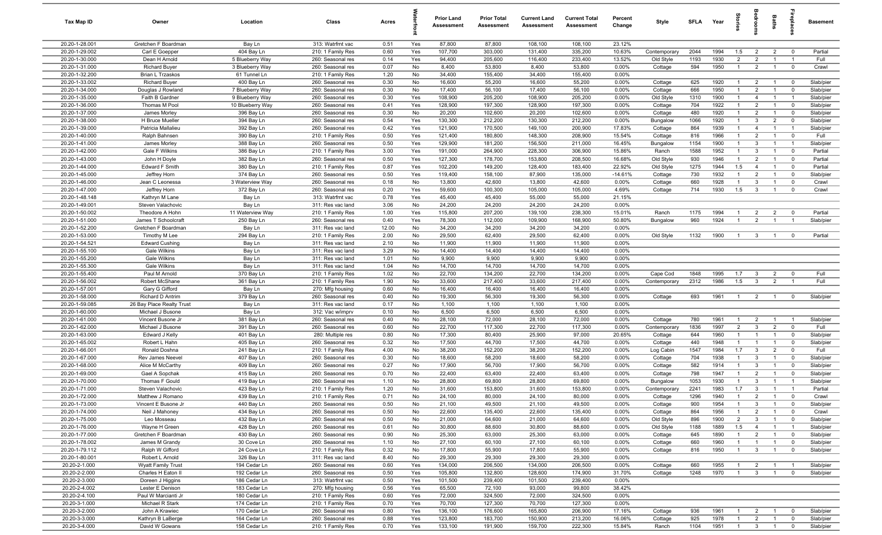| Tax Map ID | Owner | Location | Class | Acres | Waterfront | Prior Land Assessment | Prior Total Assessment | Current Land Assessment | Current Total Assessment | Percent Change | Style | SFLA | Year | Stories | Bedrooms | Baths | Fireplaces | Basement |
|---|---|---|---|---|---|---|---|---|---|---|---|---|---|---|---|---|---|---|
| 20.20-1-28.001 | Gretchen F Boardman | Bay Ln | 313: Watrfrnt vac | 0.51 | Yes | 87,800 | 87,800 | 108,100 | 108,100 | 23.12% | | | | | | | | |
| 20.20-1-29.002 | Carl E Goepper | 404 Bay Ln | 210: 1 Family Res | 0.60 | Yes | 107,700 | 303,000 | 131,400 | 335,200 | 10.63% | Contemporary | 2044 | 1994 | 1.5 | 2 | 2 | 0 | Partial |
| 20.20-1-30.000 | Dean H Arnold | 5 Blueberry Way | 260: Seasonal res | 0.14 | Yes | 94,400 | 205,600 | 116,400 | 233,400 | 13.52% | Old Style | 1193 | 1930 | 2 | 2 | 1 | 1 | Full |
| 20.20-1-31.000 | Richard Buyer | 3 Blueberry Way | 260: Seasonal res | 0.07 | No | 8,400 | 53,800 | 8,400 | 53,800 | 0.00% | Cottage | 594 | 1950 | 1 | 2 | 1 | 0 | Crawl |
| 20.20-1-32.200 | Brian L Trzaskos | 61 Tunnel Ln | 210: 1 Family Res | 1.20 | No | 34,400 | 155,400 | 34,400 | 155,400 | 0.00% | | | | | | | | |
| 20.20-1-33.002 | Richard Buyer | 400 Bay Ln | 260: Seasonal res | 0.30 | No | 16,600 | 55,200 | 16,600 | 55,200 | 0.00% | Cottage | 625 | 1920 | 1 | 2 | 1 | 0 | Slab/pier |
| 20.20-1-34.000 | Douglas J Rowland | 7 Blueberry Way | 260: Seasonal res | 0.30 | No | 17,400 | 56,100 | 17,400 | 56,100 | 0.00% | Cottage | 666 | 1950 | 1 | 2 | 1 | 0 | Slab/pier |
| 20.20-1-35.000 | Faith B Gardner | 9 Blueberry Way | 260: Seasonal res | 0.30 | Yes | 108,900 | 205,200 | 108,900 | 205,200 | 0.00% | Old Style | 1310 | 1900 | 1 | 4 | 1 | 1 | Slab/pier |
| 20.20-1-36.000 | Thomas M Pool | 10 Blueberry Way | 260: Seasonal res | 0.41 | Yes | 128,900 | 197,300 | 128,900 | 197,300 | 0.00% | Cottage | 704 | 1922 | 1 | 2 | 1 | 0 | Slab/pier |
| 20.20-1-37.000 | James Morley | 396 Bay Ln | 260: Seasonal res | 0.30 | No | 20,200 | 102,600 | 20,200 | 102,600 | 0.00% | Cottage | 480 | 1920 | 1 | 2 | 1 | 0 | Slab/pier |
| 20.20-1-38.000 | H Bruce Mueller | 394 Bay Ln | 260: Seasonal res | 0.54 | Yes | 130,300 | 212,200 | 130,300 | 212,200 | 0.00% | Bungalow | 1066 | 1920 | 1 | 3 | 2 | 0 | Slab/pier |
| 20.20-1-39.000 | Patricia Mallalieu | 392 Bay Ln | 260: Seasonal res | 0.42 | Yes | 121,900 | 170,500 | 149,100 | 200,900 | 17.83% | Cottage | 864 | 1939 | 1 | 4 | 1 | 1 | Slab/pier |
| 20.20-1-40.000 | Ralph Bahnsen | 390 Bay Ln | 210: 1 Family Res | 0.50 | Yes | 121,400 | 180,800 | 148,300 | 208,900 | 15.54% | Cottage | 816 | 1966 | 1 | 2 | 1 | 0 | Full |
| 20.20-1-41.000 | James Morley | 388 Bay Ln | 260: Seasonal res | 0.50 | Yes | 129,900 | 181,200 | 156,500 | 211,000 | 16.45% | Bungalow | 1154 | 1900 | 1 | 3 | 1 | 1 | Slab/pier |
| 20.20-1-42.000 | Gale F Wilkins | 386 Bay Ln | 210: 1 Family Res | 3.00 | Yes | 191,000 | 264,900 | 228,300 | 306,900 | 15.86% | Ranch | 1588 | 1952 | 1 | 3 | 1 | 0 | Partial |
| 20.20-1-43.000 | John H Doyle | 382 Bay Ln | 260: Seasonal res | 0.50 | Yes | 127,300 | 178,700 | 153,800 | 208,500 | 16.68% | Old Style | 930 | 1946 | 1 | 2 | 1 | 0 | Partial |
| 20.20-1-44.000 | Edward F Smith | 380 Bay Ln | 210: 1 Family Res | 0.87 | Yes | 102,200 | 149,200 | 128,400 | 183,400 | 22.92% | Old Style | 1275 | 1944 | 1.5 | 4 | 1 | 0 | Partial |
| 20.20-1-45.000 | Jeffrey Horn | 374 Bay Ln | 260: Seasonal res | 0.50 | Yes | 119,400 | 158,100 | 87,900 | 135,000 | -14.61% | Cottage | 730 | 1932 | 1 | 2 | 1 | 0 | Slab/pier |
| 20.20-1-46.000 | Jean C Leonessa | 3 Waterview Way | 260: Seasonal res | 0.18 | No | 13,800 | 42,600 | 13,800 | 42,600 | 0.00% | Cottage | 660 | 1928 | 1 | 3 | 1 | 0 | Crawl |
| 20.20-1-47.000 | Jeffrey Horn | 372 Bay Ln | 260: Seasonal res | 0.20 | Yes | 59,600 | 100,300 | 105,000 | 105,000 | 4.69% | Cottage | 714 | 1930 | 1.5 | 3 | 1 | 0 | Crawl |
| 20.20-1-48.148 | Kathryn M Lane | Bay Ln | 313: Watrfrnt vac | 0.78 | Yes | 45,400 | 45,400 | 55,000 | 55,000 | 21.15% | | | | | | | | |
| 20.20-1-49.001 | Steven Valachovic | Bay Ln | 311: Res vac land | 3.06 | No | 24,200 | 24,200 | 24,200 | 24,200 | 0.00% | | | | | | | | |
| 20.20-1-50.002 | Theodore A Hohn | 11 Waterview Way | 210: 1 Family Res | 1.00 | Yes | 115,800 | 207,200 | 139,100 | 238,300 | 15.01% | Ranch | 1175 | 1994 | 1 | 2 | 2 | 0 | Partial |
| 20.20-1-51.000 | James T Schoolcraft | 250 Bay Ln | 260: Seasonal res | 0.40 | Yes | 78,300 | 112,000 | 109,900 | 168,900 | 50.80% | Bungalow | 960 | 1924 | 1 | 2 | 1 | 1 | Slab/pier |
| 20.20-1-52.200 | Gretchen F Boardman | Bay Ln | 311: Res vac land | 12.00 | No | 34,200 | 34,200 | 34,200 | 34,200 | 0.00% | | | | | | | | |
| 20.20-1-53.000 | Timothy M Lee | 294 Bay Ln | 210: 1 Family Res | 2.00 | No | 29,500 | 62,400 | 29,500 | 62,400 | 0.00% | Old Style | 1132 | 1900 | 1 | 3 | 1 | 0 | Partial |
| 20.20-1-54.521 | Edward Cushing | Bay Ln | 311: Res vac land | 2.10 | No | 11,900 | 11,900 | 11,900 | 11,900 | 0.00% | | | | | | | | |
| 20.20-1-55.100 | Gale Wilkins | Bay Ln | 311: Res vac land | 3.29 | No | 14,400 | 14,400 | 14,400 | 14,400 | 0.00% | | | | | | | | |
| 20.20-1-55.200 | Gale Wilkins | Bay Ln | 311: Res vac land | 1.01 | No | 9,900 | 9,900 | 9,900 | 9,900 | 0.00% | | | | | | | | |
| 20.20-1-55.300 | Gale Wilkins | Bay Ln | 311: Res vac land | 1.04 | No | 14,700 | 14,700 | 14,700 | 14,700 | 0.00% | | | | | | | | |
| 20.20-1-55.400 | Paul M Arnold | 370 Bay Ln | 210: 1 Family Res | 1.02 | No | 22,700 | 134,200 | 22,700 | 134,200 | 0.00% | Cape Cod | 1848 | 1995 | 1.7 | 3 | 2 | 0 | Full |
| 20.20-1-56.002 | Robert McShane | 361 Bay Ln | 210: 1 Family Res | 1.90 | No | 33,600 | 217,400 | 33,600 | 217,400 | 0.00% | Contemporary | 2312 | 1986 | 1.5 | 3 | 2 | 1 | Full |
| 20.20-1-57.001 | Gary G Gifford | Bay Ln | 270: Mfg housing | 0.60 | No | 16,400 | 16,400 | 16,400 | 16,400 | 0.00% | | | | | | | | |
| 20.20-1-58.000 | Richard D Antrim | 379 Bay Ln | 260: Seasonal res | 0.40 | No | 19,300 | 56,300 | 19,300 | 56,300 | 0.00% | Cottage | 693 | 1961 | 1 | 2 | 1 | 0 | Slab/pier |
| 20.20-1-59.085 | 26 Bay Place Realty Trust | Bay Ln | 311: Res vac land | 0.17 | No | 1,100 | 1,100 | 1,100 | 1,100 | 0.00% | | | | | | | | |
| 20.20-1-60.000 | Michael J Busone | Bay Ln | 312: Vac w/imprv | 0.10 | No | 6,500 | 6,500 | 6,500 | 6,500 | 0.00% | | | | | | | | |
| 20.20-1-61.000 | Vincent Busone Jr | 381 Bay Ln | 260: Seasonal res | 0.40 | No | 28,100 | 72,000 | 28,100 | 72,000 | 0.00% | Cottage | 780 | 1961 | 1 | 2 | 1 | 1 | Slab/pier |
| 20.20-1-62.000 | Michael J Busone | 391 Bay Ln | 260: Seasonal res | 0.60 | No | 22,700 | 117,300 | 22,700 | 117,300 | 0.00% | Contemporary | 1836 | 1997 | 2 | 3 | 2 | 0 | Full |
| 20.20-1-63.000 | Edward J Kelly | 401 Bay Ln | 280: Multiple res | 0.80 | No | 17,300 | 80,400 | 25,900 | 97,000 | 20.65% | Cottage | 644 | 1960 | 1 | 1 | 1 | 0 | Slab/pier |
| 20.20-1-65.002 | Robert L Hahn | 405 Bay Ln | 260: Seasonal res | 0.32 | No | 17,500 | 44,700 | 17,500 | 44,700 | 0.00% | Cottage | 440 | 1948 | 1 | 1 | 1 | 0 | Slab/pier |
| 20.20-1-66.001 | Ronald Doshna | 241 Bay Ln | 210: 1 Family Res | 4.00 | No | 38,200 | 152,200 | 38,200 | 152,200 | 0.00% | Log Cabin | 1547 | 1984 | 1.7 | 3 | 2 | 0 | Full |
| 20.20-1-67.000 | Rev James Neevel | 407 Bay Ln | 260: Seasonal res | 0.30 | No | 18,600 | 58,200 | 18,600 | 58,200 | 0.00% | Cottage | 704 | 1938 | 1 | 3 | 1 | 0 | Slab/pier |
| 20.20-1-68.000 | Alice M McCarthy | 409 Bay Ln | 260: Seasonal res | 0.27 | No | 17,900 | 56,700 | 17,900 | 56,700 | 0.00% | Cottage | 582 | 1914 | 1 | 3 | 1 | 0 | Slab/pier |
| 20.20-1-69.000 | Gael A Sopchak | 415 Bay Ln | 260: Seasonal res | 0.70 | No | 22,400 | 63,400 | 22,400 | 63,400 | 0.00% | Cottage | 798 | 1947 | 1 | 2 | 1 | 0 | Slab/pier |
| 20.20-1-70.000 | Thomas F Gould | 419 Bay Ln | 260: Seasonal res | 1.10 | No | 28,800 | 69,800 | 28,800 | 69,800 | 0.00% | Bungalow | 1053 | 1930 | 1 | 3 | 1 | 1 | Slab/pier |
| 20.20-1-71.000 | Steven Valachovic | 423 Bay Ln | 210: 1 Family Res | 1.20 | No | 31,600 | 153,800 | 31,600 | 153,800 | 0.00% | Contemporary | 2241 | 1983 | 1.7 | 3 | 1 | 1 | Partial |
| 20.20-1-72.000 | Matthew J Romano | 439 Bay Ln | 210: 1 Family Res | 0.71 | No | 24,100 | 80,000 | 24,100 | 80,000 | 0.00% | Cottage | 1296 | 1940 | 1 | 2 | 1 | 0 | Crawl |
| 20.20-1-73.000 | Vincent E Busone Jr | 440 Bay Ln | 260: Seasonal res | 0.50 | No | 21,100 | 49,500 | 21,100 | 49,500 | 0.00% | Cottage | 900 | 1954 | 1 | 3 | 1 | 0 | Slab/pier |
| 20.20-1-74.000 | Neil J Mahoney | 434 Bay Ln | 260: Seasonal res | 0.50 | No | 22,600 | 135,400 | 22,600 | 135,400 | 0.00% | Cottage | 864 | 1956 | 1 | 2 | 1 | 0 | Crawl |
| 20.20-1-75.000 | Leo Mosseau | 432 Bay Ln | 260: Seasonal res | 0.50 | No | 21,000 | 64,600 | 21,000 | 64,600 | 0.00% | Old Style | 896 | 1900 | 2 | 3 | 1 | 0 | Slab/pier |
| 20.20-1-76.000 | Wayne H Green | 428 Bay Ln | 260: Seasonal res | 0.61 | No | 30,800 | 88,600 | 30,800 | 88,600 | 0.00% | Old Style | 1188 | 1889 | 1.5 | 4 | 1 | 1 | Slab/pier |
| 20.20-1-77.000 | Gretchen F Boardman | 430 Bay Ln | 260: Seasonal res | 0.90 | No | 25,300 | 63,000 | 25,300 | 63,000 | 0.00% | Cottage | 645 | 1890 | 1 | 2 | 1 | 0 | Slab/pier |
| 20.20-1-78.002 | James M Grandy | 30 Cove Ln | 260: Seasonal res | 1.10 | No | 27,100 | 60,100 | 27,100 | 60,100 | 0.00% | Cottage | 660 | 1960 | 1 | 1 | 1 | 0 | Slab/pier |
| 20.20-1-79.112 | Ralph W Gifford | 24 Cove Ln | 210: 1 Family Res | 0.32 | No | 17,800 | 55,900 | 17,800 | 55,900 | 0.00% | Cottage | 816 | 1950 | 1 | 3 | 1 | 0 | Slab/pier |
| 20.20-1-80.001 | Robert L Arnold | 326 Bay Ln | 311: Res vac land | 8.40 | No | 29,300 | 29,300 | 29,300 | 29,300 | 0.00% | | | | | | | | |
| 20.20-2-1.000 | Wyatt Family Trust | 194 Cedar Ln | 260: Seasonal res | 0.60 | Yes | 134,000 | 206,500 | 134,000 | 206,500 | 0.00% | Cottage | 660 | 1955 | 1 | 2 | 1 | 1 | Slab/pier |
| 20.20-2-2.000 | Charles H Eaton II | 192 Cedar Ln | 260: Seasonal res | 0.50 | Yes | 105,800 | 132,800 | 128,600 | 174,900 | 31.70% | Cottage | 1248 | 1970 | 1 | 3 | 1 | 0 | Slab/pier |
| 20.20-2-3.000 | Doreen J Higgins | 186 Cedar Ln | 313: Watrfrnt vac | 0.50 | Yes | 101,500 | 239,400 | 101,500 | 239,400 | 0.00% | | | | | | | | |
| 20.20-2-4.002 | Lester E Denison | 183 Cedar Ln | 270: Mfg housing | 0.56 | Yes | 65,500 | 72,100 | 93,000 | 99,800 | 38.42% | | | | | | | | |
| 20.20-2-4.100 | Paul W Marcianti Jr | 180 Cedar Ln | 210: 1 Family Res | 0.60 | Yes | 72,000 | 324,500 | 72,000 | 324,500 | 0.00% | | | | | | | | |
| 20.20-3-1.000 | Michael R Stark | 174 Cedar Ln | 210: 1 Family Res | 0.70 | Yes | 70,700 | 127,300 | 70,700 | 127,300 | 0.00% | | | | | | | | |
| 20.20-3-2.000 | John A Krawiec | 170 Cedar Ln | 260: Seasonal res | 0.80 | Yes | 136,100 | 176,600 | 165,800 | 206,900 | 17.16% | Cottage | 936 | 1961 | 1 | 2 | 1 | 0 | Slab/pier |
| 20.20-3-3.000 | Kathryn B LaBerge | 164 Cedar Ln | 260: Seasonal res | 0.88 | Yes | 123,800 | 183,700 | 150,900 | 213,200 | 16.06% | Cottage | 925 | 1978 | 1 | 2 | 1 | 0 | Slab/pier |
| 20.20-3-4.000 | David W Gowans | 158 Cedar Ln | 210: 1 Family Res | 0.70 | Yes | 133,100 | 191,900 | 159,700 | 222,300 | 15.84% | Ranch | 1104 | 1951 | 1 | 3 | 1 | 0 | Slab/pier |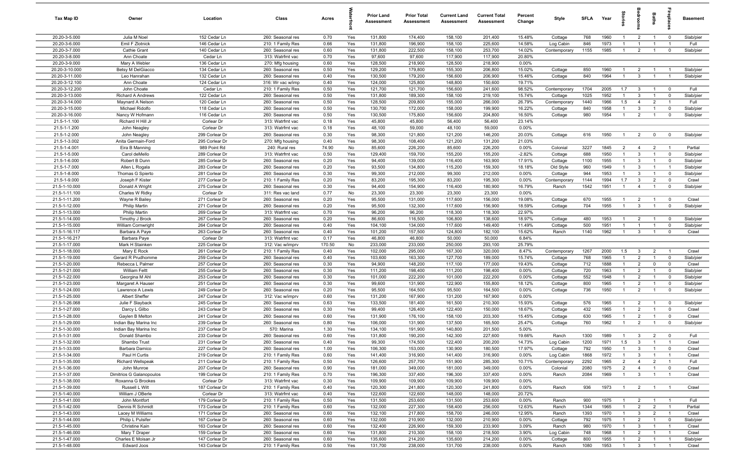| Tax Map ID | Owner | Location | Class | Acres | Waterfront | Prior Land Assessment | Prior Total Assessment | Current Land Assessment | Current Total Assessment | Percent Change | Style | SFLA | Year | Stories | Bedrooms | Baths | Fireplaces | Basement |
|---|---|---|---|---|---|---|---|---|---|---|---|---|---|---|---|---|---|---|
| 20.20-3-5.000 | Julia M Noel | 152 Cedar Ln | 260: Seasonal res | 0.70 | Yes | 131,800 | 174,400 | 158,100 | 201,400 | 15.48% | Cottage | 768 | 1960 | 1 | 2 | 1 | 0 | Slab/pier |
| 20.20-3-6.000 | Emil F Zlotnick | 146 Cedar Ln | 210: 1 Family Res | 0.66 | Yes | 131,800 | 196,900 | 158,100 | 225,600 | 14.58% | Log Cabin | 846 | 1973 | 1 | 1 | 1 | 1 | Full |
| 20.20-3-7.000 | Cathie Grant | 140 Cedar Ln | 260: Seasonal res | 0.60 | Yes | 131,800 | 222,500 | 158,100 | 253,700 | 14.02% | Contemporary | 1155 | 1985 | 1 | 2 | 1 | 0 | Slab/pier |
| 20.20-3-8.000 | Ann Choate | Cedar Ln | 313: Watrfrnt vac | 0.70 | Yes | 97,600 | 97,600 | 117,900 | 117,900 | 20.80% | | | | | | | | |
| 20.20-3-9.000 | Mary A Webler | 136 Cedar Ln | 270: Mfg housing | 0.60 | Yes | 128,500 | 218,900 | 128,500 | 218,900 | 0.00% | | | | | | | | |
| 20.20-3-10.000 | Betsy M DelGiacco | 134 Cedar Ln | 260: Seasonal res | 0.50 | Yes | 129,200 | 179,800 | 155,300 | 206,800 | 15.02% | Cottage | 850 | 1960 | 1 | 2 | 1 | 1 | Slab/pier |
| 20.20-3-11.000 | Leo Hanrahan | 132 Cedar Ln | 260: Seasonal res | 0.40 | Yes | 130,500 | 179,200 | 156,600 | 206,900 | 15.46% | Cottage | 840 | 1964 | 1 | 3 | 1 | 1 | Slab/pier |
| 20.20-3-12.100 | Ann Choate | 124 Cedar Ln | 316: Wr vac w/imp | 0.40 | Yes | 124,000 | 125,800 | 148,800 | 150,600 | 19.71% | | | | | | | | |
| 20.20-3-12.200 | John Choate | Cedar Ln | 210: 1 Family Res | 0.50 | Yes | 121,700 | 121,700 | 156,600 | 241,600 | 98.52% | Contemporary | 1704 | 2005 | 1.7 | 3 | 1 | 0 | Full |
| 20.20-3-13.000 | Richard A Andrews | 122 Cedar Ln | 260: Seasonal res | 0.50 | Yes | 131,800 | 189,300 | 158,100 | 219,100 | 15.74% | Cottage | 1025 | 1952 | 1 | 3 | 1 | 0 | Slab/pier |
| 20.20-3-14.000 | Maynard A Nelson | 120 Cedar Ln | 260: Seasonal res | 0.50 | Yes | 128,500 | 209,800 | 155,000 | 266,000 | 26.79% | Contemporary | 1440 | 1966 | 1.5 | 4 | 2 | 1 | Full |
| 20.20-3-15.000 | Michael Ridolfo | 118 Cedar Ln | 260: Seasonal res | 0.50 | Yes | 130,700 | 172,000 | 158,000 | 199,900 | 16.22% | Cottage | 840 | 1958 | 1 | 3 | 1 | 0 | Slab/pier |
| 20.20-3-16.000 | Nancy W Hofmann | 116 Cedar Ln | 260: Seasonal res | 0.50 | Yes | 130,500 | 175,800 | 156,600 | 204,800 | 16.50% | Cottage | 980 | 1954 | 1 | 2 | 1 | 0 | Slab/pier |
| 21.5-1-1.100 | Richard H Hill Jr | Corlear Dr | 313: Watrfrnt vac | 0.18 | Yes | 45,800 | 45,800 | 56,400 | 56,400 | 23.14% | | | | | | | | |
| 21.5-1-1.200 | John Neagley | Corlear Dr | 313: Watrfrnt vac | 0.18 | Yes | 48,100 | 59,000 | 48,100 | 59,000 | 0.00% | | | | | | | | |
| 21.5-1-2.000 | John Neagley | 299 Corlear Dr | 260: Seasonal res | 0.30 | Yes | 98,300 | 121,800 | 121,200 | 146,200 | 20.03% | Cottage | 616 | 1950 | 1 | 2 | 0 | 0 | Slab/pier |
| 21.5-1-3.002 | Anita Germain-Ford | 295 Corlear Dr | 270: Mfg housing | 0.40 | Yes | 98,300 | 108,400 | 121,200 | 131,200 | 21.03% | | | | | | | | |
| 21.5-1-4.001 | Eira B Manning | 989 Point Rd | 240: Rural res | 74.90 | No | 85,600 | 226,200 | 85,600 | 226,200 | 0.00% | Colonial | 3227 | 1845 | 2 | 4 | 2 | 1 | Partial |
| 21.5-1-5.000 | Carol deMello | 289 Corlear Dr | 313: Watrfrnt vac | 0.50 | Yes | 129,400 | 159,700 | 155,200 | 155,200 | -2.82% | Cottage | 688 | 1950 | 1 | 3 | 1 | 0 | Slab/pier |
| 21.5-1-6.000 | Robert B Dunn | 285 Corlear Dr | 260: Seasonal res | 0.20 | Yes | 94,400 | 139,000 | 116,400 | 163,900 | 17.91% | Cottage | 1100 | 1955 | 1 | 3 | 1 | 0 | Slab/pier |
| 21.5-1-7.000 | Allen L Rogala | 283 Corlear Dr | 260: Seasonal res | 0.20 | Yes | 93,500 | 134,800 | 115,200 | 159,300 | 18.18% | Old Style | 960 | 1949 | 1 | 3 | 1 | 1 | Slab/pier |
| 21.5-1-8.000 | Thomas G Spierto | 281 Corlear Dr | 260: Seasonal res | 0.30 | Yes | 99,300 | 212,000 | 99,300 | 212,000 | 0.00% | Cottage | 944 | 1953 | 1 | 3 | 1 | 0 | Slab/pier |
| 21.5-1-9.000 | Joseph F Kister | 277 Corlear Dr | 210: 1 Family Res | 0.20 | Yes | 83,200 | 195,300 | 83,200 | 195,300 | 0.00% | Contemporary | 1144 | 1994 | 1.7 | 3 | 2 | 0 | Crawl |
| 21.5-1-10.000 | Donald A Wright | 275 Corlear Dr | 260: Seasonal res | 0.30 | Yes | 94,400 | 154,900 | 116,400 | 180,900 | 16.79% | Ranch | 1542 | 1951 | 1 | 4 | 1 | 0 | Slab/pier |
| 21.5-1-11.100 | Charles W Ridky | Corlear Dr | 311: Res vac land | 0.77 | No | 23,300 | 23,300 | 23,300 | 23,300 | 0.00% | | | | | | | | |
| 21.5-1-11.200 | Wayne R Bailey | 271 Corlear Dr | 260: Seasonal res | 0.20 | Yes | 95,500 | 131,000 | 117,600 | 156,000 | 19.08% | Cottage | 670 | 1955 | 1 | 2 | 1 | 0 | Crawl |
| 21.5-1-12.000 | Philip Martin | 271 Corlear Dr | 260: Seasonal res | 0.20 | Yes | 95,500 | 132,300 | 117,600 | 156,900 | 18.59% | Cottage | 704 | 1955 | 1 | 3 | 1 | 0 | Slab/pier |
| 21.5-1-13.000 | Philip Martin | 269 Corlear Dr | 313: Watrfrnt vac | 0.70 | Yes | 96,200 | 96,200 | 118,300 | 118,300 | 22.97% | | | | | | | | |
| 21.5-1-14.000 | Timothy J Brock | 267 Corlear Dr | 260: Seasonal res | 0.20 | Yes | 86,600 | 116,500 | 106,800 | 138,600 | 18.97% | Cottage | 480 | 1953 | 1 | 2 | 1 | 0 | Slab/pier |
| 21.5-1-15.000 | William Cornwright | 264 Corlear Dr | 260: Seasonal res | 0.40 | Yes | 104,100 | 134,000 | 117,600 | 149,400 | 11.49% | Cottage | 500 | 1951 | 1 | 1 | 1 | 0 | Slab/pier |
| 21.5-1-16.117 | Barbara A Paye | 263 Corlear Dr | 260: Seasonal res | 0.40 | Yes | 101,200 | 157,500 | 124,800 | 182,100 | 15.62% | Ranch | 1140 | 1962 | 1 | 3 | 1 | 0 | Crawl |
| 21.5-1-16.217 | Barbara Paye | Corlear Dr | 313: Watrfrnt vac | 0.17 | Yes | 46,800 | 46,800 | 50,000 | 50,000 | 6.84% | | | | | | | | |
| 21.5-1-17.000 | Mark H Stainken | 225 Corlear Dr | 312: Vac w/imprv | 170.50 | No | 233,000 | 233,000 | 250,000 | 293,100 | 25.79% | | | | | | | | |
| 21.5-1-18.000 | Mary E Rock | 261 Corlear Dr | 210: 1 Family Res | 0.40 | Yes | 102,000 | 295,000 | 167,300 | 320,000 | 8.47% | Contemporary | 1267 | 2000 | 1.5 | 3 | 2 | 1 | Crawl |
| 21.5-1-19.000 | Gerard R Prudhomme | 259 Corlear Dr | 260: Seasonal res | 0.40 | Yes | 103,600 | 163,300 | 127,700 | 189,000 | 15.74% | Cottage | 768 | 1965 | 1 | 2 | 1 | 0 | Slab/pier |
| 21.5-1-20.000 | Rebecca L Palmer | 257 Corlear Dr | 260: Seasonal res | 0.30 | Yes | 94,900 | 148,200 | 117,100 | 177,000 | 19.43% | Cottage | 712 | 1888 | 1 | 2 | 0 | 0 | Crawl |
| 21.5-1-21.000 | William Feltt | 255 Corlear Dr | 260: Seasonal res | 0.30 | Yes | 111,200 | 198,400 | 111,200 | 198,400 | 0.00% | Cottage | 720 | 1963 | 1 | 2 | 1 | 0 | Slab/pier |
| 21.5-1-22.000 | Georgina M Ahl | 253 Corlear Dr | 260: Seasonal res | 0.30 | Yes | 101,000 | 222,200 | 101,000 | 222,200 | 0.00% | Cottage | 552 | 1948 | 1 | 2 | 1 | 0 | Slab/pier |
| 21.5-1-23.000 | Margaret A Hauser | 251 Corlear Dr | 260: Seasonal res | 0.30 | Yes | 99,600 | 131,900 | 122,900 | 155,800 | 18.12% | Cottage | 800 | 1965 | 1 | 2 | 1 | 0 | Slab/pier |
| 21.5-1-24.000 | Lawrence A Lewis | 249 Corlear Dr | 260: Seasonal res | 0.20 | Yes | 95,500 | 164,500 | 95,500 | 164,500 | 0.00% | Cottage | 736 | 1950 | 1 | 2 | 1 | 0 | Slab/pier |
| 21.5-1-25.000 | Albert Sheffer | 247 Corlear Dr | 312: Vac w/imprv | 0.60 | Yes | 131,200 | 167,900 | 131,200 | 167,900 | 0.00% | | | | | | | | |
| 21.5-1-26.068 | Julie F Slayback | 245 Corlear Dr | 260: Seasonal res | 0.63 | Yes | 133,500 | 181,400 | 161,500 | 210,300 | 15.93% | Cottage | 576 | 1965 | 1 | 2 | 1 | 0 | Slab/pier |
| 21.5-1-27.000 | Darcy L Gilbo | 243 Corlear Dr | 260: Seasonal res | 0.30 | Yes | 99,400 | 126,400 | 122,400 | 150,000 | 18.67% | Cottage | 432 | 1965 | 1 | 2 | 1 | 0 | Crawl |
| 21.5-1-28.000 | Gaylen B Melton | 241 Corlear Dr | 260: Seasonal res | 0.60 | Yes | 131,900 | 176,100 | 158,000 | 203,300 | 15.45% | Cottage | 630 | 1965 | 1 | 2 | 1 | 0 | Crawl |
| 21.5-1-29.000 | Indian Bay Marina Inc | 239 Corlear Dr | 260: Seasonal res | 0.80 | Yes | 106,000 | 131,900 | 137,500 | 165,500 | 25.47% | Cottage | 760 | 1962 | 1 | 2 | 1 | 0 | Slab/pier |
| 21.5-1-30.000 | Indian Bay Marina Inc | 237 Corlear Dr | 570: Marina | 1.30 | Yes | 134,100 | 191,900 | 140,800 | 201,500 | 5.00% | | | | | | | | |
| 21.5-1-31.000 | Donald Shambo | 233 Corlear Dr | 260: Seasonal res | 0.60 | Yes | 131,800 | 190,200 | 142,300 | 227,600 | 19.66% | Ranch | 1300 | 1989 | 1 | 3 | 2 | 0 | Full |
| 21.5-1-32.000 | Shambo Trust | 231 Corlear Dr | 260: Seasonal res | 0.40 | Yes | 99,300 | 174,500 | 122,400 | 200,200 | 14.73% | Log Cabin | 1200 | 1971 | 1.5 | 3 | 1 | 1 | Crawl |
| 21.5-1-33.000 | Barbara Damico | 227 Corlear Dr | 260: Seasonal res | 1.00 | Yes | 106,300 | 153,000 | 130,900 | 180,500 | 17.97% | Cottage | 792 | 1950 | 1 | 3 | 1 | 0 | Crawl |
| 21.5-1-34.000 | Paul H Curtis | 219 Corlear Dr | 210: 1 Family Res | 0.60 | Yes | 141,400 | 316,900 | 141,400 | 316,900 | 0.00% | Log Cabin | 1868 | 1972 | 1 | 3 | 1 | 1 | Crawl |
| 21.5-1-35.000 | Richard Wellspeak | 211 Corlear Dr | 210: 1 Family Res | 0.50 | Yes | 126,600 | 257,700 | 151,900 | 285,300 | 10.71% | Contemporary | 2292 | 1965 | 2 | 4 | 2 | 1 | Full |
| 21.5-1-36.000 | John Munroe | 207 Corlear Dr | 260: Seasonal res | 0.90 | Yes | 181,000 | 349,000 | 181,000 | 349,000 | 0.00% | Colonial | 2080 | 1975 | 2 | 4 | 1 | 0 | Crawl |
| 21.5-1-37.000 | Dimitrios G Galanopoulos | 199 Corlear Dr | 210: 1 Family Res | 0.70 | Yes | 196,300 | 337,400 | 196,300 | 337,400 | 0.00% | Ranch | 2084 | 1969 | 1 | 3 | 1 | 1 | Crawl |
| 21.5-1-38.000 | Roxanna G Brookes | Corlear Dr | 313: Watrfrnt vac | 0.30 | Yes | 109,900 | 109,900 | 109,900 | 109,900 | 0.00% | | | | | | | | |
| 21.5-1-39.000 | Russell L Wilt | 187 Corlear Dr | 210: 1 Family Res | 0.40 | Yes | 120,300 | 241,800 | 120,300 | 241,800 | 0.00% | Ranch | 936 | 1973 | 1 | 2 | 1 | 1 | Crawl |
| 21.5-1-40.000 | William J OBerle | Corlear Dr | 313: Watrfrnt vac | 0.40 | Yes | 122,600 | 122,600 | 148,000 | 148,000 | 20.72% | | | | | | | | |
| 21.5-1-41.000 | John Montfort | 179 Corlear Dr | 210: 1 Family Res | 0.50 | Yes | 131,500 | 253,600 | 131,500 | 253,600 | 0.00% | Ranch | 900 | 1975 | 1 | 2 | 1 | 1 | Full |
| 21.5-1-42.000 | Dennis R Schmidt | 173 Corlear Dr | 210: 1 Family Res | 0.60 | Yes | 132,000 | 227,300 | 158,400 | 256,000 | 12.63% | Ranch | 1344 | 1965 | 1 | 2 | 2 | 1 | Partial |
| 21.5-1-43.000 | Lacey M Williams | 171 Corlear Dr | 260: Seasonal res | 0.60 | Yes | 132,100 | 217,800 | 158,700 | 246,000 | 12.95% | Ranch | 1393 | 1970 | 1 | 3 | 2 | 1 | Crawl |
| 21.5-1-44.000 | Philip L Pulsifer | 167 Corlear Dr | 260: Seasonal res | 0.60 | Yes | 132,000 | 210,900 | 132,000 | 210,900 | 0.00% | Cottage | 792 | 1975 | 1 | 2 | 1 | 0 | Slab/pier |
| 21.5-1-45.000 | Christine Kain | 163 Corlear Dr | 260: Seasonal res | 0.60 | Yes | 132,400 | 226,900 | 159,300 | 233,900 | 3.09% | Ranch | 980 | 1970 | 1 | 3 | 1 | 1 | Crawl |
| 21.5-1-46.000 | Mary T Draper | 159 Corlear Dr | 260: Seasonal res | 0.60 | Yes | 131,800 | 210,300 | 158,100 | 218,500 | 3.90% | Log Cabin | 748 | 1968 | 1 | 2 | 1 | 1 | Crawl |
| 21.5-1-47.000 | Charles E Moisan Jr | 147 Corlear Dr | 260: Seasonal res | 0.60 | Yes | 135,600 | 214,200 | 135,600 | 214,200 | 0.00% | Cottage | 800 | 1955 | 1 | 2 | 1 | 1 | Slab/pier |
| 21.5-1-48.000 | Edward Joos | 143 Corlear Dr | 210: 1 Family Res | 0.50 | Yes | 131,700 | 238,000 | 131,700 | 238,000 | 0.00% | Ranch | 1080 | 1953 | 1 | 3 | 1 | 1 | Crawl |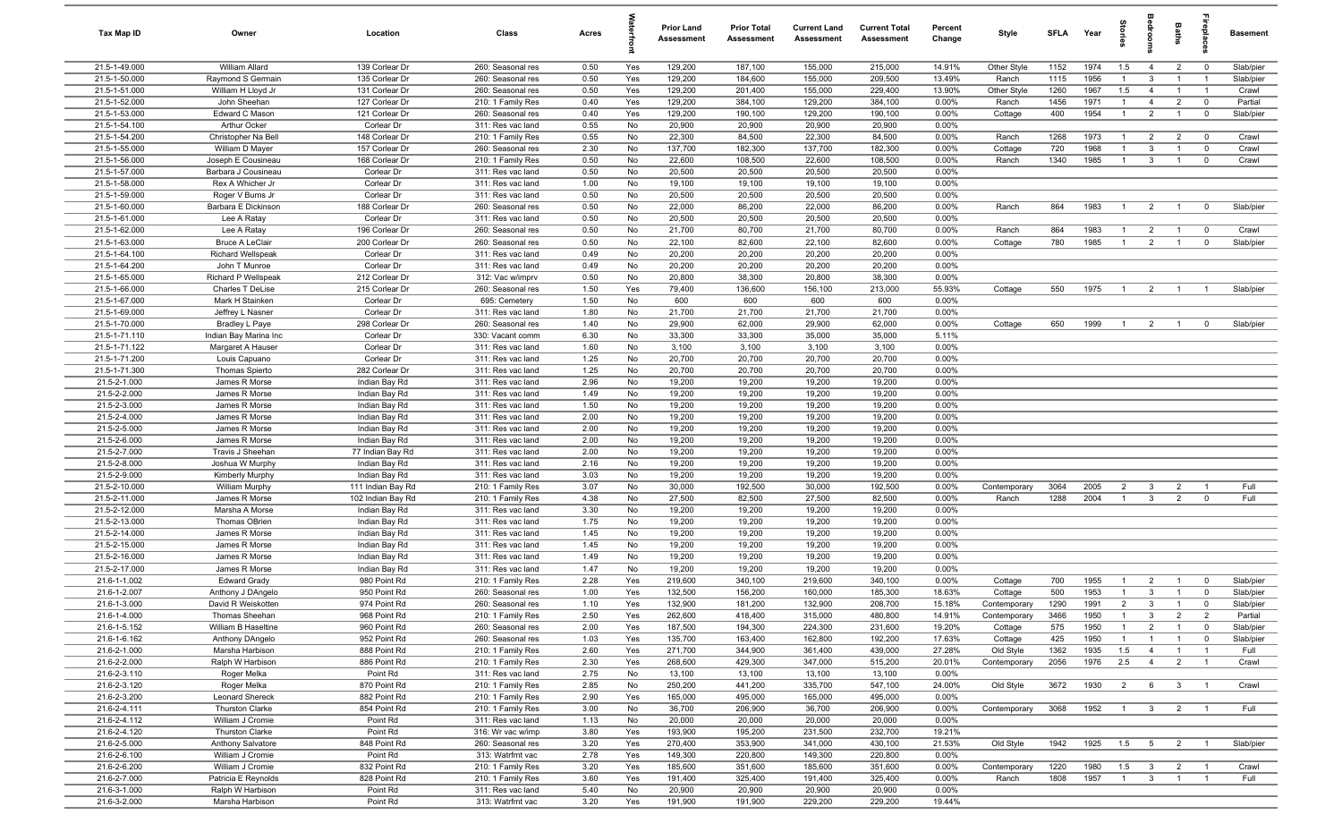| Tax Map ID | Owner | Location | Class | Acres | Waterfront | Prior Land Assessment | Prior Total Assessment | Current Land Assessment | Current Total Assessment | Percent Change | Style | SFLA | Year | Stories | Bedrooms | Baths | Fireplaces | Basement |
|---|---|---|---|---|---|---|---|---|---|---|---|---|---|---|---|---|---|---|
| 21.5-1-49.000 | William Allard | 139 Corlear Dr | 260: Seasonal res | 0.50 | Yes | 129,200 | 187,100 | 155,000 | 215,000 | 14.91% | Other Style | 1152 | 1974 | 1.5 | 4 | 2 | 0 | Slab/pier |
| 21.5-1-50.000 | Raymond S Germain | 135 Corlear Dr | 260: Seasonal res | 0.50 | Yes | 129,200 | 184,600 | 155,000 | 209,500 | 13.49% | Ranch | 1115 | 1956 | 1 | 3 | 1 | 1 | Slab/pier |
| 21.5-1-51.000 | William H Lloyd Jr | 131 Corlear Dr | 260: Seasonal res | 0.50 | Yes | 129,200 | 201,400 | 155,000 | 229,400 | 13.90% | Other Style | 1260 | 1967 | 1.5 | 4 | 1 | 1 | Crawl |
| 21.5-1-52.000 | John Sheehan | 127 Corlear Dr | 210: 1 Family Res | 0.40 | Yes | 129,200 | 384,100 | 129,200 | 384,100 | 0.00% | Ranch | 1456 | 1971 | 1 | 4 | 2 | 0 | Partial |
| 21.5-1-53.000 | Edward C Mason | 121 Corlear Dr | 260: Seasonal res | 0.40 | Yes | 129,200 | 190,100 | 129,200 | 190,100 | 0.00% | Cottage | 400 | 1954 | 1 | 2 | 1 | 0 | Slab/pier |
| 21.5-1-54.100 | Arthur Ocker | Corlear Dr | 311: Res vac land | 0.55 | No | 20,900 | 20,900 | 20,900 | 20,900 | 0.00% | | | | | | | | |
| 21.5-1-54.200 | Christopher Na Bell | 148 Corlear Dr | 210: 1 Family Res | 0.55 | No | 22,300 | 84,500 | 22,300 | 84,500 | 0.00% | Ranch | 1268 | 1973 | 1 | 2 | 2 | 0 | Crawl |
| 21.5-1-55.000 | William D Mayer | 157 Corlear Dr | 260: Seasonal res | 2.30 | No | 137,700 | 182,300 | 137,700 | 182,300 | 0.00% | Cottage | 720 | 1968 | 1 | 3 | 1 | 0 | Crawl |
| 21.5-1-56.000 | Joseph E Cousineau | 168 Corlear Dr | 210: 1 Family Res | 0.50 | No | 22,600 | 108,500 | 22,600 | 108,500 | 0.00% | Ranch | 1340 | 1985 | 1 | 3 | 1 | 0 | Crawl |
| 21.5-1-57.000 | Barbara J Cousineau | Corlear Dr | 311: Res vac land | 0.50 | No | 20,500 | 20,500 | 20,500 | 20,500 | 0.00% | | | | | | | | |
| 21.5-1-58.000 | Rex A Whicher Jr | Corlear Dr | 311: Res vac land | 1.00 | No | 19,100 | 19,100 | 19,100 | 19,100 | 0.00% | | | | | | | | |
| 21.5-1-59.000 | Roger V Burns Jr | Corlear Dr | 311: Res vac land | 0.50 | No | 20,500 | 20,500 | 20,500 | 20,500 | 0.00% | | | | | | | | |
| 21.5-1-60.000 | Barbara E Dickinson | 188 Corlear Dr | 260: Seasonal res | 0.50 | No | 22,000 | 86,200 | 22,000 | 86,200 | 0.00% | Ranch | 864 | 1983 | 1 | 2 | 1 | 0 | Slab/pier |
| 21.5-1-61.000 | Lee A Ratay | Corlear Dr | 311: Res vac land | 0.50 | No | 20,500 | 20,500 | 20,500 | 20,500 | 0.00% | | | | | | | | |
| 21.5-1-62.000 | Lee A Ratay | 196 Corlear Dr | 260: Seasonal res | 0.50 | No | 21,700 | 80,700 | 21,700 | 80,700 | 0.00% | Ranch | 864 | 1983 | 1 | 2 | 1 | 0 | Crawl |
| 21.5-1-63.000 | Bruce A LeClair | 200 Corlear Dr | 260: Seasonal res | 0.50 | No | 22,100 | 82,600 | 22,100 | 82,600 | 0.00% | Cottage | 780 | 1985 | 1 | 2 | 1 | 0 | Slab/pier |
| 21.5-1-64.100 | Richard Wellspeak | Corlear Dr | 311: Res vac land | 0.49 | No | 20,200 | 20,200 | 20,200 | 20,200 | 0.00% | | | | | | | | |
| 21.5-1-64.200 | John T Munroe | Corlear Dr | 311: Res vac land | 0.49 | No | 20,200 | 20,200 | 20,200 | 20,200 | 0.00% | | | | | | | | |
| 21.5-1-65.000 | Richard P Wellspeak | 212 Corlear Dr | 312: Vac w/imprv | 0.50 | No | 20,800 | 38,300 | 20,800 | 38,300 | 0.00% | | | | | | | | |
| 21.5-1-66.000 | Charles T DeLise | 215 Corlear Dr | 260: Seasonal res | 1.50 | Yes | 79,400 | 136,600 | 156,100 | 213,000 | 55.93% | Cottage | 550 | 1975 | 1 | 2 | 1 | 1 | Slab/pier |
| 21.5-1-67.000 | Mark H Stainken | Corlear Dr | 695: Cemetery | 1.50 | No | 600 | 600 | 600 | 600 | 0.00% | | | | | | | | |
| 21.5-1-69.000 | Jeffrey L Nasner | Corlear Dr | 311: Res vac land | 1.80 | No | 21,700 | 21,700 | 21,700 | 21,700 | 0.00% | | | | | | | | |
| 21.5-1-70.000 | Bradley L Paye | 298 Corlear Dr | 260: Seasonal res | 1.40 | No | 29,900 | 62,000 | 29,900 | 62,000 | 0.00% | Cottage | 650 | 1999 | 1 | 2 | 1 | 0 | Slab/pier |
| 21.5-1-71.110 | Indian Bay Marina Inc | Corlear Dr | 330: Vacant comm | 6.30 | No | 33,300 | 33,300 | 35,000 | 35,000 | 5.11% | | | | | | | | |
| 21.5-1-71.122 | Margaret A Hauser | Corlear Dr | 311: Res vac land | 1.60 | No | 3,100 | 3,100 | 3,100 | 3,100 | 0.00% | | | | | | | | |
| 21.5-1-71.200 | Louis Capuano | Corlear Dr | 311: Res vac land | 1.25 | No | 20,700 | 20,700 | 20,700 | 20,700 | 0.00% | | | | | | | | |
| 21.5-1-71.300 | Thomas Spierto | 282 Corlear Dr | 311: Res vac land | 1.25 | No | 20,700 | 20,700 | 20,700 | 20,700 | 0.00% | | | | | | | | |
| 21.5-2-1.000 | James R Morse | Indian Bay Rd | 311: Res vac land | 2.96 | No | 19,200 | 19,200 | 19,200 | 19,200 | 0.00% | | | | | | | | |
| 21.5-2-2.000 | James R Morse | Indian Bay Rd | 311: Res vac land | 1.49 | No | 19,200 | 19,200 | 19,200 | 19,200 | 0.00% | | | | | | | | |
| 21.5-2-3.000 | James R Morse | Indian Bay Rd | 311: Res vac land | 1.50 | No | 19,200 | 19,200 | 19,200 | 19,200 | 0.00% | | | | | | | | |
| 21.5-2-4.000 | James R Morse | Indian Bay Rd | 311: Res vac land | 2.00 | No | 19,200 | 19,200 | 19,200 | 19,200 | 0.00% | | | | | | | | |
| 21.5-2-5.000 | James R Morse | Indian Bay Rd | 311: Res vac land | 2.00 | No | 19,200 | 19,200 | 19,200 | 19,200 | 0.00% | | | | | | | | |
| 21.5-2-6.000 | James R Morse | Indian Bay Rd | 311: Res vac land | 2.00 | No | 19,200 | 19,200 | 19,200 | 19,200 | 0.00% | | | | | | | | |
| 21.5-2-7.000 | Travis J Sheehan | 77 Indian Bay Rd | 311: Res vac land | 2.00 | No | 19,200 | 19,200 | 19,200 | 19,200 | 0.00% | | | | | | | | |
| 21.5-2-8.000 | Joshua W Murphy | Indian Bay Rd | 311: Res vac land | 2.16 | No | 19,200 | 19,200 | 19,200 | 19,200 | 0.00% | | | | | | | | |
| 21.5-2-9.000 | Kimberly Murphy | Indian Bay Rd | 311: Res vac land | 3.03 | No | 19,200 | 19,200 | 19,200 | 19,200 | 0.00% | | | | | | | | |
| 21.5-2-10.000 | William Murphy | 111 Indian Bay Rd | 210: 1 Family Res | 3.07 | No | 30,000 | 192,500 | 30,000 | 192,500 | 0.00% | Contemporary | 3064 | 2005 | 2 | 3 | 2 | 1 | Full |
| 21.5-2-11.000 | James R Morse | 102 Indian Bay Rd | 210: 1 Family Res | 4.38 | No | 27,500 | 82,500 | 27,500 | 82,500 | 0.00% | Ranch | 1288 | 2004 | 1 | 3 | 2 | 0 | Full |
| 21.5-2-12.000 | Marsha A Morse | Indian Bay Rd | 311: Res vac land | 3.30 | No | 19,200 | 19,200 | 19,200 | 19,200 | 0.00% | | | | | | | | |
| 21.5-2-13.000 | Thomas OBrien | Indian Bay Rd | 311: Res vac land | 1.75 | No | 19,200 | 19,200 | 19,200 | 19,200 | 0.00% | | | | | | | | |
| 21.5-2-14.000 | James R Morse | Indian Bay Rd | 311: Res vac land | 1.45 | No | 19,200 | 19,200 | 19,200 | 19,200 | 0.00% | | | | | | | | |
| 21.5-2-15.000 | James R Morse | Indian Bay Rd | 311: Res vac land | 1.45 | No | 19,200 | 19,200 | 19,200 | 19,200 | 0.00% | | | | | | | | |
| 21.5-2-16.000 | James R Morse | Indian Bay Rd | 311: Res vac land | 1.49 | No | 19,200 | 19,200 | 19,200 | 19,200 | 0.00% | | | | | | | | |
| 21.5-2-17.000 | James R Morse | Indian Bay Rd | 311: Res vac land | 1.47 | No | 19,200 | 19,200 | 19,200 | 19,200 | 0.00% | | | | | | | | |
| 21.6-1-1.002 | Edward Grady | 980 Point Rd | 210: 1 Family Res | 2.28 | Yes | 219,600 | 340,100 | 219,600 | 340,100 | 0.00% | Cottage | 700 | 1955 | 1 | 2 | 1 | 0 | Slab/pier |
| 21.6-1-2.007 | Anthony J DAngelo | 950 Point Rd | 260: Seasonal res | 1.00 | Yes | 132,500 | 156,200 | 160,000 | 185,300 | 18.63% | Cottage | 500 | 1953 | 1 | 3 | 1 | 0 | Slab/pier |
| 21.6-1-3.000 | David R Weiskotten | 974 Point Rd | 260: Seasonal res | 1.10 | Yes | 132,900 | 181,200 | 132,900 | 208,700 | 15.18% | Contemporary | 1290 | 1991 | 2 | 3 | 1 | 0 | Slab/pier |
| 21.6-1-4.000 | Thomas Sheehan | 968 Point Rd | 210: 1 Family Res | 2.50 | Yes | 262,600 | 418,400 | 315,000 | 480,800 | 14.91% | Contemporary | 3466 | 1950 | 1 | 3 | 2 | 2 | Partial |
| 21.6-1-5.152 | William B Haseltine | 960 Point Rd | 260: Seasonal res | 2.00 | Yes | 187,500 | 194,300 | 224,300 | 231,600 | 19.20% | Cottage | 575 | 1950 | 1 | 2 | 1 | 0 | Slab/pier |
| 21.6-1-6.162 | Anthony DAngelo | 952 Point Rd | 260: Seasonal res | 1.03 | Yes | 135,700 | 163,400 | 162,800 | 192,200 | 17.63% | Cottage | 425 | 1950 | 1 | 1 | 1 | 0 | Slab/pier |
| 21.6-2-1.000 | Marsha Harbison | 888 Point Rd | 210: 1 Family Res | 2.60 | Yes | 271,700 | 344,900 | 361,400 | 439,000 | 27.28% | Old Style | 1362 | 1935 | 1.5 | 4 | 1 | 1 | Full |
| 21.6-2-2.000 | Ralph W Harbison | 886 Point Rd | 210: 1 Family Res | 2.30 | Yes | 268,600 | 429,300 | 347,000 | 515,200 | 20.01% | Contemporary | 2056 | 1976 | 2.5 | 4 | 2 | 1 | Crawl |
| 21.6-2-3.110 | Roger Melka | Point Rd | 311: Res vac land | 2.75 | No | 13,100 | 13,100 | 13,100 | 13,100 | 0.00% | | | | | | | | |
| 21.6-2-3.120 | Roger Melka | 870 Point Rd | 210: 1 Family Res | 2.85 | No | 250,200 | 441,200 | 335,700 | 547,100 | 24.00% | Old Style | 3672 | 1930 | 2 | 6 | 3 | 1 | Crawl |
| 21.6-2-3.200 | Leonard Shereck | 882 Point Rd | 210: 1 Family Res | 2.90 | Yes | 165,000 | 495,000 | 165,000 | 495,000 | 0.00% | | | | | | | | |
| 21.6-2-4.111 | Thurston Clarke | 854 Point Rd | 210: 1 Family Res | 3.00 | No | 36,700 | 206,900 | 36,700 | 206,900 | 0.00% | Contemporary | 3068 | 1952 | 1 | 3 | 2 | 1 | Full |
| 21.6-2-4.112 | William J Cromie | Point Rd | 311: Res vac land | 1.13 | No | 20,000 | 20,000 | 20,000 | 20,000 | 0.00% | | | | | | | | |
| 21.6-2-4.120 | Thurston Clarke | Point Rd | 316: Wr vac w/imp | 3.80 | Yes | 193,900 | 195,200 | 231,500 | 232,700 | 19.21% | | | | | | | | |
| 21.6-2-5.000 | Anthony Salvatore | 848 Point Rd | 260: Seasonal res | 3.20 | Yes | 270,400 | 353,900 | 341,000 | 430,100 | 21.53% | Old Style | 1942 | 1925 | 1.5 | 5 | 2 | 1 | Slab/pier |
| 21.6-2-6.100 | William J Cromie | Point Rd | 313: Watrfmt vac | 2.78 | Yes | 149,300 | 220,800 | 149,300 | 220,800 | 0.00% | | | | | | | | |
| 21.6-2-6.200 | William J Cromie | 832 Point Rd | 210: 1 Family Res | 3.20 | Yes | 185,600 | 351,600 | 185,600 | 351,600 | 0.00% | Contemporary | 1220 | 1980 | 1.5 | 3 | 2 | 1 | Crawl |
| 21.6-2-7.000 | Patricia E Reynolds | 828 Point Rd | 210: 1 Family Res | 3.60 | Yes | 191,400 | 325,400 | 191,400 | 325,400 | 0.00% | Ranch | 1808 | 1957 | 1 | 3 | 1 | 1 | Full |
| 21.6-3-1.000 | Ralph W Harbison | Point Rd | 311: Res vac land | 5.40 | No | 20,900 | 20,900 | 20,900 | 20,900 | 0.00% | | | | | | | | |
| 21.6-3-2.000 | Marsha Harbison | Point Rd | 313: Watrfmt vac | 3.20 | Yes | 191,900 | 191,900 | 229,200 | 229,200 | 19.44% | | | | | | | | |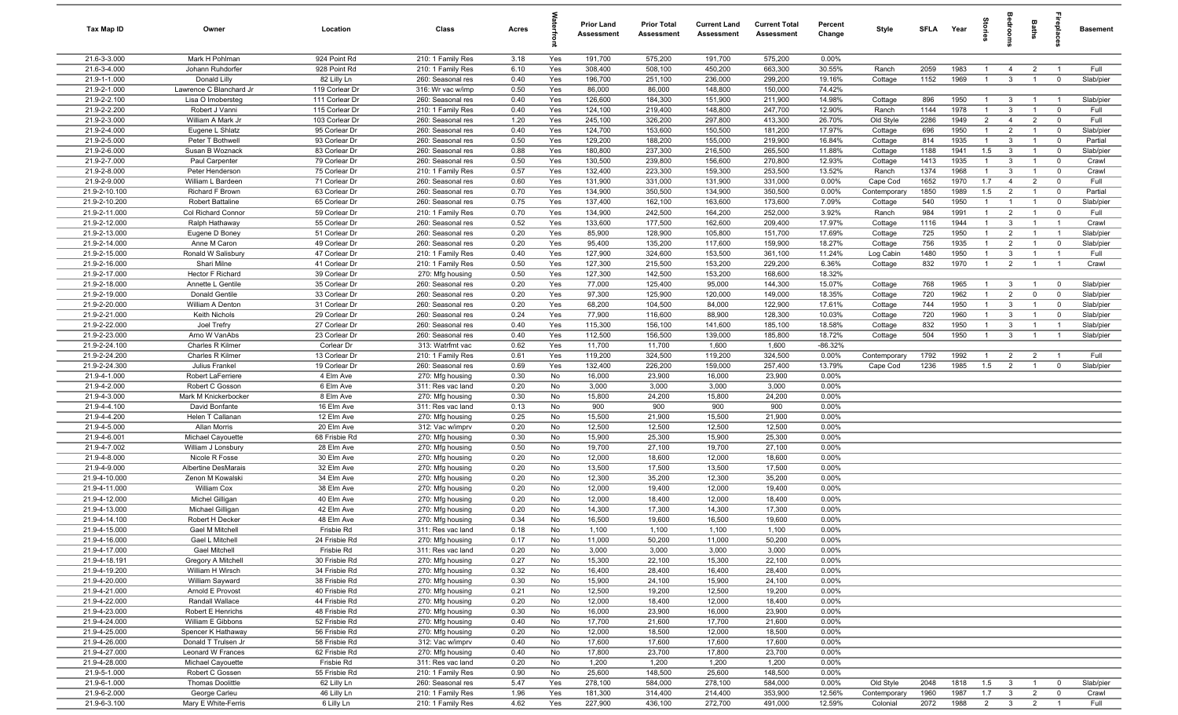| Tax Map ID | Owner | Location | Class | Acres | Waterfront | Prior Land Assessment | Prior Total Assessment | Current Land Assessment | Current Total Assessment | Percent Change | Style | SFLA | Year | Stories | Bedrooms | Baths | Fireplaces | Basement |
|---|---|---|---|---|---|---|---|---|---|---|---|---|---|---|---|---|---|---|
| 21.6-3-3.000 | Mark H Pohlman | 924 Point Rd | 210: 1 Family Res | 3.18 | Yes | 191,700 | 575,200 | 191,700 | 575,200 | 0.00% | | | | | | | | |
| 21.6-3-4.000 | Johann Ruhdorfer | 928 Point Rd | 210: 1 Family Res | 6.10 | Yes | 308,400 | 508,100 | 450,200 | 663,300 | 30.55% | Ranch | 2059 | 1983 | 1 | 4 | 2 | 1 | Full |
| 21.9-1-1.000 | Donald Lilly | 82 Lilly Ln | 260: Seasonal res | 0.40 | Yes | 196,700 | 251,100 | 236,000 | 299,200 | 19.16% | Cottage | 1152 | 1969 | 1 | 3 | 1 | 0 | Slab/pier |
| 21.9-2-1.000 | Lawrence C Blanchard Jr | 119 Corlear Dr | 316: Wr vac w/imp | 0.50 | Yes | 86,000 | 86,000 | 148,800 | 150,000 | 74.42% | | | | | | | | |
| 21.9-2-2.100 | Lisa O Imobersteg | 111 Corlear Dr | 260: Seasonal res | 0.40 | Yes | 126,600 | 184,300 | 151,900 | 211,900 | 14.98% | Cottage | 896 | 1950 | 1 | 3 | 1 | 1 | Slab/pier |
| 21.9-2-2.200 | Robert J Vanni | 115 Corlear Dr | 210: 1 Family Res | 0.40 | Yes | 124,100 | 219,400 | 148,800 | 247,700 | 12.90% | Ranch | 1144 | 1978 | 1 | 3 | 1 | 0 | Full |
| 21.9-2-3.000 | William A Mark Jr | 103 Corlear Dr | 260: Seasonal res | 1.20 | Yes | 245,100 | 326,200 | 297,800 | 413,300 | 26.70% | Old Style | 2286 | 1949 | 2 | 4 | 2 | 0 | Full |
| 21.9-2-4.000 | Eugene L Shlatz | 95 Corlear Dr | 260: Seasonal res | 0.40 | Yes | 124,700 | 153,600 | 150,500 | 181,200 | 17.97% | Cottage | 696 | 1950 | 1 | 2 | 1 | 0 | Slab/pier |
| 21.9-2-5.000 | Peter T Bothwell | 93 Corlear Dr | 260: Seasonal res | 0.50 | Yes | 129,200 | 188,200 | 155,000 | 219,900 | 16.84% | Cottage | 814 | 1935 | 1 | 3 | 1 | 0 | Partial |
| 21.9-2-6.000 | Susan B Woznack | 83 Corlear Dr | 260: Seasonal res | 0.88 | Yes | 180,800 | 237,300 | 216,500 | 265,500 | 11.88% | Cottage | 1188 | 1941 | 1.5 | 3 | 1 | 0 | Slab/pier |
| 21.9-2-7.000 | Paul Carpenter | 79 Corlear Dr | 260: Seasonal res | 0.50 | Yes | 130,500 | 239,800 | 156,600 | 270,800 | 12.93% | Cottage | 1413 | 1935 | 1 | 3 | 1 | 0 | Crawl |
| 21.9-2-8.000 | Peter Henderson | 75 Corlear Dr | 210: 1 Family Res | 0.57 | Yes | 132,400 | 223,300 | 159,300 | 253,500 | 13.52% | Ranch | 1374 | 1968 | 1 | 3 | 1 | 0 | Crawl |
| 21.9-2-9.000 | William L Bardeen | 71 Corlear Dr | 260: Seasonal res | 0.60 | Yes | 131,900 | 331,000 | 131,900 | 331,000 | 0.00% | Cape Cod | 1652 | 1970 | 1.7 | 4 | 2 | 0 | Full |
| 21.9-2-10.100 | Richard F Brown | 63 Corlear Dr | 260: Seasonal res | 0.70 | Yes | 134,900 | 350,500 | 134,900 | 350,500 | 0.00% | Contemporary | 1850 | 1989 | 1.5 | 2 | 1 | 0 | Partial |
| 21.9-2-10.200 | Robert Battaline | 65 Corlear Dr | 260: Seasonal res | 0.75 | Yes | 137,400 | 162,100 | 163,600 | 173,600 | 7.09% | Cottage | 540 | 1950 | 1 | 1 | 1 | 0 | Slab/pier |
| 21.9-2-11.000 | Col Richard Connor | 59 Corlear Dr | 210: 1 Family Res | 0.70 | Yes | 134,900 | 242,500 | 164,200 | 252,000 | 3.92% | Ranch | 984 | 1991 | 1 | 2 | 1 | 0 | Full |
| 21.9-2-12.000 | Ralph Hathaway | 55 Corlear Dr | 260: Seasonal res | 0.52 | Yes | 133,600 | 177,500 | 162,600 | 209,400 | 17.97% | Cottage | 1116 | 1944 | 1 | 3 | 1 | 1 | Crawl |
| 21.9-2-13.000 | Eugene D Boney | 51 Corlear Dr | 260: Seasonal res | 0.20 | Yes | 85,900 | 128,900 | 105,800 | 151,700 | 17.69% | Cottage | 725 | 1950 | 1 | 2 | 1 | 1 | Slab/pier |
| 21.9-2-14.000 | Anne M Caron | 49 Corlear Dr | 260: Seasonal res | 0.20 | Yes | 95,400 | 135,200 | 117,600 | 159,900 | 18.27% | Cottage | 756 | 1935 | 1 | 2 | 1 | 0 | Slab/pier |
| 21.9-2-15.000 | Ronald W Salisbury | 47 Corlear Dr | 210: 1 Family Res | 0.40 | Yes | 127,900 | 324,600 | 153,500 | 361,100 | 11.24% | Log Cabin | 1480 | 1950 | 1 | 3 | 1 | 1 | Full |
| 21.9-2-16.000 | Shari Milne | 41 Corlear Dr | 210: 1 Family Res | 0.50 | Yes | 127,300 | 215,500 | 153,200 | 229,200 | 6.36% | Cottage | 832 | 1970 | 1 | 2 | 1 | 1 | Crawl |
| 21.9-2-17.000 | Hector F Richard | 39 Corlear Dr | 270: Mfg housing | 0.50 | Yes | 127,300 | 142,500 | 153,200 | 168,600 | 18.32% | | | | | | | | |
| 21.9-2-18.000 | Annette L Gentile | 35 Corlear Dr | 260: Seasonal res | 0.20 | Yes | 77,000 | 125,400 | 95,000 | 144,300 | 15.07% | Cottage | 768 | 1965 | 1 | 3 | 1 | 0 | Slab/pier |
| 21.9-2-19.000 | Donald Gentile | 33 Corlear Dr | 260: Seasonal res | 0.20 | Yes | 97,300 | 125,900 | 120,000 | 149,000 | 18.35% | Cottage | 720 | 1962 | 1 | 2 | 0 | 0 | Slab/pier |
| 21.9-2-20.000 | William A Denton | 31 Corlear Dr | 260: Seasonal res | 0.20 | Yes | 68,200 | 104,500 | 84,000 | 122,900 | 17.61% | Cottage | 744 | 1950 | 1 | 3 | 1 | 0 | Slab/pier |
| 21.9-2-21.000 | Keith Nichols | 29 Corlear Dr | 260: Seasonal res | 0.24 | Yes | 77,900 | 116,600 | 88,900 | 128,300 | 10.03% | Cottage | 720 | 1960 | 1 | 3 | 1 | 0 | Slab/pier |
| 21.9-2-22.000 | Joel Trefry | 27 Corlear Dr | 260: Seasonal res | 0.40 | Yes | 115,300 | 156,100 | 141,600 | 185,100 | 18.58% | Cottage | 832 | 1950 | 1 | 3 | 1 | 1 | Slab/pier |
| 21.9-2-23.000 | Arno W VanAbs | 23 Corlear Dr | 260: Seasonal res | 0.40 | Yes | 112,500 | 156,500 | 139,000 | 185,800 | 18.72% | Cottage | 504 | 1950 | 1 | 3 | 1 | 1 | Slab/pier |
| 21.9-2-24.100 | Charles R Kilmer | Corlear Dr | 313: Watrfrnt vac | 0.62 | Yes | 11,700 | 11,700 | 1,600 | 1,600 | -86.32% | | | | | | | | |
| 21.9-2-24.200 | Charles R Kilmer | 13 Corlear Dr | 210: 1 Family Res | 0.61 | Yes | 119,200 | 324,500 | 119,200 | 324,500 | 0.00% | Contemporary | 1792 | 1992 | 1 | 2 | 2 | 1 | Full |
| 21.9-2-24.300 | Julius Frankel | 19 Corlear Dr | 260: Seasonal res | 0.69 | Yes | 132,400 | 226,200 | 159,000 | 257,400 | 13.79% | Cape Cod | 1236 | 1985 | 1.5 | 2 | 1 | 0 | Slab/pier |
| 21.9-4-1.000 | Robert LaFerriere | 4 Elm Ave | 270: Mfg housing | 0.30 | No | 16,000 | 23,900 | 16,000 | 23,900 | 0.00% | | | | | | | | |
| 21.9-4-2.000 | Robert C Gosson | 6 Elm Ave | 311: Res vac land | 0.20 | No | 3,000 | 3,000 | 3,000 | 3,000 | 0.00% | | | | | | | | |
| 21.9-4-3.000 | Mark M Knickerbocker | 8 Elm Ave | 270: Mfg housing | 0.30 | No | 15,800 | 24,200 | 15,800 | 24,200 | 0.00% | | | | | | | | |
| 21.9-4-4.100 | David Bonfante | 16 Elm Ave | 311: Res vac land | 0.13 | No | 900 | 900 | 900 | 900 | 0.00% | | | | | | | | |
| 21.9-4-4.200 | Helen T Callanan | 12 Elm Ave | 270: Mfg housing | 0.25 | No | 15,500 | 21,900 | 15,500 | 21,900 | 0.00% | | | | | | | | |
| 21.9-4-5.000 | Allan Morris | 20 Elm Ave | 312: Vac w/imprv | 0.20 | No | 12,500 | 12,500 | 12,500 | 12,500 | 0.00% | | | | | | | | |
| 21.9-4-6.001 | Michael Cayouette | 68 Frisbie Rd | 270: Mfg housing | 0.30 | No | 15,900 | 25,300 | 15,900 | 25,300 | 0.00% | | | | | | | | |
| 21.9-4-7.002 | William J Lonsbury | 28 Elm Ave | 270: Mfg housing | 0.50 | No | 19,700 | 27,100 | 19,700 | 27,100 | 0.00% | | | | | | | | |
| 21.9-4-8.000 | Nicole R Fosse | 30 Elm Ave | 270: Mfg housing | 0.20 | No | 12,000 | 18,600 | 12,000 | 18,600 | 0.00% | | | | | | | | |
| 21.9-4-9.000 | Albertine DesMarais | 32 Elm Ave | 270: Mfg housing | 0.20 | No | 13,500 | 17,500 | 13,500 | 17,500 | 0.00% | | | | | | | | |
| 21.9-4-10.000 | Zenon M Kowalski | 34 Elm Ave | 270: Mfg housing | 0.20 | No | 12,300 | 35,200 | 12,300 | 35,200 | 0.00% | | | | | | | | |
| 21.9-4-11.000 | William Cox | 38 Elm Ave | 270: Mfg housing | 0.20 | No | 12,000 | 19,400 | 12,000 | 19,400 | 0.00% | | | | | | | | |
| 21.9-4-12.000 | Michel Gilligan | 40 Elm Ave | 270: Mfg housing | 0.20 | No | 12,000 | 18,400 | 12,000 | 18,400 | 0.00% | | | | | | | | |
| 21.9-4-13.000 | Michael Gilligan | 42 Elm Ave | 270: Mfg housing | 0.20 | No | 14,300 | 17,300 | 14,300 | 17,300 | 0.00% | | | | | | | | |
| 21.9-4-14.100 | Robert H Decker | 48 Elm Ave | 270: Mfg housing | 0.34 | No | 16,500 | 19,600 | 16,500 | 19,600 | 0.00% | | | | | | | | |
| 21.9-4-15.000 | Gael M Mitchell | Frisbie Rd | 311: Res vac land | 0.18 | No | 1,100 | 1,100 | 1,100 | 1,100 | 0.00% | | | | | | | | |
| 21.9-4-16.000 | Gael L Mitchell | 24 Frisbie Rd | 270: Mfg housing | 0.17 | No | 11,000 | 50,200 | 11,000 | 50,200 | 0.00% | | | | | | | | |
| 21.9-4-17.000 | Gael Mitchell | Frisbie Rd | 311: Res vac land | 0.20 | No | 3,000 | 3,000 | 3,000 | 3,000 | 0.00% | | | | | | | | |
| 21.9-4-18.191 | Gregory A Mitchell | 30 Frisbie Rd | 270: Mfg housing | 0.27 | No | 15,300 | 22,100 | 15,300 | 22,100 | 0.00% | | | | | | | | |
| 21.9-4-19.200 | William H Wirsch | 34 Frisbie Rd | 270: Mfg housing | 0.32 | No | 16,400 | 28,400 | 16,400 | 28,400 | 0.00% | | | | | | | | |
| 21.9-4-20.000 | William Sayward | 38 Frisbie Rd | 270: Mfg housing | 0.30 | No | 15,900 | 24,100 | 15,900 | 24,100 | 0.00% | | | | | | | | |
| 21.9-4-21.000 | Arnold E Provost | 40 Frisbie Rd | 270: Mfg housing | 0.21 | No | 12,500 | 19,200 | 12,500 | 19,200 | 0.00% | | | | | | | | |
| 21.9-4-22.000 | Randall Wallace | 44 Frisbie Rd | 270: Mfg housing | 0.20 | No | 12,000 | 18,400 | 12,000 | 18,400 | 0.00% | | | | | | | | |
| 21.9-4-23.000 | Robert E Henrichs | 48 Frisbie Rd | 270: Mfg housing | 0.30 | No | 16,000 | 23,900 | 16,000 | 23,900 | 0.00% | | | | | | | | |
| 21.9-4-24.000 | William E Gibbons | 52 Frisbie Rd | 270: Mfg housing | 0.40 | No | 17,700 | 21,600 | 17,700 | 21,600 | 0.00% | | | | | | | | |
| 21.9-4-25.000 | Spencer K Hathaway | 56 Frisbie Rd | 270: Mfg housing | 0.20 | No | 12,000 | 18,500 | 12,000 | 18,500 | 0.00% | | | | | | | | |
| 21.9-4-26.000 | Donald T Trulsen Jr | 58 Frisbie Rd | 312: Vac w/imprv | 0.40 | No | 17,600 | 17,600 | 17,600 | 17,600 | 0.00% | | | | | | | | |
| 21.9-4-27.000 | Leonard W Frances | 62 Frisbie Rd | 270: Mfg housing | 0.40 | No | 17,800 | 23,700 | 17,800 | 23,700 | 0.00% | | | | | | | | |
| 21.9-4-28.000 | Michael Cayouette | Frisbie Rd | 311: Res vac land | 0.20 | No | 1,200 | 1,200 | 1,200 | 1,200 | 0.00% | | | | | | | | |
| 21.9-5-1.000 | Robert C Gossen | 55 Frisbie Rd | 210: 1 Family Res | 0.90 | No | 25,600 | 148,500 | 25,600 | 148,500 | 0.00% | | | | | | | | |
| 21.9-6-1.000 | Thomas Doolittle | 62 Lilly Ln | 260: Seasonal res | 5.47 | Yes | 278,100 | 584,000 | 278,100 | 584,000 | 0.00% | Old Style | 2048 | 1818 | 1.5 | 3 | 1 | 0 | Slab/pier |
| 21.9-6-2.000 | George Carleu | 46 Lilly Ln | 210: 1 Family Res | 1.96 | Yes | 181,300 | 314,400 | 214,400 | 353,900 | 12.56% | Contemporary | 1960 | 1987 | 1.7 | 3 | 2 | 0 | Crawl |
| 21.9-6-3.100 | Mary E White-Ferris | 6 Lilly Ln | 210: 1 Family Res | 4.62 | Yes | 227,900 | 436,100 | 272,700 | 491,000 | 12.59% | Colonial | 2072 | 1988 | 2 | 3 | 2 | 1 | Full |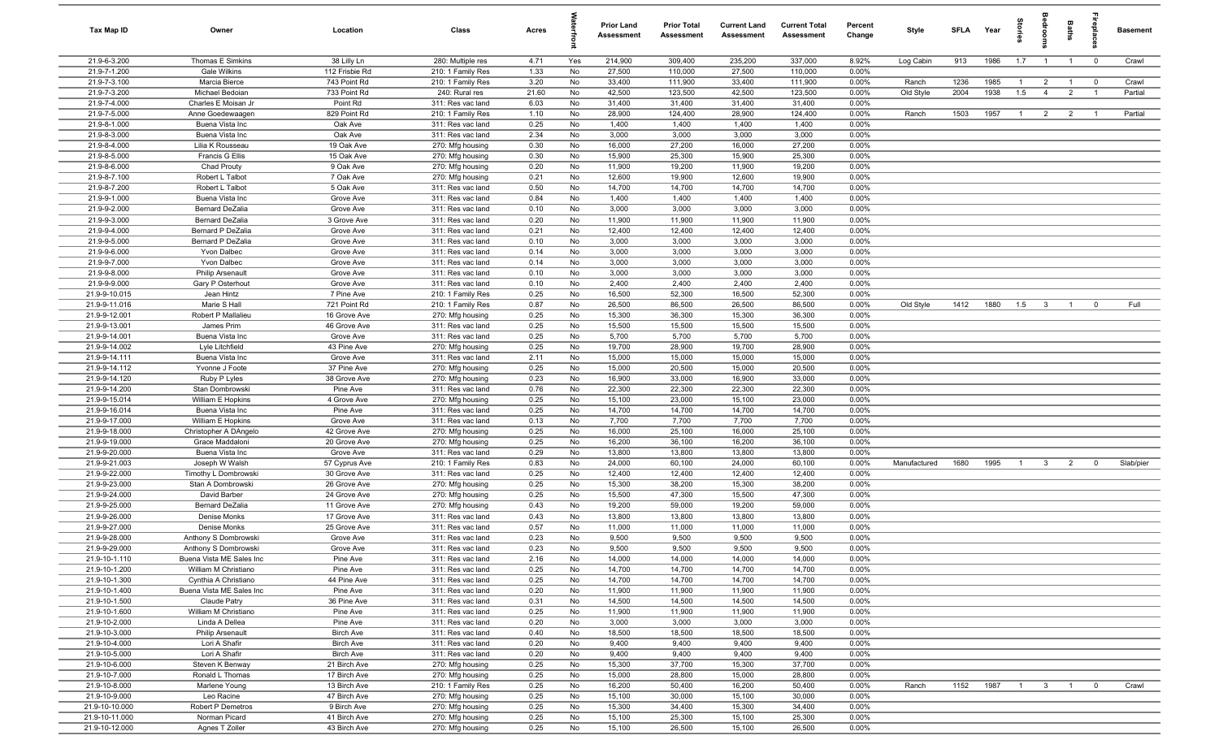| Tax Map ID | Owner | Location | Class | Acres | Waterfront | Prior Land Assessment | Prior Total Assessment | Current Land Assessment | Current Total Assessment | Percent Change | Style | SFLA | Year | Stories | Bedrooms | Baths | Fireplaces | Basement |
|---|---|---|---|---|---|---|---|---|---|---|---|---|---|---|---|---|---|---|
| 21.9-6-3.200 | Thomas E Simkins | 38 Lilly Ln | 280: Multiple res | 4.71 | Yes | 214,900 | 309,400 | 235,200 | 337,000 | 8.92% | Log Cabin | 913 | 1986 | 1.7 | 1 | 1 | 0 | Crawl |
| 21.9-7-1.200 | Gale Wilkins | 112 Frisbie Rd | 210: 1 Family Res | 1.33 | No | 27,500 | 110,000 | 27,500 | 110,000 | 0.00% | | | | | | | | |
| 21.9-7-3.100 | Marcia Bierce | 743 Point Rd | 210: 1 Family Res | 3.20 | No | 33,400 | 111,900 | 33,400 | 111,900 | 0.00% | Ranch | 1236 | 1985 | 1 | 2 | 1 | 0 | Crawl |
| 21.9-7-3.200 | Michael Bedoian | 733 Point Rd | 240: Rural res | 21.60 | No | 42,500 | 123,500 | 42,500 | 123,500 | 0.00% | Old Style | 2004 | 1938 | 1.5 | 4 | 2 | 1 | Partial |
| 21.9-7-4.000 | Charles E Moisan Jr | Point Rd | 311: Res vac land | 6.03 | No | 31,400 | 31,400 | 31,400 | 31,400 | 0.00% | | | | | | | | |
| 21.9-7-5.000 | Anne Goedewaagen | 829 Point Rd | 210: 1 Family Res | 1.10 | No | 28,900 | 124,400 | 28,900 | 124,400 | 0.00% | Ranch | 1503 | 1957 | 1 | 2 | 2 | 1 | Partial |
| 21.9-8-1.000 | Buena Vista Inc | Oak Ave | 311: Res vac land | 0.25 | No | 1,400 | 1,400 | 1,400 | 1,400 | 0.00% | | | | | | | | |
| 21.9-8-3.000 | Buena Vista Inc | Oak Ave | 311: Res vac land | 2.34 | No | 3,000 | 3,000 | 3,000 | 3,000 | 0.00% | | | | | | | | |
| 21.9-8-4.000 | Lilia K Rousseau | 19 Oak Ave | 270: Mfg housing | 0.30 | No | 16,000 | 27,200 | 16,000 | 27,200 | 0.00% | | | | | | | | |
| 21.9-8-5.000 | Francis G Ellis | 15 Oak Ave | 270: Mfg housing | 0.30 | No | 15,900 | 25,300 | 15,900 | 25,300 | 0.00% | | | | | | | | |
| 21.9-8-6.000 | Chad Prouty | 9 Oak Ave | 270: Mfg housing | 0.20 | No | 11,900 | 19,200 | 11,900 | 19,200 | 0.00% | | | | | | | | |
| 21.9-8-7.100 | Robert L Talbot | 7 Oak Ave | 270: Mfg housing | 0.21 | No | 12,600 | 19,900 | 12,600 | 19,900 | 0.00% | | | | | | | | |
| 21.9-8-7.200 | Robert L Talbot | 5 Oak Ave | 311: Res vac land | 0.50 | No | 14,700 | 14,700 | 14,700 | 14,700 | 0.00% | | | | | | | | |
| 21.9-9-1.000 | Buena Vista Inc | Grove Ave | 311: Res vac land | 0.84 | No | 1,400 | 1,400 | 1,400 | 1,400 | 0.00% | | | | | | | | |
| 21.9-9-2.000 | Bernard DeZalia | Grove Ave | 311: Res vac land | 0.10 | No | 3,000 | 3,000 | 3,000 | 3,000 | 0.00% | | | | | | | | |
| 21.9-9-3.000 | Bernard DeZalia | 3 Grove Ave | 311: Res vac land | 0.20 | No | 11,900 | 11,900 | 11,900 | 11,900 | 0.00% | | | | | | | | |
| 21.9-9-4.000 | Bernard P DeZalia | Grove Ave | 311: Res vac land | 0.21 | No | 12,400 | 12,400 | 12,400 | 12,400 | 0.00% | | | | | | | | |
| 21.9-9-5.000 | Bernard P DeZalia | Grove Ave | 311: Res vac land | 0.10 | No | 3,000 | 3,000 | 3,000 | 3,000 | 0.00% | | | | | | | | |
| 21.9-9-6.000 | Yvon Dalbec | Grove Ave | 311: Res vac land | 0.14 | No | 3,000 | 3,000 | 3,000 | 3,000 | 0.00% | | | | | | | | |
| 21.9-9-7.000 | Yvon Dalbec | Grove Ave | 311: Res vac land | 0.14 | No | 3,000 | 3,000 | 3,000 | 3,000 | 0.00% | | | | | | | | |
| 21.9-9-8.000 | Philip Arsenault | Grove Ave | 311: Res vac land | 0.10 | No | 3,000 | 3,000 | 3,000 | 3,000 | 0.00% | | | | | | | | |
| 21.9-9-9.000 | Gary P Osterhout | Grove Ave | 311: Res vac land | 0.10 | No | 2,400 | 2,400 | 2,400 | 2,400 | 0.00% | | | | | | | | |
| 21.9-9-10.015 | Jean Hintz | 7 Pine Ave | 210: 1 Family Res | 0.25 | No | 16,500 | 52,300 | 16,500 | 52,300 | 0.00% | | | | | | | | |
| 21.9-9-11.016 | Marie S Hall | 721 Point Rd | 210: 1 Family Res | 0.87 | No | 26,500 | 86,500 | 26,500 | 86,500 | 0.00% | Old Style | 1412 | 1880 | 1.5 | 3 | 1 | 0 | Full |
| 21.9-9-12.001 | Robert P Mallalieu | 16 Grove Ave | 270: Mfg housing | 0.25 | No | 15,300 | 36,300 | 15,300 | 36,300 | 0.00% | | | | | | | | |
| 21.9-9-13.001 | James Prim | 46 Grove Ave | 311: Res vac land | 0.25 | No | 15,500 | 15,500 | 15,500 | 15,500 | 0.00% | | | | | | | | |
| 21.9-9-14.001 | Buena Vista Inc | Grove Ave | 311: Res vac land | 0.25 | No | 5,700 | 5,700 | 5,700 | 5,700 | 0.00% | | | | | | | | |
| 21.9-9-14.002 | Lyle Litchfield | 43 Pine Ave | 270: Mfg housing | 0.25 | No | 19,700 | 28,900 | 19,700 | 28,900 | 0.00% | | | | | | | | |
| 21.9-9-14.111 | Buena Vista Inc | Grove Ave | 311: Res vac land | 2.11 | No | 15,000 | 15,000 | 15,000 | 15,000 | 0.00% | | | | | | | | |
| 21.9-9-14.112 | Yvonne J Foote | 37 Pine Ave | 270: Mfg housing | 0.25 | No | 15,000 | 20,500 | 15,000 | 20,500 | 0.00% | | | | | | | | |
| 21.9-9-14.120 | Ruby P Lyles | 38 Grove Ave | 270: Mfg housing | 0.23 | No | 16,900 | 33,000 | 16,900 | 33,000 | 0.00% | | | | | | | | |
| 21.9-9-14.200 | Stan Dombrowski | Pine Ave | 311: Res vac land | 0.76 | No | 22,300 | 22,300 | 22,300 | 22,300 | 0.00% | | | | | | | | |
| 21.9-9-15.014 | William E Hopkins | 4 Grove Ave | 270: Mfg housing | 0.25 | No | 15,100 | 23,000 | 15,100 | 23,000 | 0.00% | | | | | | | | |
| 21.9-9-16.014 | Buena Vista Inc | Pine Ave | 311: Res vac land | 0.25 | No | 14,700 | 14,700 | 14,700 | 14,700 | 0.00% | | | | | | | | |
| 21.9-9-17.000 | William E Hopkins | Grove Ave | 311: Res vac land | 0.13 | No | 7,700 | 7,700 | 7,700 | 7,700 | 0.00% | | | | | | | | |
| 21.9-9-18.000 | Christopher A DAngelo | 42 Grove Ave | 270: Mfg housing | 0.25 | No | 16,000 | 25,100 | 16,000 | 25,100 | 0.00% | | | | | | | | |
| 21.9-9-19.000 | Grace Maddaloni | 20 Grove Ave | 270: Mfg housing | 0.25 | No | 16,200 | 36,100 | 16,200 | 36,100 | 0.00% | | | | | | | | |
| 21.9-9-20.000 | Buena Vista Inc | Grove Ave | 311: Res vac land | 0.29 | No | 13,800 | 13,800 | 13,800 | 13,800 | 0.00% | | | | | | | | |
| 21.9-9-21.003 | Joseph W Walsh | 57 Cyprus Ave | 210: 1 Family Res | 0.83 | No | 24,000 | 60,100 | 24,000 | 60,100 | 0.00% | Manufactured | 1680 | 1995 | 1 | 3 | 2 | 0 | Slab/pier |
| 21.9-9-22.000 | Timothy L Dombrowski | 30 Grove Ave | 311: Res vac land | 0.25 | No | 12,400 | 12,400 | 12,400 | 12,400 | 0.00% | | | | | | | | |
| 21.9-9-23.000 | Stan A Dombrowski | 26 Grove Ave | 270: Mfg housing | 0.25 | No | 15,300 | 38,200 | 15,300 | 38,200 | 0.00% | | | | | | | | |
| 21.9-9-24.000 | David Barber | 24 Grove Ave | 270: Mfg housing | 0.25 | No | 15,500 | 47,300 | 15,500 | 47,300 | 0.00% | | | | | | | | |
| 21.9-9-25.000 | Bernard DeZalia | 11 Grove Ave | 270: Mfg housing | 0.43 | No | 19,200 | 59,000 | 19,200 | 59,000 | 0.00% | | | | | | | | |
| 21.9-9-26.000 | Denise Monks | 17 Grove Ave | 311: Res vac land | 0.43 | No | 13,800 | 13,800 | 13,800 | 13,800 | 0.00% | | | | | | | | |
| 21.9-9-27.000 | Denise Monks | 25 Grove Ave | 311: Res vac land | 0.57 | No | 11,000 | 11,000 | 11,000 | 11,000 | 0.00% | | | | | | | | |
| 21.9-9-28.000 | Anthony S Dombrowski | Grove Ave | 311: Res vac land | 0.23 | No | 9,500 | 9,500 | 9,500 | 9,500 | 0.00% | | | | | | | | |
| 21.9-9-29.000 | Anthony S Dombrowski | Grove Ave | 311: Res vac land | 0.23 | No | 9,500 | 9,500 | 9,500 | 9,500 | 0.00% | | | | | | | | |
| 21.9-10-1.110 | Buena Vista ME Sales Inc | Pine Ave | 311: Res vac land | 2.16 | No | 14,000 | 14,000 | 14,000 | 14,000 | 0.00% | | | | | | | | |
| 21.9-10-1.200 | William M Christiano | Pine Ave | 311: Res vac land | 0.25 | No | 14,700 | 14,700 | 14,700 | 14,700 | 0.00% | | | | | | | | |
| 21.9-10-1.300 | Cynthia A Christiano | 44 Pine Ave | 311: Res vac land | 0.25 | No | 14,700 | 14,700 | 14,700 | 14,700 | 0.00% | | | | | | | | |
| 21.9-10-1.400 | Buena Vista ME Sales Inc | Pine Ave | 311: Res vac land | 0.20 | No | 11,900 | 11,900 | 11,900 | 11,900 | 0.00% | | | | | | | | |
| 21.9-10-1.500 | Claude Patry | 36 Pine Ave | 311: Res vac land | 0.31 | No | 14,500 | 14,500 | 14,500 | 14,500 | 0.00% | | | | | | | | |
| 21.9-10-1.600 | William M Christiano | Pine Ave | 311: Res vac land | 0.25 | No | 11,900 | 11,900 | 11,900 | 11,900 | 0.00% | | | | | | | | |
| 21.9-10-2.000 | Linda A Dellea | Pine Ave | 311: Res vac land | 0.20 | No | 3,000 | 3,000 | 3,000 | 3,000 | 0.00% | | | | | | | | |
| 21.9-10-3.000 | Philip Arsenault | Birch Ave | 311: Res vac land | 0.40 | No | 18,500 | 18,500 | 18,500 | 18,500 | 0.00% | | | | | | | | |
| 21.9-10-4.000 | Lori A Shafir | Birch Ave | 311: Res vac land | 0.20 | No | 9,400 | 9,400 | 9,400 | 9,400 | 0.00% | | | | | | | | |
| 21.9-10-5.000 | Lori A Shafir | Birch Ave | 311: Res vac land | 0.20 | No | 9,400 | 9,400 | 9,400 | 9,400 | 0.00% | | | | | | | | |
| 21.9-10-6.000 | Steven K Benway | 21 Birch Ave | 270: Mfg housing | 0.25 | No | 15,300 | 37,700 | 15,300 | 37,700 | 0.00% | | | | | | | | |
| 21.9-10-7.000 | Ronald L Thomas | 17 Birch Ave | 270: Mfg housing | 0.25 | No | 15,000 | 28,800 | 15,000 | 28,800 | 0.00% | | | | | | | | |
| 21.9-10-8.000 | Marlene Young | 13 Birch Ave | 210: 1 Family Res | 0.25 | No | 16,200 | 50,400 | 16,200 | 50,400 | 0.00% | Ranch | 1152 | 1987 | 1 | 3 | 1 | 0 | Crawl |
| 21.9-10-9.000 | Leo Racine | 47 Birch Ave | 270: Mfg housing | 0.25 | No | 15,100 | 30,000 | 15,100 | 30,000 | 0.00% | | | | | | | | |
| 21.9-10-10.000 | Robert P Demetros | 9 Birch Ave | 270: Mfg housing | 0.25 | No | 15,300 | 34,400 | 15,300 | 34,400 | 0.00% | | | | | | | | |
| 21.9-10-11.000 | Norman Picard | 41 Birch Ave | 270: Mfg housing | 0.25 | No | 15,100 | 25,300 | 15,100 | 25,300 | 0.00% | | | | | | | | |
| 21.9-10-12.000 | Agnes T Zoller | 43 Birch Ave | 270: Mfg housing | 0.25 | No | 15,100 | 26,500 | 15,100 | 26,500 | 0.00% | | | | | | | | |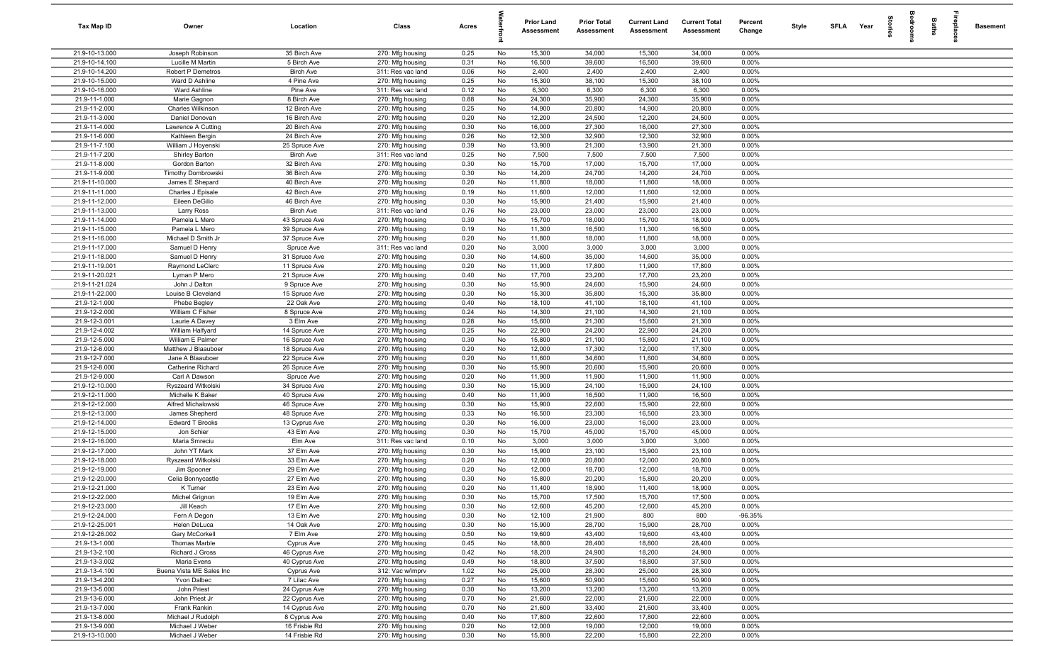| Tax Map ID | Owner | Location | Class | Acres | Waterfront | Prior Land Assessment | Prior Total Assessment | Current Land Assessment | Current Total Assessment | Percent Change | Style | SFLA | Year | Stories | Bedrooms | Baths | Fireplaces | Basement |
|---|---|---|---|---|---|---|---|---|---|---|---|---|---|---|---|---|---|---|
| 21.9-10-13.000 | Joseph Robinson | 35 Birch Ave | 270: Mfg housing | 0.25 | No | 15,300 | 34,000 | 15,300 | 34,000 | 0.00% | | | | | | | | |
| 21.9-10-14.100 | Lucille M Martin | 5 Birch Ave | 270: Mfg housing | 0.31 | No | 16,500 | 39,600 | 16,500 | 39,600 | 0.00% | | | | | | | | |
| 21.9-10-14.200 | Robert P Demetros | Birch Ave | 311: Res vac land | 0.06 | No | 2,400 | 2,400 | 2,400 | 2,400 | 0.00% | | | | | | | | |
| 21.9-10-15.000 | Ward D Ashline | 4 Pine Ave | 270: Mfg housing | 0.25 | No | 15,300 | 38,100 | 15,300 | 38,100 | 0.00% | | | | | | | | |
| 21.9-10-16.000 | Ward Ashline | Pine Ave | 311: Res vac land | 0.12 | No | 6,300 | 6,300 | 6,300 | 6,300 | 0.00% | | | | | | | | |
| 21.9-11-1.000 | Marie Gagnon | 8 Birch Ave | 270: Mfg housing | 0.88 | No | 24,300 | 35,900 | 24,300 | 35,900 | 0.00% | | | | | | | | |
| 21.9-11-2.000 | Charles Wilkinson | 12 Birch Ave | 270: Mfg housing | 0.25 | No | 14,900 | 20,800 | 14,900 | 20,800 | 0.00% | | | | | | | | |
| 21.9-11-3.000 | Daniel Donovan | 16 Birch Ave | 270: Mfg housing | 0.20 | No | 12,200 | 24,500 | 12,200 | 24,500 | 0.00% | | | | | | | | |
| 21.9-11-4.000 | Lawrence A Cutting | 20 Birch Ave | 270: Mfg housing | 0.30 | No | 16,000 | 27,300 | 16,000 | 27,300 | 0.00% | | | | | | | | |
| 21.9-11-6.000 | Kathleen Bergin | 24 Birch Ave | 270: Mfg housing | 0.26 | No | 12,300 | 32,900 | 12,300 | 32,900 | 0.00% | | | | | | | | |
| 21.9-11-7.100 | William J Hoyenski | 25 Spruce Ave | 270: Mfg housing | 0.39 | No | 13,900 | 21,300 | 13,900 | 21,300 | 0.00% | | | | | | | | |
| 21.9-11-7.200 | Shirley Barton | Birch Ave | 311: Res vac land | 0.25 | No | 7,500 | 7,500 | 7,500 | 7,500 | 0.00% | | | | | | | | |
| 21.9-11-8.000 | Gordon Barton | 32 Birch Ave | 270: Mfg housing | 0.30 | No | 15,700 | 17,000 | 15,700 | 17,000 | 0.00% | | | | | | | | |
| 21.9-11-9.000 | Timothy Dombrowski | 36 Birch Ave | 270: Mfg housing | 0.30 | No | 14,200 | 24,700 | 14,200 | 24,700 | 0.00% | | | | | | | | |
| 21.9-11-10.000 | James E Shepard | 40 Birch Ave | 270: Mfg housing | 0.20 | No | 11,800 | 18,000 | 11,800 | 18,000 | 0.00% | | | | | | | | |
| 21.9-11-11.000 | Charles J Episale | 42 Birch Ave | 270: Mfg housing | 0.19 | No | 11,600 | 12,000 | 11,600 | 12,000 | 0.00% | | | | | | | | |
| 21.9-11-12.000 | Eileen DeGilio | 46 Birch Ave | 270: Mfg housing | 0.30 | No | 15,900 | 21,400 | 15,900 | 21,400 | 0.00% | | | | | | | | |
| 21.9-11-13.000 | Larry Ross | Birch Ave | 311: Res vac land | 0.76 | No | 23,000 | 23,000 | 23,000 | 23,000 | 0.00% | | | | | | | | |
| 21.9-11-14.000 | Pamela L Mero | 43 Spruce Ave | 270: Mfg housing | 0.30 | No | 15,700 | 18,000 | 15,700 | 18,000 | 0.00% | | | | | | | | |
| 21.9-11-15.000 | Pamela L Mero | 39 Spruce Ave | 270: Mfg housing | 0.19 | No | 11,300 | 16,500 | 11,300 | 16,500 | 0.00% | | | | | | | | |
| 21.9-11-16.000 | Michael D Smith Jr | 37 Spruce Ave | 270: Mfg housing | 0.20 | No | 11,800 | 18,000 | 11,800 | 18,000 | 0.00% | | | | | | | | |
| 21.9-11-17.000 | Samuel D Henry | Spruce Ave | 311: Res vac land | 0.20 | No | 3,000 | 3,000 | 3,000 | 3,000 | 0.00% | | | | | | | | |
| 21.9-11-18.000 | Samuel D Henry | 31 Spruce Ave | 270: Mfg housing | 0.30 | No | 14,600 | 35,000 | 14,600 | 35,000 | 0.00% | | | | | | | | |
| 21.9-11-19.001 | Raymond LeClerc | 11 Spruce Ave | 270: Mfg housing | 0.20 | No | 11,900 | 17,800 | 11,900 | 17,800 | 0.00% | | | | | | | | |
| 21.9-11-20.021 | Lyman P Mero | 21 Spruce Ave | 270: Mfg housing | 0.40 | No | 17,700 | 23,200 | 17,700 | 23,200 | 0.00% | | | | | | | | |
| 21.9-11-21.024 | John J Dalton | 9 Spruce Ave | 270: Mfg housing | 0.30 | No | 15,900 | 24,600 | 15,900 | 24,600 | 0.00% | | | | | | | | |
| 21.9-11-22.000 | Louise B Cleveland | 15 Spruce Ave | 270: Mfg housing | 0.30 | No | 15,300 | 35,800 | 15,300 | 35,800 | 0.00% | | | | | | | | |
| 21.9-12-1.000 | Phebe Begley | 22 Oak Ave | 270: Mfg housing | 0.40 | No | 18,100 | 41,100 | 18,100 | 41,100 | 0.00% | | | | | | | | |
| 21.9-12-2.000 | William C Fisher | 8 Spruce Ave | 270: Mfg housing | 0.24 | No | 14,300 | 21,100 | 14,300 | 21,100 | 0.00% | | | | | | | | |
| 21.9-12-3.001 | Laurie A Davey | 3 Elm Ave | 270: Mfg housing | 0.28 | No | 15,600 | 21,300 | 15,600 | 21,300 | 0.00% | | | | | | | | |
| 21.9-12-4.002 | William Halfyard | 14 Spruce Ave | 270: Mfg housing | 0.25 | No | 22,900 | 24,200 | 22,900 | 24,200 | 0.00% | | | | | | | | |
| 21.9-12-5.000 | William E Palmer | 16 Spruce Ave | 270: Mfg housing | 0.30 | No | 15,800 | 21,100 | 15,800 | 21,100 | 0.00% | | | | | | | | |
| 21.9-12-6.000 | Matthew J Blaauboer | 18 Spruce Ave | 270: Mfg housing | 0.20 | No | 12,000 | 17,300 | 12,000 | 17,300 | 0.00% | | | | | | | | |
| 21.9-12-7.000 | Jane A Blaauboer | 22 Spruce Ave | 270: Mfg housing | 0.20 | No | 11,600 | 34,600 | 11,600 | 34,600 | 0.00% | | | | | | | | |
| 21.9-12-8.000 | Catherine Richard | 26 Spruce Ave | 270: Mfg housing | 0.30 | No | 15,900 | 20,600 | 15,900 | 20,600 | 0.00% | | | | | | | | |
| 21.9-12-9.000 | Carl A Dawson | Spruce Ave | 270: Mfg housing | 0.20 | No | 11,900 | 11,900 | 11,900 | 11,900 | 0.00% | | | | | | | | |
| 21.9-12-10.000 | Ryszeard Witkolski | 34 Spruce Ave | 270: Mfg housing | 0.30 | No | 15,900 | 24,100 | 15,900 | 24,100 | 0.00% | | | | | | | | |
| 21.9-12-11.000 | Michelle K Baker | 40 Spruce Ave | 270: Mfg housing | 0.40 | No | 11,900 | 16,500 | 11,900 | 16,500 | 0.00% | | | | | | | | |
| 21.9-12-12.000 | Alfred Michalowski | 46 Spruce Ave | 270: Mfg housing | 0.30 | No | 15,900 | 22,600 | 15,900 | 22,600 | 0.00% | | | | | | | | |
| 21.9-12-13.000 | James Shepherd | 48 Spruce Ave | 270: Mfg housing | 0.33 | No | 16,500 | 23,300 | 16,500 | 23,300 | 0.00% | | | | | | | | |
| 21.9-12-14.000 | Edward T Brooks | 13 Cyprus Ave | 270: Mfg housing | 0.30 | No | 16,000 | 23,000 | 16,000 | 23,000 | 0.00% | | | | | | | | |
| 21.9-12-15.000 | Jon Schier | 43 Elm Ave | 270: Mfg housing | 0.30 | No | 15,700 | 45,000 | 15,700 | 45,000 | 0.00% | | | | | | | | |
| 21.9-12-16.000 | Maria Smreciu | Elm Ave | 311: Res vac land | 0.10 | No | 3,000 | 3,000 | 3,000 | 3,000 | 0.00% | | | | | | | | |
| 21.9-12-17.000 | John YT Mark | 37 Elm Ave | 270: Mfg housing | 0.30 | No | 15,900 | 23,100 | 15,900 | 23,100 | 0.00% | | | | | | | | |
| 21.9-12-18.000 | Ryszeard Witkolski | 33 Elm Ave | 270: Mfg housing | 0.20 | No | 12,000 | 20,800 | 12,000 | 20,800 | 0.00% | | | | | | | | |
| 21.9-12-19.000 | Jim Spooner | 29 Elm Ave | 270: Mfg housing | 0.20 | No | 12,000 | 18,700 | 12,000 | 18,700 | 0.00% | | | | | | | | |
| 21.9-12-20.000 | Celia Bonnycastle | 27 Elm Ave | 270: Mfg housing | 0.30 | No | 15,800 | 20,200 | 15,800 | 20,200 | 0.00% | | | | | | | | |
| 21.9-12-21.000 | K Turner | 23 Elm Ave | 270: Mfg housing | 0.20 | No | 11,400 | 18,900 | 11,400 | 18,900 | 0.00% | | | | | | | | |
| 21.9-12-22.000 | Michel Grignon | 19 Elm Ave | 270: Mfg housing | 0.30 | No | 15,700 | 17,500 | 15,700 | 17,500 | 0.00% | | | | | | | | |
| 21.9-12-23.000 | Jill Keach | 17 Elm Ave | 270: Mfg housing | 0.30 | No | 12,600 | 45,200 | 12,600 | 45,200 | 0.00% | | | | | | | | |
| 21.9-12-24.000 | Fern A Degon | 13 Elm Ave | 270: Mfg housing | 0.30 | No | 12,100 | 21,900 | 800 | 800 | -96.35% | | | | | | | | |
| 21.9-12-25.001 | Helen DeLuca | 14 Oak Ave | 270: Mfg housing | 0.30 | No | 15,900 | 28,700 | 15,900 | 28,700 | 0.00% | | | | | | | | |
| 21.9-12-26.002 | Gary McCorkell | 7 Elm Ave | 270: Mfg housing | 0.50 | No | 19,600 | 43,400 | 19,600 | 43,400 | 0.00% | | | | | | | | |
| 21.9-13-1.000 | Thomas Marble | Cyprus Ave | 270: Mfg housing | 0.45 | No | 18,800 | 28,400 | 18,800 | 28,400 | 0.00% | | | | | | | | |
| 21.9-13-2.100 | Richard J Gross | 46 Cyprus Ave | 270: Mfg housing | 0.42 | No | 18,200 | 24,900 | 18,200 | 24,900 | 0.00% | | | | | | | | |
| 21.9-13-3.002 | Maria Evens | 40 Cyprus Ave | 270: Mfg housing | 0.49 | No | 18,800 | 37,500 | 18,800 | 37,500 | 0.00% | | | | | | | | |
| 21.9-13-4.100 | Buena Vista ME Sales Inc | Cyprus Ave | 312: Vac w/imprv | 1.02 | No | 25,000 | 28,300 | 25,000 | 28,300 | 0.00% | | | | | | | | |
| 21.9-13-4.200 | Yvon Dalbec | 7 Lilac Ave | 270: Mfg housing | 0.27 | No | 15,600 | 50,900 | 15,600 | 50,900 | 0.00% | | | | | | | | |
| 21.9-13-5.000 | John Priest | 24 Cyprus Ave | 270: Mfg housing | 0.30 | No | 13,200 | 13,200 | 13,200 | 13,200 | 0.00% | | | | | | | | |
| 21.9-13-6.000 | John Priest Jr | 22 Cyprus Ave | 270: Mfg housing | 0.70 | No | 21,600 | 22,000 | 21,600 | 22,000 | 0.00% | | | | | | | | |
| 21.9-13-7.000 | Frank Rankin | 14 Cyprus Ave | 270: Mfg housing | 0.70 | No | 21,600 | 33,400 | 21,600 | 33,400 | 0.00% | | | | | | | | |
| 21.9-13-8.000 | Michael J Rudolph | 8 Cyprus Ave | 270: Mfg housing | 0.40 | No | 17,800 | 22,600 | 17,800 | 22,600 | 0.00% | | | | | | | | |
| 21.9-13-9.000 | Michael J Weber | 16 Frisbie Rd | 270: Mfg housing | 0.20 | No | 12,000 | 19,000 | 12,000 | 19,000 | 0.00% | | | | | | | | |
| 21.9-13-10.000 | Michael J Weber | 14 Frisbie Rd | 270: Mfg housing | 0.30 | No | 15,800 | 22,200 | 15,800 | 22,200 | 0.00% | | | | | | | | |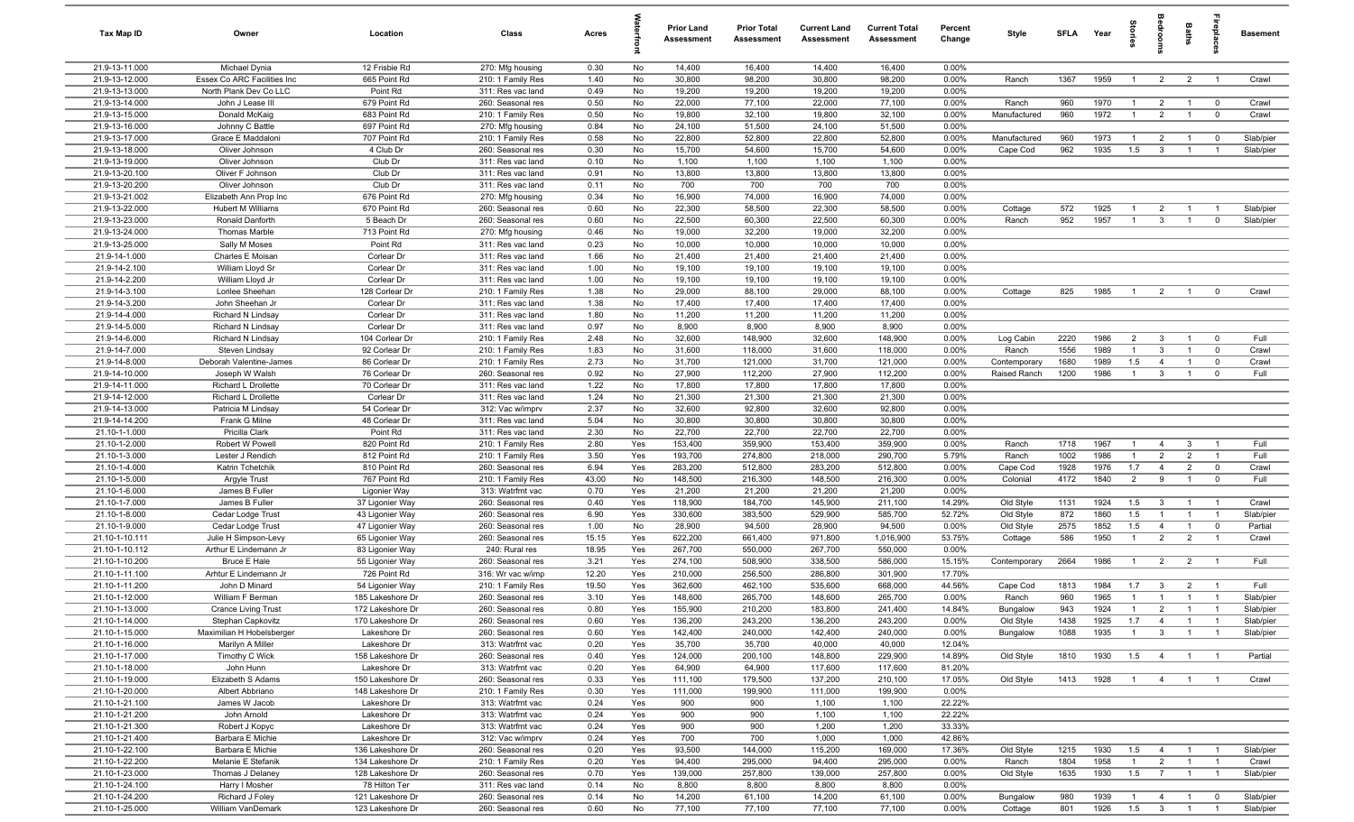| Tax Map ID | Owner | Location | Class | Acres | Waterfront | Prior Land Assessment | Prior Total Assessment | Current Land Assessment | Current Total Assessment | Percent Change | Style | SFLA | Year | Stories | Bedrooms | Baths | Fireplaces | Basement |
|---|---|---|---|---|---|---|---|---|---|---|---|---|---|---|---|---|---|---|
| 21.9-13-11.000 | Michael Dynia | 12 Frisbie Rd | 270: Mfg housing | 0.30 | No | 14,400 | 16,400 | 14,400 | 16,400 | 0.00% | | | | | | | | |
| 21.9-13-12.000 | Essex Co ARC Facilities Inc | 665 Point Rd | 210: 1 Family Res | 1.40 | No | 30,800 | 98,200 | 30,800 | 98,200 | 0.00% | Ranch | 1367 | 1959 | 1 | 2 | 2 | 1 | Crawl |
| 21.9-13-13.000 | North Plank Dev Co LLC | Point Rd | 311: Res vac land | 0.49 | No | 19,200 | 19,200 | 19,200 | 19,200 | 0.00% | | | | | | | | |
| 21.9-13-14.000 | John J Lease III | 679 Point Rd | 260: Seasonal res | 0.50 | No | 22,000 | 77,100 | 22,000 | 77,100 | 0.00% | Ranch | 960 | 1970 | 1 | 2 | 1 | 0 | Crawl |
| 21.9-13-15.000 | Donald McKaig | 683 Point Rd | 210: 1 Family Res | 0.50 | No | 19,800 | 32,100 | 19,800 | 32,100 | 0.00% | Manufactured | 960 | 1972 | 1 | 2 | 1 | 0 | Crawl |
| 21.9-13-16.000 | Johnny C Battle | 697 Point Rd | 270: Mfg housing | 0.84 | No | 24,100 | 51,500 | 24,100 | 51,500 | 0.00% | | | | | | | | |
| 21.9-13-17.000 | Grace E Maddaloni | 707 Point Rd | 210: 1 Family Res | 0.58 | No | 22,800 | 52,800 | 22,800 | 52,800 | 0.00% | Manufactured | 960 | 1973 | 1 | 2 | 1 | 0 | Slab/pier |
| 21.9-13-18.000 | Oliver Johnson | 4 Club Dr | 260: Seasonal res | 0.30 | No | 15,700 | 54,600 | 15,700 | 54,600 | 0.00% | Cape Cod | 962 | 1935 | 1.5 | 3 | 1 | 1 | Slab/pier |
| 21.9-13-19.000 | Oliver Johnson | Club Dr | 311: Res vac land | 0.10 | No | 1,100 | 1,100 | 1,100 | 1,100 | 0.00% | | | | | | | | |
| 21.9-13-20.100 | Oliver F Johnson | Club Dr | 311: Res vac land | 0.91 | No | 13,800 | 13,800 | 13,800 | 13,800 | 0.00% | | | | | | | | |
| 21.9-13-20.200 | Oliver Johnson | Club Dr | 311: Res vac land | 0.11 | No | 700 | 700 | 700 | 700 | 0.00% | | | | | | | | |
| 21.9-13-21.002 | Elizabeth Ann Prop Inc | 676 Point Rd | 270: Mfg housing | 0.34 | No | 16,900 | 74,000 | 16,900 | 74,000 | 0.00% | | | | | | | | |
| 21.9-13-22.000 | Hubert M Williams | 670 Point Rd | 260: Seasonal res | 0.60 | No | 22,300 | 58,500 | 22,300 | 58,500 | 0.00% | Cottage | 572 | 1925 | 1 | 2 | 1 | 1 | Slab/pier |
| 21.9-13-23.000 | Ronald Danforth | 5 Beach Dr | 260: Seasonal res | 0.60 | No | 22,500 | 60,300 | 22,500 | 60,300 | 0.00% | Ranch | 952 | 1957 | 1 | 3 | 1 | 0 | Slab/pier |
| 21.9-13-24.000 | Thomas Marble | 713 Point Rd | 270: Mfg housing | 0.46 | No | 19,000 | 32,200 | 19,000 | 32,200 | 0.00% | | | | | | | | |
| 21.9-13-25.000 | Sally M Moses | Point Rd | 311: Res vac land | 0.23 | No | 10,000 | 10,000 | 10,000 | 10,000 | 0.00% | | | | | | | | |
| 21.9-14-1.000 | Charles E Moisan | Corlear Dr | 311: Res vac land | 1.66 | No | 21,400 | 21,400 | 21,400 | 21,400 | 0.00% | | | | | | | | |
| 21.9-14-2.100 | William Lloyd Sr | Corlear Dr | 311: Res vac land | 1.00 | No | 19,100 | 19,100 | 19,100 | 19,100 | 0.00% | | | | | | | | |
| 21.9-14-2.200 | William Lloyd Jr | Corlear Dr | 311: Res vac land | 1.00 | No | 19,100 | 19,100 | 19,100 | 19,100 | 0.00% | | | | | | | | |
| 21.9-14-3.100 | Lorilee Sheehan | 128 Corlear Dr | 210: 1 Family Res | 1.38 | No | 29,000 | 88,100 | 29,000 | 88,100 | 0.00% | Cottage | 825 | 1985 | 1 | 2 | 1 | 0 | Crawl |
| 21.9-14-3.200 | John Sheehan Jr | Corlear Dr | 311: Res vac land | 1.38 | No | 17,400 | 17,400 | 17,400 | 17,400 | 0.00% | | | | | | | | |
| 21.9-14-4.000 | Richard N Lindsay | Corlear Dr | 311: Res vac land | 1.80 | No | 11,200 | 11,200 | 11,200 | 11,200 | 0.00% | | | | | | | | |
| 21.9-14-5.000 | Richard N Lindsay | Corlear Dr | 311: Res vac land | 0.97 | No | 8,900 | 8,900 | 8,900 | 8,900 | 0.00% | | | | | | | | |
| 21.9-14-6.000 | Richard N Lindsay | 104 Corlear Dr | 210: 1 Family Res | 2.48 | No | 32,600 | 148,900 | 32,600 | 148,900 | 0.00% | Log Cabin | 2220 | 1986 | 2 | 3 | 1 | 0 | Full |
| 21.9-14-7.000 | Steven Lindsay | 92 Corlear Dr | 210: 1 Family Res | 1.83 | No | 31,600 | 118,000 | 31,600 | 118,000 | 0.00% | Ranch | 1556 | 1989 | 1 | 3 | 1 | 0 | Crawl |
| 21.9-14-8.000 | Deborah Valentine-James | 86 Corlear Dr | 210: 1 Family Res | 2.73 | No | 31,700 | 121,000 | 31,700 | 121,000 | 0.00% | Contemporary | 1680 | 1989 | 1.5 | 4 | 1 | 0 | Crawl |
| 21.9-14-10.000 | Joseph W Walsh | 76 Corlear Dr | 260: Seasonal res | 0.92 | No | 27,900 | 112,200 | 27,900 | 112,200 | 0.00% | Raised Ranch | 1200 | 1986 | 1 | 3 | 1 | 0 | Full |
| 21.9-14-11.000 | Richard L Drollette | 70 Corlear Dr | 311: Res vac land | 1.22 | No | 17,800 | 17,800 | 17,800 | 17,800 | 0.00% | | | | | | | | |
| 21.9-14-12.000 | Richard L Drollette | Corlear Dr | 311: Res vac land | 1.24 | No | 21,300 | 21,300 | 21,300 | 21,300 | 0.00% | | | | | | | | |
| 21.9-14-13.000 | Patricia M Lindsay | 54 Corlear Dr | 312: Vac w/imprv | 2.37 | No | 32,600 | 92,800 | 32,600 | 92,800 | 0.00% | | | | | | | | |
| 21.9-14-14.200 | Frank G Milne | 48 Corlear Dr | 311: Res vac land | 5.04 | No | 30,800 | 30,800 | 30,800 | 30,800 | 0.00% | | | | | | | | |
| 21.10-1-1.000 | Pricilla Clark | Point Rd | 311: Res vac land | 2.30 | No | 22,700 | 22,700 | 22,700 | 22,700 | 0.00% | | | | | | | | |
| 21.10-1-2.000 | Robert W Powell | 820 Point Rd | 210: 1 Family Res | 2.80 | Yes | 153,400 | 359,900 | 153,400 | 359,900 | 0.00% | Ranch | 1718 | 1967 | 1 | 4 | 3 | 1 | Full |
| 21.10-1-3.000 | Lester J Rendich | 812 Point Rd | 210: 1 Family Res | 3.50 | Yes | 193,700 | 274,800 | 218,000 | 290,700 | 5.79% | Ranch | 1002 | 1986 | 1 | 2 | 2 | 1 | Full |
| 21.10-1-4.000 | Katrin Tchetchik | 810 Point Rd | 260: Seasonal res | 6.94 | Yes | 283,200 | 512,800 | 283,200 | 512,800 | 0.00% | Cape Cod | 1928 | 1976 | 1.7 | 4 | 2 | 0 | Crawl |
| 21.10-1-5.000 | Argyle Trust | 767 Point Rd | 210: 1 Family Res | 43.00 | No | 148,500 | 216,300 | 148,500 | 216,300 | 0.00% | Colonial | 4172 | 1840 | 2 | 9 | 1 | 0 | Full |
| 21.10-1-6.000 | James B Fuller | Ligonier Way | 313: Watrfrnt vac | 0.70 | Yes | 21,200 | 21,200 | 21,200 | 21,200 | 0.00% | | | | | | | | |
| 21.10-1-7.000 | James B Fuller | 37 Ligonier Way | 260: Seasonal res | 0.40 | Yes | 118,900 | 184,700 | 145,900 | 211,100 | 14.29% | Old Style | 1131 | 1924 | 1.5 | 3 | 1 | 1 | Crawl |
| 21.10-1-8.000 | Cedar Lodge Trust | 43 Ligonier Way | 260: Seasonal res | 6.90 | Yes | 330,600 | 383,500 | 529,900 | 585,700 | 52.72% | Old Style | 872 | 1860 | 1.5 | 1 | 1 | 1 | Slab/pier |
| 21.10-1-9.000 | Cedar Lodge Trust | 47 Ligonier Way | 260: Seasonal res | 1.00 | No | 28,900 | 94,500 | 28,900 | 94,500 | 0.00% | Old Style | 2575 | 1852 | 1.5 | 4 | 1 | 0 | Partial |
| 21.10-1-10.111 | Julie H Simpson-Levy | 65 Ligonier Way | 260: Seasonal res | 15.15 | Yes | 622,200 | 661,400 | 971,800 | 1,016,900 | 53.75% | Cottage | 586 | 1950 | 1 | 2 | 2 | 1 | Crawl |
| 21.10-1-10.112 | Arthur E Lindemann Jr | 83 Ligonier Way | 240: Rural res | 18.95 | Yes | 267,700 | 550,000 | 267,700 | 550,000 | 0.00% | | | | | | | | |
| 21.10-1-10.200 | Bruce E Hale | 55 Ligonier Way | 260: Seasonal res | 3.21 | Yes | 274,100 | 508,900 | 338,500 | 586,000 | 15.15% | Contemporary | 2664 | 1986 | 1 | 2 | 2 | 1 | Full |
| 21.10-1-11.100 | Arhtur E Lindemann Jr | 726 Point Rd | 316: Wr vac w/imp | 12.20 | Yes | 210,000 | 256,500 | 286,800 | 301,900 | 17.70% | | | | | | | | |
| 21.10-1-11.200 | John D Minard | 54 Ligonier Way | 210: 1 Family Res | 19.50 | Yes | 362,600 | 462,100 | 535,600 | 668,000 | 44.56% | Cape Cod | 1813 | 1984 | 1.7 | 3 | 2 | 1 | Full |
| 21.10-1-12.000 | William F Berman | 185 Lakeshore Dr | 260: Seasonal res | 3.10 | Yes | 148,600 | 265,700 | 148,600 | 265,700 | 0.00% | Ranch | 960 | 1965 | 1 | 1 | 1 | 1 | Slab/pier |
| 21.10-1-13.000 | Crance Living Trust | 172 Lakeshore Dr | 260: Seasonal res | 0.80 | Yes | 155,900 | 210,200 | 183,800 | 241,400 | 14.84% | Bungalow | 943 | 1924 | 1 | 2 | 1 | 1 | Slab/pier |
| 21.10-1-14.000 | Stephan Capkovitz | 170 Lakeshore Dr | 260: Seasonal res | 0.60 | Yes | 136,200 | 243,200 | 136,200 | 243,200 | 0.00% | Old Style | 1438 | 1925 | 1.7 | 4 | 1 | 1 | Slab/pier |
| 21.10-1-15.000 | Maximilian H Hobelsberger | Lakeshore Dr | 260: Seasonal res | 0.60 | Yes | 142,400 | 240,000 | 142,400 | 240,000 | 0.00% | Bungalow | 1088 | 1935 | 1 | 3 | 1 | 1 | Slab/pier |
| 21.10-1-16.000 | Marilyn A Miller | Lakeshore Dr | 313: Watrfrnt vac | 0.20 | Yes | 35,700 | 35,700 | 40,000 | 40,000 | 12.04% | | | | | | | | |
| 21.10-1-17.000 | Timothy C Wick | 158 Lakeshore Dr | 260: Seasonal res | 0.40 | Yes | 124,000 | 200,100 | 148,800 | 229,900 | 14.89% | Old Style | 1810 | 1930 | 1.5 | 4 | 1 | 1 | Partial |
| 21.10-1-18.000 | John Hunn | Lakeshore Dr | 313: Watrfrnt vac | 0.20 | Yes | 64,900 | 64,900 | 117,600 | 117,600 | 81.20% | | | | | | | | |
| 21.10-1-19.000 | Elizabeth S Adams | 150 Lakeshore Dr | 260: Seasonal res | 0.33 | Yes | 111,100 | 179,500 | 137,200 | 210,100 | 17.05% | Old Style | 1413 | 1928 | 1 | 4 | 1 | 1 | Crawl |
| 21.10-1-20.000 | Albert Abbriano | 148 Lakeshore Dr | 210: 1 Family Res | 0.30 | Yes | 111,000 | 199,900 | 111,000 | 199,900 | 0.00% | | | | | | | | |
| 21.10-1-21.100 | James W Jacob | Lakeshore Dr | 313: Watrfrnt vac | 0.24 | Yes | 900 | 900 | 1,100 | 1,100 | 22.22% | | | | | | | | |
| 21.10-1-21.200 | John Arnold | Lakeshore Dr | 313: Watrfrnt vac | 0.24 | Yes | 900 | 900 | 1,100 | 1,100 | 22.22% | | | | | | | | |
| 21.10-1-21.300 | Robert J Kopyc | Lakeshore Dr | 313: Watrfrnt vac | 0.24 | Yes | 900 | 900 | 1,200 | 1,200 | 33.33% | | | | | | | | |
| 21.10-1-21.400 | Barbara E Michie | Lakeshore Dr | 312: Vac w/imprv | 0.24 | Yes | 700 | 700 | 1,000 | 1,000 | 42.86% | | | | | | | | |
| 21.10-1-22.100 | Barbara E Michie | 136 Lakeshore Dr | 260: Seasonal res | 0.20 | Yes | 93,500 | 144,000 | 115,200 | 169,000 | 17.36% | Old Style | 1215 | 1930 | 1.5 | 4 | 1 | 1 | Slab/pier |
| 21.10-1-22.200 | Melanie E Stefanik | 134 Lakeshore Dr | 210: 1 Family Res | 0.20 | Yes | 94,400 | 295,000 | 94,400 | 295,000 | 0.00% | Ranch | 1804 | 1958 | 1 | 2 | 1 | 1 | Crawl |
| 21.10-1-23.000 | Thomas J Delaney | 128 Lakeshore Dr | 260: Seasonal res | 0.70 | Yes | 139,000 | 257,800 | 139,000 | 257,800 | 0.00% | Old Style | 1635 | 1930 | 1.5 | 7 | 1 | 1 | Slab/pier |
| 21.10-1-24.100 | Harry I Mosher | 78 Hilton Ter | 311: Res vac land | 0.14 | No | 8,800 | 8,800 | 8,800 | 8,800 | 0.00% | | | | | | | | |
| 21.10-1-24.200 | Richard J Foley | 121 Lakeshore Dr | 260: Seasonal res | 0.14 | No | 14,200 | 61,100 | 14,200 | 61,100 | 0.00% | Bungalow | 980 | 1939 | 1 | 4 | 1 | 0 | Slab/pier |
| 21.10-1-25.000 | William VanDemark | 123 Lakeshore Dr | 260: Seasonal res | 0.60 | No | 77,100 | 77,100 | 77,100 | 77,100 | 0.00% | Cottage | 801 | 1926 | 1.5 | 3 | 1 | 1 | Slab/pier |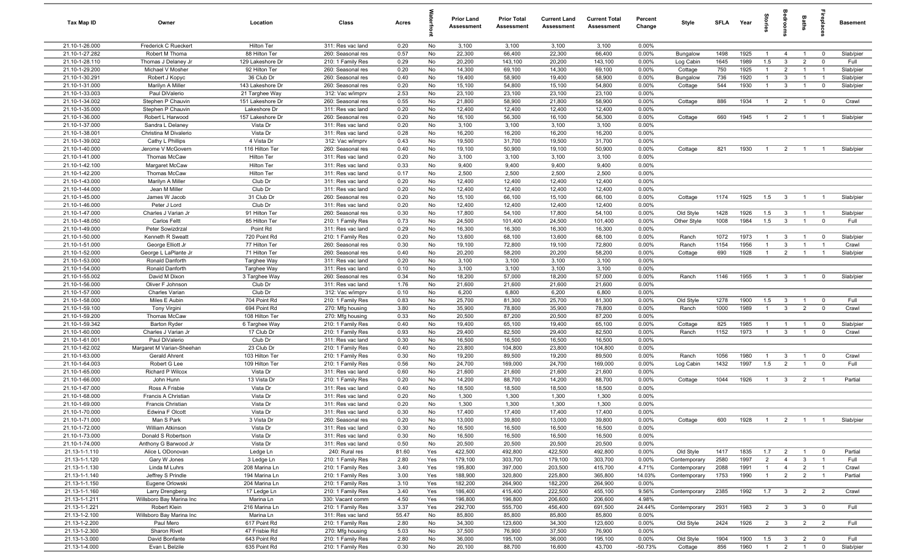| Tax Map ID | Owner | Location | Class | Acres | Waterfront | Prior Land Assessment | Prior Total Assessment | Current Land Assessment | Current Total Assessment | Percent Change | Style | SFLA | Year | Stories | Bedrooms | Baths | Fireplaces | Basement |
|---|---|---|---|---|---|---|---|---|---|---|---|---|---|---|---|---|---|---|
| 21.10-1-26.000 | Frederick C Rueckert | Hilton Ter | 311: Res vac land | 0.20 | No | 3,100 | 3,100 | 3,100 | 3,100 | 0.00% | | | | | | | | |
| 21.10-1-27.282 | Robert M Thoma | 88 Hilton Ter | 260: Seasonal res | 0.57 | No | 22,300 | 66,400 | 22,300 | 66,400 | 0.00% | Bungalow | 1498 | 1925 | 1 | 4 | 1 | 0 | Slab/pier |
| 21.10-1-28.110 | Thomas J Delaney Jr | 129 Lakeshore Dr | 210: 1 Family Res | 0.29 | No | 20,200 | 143,100 | 20,200 | 143,100 | 0.00% | Log Cabin | 1645 | 1989 | 1.5 | 3 | 2 | 0 | Full |
| 21.10-1-29.200 | Michael V Mosher | 92 Hilton Ter | 260: Seasonal res | 0.20 | No | 14,300 | 69,100 | 14,300 | 69,100 | 0.00% | Cottage | 750 | 1925 | 1 | 2 | 1 | 1 | Slab/pier |
| 21.10-1-30.291 | Robert J Kopyc | 36 Club Dr | 260: Seasonal res | 0.40 | No | 19,400 | 58,900 | 19,400 | 58,900 | 0.00% | Bungalow | 736 | 1920 | 1 | 3 | 1 | 1 | Slab/pier |
| 21.10-1-31.000 | Marilyn A Miller | 143 Lakeshore Dr | 260: Seasonal res | 0.20 | No | 15,100 | 54,800 | 15,100 | 54,800 | 0.00% | Cottage | 544 | 1930 | 1 | 3 | 1 | 0 | Slab/pier |
| 21.10-1-33.003 | Paul DiValerio | 21 Targhee Way | 312: Vac w/imprv | 2.53 | No | 23,100 | 23,100 | 23,100 | 23,100 | 0.00% | | | | | | | | |
| 21.10-1-34.002 | Stephen P Chauvin | 151 Lakeshore Dr | 260: Seasonal res | 0.55 | No | 21,800 | 58,900 | 21,800 | 58,900 | 0.00% | Cottage | 886 | 1934 | 1 | 2 | 1 | 0 | Crawl |
| 21.10-1-35.000 | Stephen P Chauvin | Lakeshore Dr | 311: Res vac land | 0.20 | No | 12,400 | 12,400 | 12,400 | 12,400 | 0.00% | | | | | | | | |
| 21.10-1-36.000 | Robert L Harwood | 157 Lakeshore Dr | 260: Seasonal res | 0.20 | No | 16,100 | 56,300 | 16,100 | 56,300 | 0.00% | Cottage | 660 | 1945 | 1 | 2 | 1 | 1 | Slab/pier |
| 21.10-1-37.000 | Sandra L Delaney | Vista Dr | 311: Res vac land | 0.20 | No | 3,100 | 3,100 | 3,100 | 3,100 | 0.00% | | | | | | | | |
| 21.10-1-38.001 | Christina M Divalerio | Vista Dr | 311: Res vac land | 0.28 | No | 16,200 | 16,200 | 16,200 | 16,200 | 0.00% | | | | | | | | |
| 21.10-1-39.002 | Cathy L Phillips | 4 Vista Dr | 312: Vac w/imprv | 0.43 | No | 19,500 | 31,700 | 19,500 | 31,700 | 0.00% | | | | | | | | |
| 21.10-1-40.000 | Jerome V McGovern | 116 Hilton Ter | 260: Seasonal res | 0.40 | No | 19,100 | 50,900 | 19,100 | 50,900 | 0.00% | Cottage | 821 | 1930 | 1 | 2 | 1 | 1 | Slab/pier |
| 21.10-1-41.000 | Thomas McCaw | Hilton Ter | 311: Res vac land | 0.20 | No | 3,100 | 3,100 | 3,100 | 3,100 | 0.00% | | | | | | | | |
| 21.10-1-42.100 | Margaret McCaw | Hilton Ter | 311: Res vac land | 0.33 | No | 9,400 | 9,400 | 9,400 | 9,400 | 0.00% | | | | | | | | |
| 21.10-1-42.200 | Thomas McCaw | Hilton Ter | 311: Res vac land | 0.17 | No | 2,500 | 2,500 | 2,500 | 2,500 | 0.00% | | | | | | | | |
| 21.10-1-43.000 | Marilyn A Miller | Club Dr | 311: Res vac land | 0.20 | No | 12,400 | 12,400 | 12,400 | 12,400 | 0.00% | | | | | | | | |
| 21.10-1-44.000 | Jean M Miller | Club Dr | 311: Res vac land | 0.20 | No | 12,400 | 12,400 | 12,400 | 12,400 | 0.00% | | | | | | | | |
| 21.10-1-45.000 | James W Jacob | 31 Club Dr | 260: Seasonal res | 0.20 | No | 15,100 | 66,100 | 15,100 | 66,100 | 0.00% | Cottage | 1174 | 1925 | 1.5 | 3 | 1 | 1 | Slab/pier |
| 21.10-1-46.000 | Peter J Lord | Club Dr | 311: Res vac land | 0.20 | No | 12,400 | 12,400 | 12,400 | 12,400 | 0.00% | | | | | | | | |
| 21.10-1-47.000 | Charles J Varian Jr | 91 Hilton Ter | 260: Seasonal res | 0.30 | No | 17,800 | 54,100 | 17,800 | 54,100 | 0.00% | Old Style | 1428 | 1926 | 1.5 | 3 | 1 | 1 | Slab/pier |
| 21.10-1-48.050 | Carlos Feltt | 85 Hilton Ter | 210: 1 Family Res | 0.73 | No | 24,500 | 101,400 | 24,500 | 101,400 | 0.00% | Other Style | 1008 | 1984 | 1.5 | 3 | 1 | 0 | Full |
| 21.10-1-49.000 | Peter Sowizdrzal | Point Rd | 311: Res vac land | 0.29 | No | 16,300 | 16,300 | 16,300 | 16,300 | 0.00% | | | | | | | | |
| 21.10-1-50.000 | Kenneth R Sweatt | 720 Point Rd | 210: 1 Family Res | 0.20 | No | 13,600 | 68,100 | 13,600 | 68,100 | 0.00% | Ranch | 1072 | 1973 | 1 | 3 | 1 | 0 | Slab/pier |
| 21.10-1-51.000 | George Elliott Jr | 77 Hilton Ter | 260: Seasonal res | 0.30 | No | 19,100 | 72,800 | 19,100 | 72,800 | 0.00% | Ranch | 1154 | 1956 | 1 | 3 | 1 | 1 | Crawl |
| 21.10-1-52.000 | George L LaPlante Jr | 71 Hilton Ter | 260: Seasonal res | 0.40 | No | 20,200 | 58,200 | 20,200 | 58,200 | 0.00% | Cottage | 690 | 1928 | 1 | 2 | 1 | 1 | Slab/pier |
| 21.10-1-53.000 | Ronald Danforth | Targhee Way | 311: Res vac land | 0.20 | No | 3,100 | 3,100 | 3,100 | 3,100 | 0.00% | | | | | | | | |
| 21.10-1-54.000 | Ronald Danforth | Targhee Way | 311: Res vac land | 0.10 | No | 3,100 | 3,100 | 3,100 | 3,100 | 0.00% | | | | | | | | |
| 21.10-1-55.002 | David M Dixon | 3 Targhee Way | 260: Seasonal res | 0.34 | No | 18,200 | 57,000 | 18,200 | 57,000 | 0.00% | Ranch | 1146 | 1955 | 1 | 3 | 1 | 0 | Slab/pier |
| 21.10-1-56.000 | Oliver F Johnson | Club Dr | 311: Res vac land | 1.76 | No | 21,600 | 21,600 | 21,600 | 21,600 | 0.00% | | | | | | | | |
| 21.10-1-57.000 | Charles Varian | Club Dr | 312: Vac w/imprv | 0.10 | No | 6,200 | 6,800 | 6,200 | 6,800 | 0.00% | | | | | | | | |
| 21.10-1-58.000 | Miles E Aubin | 704 Point Rd | 210: 1 Family Res | 0.83 | No | 25,700 | 81,300 | 25,700 | 81,300 | 0.00% | Old Style | 1278 | 1900 | 1.5 | 3 | 1 | 0 | Full |
| 21.10-1-59.100 | Tony Virgini | 694 Point Rd | 270: Mfg housing | 3.80 | No | 35,900 | 78,800 | 35,900 | 78,800 | 0.00% | Ranch | 1000 | 1989 | 1 | 3 | 2 | 0 | Crawl |
| 21.10-1-59.200 | Thomas McCaw | 108 Hilton Ter | 270: Mfg housing | 0.33 | No | 20,500 | 87,200 | 20,500 | 87,200 | 0.00% | | | | | | | | |
| 21.10-1-59.342 | Barton Ryder | 6 Targhee Way | 210: 1 Family Res | 0.40 | No | 19,400 | 65,100 | 19,400 | 65,100 | 0.00% | Cottage | 825 | 1985 | 1 | 1 | 1 | 0 | Slab/pier |
| 21.10-1-60.000 | Charles J Varian Jr | 17 Club Dr | 210: 1 Family Res | 0.93 | No | 29,400 | 82,500 | 29,400 | 82,500 | 0.00% | Ranch | 1152 | 1973 | 1 | 3 | 1 | 0 | Crawl |
| 21.10-1-61.001 | Paul DiValerio | Club Dr | 311: Res vac land | 0.30 | No | 16,500 | 16,500 | 16,500 | 16,500 | 0.00% | | | | | | | | |
| 21.10-1-62.002 | Margaret M Varian-Sheehan | 23 Club Dr | 210: 1 Family Res | 0.40 | No | 23,800 | 104,800 | 23,800 | 104,800 | 0.00% | | | | | | | | |
| 21.10-1-63.000 | Gerald Ahrent | 103 Hilton Ter | 210: 1 Family Res | 0.30 | No | 19,200 | 89,500 | 19,200 | 89,500 | 0.00% | Ranch | 1056 | 1980 | 1 | 3 | 1 | 0 | Crawl |
| 21.10-1-64.003 | Robert G Lee | 109 Hilton Ter | 210: 1 Family Res | 0.56 | No | 24,700 | 169,000 | 24,700 | 169,000 | 0.00% | Log Cabin | 1432 | 1997 | 1.5 | 2 | 1 | 0 | Full |
| 21.10-1-65.000 | Richard P Wilcox | Vista Dr | 311: Res vac land | 0.60 | No | 21,600 | 21,600 | 21,600 | 21,600 | 0.00% | | | | | | | | |
| 21.10-1-66.000 | John Hunn | 13 Vista Dr | 210: 1 Family Res | 0.20 | No | 14,200 | 88,700 | 14,200 | 88,700 | 0.00% | Cottage | 1044 | 1926 | 1 | 3 | 2 | 1 | Partial |
| 21.10-1-67.000 | Ross A Frisbie | Vista Dr | 311: Res vac land | 0.40 | No | 18,500 | 18,500 | 18,500 | 18,500 | 0.00% | | | | | | | | |
| 21.10-1-68.000 | Francis A Christian | Vista Dr | 311: Res vac land | 0.20 | No | 1,300 | 1,300 | 1,300 | 1,300 | 0.00% | | | | | | | | |
| 21.10-1-69.000 | Francis Christian | Vista Dr | 311: Res vac land | 0.20 | No | 1,300 | 1,300 | 1,300 | 1,300 | 0.00% | | | | | | | | |
| 21.10-1-70.000 | Edwina F Olcott | Vista Dr | 311: Res vac land | 0.30 | No | 17,400 | 17,400 | 17,400 | 17,400 | 0.00% | | | | | | | | |
| 21.10-1-71.000 | Man S Park | 3 Vista Dr | 260: Seasonal res | 0.20 | No | 13,000 | 39,800 | 13,000 | 39,800 | 0.00% | Cottage | 600 | 1928 | 1 | 2 | 1 | 1 | Slab/pier |
| 21.10-1-72.000 | William Atkinson | Vista Dr | 311: Res vac land | 0.30 | No | 16,500 | 16,500 | 16,500 | 16,500 | 0.00% | | | | | | | | |
| 21.10-1-73.000 | Donald S Robertson | Vista Dr | 311: Res vac land | 0.30 | No | 16,500 | 16,500 | 16,500 | 16,500 | 0.00% | | | | | | | | |
| 21.10-1-74.000 | Anthony G Barwood Jr | Vista Dr | 311: Res vac land | 0.50 | No | 20,500 | 20,500 | 20,500 | 20,500 | 0.00% | | | | | | | | |
| 21.13-1-1.110 | Alice L ODonovan | Ledge Ln | 240: Rural res | 81.60 | Yes | 422,500 | 492,800 | 422,500 | 492,800 | 0.00% | Old Style | 1417 | 1835 | 1.7 | 2 | 1 | 0 | Partial |
| 21.13-1-1.120 | Gary W Jones | 3 Ledge Ln | 210: 1 Family Res | 2.80 | Yes | 179,100 | 303,700 | 179,100 | 303,700 | 0.00% | Contemporary | 2580 | 1997 | 2 | 4 | 3 | 1 | Full |
| 21.13-1-1.130 | Linda M Luhrs | 208 Marina Ln | 210: 1 Family Res | 3.40 | Yes | 195,800 | 397,000 | 203,500 | 415,700 | 4.71% | Contemporary | 2088 | 1991 | 1 | 4 | 2 | 1 | Crawl |
| 21.13-1-1.140 | Jeffrey S Prindle | 194 Marina Ln | 210: 1 Family Res | 3.00 | Yes | 188,900 | 320,800 | 225,800 | 365,800 | 14.03% | Contemporary | 1753 | 1990 | 1 | 2 | 2 | 1 | Partial |
| 21.13-1-1.150 | Eugene Orlowski | 204 Marina Ln | 210: 1 Family Res | 3.10 | Yes | 182,200 | 264,900 | 182,200 | 264,900 | 0.00% | | | | | | | | |
| 21.13-1-1.160 | Larry Drengberg | 17 Ledge Ln | 210: 1 Family Res | 3.40 | Yes | 186,400 | 415,400 | 222,500 | 455,100 | 9.56% | Contemporary | 2385 | 1992 | 1.7 | 3 | 2 | 2 | Crawl |
| 21.13-1-1.211 | Willsboro Bay Marina Inc | Marina Ln | 330: Vacant comm | 4.50 | Yes | 196,800 | 196,800 | 206,600 | 206,600 | 4.98% | | | | | | | | |
| 21.13-1-1.221 | Robert Klein | 216 Marina Ln | 210: 1 Family Res | 3.37 | Yes | 292,700 | 555,700 | 456,400 | 691,500 | 24.44% | Contemporary | 2931 | 1983 | 2 | 3 | 3 | 0 | Full |
| 21.13-1-2.100 | Willsboro Bay Marina Inc | Marina Ln | 311: Res vac land | 55.47 | No | 85,800 | 85,800 | 85,800 | 85,800 | 0.00% | | | | | | | | |
| 21.13-1-2.200 | Paul Mero | 617 Point Rd | 210: 1 Family Res | 2.80 | No | 34,300 | 123,600 | 34,300 | 123,600 | 0.00% | Old Style | 2424 | 1926 | 2 | 3 | 2 | 2 | Full |
| 21.13-1-2.300 | Sharon Rivet | 47 Frisbie Rd | 270: Mfg housing | 5.03 | No | 37,500 | 76,900 | 37,500 | 76,900 | 0.00% | | | | | | | | |
| 21.13-1-3.000 | David Bonfante | 643 Point Rd | 210: 1 Family Res | 2.80 | No | 36,000 | 195,100 | 36,000 | 195,100 | 0.00% | Old Style | 1904 | 1900 | 1.5 | 3 | 2 | 0 | Full |
| 21.13-1-4.000 | Evan L Belzile | 635 Point Rd | 210: 1 Family Res | 0.30 | No | 20,100 | 88,700 | 16,600 | 43,700 | -50.73% | Cottage | 856 | 1960 | 1 | 2 | 1 | 0 | Slab/pier |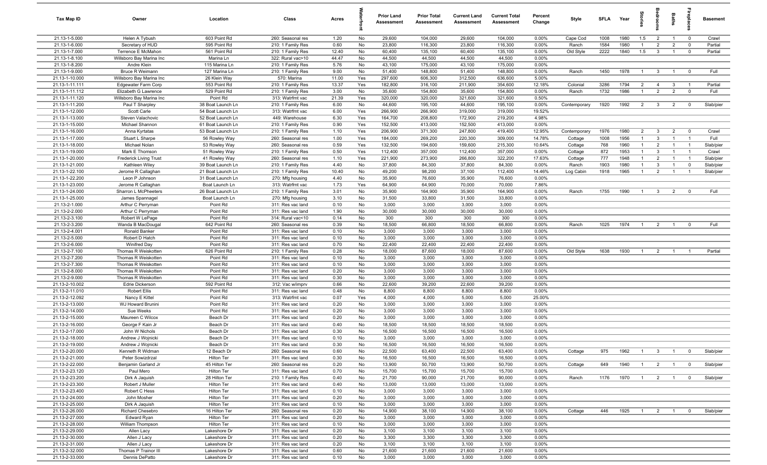| Tax Map ID | Owner | Location | Class | Acres | Waterfront | Prior Land Assessment | Prior Total Assessment | Current Land Assessment | Current Total Assessment | Percent Change | Style | SFLA | Year | Stories | Bedrooms | Baths | Fireplaces | Basement |
|---|---|---|---|---|---|---|---|---|---|---|---|---|---|---|---|---|---|---|
| 21.13-1-5.000 | Helen A Tybush | 603 Point Rd | 260: Seasonal res | 1.20 | No | 29,600 | 104,000 | 29,600 | 104,000 | 0.00% | Cape Cod | 1008 | 1980 | 1.5 | 2 | 1 | 0 | Crawl |
| 21.13-1-6.000 | Secretary of HUD | 595 Point Rd | 210: 1 Family Res | 0.60 | No | 23,800 | 116,300 | 23,800 | 116,300 | 0.00% | Ranch | 1584 | 1980 | 1 | 2 | 2 | 0 | Partial |
| 21.13-1-7.000 | Terrence E McMahon | 561 Point Rd | 210: 1 Family Res | 12.40 | No | 60,400 | 135,100 | 60,400 | 135,100 | 0.00% | Old Style | 2222 | 1840 | 1.5 | 3 | 1 | 0 | Partial |
| 21.13-1-8.100 | Willsboro Bay Marina Inc | Marina Ln | 322: Rural vac>10 | 44.47 | No | 44,500 | 44,500 | 44,500 | 44,500 | 0.00% | | | | | | | | |
| 21.13-1-8.200 | Andre Klein | 115 Marina Ln | 210: 1 Family Res | 5.76 | No | 43,100 | 175,000 | 43,100 | 175,000 | 0.00% | | | | | | | | |
| 21.13-1-9.000 | Bruce R Weimann | 127 Marina Ln | 210: 1 Family Res | 9.00 | No | 51,400 | 148,800 | 51,400 | 148,800 | 0.00% | Ranch | 1450 | 1978 | 1 | 3 | 1 | 0 | Full |
| 21.13-1-10.000 | Willsboro Bay Marina Inc | 26 Klein Way | 570: Marina | 11.00 | Yes | 297,600 | 606,300 | 312,500 | 636,600 | 5.00% | | | | | | | | |
| 21.13-1-11.111 | Edgewater Farm Corp | 553 Point Rd | 210: 1 Family Res | 13.37 | Yes | 182,800 | 316,100 | 211,900 | 354,600 | 12.18% | Colonial | 3286 | 1794 | 2 | 4 | 3 | 1 | Partial |
| 21.13-1-11.112 | Elizabeth G Lawrence | 529 Point Rd | 210: 1 Family Res | 3.00 | No | 35,600 | 154,800 | 35,600 | 154,800 | 0.00% | Ranch | 1732 | 1986 | 1 | 2 | 2 | 0 | Full |
| 21.13-1-11.120 | Willsboro Bay Marina Inc | Point Rd | 313: Watrfrnt vac | 21.39 | Yes | 320,000 | 320,000 | 321,600 | 321,600 | 0.50% | | | | | | | | |
| 21.13-1-11.200 | Paul T Sharpley | 38 Boat Launch Ln | 210: 1 Family Res | 6.00 | No | 44,600 | 195,100 | 44,600 | 195,100 | 0.00% | Contemporary | 1920 | 1992 | 2 | 3 | 2 | 0 | Slab/pier |
| 21.13-1-12.000 | Scott Carle | 54 Boat Launch Ln | 313: Watrfrnt vac | 6.00 | Yes | 266,900 | 266,900 | 319,000 | 319,000 | 19.52% | | | | | | | | |
| 21.13-1-13.000 | Steven Valachovic | 52 Boat Launch Ln | 449: Warehouse | 6.30 | Yes | 164,700 | 208,800 | 172,900 | 219,200 | 4.98% | | | | | | | | |
| 21.13-1-15.000 | Michael Shannon | 61 Boat Launch Ln | 210: 1 Family Res | 0.90 | Yes | 152,500 | 413,000 | 152,500 | 413,000 | 0.00% | | | | | | | | |
| 21.13-1-16.000 | Anna Kyrtatas | 53 Boat Launch Ln | 210: 1 Family Res | 1.10 | Yes | 206,900 | 371,300 | 247,800 | 419,400 | 12.95% | Contemporary | 1976 | 1980 | 2 | 3 | 2 | 0 | Crawl |
| 21.13-1-17.000 | Stuart L Sharpe | 56 Rowley Way | 260: Seasonal res | 1.00 | Yes | 184,000 | 269,200 | 220,300 | 309,000 | 14.78% | Cottage | 1008 | 1956 | 1 | 3 | 1 | 1 | Full |
| 21.13-1-18.000 | Michael Nolan | 53 Rowley Way | 260: Seasonal res | 0.59 | Yes | 132,500 | 194,600 | 159,600 | 215,300 | 10.64% | Cottage | 768 | 1960 | 1 | 2 | 1 | 1 | Slab/pier |
| 21.13-1-19.000 | Mark E Thomson | 51 Rowley Way | 210: 1 Family Res | 0.50 | Yes | 112,400 | 357,000 | 112,400 | 357,000 | 0.00% | Cottage | 872 | 1953 | 1 | 3 | 1 | 1 | Crawl |
| 21.13-1-20.000 | Frederick Living Trust | 41 Rowley Way | 260: Seasonal res | 1.10 | Yes | 221,900 | 273,900 | 266,800 | 322,200 | 17.63% | Cottage | 777 | 1948 | 1 | 2 | 1 | 1 | Slab/pier |
| 21.13-1-21.000 | Kathleen Wiley | 39 Boat Launch Ln | 210: 1 Family Res | 4.40 | No | 37,800 | 84,300 | 37,800 | 84,300 | 0.00% | Ranch | 1903 | 1980 | 1 | 3 | 1 | 0 | Slab/pier |
| 21.13-1-22.100 | Jerome R Callaghan | 21 Boat Launch Ln | 210: 1 Family Res | 10.40 | No | 49,200 | 98,200 | 37,100 | 112,400 | 14.46% | Log Cabin | 1918 | 1965 | 1 | 2 | 1 | 1 | Slab/pier |
| 21.13-1-22.200 | Leon P Johnson | 31 Boat Launch Ln | 270: Mfg housing | 4.40 | No | 35,900 | 76,600 | 35,900 | 76,600 | 0.00% | | | | | | | | |
| 21.13-1-23.000 | Jerome R Callaghan | Boat Launch Ln | 313: Watrfrnt vac | 1.73 | Yes | 64,900 | 64,900 | 70,000 | 70,000 | 7.86% | | | | | | | | |
| 21.13-1-24.000 | Sharron L McPheeters | 26 Boat Launch Ln | 210: 1 Family Res | 3.01 | No | 35,900 | 164,900 | 35,900 | 164,900 | 0.00% | Ranch | 1755 | 1990 | 1 | 3 | 2 | 0 | Full |
| 21.13-1-25.000 | James Spannagel | Boat Launch Ln | 270: Mfg housing | 3.10 | No | 31,500 | 33,800 | 31,500 | 33,800 | 0.00% | | | | | | | | |
| 21.13-2-1.000 | Arthur C Perryman | Point Rd | 311: Res vac land | 0.10 | No | 3,000 | 3,000 | 3,000 | 3,000 | 0.00% | | | | | | | | |
| 21.13-2-2.000 | Arthur C Perryman | Point Rd | 311: Res vac land | 1.90 | No | 30,000 | 30,000 | 30,000 | 30,000 | 0.00% | | | | | | | | |
| 21.13-2-3.100 | Robert W LePage | Point Rd | 314: Rural vac<10 | 0.14 | No | 300 | 300 | 300 | 300 | 0.00% | | | | | | | | |
| 21.13-2-3.200 | Wanda B MacDougal | 642 Point Rd | 260: Seasonal res | 0.39 | No | 18,500 | 66,800 | 18,500 | 66,800 | 0.00% | Ranch | 1025 | 1974 | 1 | 2 | 1 | 0 | Full |
| 21.13-2-4.001 | Ronald Banker | Point Rd | 311: Res vac land | 0.10 | No | 3,000 | 3,000 | 3,000 | 3,000 | 0.00% | | | | | | | | |
| 21.13-2-5.000 | Robert D Hatch | Point Rd | 311: Res vac land | 0.10 | No | 3,000 | 3,000 | 3,000 | 3,000 | 0.00% | | | | | | | | |
| 21.13-2-6.000 | Winifred Day | Point Rd | 311: Res vac land | 0.70 | No | 22,400 | 22,400 | 22,400 | 22,400 | 0.00% | | | | | | | | |
| 21.13-2-7.100 | Thomas R Weiskotten | 626 Point Rd | 210: 1 Family Res | 0.28 | No | 18,000 | 87,600 | 18,000 | 87,600 | 0.00% | Old Style | 1638 | 1930 | 1 | 2 | 1 | 1 | Partial |
| 21.13-2-7.200 | Thomas R Weiskotten | Point Rd | 311: Res vac land | 0.10 | No | 3,000 | 3,000 | 3,000 | 3,000 | 0.00% | | | | | | | | |
| 21.13-2-7.300 | Thomas R Weiskotten | Point Rd | 311: Res vac land | 0.10 | No | 3,000 | 3,000 | 3,000 | 3,000 | 0.00% | | | | | | | | |
| 21.13-2-8.000 | Thomas R Weiskotten | Point Rd | 311: Res vac land | 0.20 | No | 3,000 | 3,000 | 3,000 | 3,000 | 0.00% | | | | | | | | |
| 21.13-2-9.000 | Thomas R Weiskotten | Point Rd | 311: Res vac land | 0.30 | No | 3,000 | 3,000 | 3,000 | 3,000 | 0.00% | | | | | | | | |
| 21.13-2-10.002 | Edrie Dickerson | 592 Point Rd | 312: Vac w/imprv | 0.66 | No | 22,600 | 39,200 | 22,600 | 39,200 | 0.00% | | | | | | | | |
| 21.13-2-11.010 | Robert Ellis | Point Rd | 311: Res vac land | 0.48 | No | 8,800 | 8,800 | 8,800 | 8,800 | 0.00% | | | | | | | | |
| 21.13-2-12.092 | Nancy E Kittel | Point Rd | 313: Watrfrnt vac | 0.07 | Yes | 4,000 | 4,000 | 5,000 | 5,000 | 25.00% | | | | | | | | |
| 21.13-2-13.000 | WJ Howard Brunini | Point Rd | 311: Res vac land | 0.20 | No | 3,000 | 3,000 | 3,000 | 3,000 | 0.00% | | | | | | | | |
| 21.13-2-14.000 | Sue Weeks | Point Rd | 311: Res vac land | 0.20 | No | 3,000 | 3,000 | 3,000 | 3,000 | 0.00% | | | | | | | | |
| 21.13-2-15.000 | Maureen C Wilcox | Beach Dr | 311: Res vac land | 0.20 | No | 3,000 | 3,000 | 3,000 | 3,000 | 0.00% | | | | | | | | |
| 21.13-2-16.000 | George F Kain Jr | Beach Dr | 311: Res vac land | 0.40 | No | 18,500 | 18,500 | 18,500 | 18,500 | 0.00% | | | | | | | | |
| 21.13-2-17.000 | John W Nichols | Beach Dr | 311: Res vac land | 0.30 | No | 16,500 | 16,500 | 16,500 | 16,500 | 0.00% | | | | | | | | |
| 21.13-2-18.000 | Andrew J Wojnicki | Beach Dr | 311: Res vac land | 0.10 | No | 3,000 | 3,000 | 3,000 | 3,000 | 0.00% | | | | | | | | |
| 21.13-2-19.000 | Andrew J Wojnicki | Beach Dr | 311: Res vac land | 0.30 | No | 16,500 | 16,500 | 16,500 | 16,500 | 0.00% | | | | | | | | |
| 21.13-2-20.000 | Kenneth R Widman | 12 Beach Dr | 260: Seasonal res | 0.60 | No | 22,500 | 63,400 | 22,500 | 63,400 | 0.00% | Cottage | 975 | 1962 | 1 | 3 | 1 | 0 | Slab/pier |
| 21.13-2-21.000 | Peter Sowizdrzal | Hilton Ter | 311: Res vac land | 0.30 | No | 16,500 | 16,500 | 16,500 | 16,500 | 0.00% | | | | | | | | |
| 21.13-2-22.000 | Benjamin Garland Jr | 45 Hilton Ter | 260: Seasonal res | 0.20 | No | 13,900 | 50,700 | 13,900 | 50,700 | 0.00% | Cottage | 649 | 1940 | 1 | 2 | 1 | 0 | Slab/pier |
| 21.13-2-23.120 | Paul Mero | Hilton Ter | 311: Res vac land | 0.70 | No | 15,700 | 15,700 | 15,700 | 15,700 | 0.00% | | | | | | | | |
| 21.13-2-23.200 | Dirk A Jaquish | 28 Hilton Ter | 210: 1 Family Res | 0.40 | No | 21,700 | 90,000 | 21,700 | 90,000 | 0.00% | Ranch | 1176 | 1970 | 1 | 2 | 1 | 0 | Slab/pier |
| 21.13-2-23.300 | Robert J Muller | Hilton Ter | 311: Res vac land | 0.40 | No | 13,000 | 13,000 | 13,000 | 13,000 | 0.00% | | | | | | | | |
| 21.13-2-23.400 | Robert C Hess | Hilton Ter | 311: Res vac land | 0.10 | No | 3,000 | 3,000 | 3,000 | 3,000 | 0.00% | | | | | | | | |
| 21.13-2-24.000 | John Mosher | Hilton Ter | 311: Res vac land | 0.20 | No | 3,000 | 3,000 | 3,000 | 3,000 | 0.00% | | | | | | | | |
| 21.13-2-25.000 | Dirk A Jaquish | Hilton Ter | 311: Res vac land | 0.10 | No | 3,000 | 3,000 | 3,000 | 3,000 | 0.00% | | | | | | | | |
| 21.13-2-26.000 | Richard Chesebro | 16 Hilton Ter | 260: Seasonal res | 0.20 | No | 14,900 | 38,100 | 14,900 | 38,100 | 0.00% | Cottage | 446 | 1925 | 1 | 2 | 1 | 0 | Slab/pier |
| 21.13-2-27.000 | Edward Ryan | Hilton Ter | 311: Res vac land | 0.20 | No | 3,000 | 3,000 | 3,000 | 3,000 | 0.00% | | | | | | | | |
| 21.13-2-28.000 | William Thompson | Hilton Ter | 311: Res vac land | 0.10 | No | 3,000 | 3,000 | 3,000 | 3,000 | 0.00% | | | | | | | | |
| 21.13-2-29.000 | Allen Lacy | Lakeshore Dr | 311: Res vac land | 0.20 | No | 3,100 | 3,100 | 3,100 | 3,100 | 0.00% | | | | | | | | |
| 21.13-2-30.000 | Allen J Lacy | Lakeshore Dr | 311: Res vac land | 0.20 | No | 3,300 | 3,300 | 3,300 | 3,300 | 0.00% | | | | | | | | |
| 21.13-2-31.000 | Allen J Lacy | Lakeshore Dr | 311: Res vac land | 0.20 | No | 3,100 | 3,100 | 3,100 | 3,100 | 0.00% | | | | | | | | |
| 21.13-2-32.000 | Thomas P Trainor III | Lakeshore Dr | 311: Res vac land | 0.60 | No | 21,600 | 21,600 | 21,600 | 21,600 | 0.00% | | | | | | | | |
| 21.13-2-33.000 | Dennis DePatto | Lakeshore Dr | 311: Res vac land | 0.10 | No | 3,000 | 3,000 | 3,000 | 3,000 | 0.00% | | | | | | | | |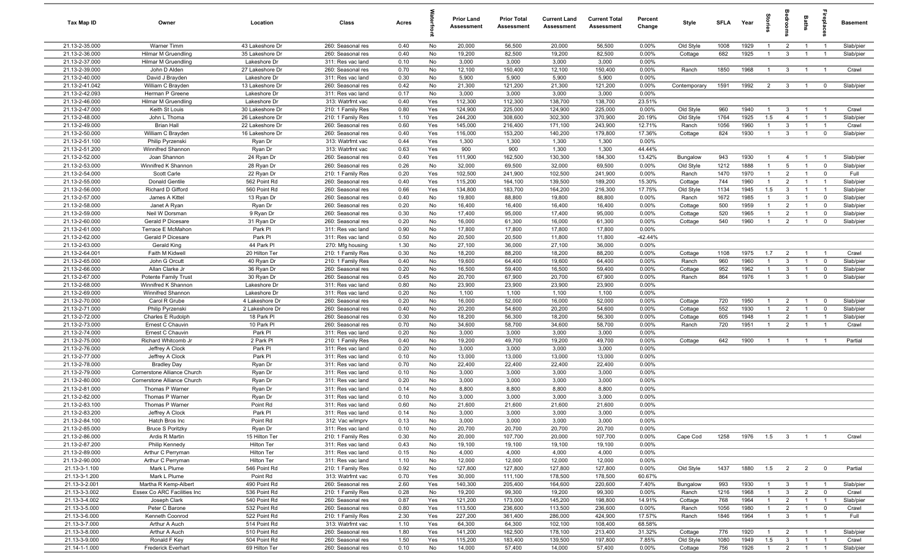| Tax Map ID | Owner | Location | Class | Acres | Waterfront | Prior Land Assessment | Prior Total Assessment | Current Land Assessment | Current Total Assessment | Percent Change | Style | SFLA | Year | Stories | Bedrooms | Baths | Fireplaces | Basement |
|---|---|---|---|---|---|---|---|---|---|---|---|---|---|---|---|---|---|---|
| 21.13-2-35.000 | Warner Timm | 43 Lakeshore Dr | 260: Seasonal res | 0.40 | No | 20,000 | 56,500 | 20,000 | 56,500 | 0.00% | Old Style | 1008 | 1929 | 1 | 2 | 1 | 1 | Slab/pier |
| 21.13-2-36.000 | Hilmar M Gruendling | 35 Lakeshore Dr | 260: Seasonal res | 0.40 | No | 19,200 | 82,500 | 19,200 | 82,500 | 0.00% | Cottage | 682 | 1925 | 1 | 3 | 1 | 1 | Slab/pier |
| 21.13-2-37.000 | Hilmar M Gruendling | Lakeshore Dr | 311: Res vac land | 0.10 | No | 3,000 | 3,000 | 3,000 | 3,000 | 0.00% | | | | | | | | |
| 21.13-2-39.000 | John D Alden | 27 Lakeshore Dr | 260: Seasonal res | 0.70 | No | 12,100 | 150,400 | 12,100 | 150,400 | 0.00% | Ranch | 1850 | 1968 | 1 | 3 | 1 | 1 | Crawl |
| 21.13-2-40.000 | David J Brayden | Lakeshore Dr | 311: Res vac land | 0.30 | No | 5,900 | 5,900 | 5,900 | 5,900 | 0.00% | | | | | | | | |
| 21.13-2-41.042 | William C Brayden | 13 Lakeshore Dr | 260: Seasonal res | 0.42 | No | 21,300 | 121,200 | 21,300 | 121,200 | 0.00% | Contemporary | 1591 | 1992 | 2 | 3 | 1 | 0 | Slab/pier |
| 21.13-2-42.093 | Herman P Greene | Lakeshore Dr | 311: Res vac land | 0.17 | No | 3,000 | 3,000 | 3,000 | 3,000 | 0.00% | | | | | | | | |
| 21.13-2-46.000 | Hilmar M Gruendling | Lakeshore Dr | 313: Watrfrnt vac | 0.40 | Yes | 112,300 | 112,300 | 138,700 | 138,700 | 23.51% | | | | | | | | |
| 21.13-2-47.000 | Keith St Louis | 30 Lakeshore Dr | 210: 1 Family Res | 0.80 | Yes | 124,900 | 225,000 | 124,900 | 225,000 | 0.00% | Old Style | 960 | 1940 | 1 | 3 | 1 | 1 | Crawl |
| 21.13-2-48.000 | John L Thoma | 26 Lakeshore Dr | 210: 1 Family Res | 1.10 | Yes | 244,200 | 308,600 | 302,300 | 370,900 | 20.19% | Old Style | 1764 | 1925 | 1.5 | 4 | 1 | 1 | Slab/pier |
| 21.13-2-49.000 | Brian Hall | 22 Lakeshore Dr | 260: Seasonal res | 0.60 | Yes | 145,000 | 216,400 | 171,100 | 243,900 | 12.71% | Ranch | 1056 | 1960 | 1 | 3 | 1 | 1 | Crawl |
| 21.13-2-50.000 | William C Brayden | 16 Lakeshore Dr | 260: Seasonal res | 0.40 | Yes | 116,000 | 153,200 | 140,200 | 179,800 | 17.36% | Cottage | 824 | 1930 | 1 | 3 | 1 | 0 | Slab/pier |
| 21.13-2-51.100 | Philip Pyrzenski | Ryan Dr | 313: Watrfrnt vac | 0.44 | Yes | 1,300 | 1,300 | 1,300 | 1,300 | 0.00% | | | | | | | | |
| 21.13-2-51.200 | Winnifred Shannon | Ryan Dr | 313: Watrfrnt vac | 0.63 | Yes | 900 | 900 | 1,300 | 1,300 | 44.44% | | | | | | | | |
| 21.13-2-52.000 | Joan Shannon | 24 Ryan Dr | 260: Seasonal res | 0.40 | Yes | 111,900 | 162,500 | 130,300 | 184,300 | 13.42% | Bungalow | 943 | 1930 | 1 | 4 | 1 | 1 | Slab/pier |
| 21.13-2-53.000 | Winnifred K Shannon | 28 Ryan Dr | 260: Seasonal res | 0.26 | No | 32,000 | 69,500 | 32,000 | 69,500 | 0.00% | Old Style | 1212 | 1888 | 1 | 5 | 1 | 0 | Slab/pier |
| 21.13-2-54.000 | Scott Carle | 22 Ryan Dr | 210: 1 Family Res | 0.20 | Yes | 102,500 | 241,900 | 102,500 | 241,900 | 0.00% | Ranch | 1470 | 1970 | 1 | 2 | 1 | 0 | Full |
| 21.13-2-55.000 | Donald Gentile | 562 Point Rd | 260: Seasonal res | 0.40 | Yes | 115,200 | 164,100 | 139,500 | 189,200 | 15.30% | Cottage | 744 | 1960 | 1 | 2 | 1 | 1 | Slab/pier |
| 21.13-2-56.000 | Richard D Gifford | 560 Point Rd | 260: Seasonal res | 0.66 | Yes | 134,800 | 183,700 | 164,200 | 216,300 | 17.75% | Old Style | 1134 | 1945 | 1.5 | 3 | 1 | 1 | Slab/pier |
| 21.13-2-57.000 | James A Kittel | 13 Ryan Dr | 260: Seasonal res | 0.40 | No | 19,800 | 88,800 | 19,800 | 88,800 | 0.00% | Ranch | 1672 | 1985 | 1 | 3 | 1 | 0 | Slab/pier |
| 21.13-2-58.000 | Janet A Ryan | Ryan Dr | 260: Seasonal res | 0.20 | No | 16,400 | 16,400 | 16,400 | 16,400 | 0.00% | Cottage | 500 | 1959 | 1 | 2 | 1 | 0 | Slab/pier |
| 21.13-2-59.000 | Neil W Dorsman | 9 Ryan Dr | 260: Seasonal res | 0.30 | No | 17,400 | 95,000 | 17,400 | 95,000 | 0.00% | Cottage | 520 | 1965 | 1 | 2 | 1 | 0 | Slab/pier |
| 21.13-2-60.000 | Gerald P Dicesare | 31 Ryan Dr | 260: Seasonal res | 0.20 | No | 16,000 | 61,300 | 16,000 | 61,300 | 0.00% | Cottage | 540 | 1960 | 1 | 2 | 1 | 0 | Slab/pier |
| 21.13-2-61.000 | Terrace E McMahon | Park Pl | 311: Res vac land | 0.90 | No | 17,800 | 17,800 | 17,800 | 17,800 | 0.00% | | | | | | | | |
| 21.13-2-62.000 | Gerald P Dicesare | Park Pl | 311: Res vac land | 0.50 | No | 20,500 | 20,500 | 11,800 | 11,800 | -42.44% | | | | | | | | |
| 21.13-2-63.000 | Gerald King | 44 Park Pl | 270: Mfg housing | 1.30 | No | 27,100 | 36,000 | 27,100 | 36,000 | 0.00% | | | | | | | | |
| 21.13-2-64.001 | Faith M Kidwell | 20 Hilton Ter | 210: 1 Family Res | 0.30 | No | 18,200 | 88,200 | 18,200 | 88,200 | 0.00% | Cottage | 1108 | 1975 | 1.7 | 2 | 1 | 1 | Crawl |
| 21.13-2-65.000 | John G Orcutt | 40 Ryan Dr | 210: 1 Family Res | 0.40 | No | 19,600 | 64,400 | 19,600 | 64,400 | 0.00% | Ranch | 960 | 1960 | 1 | 3 | 1 | 0 | Slab/pier |
| 21.13-2-66.000 | Allan Clarke Jr | 36 Ryan Dr | 260: Seasonal res | 0.20 | No | 16,500 | 59,400 | 16,500 | 59,400 | 0.00% | Cottage | 952 | 1962 | 1 | 3 | 1 | 0 | Slab/pier |
| 21.13-2-67.000 | Potente Family Trust | 30 Ryan Dr | 260: Seasonal res | 0.45 | No | 20,700 | 67,900 | 20,700 | 67,900 | 0.00% | Ranch | 864 | 1976 | 1 | 3 | 1 | 0 | Slab/pier |
| 21.13-2-68.000 | Winnifred K Shannon | Lakeshore Dr | 311: Res vac land | 0.80 | No | 23,900 | 23,900 | 23,900 | 23,900 | 0.00% | | | | | | | | |
| 21.13-2-69.000 | Winnifred Shannon | Lakeshore Dr | 311: Res vac land | 0.20 | No | 1,100 | 1,100 | 1,100 | 1,100 | 0.00% | | | | | | | | |
| 21.13-2-70.000 | Carol R Grube | 4 Lakeshore Dr | 260: Seasonal res | 0.20 | No | 16,000 | 52,000 | 16,000 | 52,000 | 0.00% | Cottage | 720 | 1950 | 1 | 2 | 1 | 0 | Slab/pier |
| 21.13-2-71.000 | Philip Pyrzenski | 2 Lakeshore Dr | 260: Seasonal res | 0.40 | No | 20,200 | 54,600 | 20,200 | 54,600 | 0.00% | Cottage | 552 | 1930 | 1 | 2 | 1 | 0 | Slab/pier |
| 21.13-2-72.000 | Charles E Rudolph | 18 Park Pl | 260: Seasonal res | 0.30 | No | 18,200 | 56,300 | 18,200 | 56,300 | 0.00% | Cottage | 605 | 1948 | 1 | 2 | 1 | 1 | Slab/pier |
| 21.13-2-73.000 | Ernest C Chauvin | 10 Park Pl | 260: Seasonal res | 0.70 | No | 34,600 | 58,700 | 34,600 | 58,700 | 0.00% | Ranch | 720 | 1951 | 1 | 2 | 1 | 1 | Crawl |
| 21.13-2-74.000 | Ernest C Chauvin | Park Pl | 311: Res vac land | 0.20 | No | 3,000 | 3,000 | 3,000 | 3,000 | 0.00% | | | | | | | | |
| 21.13-2-75.000 | Richard Whitcomb Jr | 2 Park Pl | 210: 1 Family Res | 0.40 | No | 19,200 | 49,700 | 19,200 | 49,700 | 0.00% | Cottage | 642 | 1900 | 1 | 1 | 1 | 1 | Partial |
| 21.13-2-76.000 | Jeffrey A Clock | Park Pl | 311: Res vac land | 0.20 | No | 3,000 | 3,000 | 3,000 | 3,000 | 0.00% | | | | | | | | |
| 21.13-2-77.000 | Jeffrey A Clock | Park Pl | 311: Res vac land | 0.10 | No | 13,000 | 13,000 | 13,000 | 13,000 | 0.00% | | | | | | | | |
| 21.13-2-78.000 | Bradley Day | Ryan Dr | 311: Res vac land | 0.70 | No | 22,400 | 22,400 | 22,400 | 22,400 | 0.00% | | | | | | | | |
| 21.13-2-79.000 | Cornerstone Alliance Church | Ryan Dr | 311: Res vac land | 0.10 | No | 3,000 | 3,000 | 3,000 | 3,000 | 0.00% | | | | | | | | |
| 21.13-2-80.000 | Cornerstone Alliance Church | Ryan Dr | 311: Res vac land | 0.20 | No | 3,000 | 3,000 | 3,000 | 3,000 | 0.00% | | | | | | | | |
| 21.13-2-81.000 | Thomas P Warner | Ryan Dr | 311: Res vac land | 0.14 | No | 8,800 | 8,800 | 8,800 | 8,800 | 0.00% | | | | | | | | |
| 21.13-2-82.000 | Thomas P Warner | Ryan Dr | 311: Res vac land | 0.10 | No | 3,000 | 3,000 | 3,000 | 3,000 | 0.00% | | | | | | | | |
| 21.13-2-83.100 | Thomas P Warner | Point Rd | 311: Res vac land | 0.60 | No | 21,600 | 21,600 | 21,600 | 21,600 | 0.00% | | | | | | | | |
| 21.13-2-83.200 | Jeffrey A Clock | Park Pl | 311: Res vac land | 0.14 | No | 3,000 | 3,000 | 3,000 | 3,000 | 0.00% | | | | | | | | |
| 21.13-2-84.100 | Hatch Bros Inc | Point Rd | 312: Vac w/imprv | 0.13 | No | 3,000 | 3,000 | 3,000 | 3,000 | 0.00% | | | | | | | | |
| 21.13-2-85.000 | Bruce S Poritzky | Ryan Dr | 311: Res vac land | 0.10 | No | 20,700 | 20,700 | 20,700 | 20,700 | 0.00% | | | | | | | | |
| 21.13-2-86.000 | Ardis R Martin | 15 Hilton Ter | 210: 1 Family Res | 0.30 | No | 20,000 | 107,700 | 20,000 | 107,700 | 0.00% | Cape Cod | 1258 | 1976 | 1.5 | 3 | 1 | 1 | Crawl |
| 21.13-2-87.200 | Philip Kennedy | Hilton Ter | 311: Res vac land | 0.43 | No | 19,100 | 19,100 | 19,100 | 19,100 | 0.00% | | | | | | | | |
| 21.13-2-89.000 | Arthur C Perryman | Hilton Ter | 311: Res vac land | 0.15 | No | 4,000 | 4,000 | 4,000 | 4,000 | 0.00% | | | | | | | | |
| 21.13-2-90.000 | Arthur C Perryman | Hilton Ter | 311: Res vac land | 1.10 | No | 12,000 | 12,000 | 12,000 | 12,000 | 0.00% | | | | | | | | |
| 21.13-3-1.100 | Mark L Plume | 546 Point Rd | 210: 1 Family Res | 0.92 | No | 127,800 | 127,800 | 127,800 | 127,800 | 0.00% | Old Style | 1437 | 1880 | 1.5 | 2 | 2 | 0 | Partial |
| 21.13-3-1.200 | Mark L Plume | Point Rd | 313: Watrfrnt vac | 0.70 | Yes | 30,000 | 111,100 | 178,500 | 178,500 | 60.67% | | | | | | | | |
| 21.13-3-2.001 | Martha R Kemp-Albert | 490 Point Rd | 260: Seasonal res | 2.60 | Yes | 140,300 | 205,400 | 164,600 | 220,600 | 7.40% | Bungalow | 993 | 1930 | 1 | 3 | 1 | 1 | Slab/pier |
| 21.13-3-3.002 | Essex Co ARC Facilities Inc | 536 Point Rd | 210: 1 Family Res | 0.28 | No | 19,200 | 99,300 | 19,200 | 99,300 | 0.00% | Ranch | 1216 | 1968 | 1 | 3 | 2 | 0 | Crawl |
| 21.13-3-4.002 | Joseph Clark | 540 Point Rd | 260: Seasonal res | 0.87 | Yes | 121,200 | 173,000 | 145,200 | 198,800 | 14.91% | Cottage | 768 | 1964 | 1 | 2 | 1 | 1 | Slab/pier |
| 21.13-3-5.000 | Peter C Barone | 532 Point Rd | 260: Seasonal res | 0.80 | Yes | 113,500 | 236,600 | 113,500 | 236,600 | 0.00% | Ranch | 1056 | 1980 | 1 | 2 | 1 | 0 | Crawl |
| 21.13-3-6.000 | Kenneth Coonrod | 522 Point Rd | 210: 1 Family Res | 2.30 | Yes | 227,200 | 361,400 | 286,000 | 424,900 | 17.57% | Ranch | 1846 | 1964 | 1 | 3 | 1 | 1 | Full |
| 21.13-3-7.000 | Arthur A Auch | 514 Point Rd | 313: Watrfrnt vac | 1.10 | Yes | 64,300 | 64,300 | 102,100 | 108,400 | 68.58% | | | | | | | | |
| 21.13-3-8.000 | Arthur A Auch | 510 Point Rd | 260: Seasonal res | 1.80 | Yes | 141,200 | 162,500 | 178,100 | 213,400 | 31.32% | Cottage | 776 | 1920 | 1 | 2 | 1 | 1 | Slab/pier |
| 21.13-3-9.000 | Ronald F Key | 504 Point Rd | 260: Seasonal res | 1.50 | Yes | 115,200 | 183,400 | 139,500 | 197,800 | 7.85% | Old Style | 1080 | 1949 | 1.5 | 3 | 1 | 1 | Crawl |
| 21.14-1-1.000 | Frederick Everhart | 69 Hilton Ter | 260: Seasonal res | 0.10 | No | 14,000 | 57,400 | 14,000 | 57,400 | 0.00% | Cottage | 756 | 1926 | 1 | 2 | 1 | 1 | Slab/pier |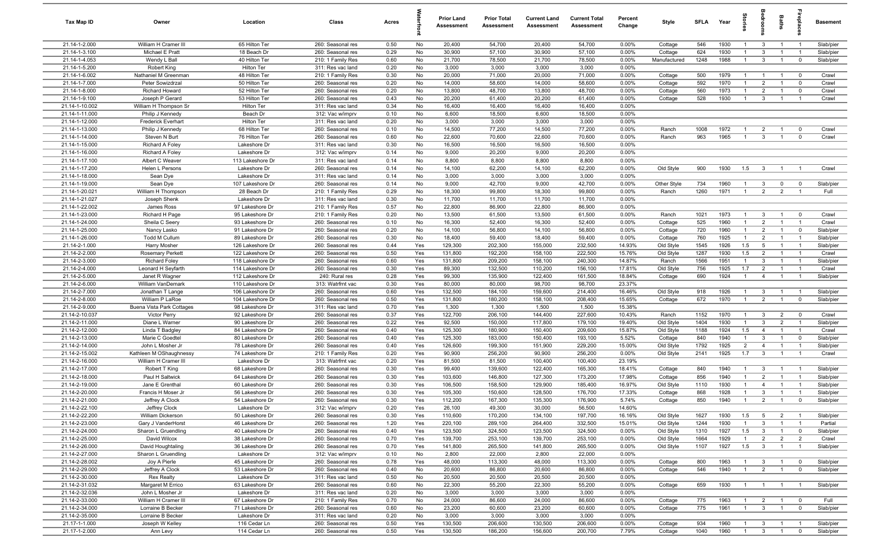| Tax Map ID | Owner | Location | Class | Acres | Waterfront | Prior Land Assessment | Prior Total Assessment | Current Land Assessment | Current Total Assessment | Percent Change | Style | SFLA | Year | Stories | Bedrooms | Baths | Fireplaces | Basement |
|---|---|---|---|---|---|---|---|---|---|---|---|---|---|---|---|---|---|---|
| 21.14-1-2.000 | William H Cramer III | 65 Hilton Ter | 260: Seasonal res | 0.50 | No | 20,400 | 54,700 | 20,400 | 54,700 | 0.00% | Cottage | 546 | 1930 | 1 | 3 | 1 | 1 | Slab/pier |
| 21.14-1-3.100 | Michael E Pratt | 18 Beach Dr | 260: Seasonal res | 0.29 | No | 30,900 | 57,100 | 30,900 | 57,100 | 0.00% | Cottage | 624 | 1930 | 1 | 3 | 1 | 1 | Slab/pier |
| 21.14-1-4.053 | Wendy L Ball | 40 Hilton Ter | 210: 1 Family Res | 0.60 | No | 21,700 | 78,500 | 21,700 | 78,500 | 0.00% | Manufactured | 1248 | 1988 | 1 | 3 | 1 | 0 | Slab/pier |
| 21.14-1-5.200 | Robert King | Hilton Ter | 311: Res vac land | 0.20 | No | 3,000 | 3,000 | 3,000 | 3,000 | 0.00% | | | | | | | | |
| 21.14-1-6.002 | Nathaniel M Greenman | 48 Hilton Ter | 210: 1 Family Res | 0.30 | No | 20,000 | 71,000 | 20,000 | 71,000 | 0.00% | Cottage | 500 | 1979 | 1 | 1 | 1 | 0 | Crawl |
| 21.14-1-7.000 | Peter Sowizdrzal | 50 Hilton Ter | 260: Seasonal res | 0.20 | No | 14,000 | 58,600 | 14,000 | 58,600 | 0.00% | Cottage | 592 | 1970 | 1 | 2 | 1 | 0 | Crawl |
| 21.14-1-8.000 | Richard Howard | 52 Hilton Ter | 260: Seasonal res | 0.20 | No | 13,800 | 48,700 | 13,800 | 48,700 | 0.00% | Cottage | 560 | 1973 | 1 | 2 | 1 | 0 | Crawl |
| 21.14-1-9.100 | Joseph P Gerard | 53 Hilton Ter | 260: Seasonal res | 0.43 | No | 20,200 | 61,400 | 20,200 | 61,400 | 0.00% | Cottage | 528 | 1930 | 1 | 3 | 1 | 1 | Crawl |
| 21.14-1-10.002 | William H Thompson Sr | Hilton Ter | 311: Res vac land | 0.34 | No | 16,400 | 16,400 | 16,400 | 16,400 | 0.00% | | | | | | | | |
| 21.14-1-11.000 | Philip J Kennedy | Beach Dr | 312: Vac w/imprv | 0.10 | No | 6,600 | 18,500 | 6,600 | 18,500 | 0.00% | | | | | | | | |
| 21.14-1-12.000 | Frederick Everhart | Hilton Ter | 311: Res vac land | 0.20 | No | 3,000 | 3,000 | 3,000 | 3,000 | 0.00% | | | | | | | | |
| 21.14-1-13.000 | Philip J Kennedy | 68 Hilton Ter | 260: Seasonal res | 0.10 | No | 14,500 | 77,200 | 14,500 | 77,200 | 0.00% | Ranch | 1008 | 1972 | 1 | 2 | 1 | 0 | Crawl |
| 21.14-1-14.000 | Steven N Burt | 76 Hilton Ter | 260: Seasonal res | 0.60 | No | 22,600 | 70,600 | 22,600 | 70,600 | 0.00% | Ranch | 963 | 1965 | 1 | 3 | 1 | 0 | Crawl |
| 21.14-1-15.000 | Richard A Foley | Lakeshore Dr | 311: Res vac land | 0.30 | No | 16,500 | 16,500 | 16,500 | 16,500 | 0.00% | | | | | | | | |
| 21.14-1-16.000 | Richard A Foley | Lakeshore Dr | 312: Vac w/imprv | 0.14 | No | 9,000 | 20,200 | 9,000 | 20,200 | 0.00% | | | | | | | | |
| 21.14-1-17.100 | Albert C Weaver | 113 Lakeshore Dr | 311: Res vac land | 0.14 | No | 8,800 | 8,800 | 8,800 | 8,800 | 0.00% | | | | | | | | |
| 21.14-1-17.200 | Helen L Persons | Lakeshore Dr | 260: Seasonal res | 0.14 | No | 14,100 | 62,200 | 14,100 | 62,200 | 0.00% | Old Style | 900 | 1930 | 1.5 | 3 | 1 | 1 | Crawl |
| 21.14-1-18.000 | Sean Dye | Lakeshore Dr | 311: Res vac land | 0.14 | No | 3,000 | 3,000 | 3,000 | 3,000 | 0.00% | | | | | | | | |
| 21.14-1-19.000 | Sean Dye | 107 Lakeshore Dr | 260: Seasonal res | 0.14 | No | 9,000 | 42,700 | 9,000 | 42,700 | 0.00% | Other Style | 734 | 1960 | 1 | 3 | 0 | 0 | Slab/pier |
| 21.14-1-20.021 | William H Thompson | 28 Beach Dr | 210: 1 Family Res | 0.29 | No | 18,300 | 99,800 | 18,300 | 99,800 | 0.00% | Ranch | 1260 | 1971 | 1 | 2 | 2 | 1 | Full |
| 21.14-1-21.027 | Joseph Shenk | Lakeshore Dr | 311: Res vac land | 0.30 | No | 11,700 | 11,700 | 11,700 | 11,700 | 0.00% | | | | | | | | |
| 21.14-1-22.002 | James Ross | 97 Lakeshore Dr | 210: 1 Family Res | 0.57 | No | 22,800 | 86,900 | 22,800 | 86,900 | 0.00% | | | | | | | | |
| 21.14-1-23.000 | Richard H Page | 95 Lakeshore Dr | 210: 1 Family Res | 0.20 | No | 13,500 | 61,500 | 13,500 | 61,500 | 0.00% | Ranch | 1021 | 1973 | 1 | 3 | 1 | 0 | Crawl |
| 21.14-1-24.000 | Sheila C Seery | 93 Lakeshore Dr | 260: Seasonal res | 0.10 | No | 16,300 | 52,400 | 16,300 | 52,400 | 0.00% | Cottage | 525 | 1960 | 1 | 2 | 1 | 1 | Crawl |
| 21.14-1-25.000 | Nancy Lasko | 91 Lakeshore Dr | 260: Seasonal res | 0.20 | No | 14,100 | 56,800 | 14,100 | 56,800 | 0.00% | Cottage | 720 | 1960 | 1 | 2 | 1 | 0 | Slab/pier |
| 21.14-1-26.000 | Todd M Cullum | 89 Lakeshore Dr | 260: Seasonal res | 0.30 | No | 18,400 | 59,400 | 18,400 | 59,400 | 0.00% | Cottage | 760 | 1925 | 1 | 2 | 1 | 1 | Slab/pier |
| 21.14-2-1.000 | Harry Mosher | 126 Lakeshore Dr | 260: Seasonal res | 0.44 | Yes | 129,300 | 202,300 | 155,000 | 232,500 | 14.93% | Old Style | 1545 | 1926 | 1.5 | 5 | 1 | 1 | Slab/pier |
| 21.14-2-2.000 | Rosemary Perkett | 122 Lakeshore Dr | 260: Seasonal res | 0.50 | Yes | 131,800 | 192,200 | 158,100 | 222,500 | 15.76% | Old Style | 1287 | 1930 | 1.5 | 2 | 1 | 1 | Crawl |
| 21.14-2-3.000 | Richard Foley | 118 Lakeshore Dr | 260: Seasonal res | 0.60 | Yes | 131,800 | 209,200 | 158,100 | 240,300 | 14.87% | Ranch | 1566 | 1951 | 1 | 3 | 1 | 1 | Slab/pier |
| 21.14-2-4.000 | Leonard H Seyfarth | 114 Lakeshore Dr | 260: Seasonal res | 0.30 | Yes | 89,300 | 132,500 | 110,200 | 156,100 | 17.81% | Old Style | 756 | 1925 | 1.7 | 2 | 1 | 1 | Crawl |
| 21.14-2-5.000 | Janet R Wagner | 112 Lakeshore Dr | 240: Rural res | 0.28 | Yes | 99,300 | 135,900 | 122,400 | 161,500 | 18.84% | Cottage | 690 | 1924 | 1 | 4 | 1 | 1 | Slab/pier |
| 21.14-2-6.000 | William VanDemark | 110 Lakeshore Dr | 313: Watrfrnt vac | 0.30 | Yes | 80,000 | 80,000 | 98,700 | 98,700 | 23.37% | | | | | | | | |
| 21.14-2-7.000 | Jonathan T Lange | 106 Lakeshore Dr | 260: Seasonal res | 0.60 | Yes | 132,500 | 184,100 | 159,600 | 214,400 | 16.46% | Old Style | 918 | 1926 | 1 | 3 | 1 | 1 | Slab/pier |
| 21.14-2-8.000 | William P LaRoe | 104 Lakeshore Dr | 260: Seasonal res | 0.50 | Yes | 131,800 | 180,200 | 158,100 | 208,400 | 15.65% | Cottage | 672 | 1970 | 1 | 2 | 1 | 0 | Slab/pier |
| 21.14-2-9.000 | Buena Vista Park Cottages | 98 Lakeshore Dr | 311: Res vac land | 0.70 | Yes | 1,300 | 1,300 | 1,500 | 1,500 | 15.38% | | | | | | | | |
| 21.14-2-10.037 | Victor Perry | 92 Lakeshore Dr | 260: Seasonal res | 0.37 | Yes | 122,700 | 206,100 | 144,400 | 227,600 | 10.43% | Ranch | 1152 | 1970 | 1 | 3 | 2 | 0 | Crawl |
| 21.14-2-11.000 | Diane L Warner | 90 Lakeshore Dr | 260: Seasonal res | 0.22 | Yes | 92,500 | 150,000 | 117,800 | 179,100 | 19.40% | Old Style | 1404 | 1930 | 1 | 3 | 2 | 1 | Slab/pier |
| 21.14-2-12.000 | Linda T Badgley | 84 Lakeshore Dr | 260: Seasonal res | 0.40 | Yes | 125,300 | 180,900 | 150,400 | 209,600 | 15.87% | Old Style | 1188 | 1924 | 1.5 | 4 | 1 | 1 | Crawl |
| 21.14-2-13.000 | Marie C Goedtel | 80 Lakeshore Dr | 260: Seasonal res | 0.40 | Yes | 125,300 | 183,000 | 150,400 | 193,100 | 5.52% | Cottage | 840 | 1940 | 1 | 3 | 1 | 0 | Slab/pier |
| 21.14-2-14.000 | John L Mosher Jr | 78 Lakeshore Dr | 260: Seasonal res | 0.40 | Yes | 126,600 | 199,300 | 151,900 | 229,200 | 15.00% | Old Style | 1792 | 1925 | 2 | 4 | 1 | 1 | Slab/pier |
| 21.14-2-15.002 | Kathleen M OShaughnessy | 74 Lakeshore Dr | 210: 1 Family Res | 0.20 | Yes | 90,900 | 256,200 | 90,900 | 256,200 | 0.00% | Old Style | 2141 | 1925 | 1.7 | 3 | 1 | 1 | Crawl |
| 21.14-2-16.000 | William H Cramer III | Lakeshore Dr | 313: Watrfrnt vac | 0.20 | Yes | 81,500 | 81,500 | 100,400 | 100,400 | 23.19% | | | | | | | | |
| 21.14-2-17.000 | Robert T King | 68 Lakeshore Dr | 260: Seasonal res | 0.30 | Yes | 99,400 | 139,600 | 122,400 | 165,300 | 18.41% | Cottage | 840 | 1940 | 1 | 3 | 1 | 1 | Slab/pier |
| 21.14-2-18.000 | Paul H Saltwick | 64 Lakeshore Dr | 260: Seasonal res | 0.30 | Yes | 103,600 | 146,800 | 127,300 | 173,200 | 17.98% | Cottage | 856 | 1940 | 1 | 2 | 1 | 1 | Slab/pier |
| 21.14-2-19.000 | Jane E Grenthal | 60 Lakeshore Dr | 260: Seasonal res | 0.30 | Yes | 106,500 | 158,500 | 129,900 | 185,400 | 16.97% | Old Style | 1110 | 1930 | 1 | 4 | 1 | 1 | Slab/pier |
| 21.14-2-20.000 | Francis H Moser Jr | 56 Lakeshore Dr | 260: Seasonal res | 0.30 | Yes | 105,300 | 150,600 | 128,500 | 176,700 | 17.33% | Cottage | 868 | 1928 | 1 | 3 | 1 | 1 | Slab/pier |
| 21.14-2-21.000 | Jeffrey A Clock | 54 Lakeshore Dr | 260: Seasonal res | 0.30 | Yes | 112,200 | 167,300 | 135,300 | 176,900 | 5.74% | Cottage | 850 | 1940 | 1 | 2 | 1 | 0 | Slab/pier |
| 21.14-2-22.100 | Jeffrey Clock | Lakeshore Dr | 312: Vac w/imprv | 0.20 | Yes | 26,100 | 49,300 | 30,000 | 56,500 | 14.60% | | | | | | | | |
| 21.14-2-22.200 | William Dickerson | 50 Lakeshore Dr | 260: Seasonal res | 0.30 | Yes | 110,600 | 170,200 | 134,100 | 197,700 | 16.16% | Old Style | 1627 | 1930 | 1.5 | 5 | 2 | 1 | Slab/pier |
| 21.14-2-23.000 | Gary J VanderHorst | 46 Lakeshore Dr | 260: Seasonal res | 1.20 | Yes | 220,100 | 289,100 | 264,400 | 332,500 | 15.01% | Old Style | 1244 | 1930 | 1 | 3 | 1 | 1 | Partial |
| 21.14-2-24.000 | Sharon L Gruendling | 40 Lakeshore Dr | 260: Seasonal res | 0.40 | Yes | 123,500 | 324,500 | 123,500 | 324,500 | 0.00% | Old Style | 1310 | 1927 | 1.5 | 3 | 1 | 0 | Slab/pier |
| 21.14-2-25.000 | David Wilcox | 38 Lakeshore Dr | 260: Seasonal res | 0.70 | Yes | 139,700 | 253,100 | 139,700 | 253,100 | 0.00% | Old Style | 1664 | 1929 | 1 | 2 | 2 | 2 | Crawl |
| 21.14-2-26.000 | David Houghtaling | 36 Lakeshore Dr | 260: Seasonal res | 0.70 | Yes | 141,800 | 265,500 | 141,800 | 265,500 | 0.00% | Old Style | 1107 | 1927 | 1.5 | 3 | 1 | 1 | Slab/pier |
| 21.14-2-27.000 | Sharon L Gruendling | Lakeshore Dr | 312: Vac w/imprv | 0.10 | No | 2,800 | 22,000 | 2,800 | 22,000 | 0.00% | | | | | | | | |
| 21.14-2-28.002 | Joy A Pierle | 45 Lakeshore Dr | 260: Seasonal res | 0.78 | Yes | 48,000 | 113,300 | 48,000 | 113,300 | 0.00% | Cottage | 800 | 1963 | 1 | 3 | 1 | 0 | Slab/pier |
| 21.14-2-29.000 | Jeffrey A Clock | 53 Lakeshore Dr | 260: Seasonal res | 0.40 | No | 20,600 | 86,800 | 20,600 | 86,800 | 0.00% | Cottage | 546 | 1940 | 1 | 2 | 1 | 0 | Slab/pier |
| 21.14-2-30.000 | Rex Realty | Lakeshore Dr | 311: Res vac land | 0.50 | No | 20,500 | 20,500 | 20,500 | 20,500 | 0.00% | | | | | | | | |
| 21.14-2-31.032 | Margaret M Errico | 63 Lakeshore Dr | 260: Seasonal res | 0.60 | No | 22,300 | 55,200 | 22,300 | 55,200 | 0.00% | Cottage | 659 | 1930 | 1 | 1 | 1 | 1 | Slab/pier |
| 21.14-2-32.036 | John L Mosher Jr | Lakeshore Dr | 311: Res vac land | 0.20 | No | 3,000 | 3,000 | 3,000 | 3,000 | 0.00% | | | | | | | | |
| 21.14-2-33.000 | William H Cramer III | 67 Lakeshore Dr | 210: 1 Family Res | 0.70 | No | 24,000 | 86,600 | 24,000 | 86,600 | 0.00% | Cottage | 775 | 1963 | 1 | 2 | 1 | 0 | Full |
| 21.14-2-34.000 | Lorraine B Becker | 71 Lakeshore Dr | 260: Seasonal res | 0.60 | No | 23,200 | 60,600 | 23,200 | 60,600 | 0.00% | Cottage | 775 | 1961 | 1 | 3 | 1 | 0 | Slab/pier |
| 21.14-2-35.000 | Lorraine B Becker | Lakeshore Dr | 311: Res vac land | 0.20 | No | 3,000 | 3,000 | 3,000 | 3,000 | 0.00% | | | | | | | | |
| 21.17-1-1.000 | Joseph W Kelley | 116 Cedar Ln | 260: Seasonal res | 0.50 | Yes | 130,500 | 206,600 | 130,500 | 206,600 | 0.00% | Cottage | 934 | 1960 | 1 | 3 | 1 | 1 | Slab/pier |
| 21.17-1-2.000 | Ann Levy | 114 Cedar Ln | 260: Seasonal res | 0.50 | Yes | 130,500 | 186,200 | 156,600 | 200,700 | 7.79% | Cottage | 1040 | 1960 | 1 | 3 | 1 | 0 | Slab/pier |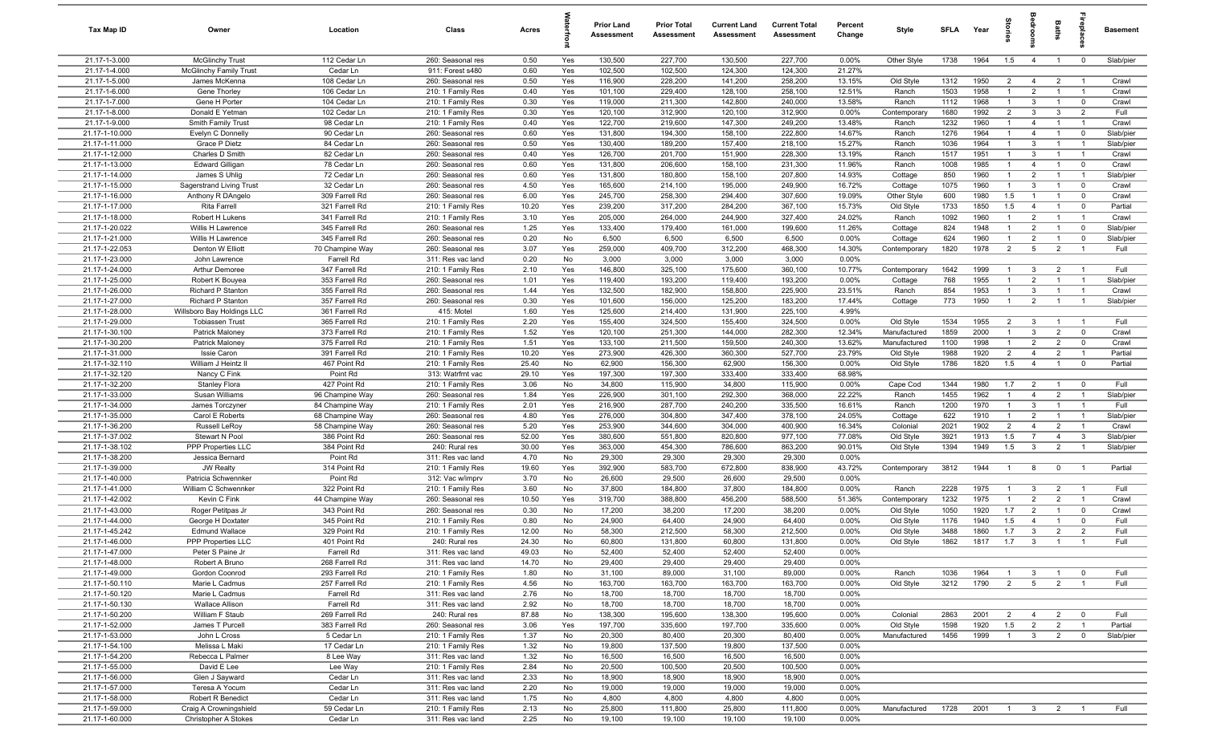| Tax Map ID | Owner | Location | Class | Acres | Waterfront | Prior Land Assessment | Prior Total Assessment | Current Land Assessment | Current Total Assessment | Percent Change | Style | SFLA | Year | Stories | Bedrooms | Baths | Fireplaces | Basement |
|---|---|---|---|---|---|---|---|---|---|---|---|---|---|---|---|---|---|---|
| 21.17-1-3.000 | McGlinchy Trust | 112 Cedar Ln | 260: Seasonal res | 0.50 | Yes | 130,500 | 227,700 | 130,500 | 227,700 | 0.00% | Other Style | 1738 | 1964 | 1.5 | 4 | 1 | 0 | Slab/pier |
| 21.17-1-4.000 | McGlinchy Family Trust | Cedar Ln | 911: Forest s480 | 0.60 | Yes | 102,500 | 102,500 | 124,300 | 124,300 | 21.27% | | | | | | | | |
| 21.17-1-5.000 | James McKenna | 108 Cedar Ln | 260: Seasonal res | 0.50 | Yes | 116,900 | 228,200 | 141,200 | 258,200 | 13.15% | Old Style | 1312 | 1950 | 2 | 4 | 2 | 1 | Crawl |
| 21.17-1-6.000 | Gene Thorley | 106 Cedar Ln | 210: 1 Family Res | 0.40 | Yes | 101,100 | 229,400 | 128,100 | 258,100 | 12.51% | Ranch | 1503 | 1958 | 1 | 2 | 1 | 1 | Crawl |
| 21.17-1-7.000 | Gene H Porter | 104 Cedar Ln | 210: 1 Family Res | 0.30 | Yes | 119,000 | 211,300 | 142,800 | 240,000 | 13.58% | Ranch | 1112 | 1968 | 1 | 3 | 1 | 0 | Crawl |
| 21.17-1-8.000 | Donald E Yetman | 102 Cedar Ln | 210: 1 Family Res | 0.30 | Yes | 120,100 | 312,900 | 120,100 | 312,900 | 0.00% | Contemporary | 1680 | 1992 | 2 | 3 | 3 | 2 | Full |
| 21.17-1-9.000 | Smith Family Trust | 98 Cedar Ln | 210: 1 Family Res | 0.40 | Yes | 122,700 | 219,600 | 147,300 | 249,200 | 13.48% | Ranch | 1232 | 1960 | 1 | 4 | 1 | 1 | Crawl |
| 21.17-1-10.000 | Evelyn C Donnelly | 90 Cedar Ln | 260: Seasonal res | 0.60 | Yes | 131,800 | 194,300 | 158,100 | 222,800 | 14.67% | Ranch | 1276 | 1964 | 1 | 4 | 1 | 0 | Slab/pier |
| 21.17-1-11.000 | Grace P Dietz | 84 Cedar Ln | 260: Seasonal res | 0.50 | Yes | 130,400 | 189,200 | 157,400 | 218,100 | 15.27% | Ranch | 1036 | 1964 | 1 | 3 | 1 | 1 | Slab/pier |
| 21.17-1-12.000 | Charles D Smith | 82 Cedar Ln | 260: Seasonal res | 0.40 | Yes | 126,700 | 201,700 | 151,900 | 228,300 | 13.19% | Ranch | 1517 | 1951 | 1 | 3 | 1 | 1 | Crawl |
| 21.17-1-13.000 | Edward Gilligan | 78 Cedar Ln | 260: Seasonal res | 0.60 | Yes | 131,800 | 206,600 | 158,100 | 231,300 | 11.96% | Ranch | 1008 | 1985 | 1 | 4 | 1 | 0 | Crawl |
| 21.17-1-14.000 | James S Uhlig | 72 Cedar Ln | 260: Seasonal res | 0.60 | Yes | 131,800 | 180,800 | 158,100 | 207,800 | 14.93% | Cottage | 850 | 1960 | 1 | 2 | 1 | 1 | Slab/pier |
| 21.17-1-15.000 | Sagerstrand Living Trust | 32 Cedar Ln | 260: Seasonal res | 4.50 | Yes | 165,600 | 214,100 | 195,000 | 249,900 | 16.72% | Cottage | 1075 | 1960 | 1 | 3 | 1 | 0 | Crawl |
| 21.17-1-16.000 | Anthony R DAngelo | 309 Farrell Rd | 260: Seasonal res | 6.00 | Yes | 245,700 | 258,300 | 294,400 | 307,600 | 19.09% | Other Style | 600 | 1980 | 1.5 | 1 | 1 | 0 | Crawl |
| 21.17-1-17.000 | Rita Farrell | 321 Farrell Rd | 210: 1 Family Res | 10.20 | Yes | 239,200 | 317,200 | 284,200 | 367,100 | 15.73% | Old Style | 1733 | 1850 | 1.5 | 4 | 1 | 0 | Partial |
| 21.17-1-18.000 | Robert H Lukens | 341 Farrell Rd | 210: 1 Family Res | 3.10 | Yes | 205,000 | 264,000 | 244,900 | 327,400 | 24.02% | Ranch | 1092 | 1960 | 1 | 2 | 1 | 1 | Crawl |
| 21.17-1-20.022 | Willis H Lawrence | 345 Farrell Rd | 260: Seasonal res | 1.25 | Yes | 133,400 | 179,400 | 161,000 | 199,600 | 11.26% | Cottage | 824 | 1948 | 1 | 2 | 1 | 0 | Slab/pier |
| 21.17-1-21.000 | Willis H Lawrence | 345 Farrell Rd | 260: Seasonal res | 0.20 | No | 6,500 | 6,500 | 6,500 | 6,500 | 0.00% | Cottage | 624 | 1960 | 1 | 2 | 1 | 0 | Slab/pier |
| 21.17-1-22.053 | Denton W Elliott | 70 Champine Way | 260: Seasonal res | 3.07 | Yes | 259,000 | 409,700 | 312,200 | 468,300 | 14.30% | Contemporary | 1820 | 1978 | 2 | 5 | 2 | 1 | Full |
| 21.17-1-23.000 | John Lawrence | Farrell Rd | 311: Res vac land | 0.20 | No | 3,000 | 3,000 | 3,000 | 3,000 | 0.00% | | | | | | | | |
| 21.17-1-24.000 | Arthur Demoree | 347 Farrell Rd | 210: 1 Family Res | 2.10 | Yes | 146,800 | 325,100 | 175,600 | 360,100 | 10.77% | Contemporary | 1642 | 1999 | 1 | 3 | 2 | 1 | Full |
| 21.17-1-25.000 | Robert K Bouyea | 353 Farrell Rd | 260: Seasonal res | 1.01 | Yes | 119,400 | 193,200 | 119,400 | 193,200 | 0.00% | Cottage | 768 | 1955 | 1 | 2 | 1 | 1 | Slab/pier |
| 21.17-1-26.000 | Richard P Stanton | 355 Farrell Rd | 260: Seasonal res | 1.44 | Yes | 132,500 | 182,900 | 158,800 | 225,900 | 23.51% | Ranch | 854 | 1953 | 1 | 3 | 1 | 1 | Crawl |
| 21.17-1-27.000 | Richard P Stanton | 357 Farrell Rd | 260: Seasonal res | 0.30 | Yes | 101,600 | 156,000 | 125,200 | 183,200 | 17.44% | Cottage | 773 | 1950 | 1 | 2 | 1 | 1 | Slab/pier |
| 21.17-1-28.000 | Willsboro Bay Holdings LLC | 361 Farrell Rd | 415: Motel | 1.60 | Yes | 125,600 | 214,400 | 131,900 | 225,100 | 4.99% | | | | | | | | |
| 21.17-1-29.000 | Tobiassen Trust | 365 Farrell Rd | 210: 1 Family Res | 2.20 | Yes | 155,400 | 324,500 | 155,400 | 324,500 | 0.00% | Old Style | 1534 | 1955 | 2 | 3 | 1 | 1 | Full |
| 21.17-1-30.100 | Patrick Maloney | 373 Farrell Rd | 210: 1 Family Res | 1.52 | Yes | 120,100 | 251,300 | 144,000 | 282,300 | 12.34% | Manufactured | 1859 | 2000 | 1 | 3 | 2 | 0 | Crawl |
| 21.17-1-30.200 | Patrick Maloney | 375 Farrell Rd | 210: 1 Family Res | 1.51 | Yes | 133,100 | 211,500 | 159,500 | 240,300 | 13.62% | Manufactured | 1100 | 1998 | 1 | 2 | 2 | 0 | Crawl |
| 21.17-1-31.000 | Issie Caron | 391 Farrell Rd | 210: 1 Family Res | 10.20 | Yes | 273,900 | 426,300 | 360,300 | 527,700 | 23.79% | Old Style | 1988 | 1920 | 2 | 4 | 2 | 1 | Partial |
| 21.17-1-32.110 | William J Heintz II | 467 Point Rd | 210: 1 Family Res | 25.40 | No | 62,900 | 156,300 | 62,900 | 156,300 | 0.00% | Old Style | 1786 | 1820 | 1.5 | 4 | 1 | 0 | Partial |
| 21.17-1-32.120 | Nancy C Fink | Point Rd | 313: Watrfrnt vac | 29.10 | Yes | 197,300 | 197,300 | 333,400 | 333,400 | 68.98% | | | | | | | | |
| 21.17-1-32.200 | Stanley Flora | 427 Point Rd | 210: 1 Family Res | 3.06 | No | 34,800 | 115,900 | 34,800 | 115,900 | 0.00% | Cape Cod | 1344 | 1980 | 1.7 | 2 | 1 | 0 | Full |
| 21.17-1-33.000 | Susan Williams | 96 Champine Way | 260: Seasonal res | 1.84 | Yes | 226,900 | 301,100 | 292,300 | 368,000 | 22.22% | Ranch | 1455 | 1962 | 1 | 4 | 2 | 1 | Slab/pier |
| 21.17-1-34.000 | James Torczyner | 84 Champine Way | 210: 1 Family Res | 2.01 | Yes | 216,900 | 287,700 | 240,200 | 335,500 | 16.61% | Ranch | 1200 | 1970 | 1 | 3 | 1 | 1 | Full |
| 21.17-1-35.000 | Carol E Roberts | 68 Champine Way | 260: Seasonal res | 4.80 | Yes | 276,000 | 304,800 | 347,400 | 378,100 | 24.05% | Cottage | 622 | 1910 | 1 | 2 | 1 | 1 | Slab/pier |
| 21.17-1-36.200 | Russell LeRoy | 58 Champine Way | 260: Seasonal res | 5.20 | Yes | 253,900 | 344,600 | 304,000 | 400,900 | 16.34% | Colonial | 2021 | 1902 | 2 | 4 | 2 | 1 | Crawl |
| 21.17-1-37.002 | Stewart N Pool | 386 Point Rd | 260: Seasonal res | 52.00 | Yes | 380,600 | 551,800 | 820,800 | 977,100 | 77.08% | Old Style | 3921 | 1913 | 1.5 | 7 | 4 | 3 | Slab/pier |
| 21.17-1-38.102 | PPP Properties LLC | 384 Point Rd | 240: Rural res | 30.00 | Yes | 363,000 | 454,300 | 786,600 | 863,200 | 90.01% | Old Style | 1394 | 1949 | 1.5 | 3 | 2 | 1 | Slab/pier |
| 21.17-1-38.200 | Jessica Bernard | Point Rd | 311: Res vac land | 4.70 | No | 29,300 | 29,300 | 29,300 | 29,300 | 0.00% | | | | | | | | |
| 21.17-1-39.000 | JW Realty | 314 Point Rd | 210: 1 Family Res | 19.60 | Yes | 392,900 | 583,700 | 672,800 | 838,900 | 43.72% | Contemporary | 3812 | 1944 | 1 | 8 | 0 | 1 | Partial |
| 21.17-1-40.000 | Patricia Schwennker | Point Rd | 312: Vac w/imprv | 3.70 | No | 26,600 | 29,500 | 26,600 | 29,500 | 0.00% | | | | | | | | |
| 21.17-1-41.000 | William C Schwennker | 322 Point Rd | 210: 1 Family Res | 3.60 | No | 37,800 | 184,800 | 37,800 | 184,800 | 0.00% | Ranch | 2228 | 1975 | 1 | 3 | 2 | 1 | Full |
| 21.17-1-42.002 | Kevin C Fink | 44 Champine Way | 260: Seasonal res | 10.50 | Yes | 319,700 | 388,800 | 456,200 | 588,500 | 51.36% | Contemporary | 1232 | 1975 | 1 | 2 | 2 | 1 | Crawl |
| 21.17-1-43.000 | Roger Petitpas Jr | 343 Point Rd | 260: Seasonal res | 0.30 | No | 17,200 | 38,200 | 17,200 | 38,200 | 0.00% | Old Style | 1050 | 1920 | 1.7 | 2 | 1 | 0 | Crawl |
| 21.17-1-44.000 | George H Doxtater | 345 Point Rd | 210: 1 Family Res | 0.80 | No | 24,900 | 64,400 | 24,900 | 64,400 | 0.00% | Old Style | 1176 | 1940 | 1.5 | 4 | 1 | 0 | Full |
| 21.17-1-45.242 | Edmund Wallace | 329 Point Rd | 210: 1 Family Res | 12.00 | No | 58,300 | 212,500 | 58,300 | 212,500 | 0.00% | Old Style | 3488 | 1860 | 1.7 | 3 | 2 | 2 | Full |
| 21.17-1-46.000 | PPP Properties LLC | 401 Point Rd | 240: Rural res | 24.30 | No | 60,800 | 131,800 | 60,800 | 131,800 | 0.00% | Old Style | 1862 | 1817 | 1.7 | 3 | 1 | 1 | Full |
| 21.17-1-47.000 | Peter S Paine Jr | Farrell Rd | 311: Res vac land | 49.03 | No | 52,400 | 52,400 | 52,400 | 52,400 | 0.00% | | | | | | | | |
| 21.17-1-48.000 | Robert A Bruno | 268 Farrell Rd | 311: Res vac land | 14.70 | No | 29,400 | 29,400 | 29,400 | 29,400 | 0.00% | | | | | | | | |
| 21.17-1-49.000 | Gordon Coonrod | 293 Farrell Rd | 210: 1 Family Res | 1.80 | No | 31,100 | 89,000 | 31,100 | 89,000 | 0.00% | Ranch | 1036 | 1964 | 1 | 3 | 1 | 0 | Full |
| 21.17-1-50.110 | Marie L Cadmus | 257 Farrell Rd | 210: 1 Family Res | 4.56 | No | 163,700 | 163,700 | 163,700 | 163,700 | 0.00% | Old Style | 3212 | 1790 | 2 | 5 | 2 | 1 | Full |
| 21.17-1-50.120 | Marie L Cadmus | Farrell Rd | 311: Res vac land | 2.76 | No | 18,700 | 18,700 | 18,700 | 18,700 | 0.00% | | | | | | | | |
| 21.17-1-50.130 | Wallace Allison | Farrell Rd | 311: Res vac land | 2.92 | No | 18,700 | 18,700 | 18,700 | 18,700 | 0.00% | | | | | | | | |
| 21.17-1-50.200 | William F Staub | 269 Farrell Rd | 240: Rural res | 87.88 | No | 138,300 | 195,600 | 138,300 | 195,600 | 0.00% | Colonial | 2863 | 2001 | 2 | 4 | 2 | 0 | Full |
| 21.17-1-52.000 | James T Purcell | 383 Farrell Rd | 260: Seasonal res | 3.06 | Yes | 197,700 | 335,600 | 197,700 | 335,600 | 0.00% | Old Style | 1598 | 1920 | 1.5 | 2 | 2 | 1 | Partial |
| 21.17-1-53.000 | John L Cross | 5 Cedar Ln | 210: 1 Family Res | 1.37 | No | 20,300 | 80,400 | 20,300 | 80,400 | 0.00% | Manufactured | 1456 | 1999 | 1 | 3 | 2 | 0 | Slab/pier |
| 21.17-1-54.100 | Melissa L Maki | 17 Cedar Ln | 210: 1 Family Res | 1.32 | No | 19,800 | 137,500 | 19,800 | 137,500 | 0.00% | | | | | | | | |
| 21.17-1-54.200 | Rebecca L Palmer | 8 Lee Way | 311: Res vac land | 1.32 | No | 16,500 | 16,500 | 16,500 | 16,500 | 0.00% | | | | | | | | |
| 21.17-1-55.000 | David E Lee | Lee Way | 210: 1 Family Res | 2.84 | No | 20,500 | 100,500 | 20,500 | 100,500 | 0.00% | | | | | | | | |
| 21.17-1-56.000 | Glen J Sayward | Cedar Ln | 311: Res vac land | 2.33 | No | 18,900 | 18,900 | 18,900 | 18,900 | 0.00% | | | | | | | | |
| 21.17-1-57.000 | Teresa A Yocum | Cedar Ln | 311: Res vac land | 2.20 | No | 19,000 | 19,000 | 19,000 | 19,000 | 0.00% | | | | | | | | |
| 21.17-1-58.000 | Robert R Benedict | Cedar Ln | 311: Res vac land | 1.75 | No | 4,800 | 4,800 | 4,800 | 4,800 | 0.00% | | | | | | | | |
| 21.17-1-59.000 | Craig A Crowningshield | 59 Cedar Ln | 210: 1 Family Res | 2.13 | No | 25,800 | 111,800 | 25,800 | 111,800 | 0.00% | Manufactured | 1728 | 2001 | 1 | 3 | 2 | 1 | Full |
| 21.17-1-60.000 | Christopher A Stokes | Cedar Ln | 311: Res vac land | 2.25 | No | 19,100 | 19,100 | 19,100 | 19,100 | 0.00% | | | | | | | | |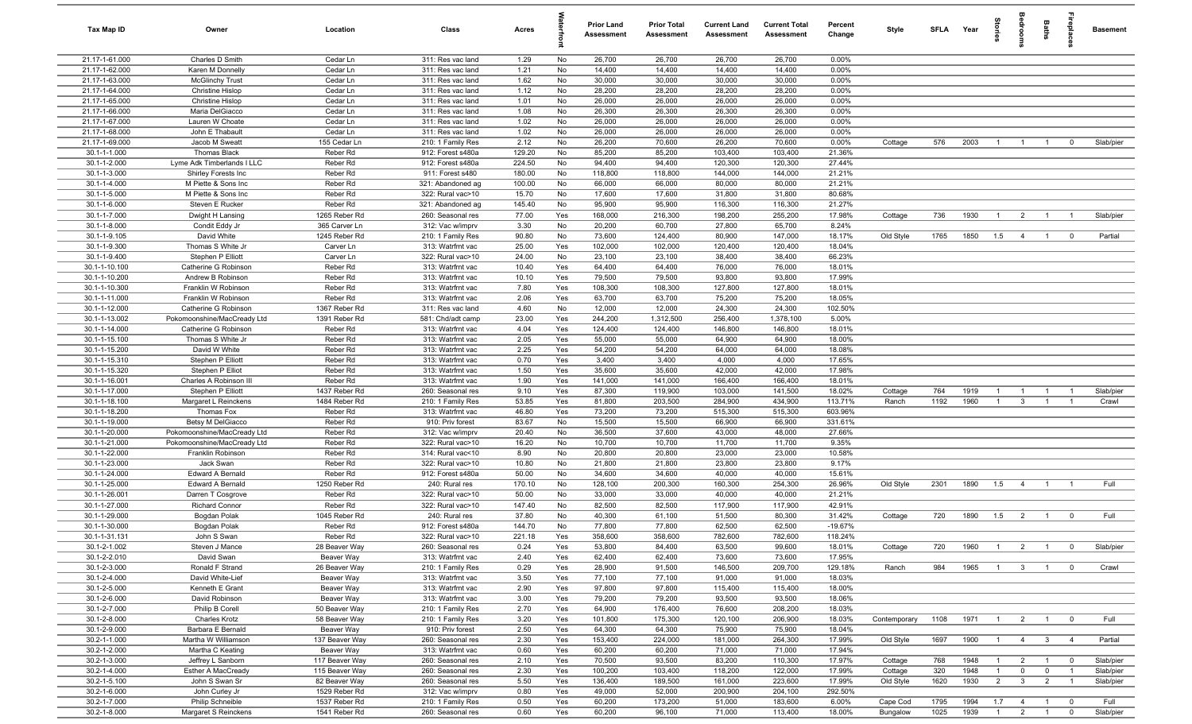| Tax Map ID | Owner | Location | Class | Acres | Waterfront | Prior Land Assessment | Prior Total Assessment | Current Land Assessment | Current Total Assessment | Percent Change | Style | SFLA | Year | Stories | Bedrooms | Baths | Fireplaces | Basement |
|---|---|---|---|---|---|---|---|---|---|---|---|---|---|---|---|---|---|---|
| 21.17-1-61.000 | Charles D Smith | Cedar Ln | 311: Res vac land | 1.29 | No | 26,700 | 26,700 | 26,700 | 26,700 | 0.00% | | | | | | | | |
| 21.17-1-62.000 | Karen M Donnelly | Cedar Ln | 311: Res vac land | 1.21 | No | 14,400 | 14,400 | 14,400 | 14,400 | 0.00% | | | | | | | | |
| 21.17-1-63.000 | McGlinchy Trust | Cedar Ln | 311: Res vac land | 1.62 | No | 30,000 | 30,000 | 30,000 | 30,000 | 0.00% | | | | | | | | |
| 21.17-1-64.000 | Christine Hislop | Cedar Ln | 311: Res vac land | 1.12 | No | 28,200 | 28,200 | 28,200 | 28,200 | 0.00% | | | | | | | | |
| 21.17-1-65.000 | Christine Hislop | Cedar Ln | 311: Res vac land | 1.01 | No | 26,000 | 26,000 | 26,000 | 26,000 | 0.00% | | | | | | | | |
| 21.17-1-66.000 | Maria DelGiacco | Cedar Ln | 311: Res vac land | 1.08 | No | 26,300 | 26,300 | 26,300 | 26,300 | 0.00% | | | | | | | | |
| 21.17-1-67.000 | Lauren W Choate | Cedar Ln | 311: Res vac land | 1.02 | No | 26,000 | 26,000 | 26,000 | 26,000 | 0.00% | | | | | | | | |
| 21.17-1-68.000 | John E Thabault | Cedar Ln | 311: Res vac land | 1.02 | No | 26,000 | 26,000 | 26,000 | 26,000 | 0.00% | | | | | | | | |
| 21.17-1-69.000 | Jacob M Sweatt | 155 Cedar Ln | 210: 1 Family Res | 2.12 | No | 26,200 | 70,600 | 26,200 | 70,600 | 0.00% | Cottage | 576 | 2003 | 1 | 1 | 1 | 0 | Slab/pier |
| 30.1-1-1.000 | Thomas Black | Reber Rd | 912: Forest s480a | 129.20 | No | 85,200 | 85,200 | 103,400 | 103,400 | 21.36% | | | | | | | | |
| 30.1-1-2.000 | Lyme Adk Timberlands I LLC | Reber Rd | 912: Forest s480a | 224.50 | No | 94,400 | 94,400 | 120,300 | 120,300 | 27.44% | | | | | | | | |
| 30.1-1-3.000 | Shirley Forests Inc | Reber Rd | 911: Forest s480 | 180.00 | No | 118,800 | 118,800 | 144,000 | 144,000 | 21.21% | | | | | | | | |
| 30.1-1-4.000 | M Piette & Sons Inc | Reber Rd | 321: Abandoned ag | 100.00 | No | 66,000 | 66,000 | 80,000 | 80,000 | 21.21% | | | | | | | | |
| 30.1-1-5.000 | M Piette & Sons Inc | Reber Rd | 322: Rural vac>10 | 15.70 | No | 17,600 | 17,600 | 31,800 | 31,800 | 80.68% | | | | | | | | |
| 30.1-1-6.000 | Steven E Rucker | Reber Rd | 321: Abandoned ag | 145.40 | No | 95,900 | 95,900 | 116,300 | 116,300 | 21.27% | | | | | | | | |
| 30.1-1-7.000 | Dwight H Lansing | 1265 Reber Rd | 260: Seasonal res | 77.00 | Yes | 168,000 | 216,300 | 198,200 | 255,200 | 17.98% | Cottage | 736 | 1930 | 1 | 2 | 1 | 1 | Slab/pier |
| 30.1-1-8.000 | Condit Eddy Jr | 365 Carver Ln | 312: Vac w/imprv | 3.30 | No | 20,200 | 60,700 | 27,800 | 65,700 | 8.24% | | | | | | | | |
| 30.1-1-9.105 | David White | 1245 Reber Rd | 210: 1 Family Res | 90.80 | No | 73,600 | 124,400 | 80,900 | 147,000 | 18.17% | Old Style | 1765 | 1850 | 1.5 | 4 | 1 | 0 | Partial |
| 30.1-1-9.300 | Thomas S White Jr | Carver Ln | 313: Watrfrnt vac | 25.00 | Yes | 102,000 | 102,000 | 120,400 | 120,400 | 18.04% | | | | | | | | |
| 30.1-1-9.400 | Stephen P Elliott | Carver Ln | 322: Rural vac>10 | 24.00 | No | 23,100 | 23,100 | 38,400 | 38,400 | 66.23% | | | | | | | | |
| 30.1-1-10.100 | Catherine G Robinson | Reber Rd | 313: Watrfrnt vac | 10.40 | Yes | 64,400 | 64,400 | 76,000 | 76,000 | 18.01% | | | | | | | | |
| 30.1-1-10.200 | Andrew B Robinson | Reber Rd | 313: Watrfrnt vac | 10.10 | Yes | 79,500 | 79,500 | 93,800 | 93,800 | 17.99% | | | | | | | | |
| 30.1-1-10.300 | Franklin W Robinson | Reber Rd | 313: Watrfrnt vac | 7.80 | Yes | 108,300 | 108,300 | 127,800 | 127,800 | 18.01% | | | | | | | | |
| 30.1-1-11.000 | Franklin W Robinson | Reber Rd | 313: Watrfrnt vac | 2.06 | Yes | 63,700 | 63,700 | 75,200 | 75,200 | 18.05% | | | | | | | | |
| 30.1-1-12.000 | Catherine G Robinson | 1367 Reber Rd | 311: Res vac land | 4.60 | No | 12,000 | 12,000 | 24,300 | 24,300 | 102.50% | | | | | | | | |
| 30.1-1-13.002 | Pokomoonshine/MacCready Ltd | 1391 Reber Rd | 581: Chd/adt camp | 23.00 | Yes | 244,200 | 1,312,500 | 256,400 | 1,378,100 | 5.00% | | | | | | | | |
| 30.1-1-14.000 | Catherine G Robinson | Reber Rd | 313: Watrfrnt vac | 4.04 | Yes | 124,400 | 124,400 | 146,800 | 146,800 | 18.01% | | | | | | | | |
| 30.1-1-15.100 | Thomas S White Jr | Reber Rd | 313: Watrfrnt vac | 2.05 | Yes | 55,000 | 55,000 | 64,900 | 64,900 | 18.00% | | | | | | | | |
| 30.1-1-15.200 | David W White | Reber Rd | 313: Watrfrnt vac | 2.25 | Yes | 54,200 | 54,200 | 64,000 | 64,000 | 18.08% | | | | | | | | |
| 30.1-1-15.310 | Stephen P Elliott | Reber Rd | 313: Watrfrnt vac | 0.70 | Yes | 3,400 | 3,400 | 4,000 | 4,000 | 17.65% | | | | | | | | |
| 30.1-1-15.320 | Stephen P Elliot | Reber Rd | 313: Watrfrnt vac | 1.50 | Yes | 35,600 | 35,600 | 42,000 | 42,000 | 17.98% | | | | | | | | |
| 30.1-1-16.001 | Charles A Robinson III | Reber Rd | 313: Watrfrnt vac | 1.90 | Yes | 141,000 | 141,000 | 166,400 | 166,400 | 18.01% | | | | | | | | |
| 30.1-1-17.000 | Stephen P Elliott | 1437 Reber Rd | 260: Seasonal res | 9.10 | Yes | 87,300 | 119,900 | 103,000 | 141,500 | 18.02% | Cottage | 764 | 1919 | 1 | 1 | 1 | 1 | Slab/pier |
| 30.1-1-18.100 | Margaret L Reinckens | 1484 Reber Rd | 210: 1 Family Res | 53.85 | Yes | 81,800 | 203,500 | 284,900 | 434,900 | 113.71% | Ranch | 1192 | 1960 | 1 | 3 | 1 | 1 | Crawl |
| 30.1-1-18.200 | Thomas Fox | Reber Rd | 313: Watrfrnt vac | 46.80 | Yes | 73,200 | 73,200 | 515,300 | 515,300 | 603.96% | | | | | | | | |
| 30.1-1-19.000 | Betsy M DelGiacco | Reber Rd | 910: Priv forest | 83.67 | No | 15,500 | 15,500 | 66,900 | 66,900 | 331.61% | | | | | | | | |
| 30.1-1-20.000 | Pokomoonshine/MacCready Ltd | Reber Rd | 312: Vac w/imprv | 20.40 | No | 36,500 | 37,600 | 43,000 | 48,000 | 27.66% | | | | | | | | |
| 30.1-1-21.000 | Pokomoonshine/MacCready Ltd | Reber Rd | 322: Rural vac>10 | 16.20 | No | 10,700 | 10,700 | 11,700 | 11,700 | 9.35% | | | | | | | | |
| 30.1-1-22.000 | Franklin Robinson | Reber Rd | 314: Rural vac<10 | 8.90 | No | 20,800 | 20,800 | 23,000 | 23,000 | 10.58% | | | | | | | | |
| 30.1-1-23.000 | Jack Swan | Reber Rd | 322: Rural vac>10 | 10.80 | No | 21,800 | 21,800 | 23,800 | 23,800 | 9.17% | | | | | | | | |
| 30.1-1-24.000 | Edward A Bernald | Reber Rd | 912: Forest s480a | 50.00 | No | 34,600 | 34,600 | 40,000 | 40,000 | 15.61% | | | | | | | | |
| 30.1-1-25.000 | Edward A Bernald | 1250 Reber Rd | 240: Rural res | 170.10 | No | 128,100 | 200,300 | 160,300 | 254,300 | 26.96% | Old Style | 2301 | 1890 | 1.5 | 4 | 1 | 1 | Full |
| 30.1-1-26.001 | Darren T Cosgrove | Reber Rd | 322: Rural vac>10 | 50.00 | No | 33,000 | 33,000 | 40,000 | 40,000 | 21.21% | | | | | | | | |
| 30.1-1-27.000 | Richard Connor | Reber Rd | 322: Rural vac>10 | 147.40 | No | 82,500 | 82,500 | 117,900 | 117,900 | 42.91% | | | | | | | | |
| 30.1-1-29.000 | Bogdan Polak | 1045 Reber Rd | 240: Rural res | 37.80 | No | 40,300 | 61,100 | 51,500 | 80,300 | 31.42% | Cottage | 720 | 1890 | 1.5 | 2 | 1 | 0 | Full |
| 30.1-1-30.000 | Bogdan Polak | Reber Rd | 912: Forest s480a | 144.70 | No | 77,800 | 77,800 | 62,500 | 62,500 | -19.67% | | | | | | | | |
| 30.1-1-31.131 | John S Swan | Reber Rd | 322: Rural vac>10 | 221.18 | Yes | 358,600 | 358,600 | 782,600 | 782,600 | 118.24% | | | | | | | | |
| 30.1-2-1.002 | Steven J Mance | 28 Beaver Way | 260: Seasonal res | 0.24 | Yes | 53,800 | 84,400 | 63,500 | 99,600 | 18.01% | Cottage | 720 | 1960 | 1 | 2 | 1 | 0 | Slab/pier |
| 30.1-2-2.010 | David Swan | Beaver Way | 313: Watrfrnt vac | 2.40 | Yes | 62,400 | 62,400 | 73,600 | 73,600 | 17.95% | | | | | | | | |
| 30.1-2-3.000 | Ronald F Strand | 26 Beaver Way | 210: 1 Family Res | 0.29 | Yes | 28,900 | 91,500 | 146,500 | 209,700 | 129.18% | Ranch | 984 | 1965 | 1 | 3 | 1 | 0 | Crawl |
| 30.1-2-4.000 | David White-Lief | Beaver Way | 313: Watrfrnt vac | 3.50 | Yes | 77,100 | 77,100 | 91,000 | 91,000 | 18.03% | | | | | | | | |
| 30.1-2-5.000 | Kenneth E Grant | Beaver Way | 313: Watrfrnt vac | 2.90 | Yes | 97,800 | 97,800 | 115,400 | 115,400 | 18.00% | | | | | | | | |
| 30.1-2-6.000 | David Robinson | Beaver Way | 313: Watrfrnt vac | 3.00 | Yes | 79,200 | 79,200 | 93,500 | 93,500 | 18.06% | | | | | | | | |
| 30.1-2-7.000 | Philip B Corell | 50 Beaver Way | 210: 1 Family Res | 2.70 | Yes | 64,900 | 176,400 | 76,600 | 208,200 | 18.03% | | | | | | | | |
| 30.1-2-8.000 | Charles Krotz | 58 Beaver Way | 210: 1 Family Res | 3.20 | Yes | 101,800 | 175,300 | 120,100 | 206,900 | 18.03% | Contemporary | 1108 | 1971 | 1 | 2 | 1 | 0 | Full |
| 30.1-2-9.000 | Barbara E Bernald | Beaver Way | 910: Priv forest | 2.50 | Yes | 64,300 | 64,300 | 75,900 | 75,900 | 18.04% | | | | | | | | |
| 30.2-1-1.000 | Martha W Williamson | 137 Beaver Way | 260: Seasonal res | 2.30 | Yes | 153,400 | 224,000 | 181,000 | 264,300 | 17.99% | Old Style | 1697 | 1900 | 1 | 4 | 3 | 4 | Partial |
| 30.2-1-2.000 | Martha C Keating | Beaver Way | 313: Watrfrnt vac | 0.60 | Yes | 60,200 | 60,200 | 71,000 | 71,000 | 17.94% | | | | | | | | |
| 30.2-1-3.000 | Jeffrey L Sanborn | 117 Beaver Way | 260: Seasonal res | 2.10 | Yes | 70,500 | 93,500 | 83,200 | 110,300 | 17.97% | Cottage | 768 | 1948 | 1 | 2 | 1 | 0 | Slab/pier |
| 30.2-1-4.000 | Esther A MacCready | 115 Beaver Way | 260: Seasonal res | 2.30 | Yes | 100,200 | 103,400 | 118,200 | 122,000 | 17.99% | Cottage | 320 | 1948 | 1 | 0 | 0 | 1 | Slab/pier |
| 30.2-1-5.100 | John S Swan Sr | 82 Beaver Way | 260: Seasonal res | 5.50 | Yes | 136,400 | 189,500 | 161,000 | 223,600 | 17.99% | Old Style | 1620 | 1930 | 2 | 3 | 2 | 1 | Slab/pier |
| 30.2-1-6.000 | John Curley Jr | 1529 Reber Rd | 312: Vac w/imprv | 0.80 | Yes | 49,000 | 52,000 | 200,900 | 204,100 | 292.50% | | | | | | | | |
| 30.2-1-7.000 | Philip Schneible | 1537 Reber Rd | 210: 1 Family Res | 0.50 | Yes | 60,200 | 173,200 | 51,000 | 183,600 | 6.00% | Cape Cod | 1795 | 1994 | 1.7 | 4 | 1 | 0 | Full |
| 30.2-1-8.000 | Margaret S Reinckens | 1541 Reber Rd | 260: Seasonal res | 0.60 | Yes | 60,200 | 96,100 | 71,000 | 113,400 | 18.00% | Bungalow | 1025 | 1939 | 1 | 2 | 1 | 0 | Slab/pier |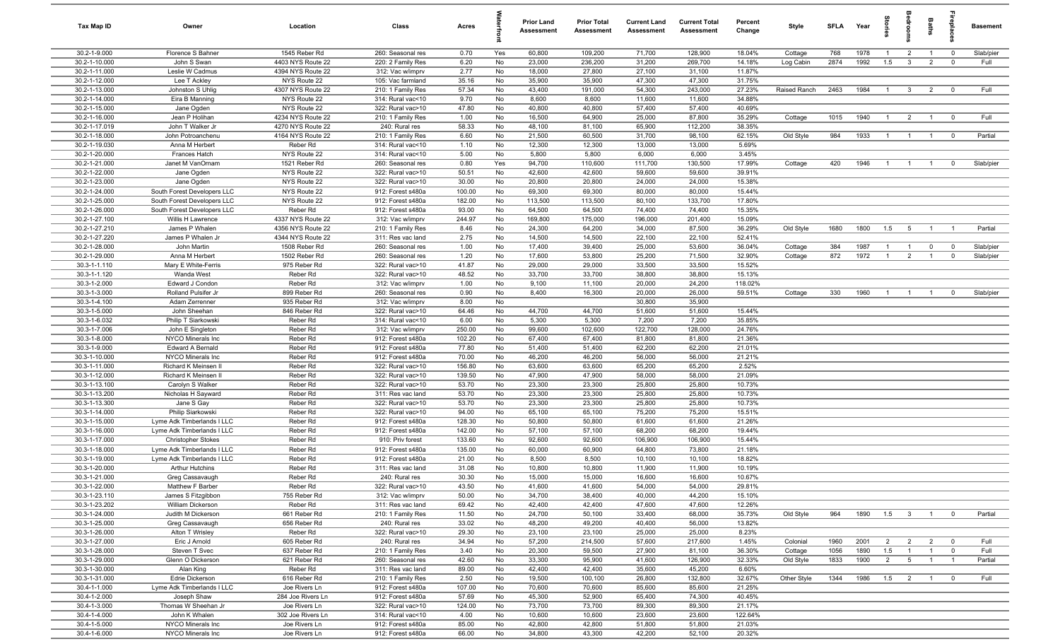| Tax Map ID | Owner | Location | Class | Acres | Waterfront | Prior Land Assessment | Prior Total Assessment | Current Land Assessment | Current Total Assessment | Percent Change | Style | SFLA | Year | Stories | Bedrooms | Baths | Fireplaces | Basement |
|---|---|---|---|---|---|---|---|---|---|---|---|---|---|---|---|---|---|---|
| 30.2-1-9.000 | Florence S Bahner | 1545 Reber Rd | 260: Seasonal res | 0.70 | Yes | 60,800 | 109,200 | 71,700 | 128,900 | 18.04% | Cottage | 768 | 1978 | 1 | 2 | 1 | 0 | Slab/pier |
| 30.2-1-10.000 | John S Swan | 4403 NYS Route 22 | 220: 2 Family Res | 6.20 | No | 23,000 | 236,200 | 31,200 | 269,700 | 14.18% | Log Cabin | 2874 | 1992 | 1.5 | 3 | 2 | 0 | Full |
| 30.2-1-11.000 | Leslie W Cadmus | 4394 NYS Route 22 | 312: Vac w/imprv | 2.77 | No | 18,000 | 27,800 | 27,100 | 31,100 | 11.87% | | | | | | | | |
| 30.2-1-12.000 | Lee T Ackley | NYS Route 22 | 105: Vac farmland | 35.16 | No | 35,900 | 35,900 | 47,300 | 47,300 | 31.75% | | | | | | | | |
| 30.2-1-13.000 | Johnston S Uhlig | 4307 NYS Route 22 | 210: 1 Family Res | 57.34 | No | 43,400 | 191,000 | 54,300 | 243,000 | 27.23% | Raised Ranch | 2463 | 1984 | 1 | 3 | 2 | 0 | Full |
| 30.2-1-14.000 | Eira B Manning | NYS Route 22 | 314: Rural vac<10 | 9.70 | No | 8,600 | 8,600 | 11,600 | 11,600 | 34.88% | | | | | | | | |
| 30.2-1-15.000 | Jane Ogden | NYS Route 22 | 322: Rural vac>10 | 47.80 | No | 40,800 | 40,800 | 57,400 | 57,400 | 40.69% | | | | | | | | |
| 30.2-1-16.000 | Jean P Holihan | 4234 NYS Route 22 | 210: 1 Family Res | 1.00 | No | 16,500 | 64,900 | 25,000 | 87,800 | 35.29% | Cottage | 1015 | 1940 | 1 | 2 | 1 | 0 | Full |
| 30.2-1-17.019 | John T Walker Jr | 4270 NYS Route 22 | 240: Rural res | 58.33 | No | 48,100 | 81,100 | 65,900 | 112,200 | 38.35% | | | | | | | | |
| 30.2-1-18.000 | John Potroanchenu | 4164 NYS Route 22 | 210: 1 Family Res | 6.60 | No | 21,500 | 60,500 | 31,700 | 98,100 | 62.15% | Old Style | 984 | 1933 | 1 | 1 | 1 | 0 | Partial |
| 30.2-1-19.030 | Anna M Herbert | Reber Rd | 314: Rural vac<10 | 1.10 | No | 12,300 | 12,300 | 13,000 | 13,000 | 5.69% | | | | | | | | |
| 30.2-1-20.000 | Frances Hatch | NYS Route 22 | 314: Rural vac<10 | 5.00 | No | 5,800 | 5,800 | 6,000 | 6,000 | 3.45% | | | | | | | | |
| 30.2-1-21.000 | Janet M VanOrnam | 1521 Reber Rd | 260: Seasonal res | 0.80 | Yes | 94,700 | 110,600 | 111,700 | 130,500 | 17.99% | Cottage | 420 | 1946 | 1 | 1 | 1 | 0 | Slab/pier |
| 30.2-1-22.000 | Jane Ogden | NYS Route 22 | 322: Rural vac>10 | 50.51 | No | 42,600 | 42,600 | 59,600 | 59,600 | 39.91% | | | | | | | | |
| 30.2-1-23.000 | Jane Ogden | NYS Route 22 | 322: Rural vac>10 | 30.00 | No | 20,800 | 20,800 | 24,000 | 24,000 | 15.38% | | | | | | | | |
| 30.2-1-24.000 | South Forest Developers LLC | NYS Route 22 | 912: Forest s480a | 100.00 | No | 69,300 | 69,300 | 80,000 | 80,000 | 15.44% | | | | | | | | |
| 30.2-1-25.000 | South Forest Developers LLC | NYS Route 22 | 912: Forest s480a | 182.00 | No | 113,500 | 113,500 | 80,100 | 133,700 | 17.80% | | | | | | | | |
| 30.2-1-26.000 | South Forest Developers LLC | Reber Rd | 912: Forest s480a | 93.00 | No | 64,500 | 64,500 | 74,400 | 74,400 | 15.35% | | | | | | | | |
| 30.2-1-27.100 | Willis H Lawrence | 4337 NYS Route 22 | 312: Vac w/imprv | 244.97 | No | 169,800 | 175,000 | 196,000 | 201,400 | 15.09% | | | | | | | | |
| 30.2-1-27.210 | James P Whalen | 4356 NYS Route 22 | 210: 1 Family Res | 8.46 | No | 24,300 | 64,200 | 34,000 | 87,500 | 36.29% | Old Style | 1680 | 1800 | 1.5 | 5 | 1 | 1 | Partial |
| 30.2-1-27.220 | James P Whalen Jr | 4344 NYS Route 22 | 311: Res vac land | 2.75 | No | 14,500 | 14,500 | 22,100 | 22,100 | 52.41% | | | | | | | | |
| 30.2-1-28.000 | John Martin | 1508 Reber Rd | 260: Seasonal res | 1.00 | No | 17,400 | 39,400 | 25,000 | 53,600 | 36.04% | Cottage | 384 | 1987 | 1 | 1 | 0 | 0 | Slab/pier |
| 30.2-1-29.000 | Anna M Herbert | 1502 Reber Rd | 260: Seasonal res | 1.20 | No | 17,600 | 53,800 | 25,200 | 71,500 | 32.90% | Cottage | 872 | 1972 | 1 | 2 | 1 | 0 | Slab/pier |
| 30.3-1-1.110 | Mary E White-Ferris | 975 Reber Rd | 322: Rural vac>10 | 41.87 | No | 29,000 | 29,000 | 33,500 | 33,500 | 15.52% | | | | | | | | |
| 30.3-1-1.120 | Wanda West | Reber Rd | 322: Rural vac>10 | 48.52 | No | 33,700 | 33,700 | 38,800 | 38,800 | 15.13% | | | | | | | | |
| 30.3-1-2.000 | Edward J Condon | Reber Rd | 312: Vac w/imprv | 1.00 | No | 9,100 | 11,100 | 20,000 | 24,200 | 118.02% | | | | | | | | |
| 30.3-1-3.000 | Rolland Pulsifer Jr | 899 Reber Rd | 260: Seasonal res | 0.90 | No | 8,400 | 16,300 | 20,000 | 26,000 | 59.51% | Cottage | 330 | 1960 | 1 | 1 | 1 | 0 | Slab/pier |
| 30.3-1-4.100 | Adam Zerrenner | 935 Reber Rd | 312: Vac w/imprv | 8.00 | No | | | 30,800 | 35,900 | | | | | | | | | |
| 30.3-1-5.000 | John Sheehan | 846 Reber Rd | 322: Rural vac>10 | 64.46 | No | 44,700 | 44,700 | 51,600 | 51,600 | 15.44% | | | | | | | | |
| 30.3-1-6.032 | Philip T Siarkowski | Reber Rd | 314: Rural vac<10 | 6.00 | No | 5,300 | 5,300 | 7,200 | 7,200 | 35.85% | | | | | | | | |
| 30.3-1-7.006 | John E Singleton | Reber Rd | 312: Vac w/imprv | 250.00 | No | 99,600 | 102,600 | 122,700 | 128,000 | 24.76% | | | | | | | | |
| 30.3-1-8.000 | NYCO Minerals Inc | Reber Rd | 912: Forest s480a | 102.20 | No | 67,400 | 67,400 | 81,800 | 81,800 | 21.36% | | | | | | | | |
| 30.3-1-9.000 | Edward A Bernald | Reber Rd | 912: Forest s480a | 77.80 | No | 51,400 | 51,400 | 62,200 | 62,200 | 21.01% | | | | | | | | |
| 30.3-1-10.000 | NYCO Minerals Inc | Reber Rd | 912: Forest s480a | 70.00 | No | 46,200 | 46,200 | 56,000 | 56,000 | 21.21% | | | | | | | | |
| 30.3-1-11.000 | Richard K Meinsen II | Reber Rd | 322: Rural vac>10 | 156.80 | No | 63,600 | 63,600 | 65,200 | 65,200 | 2.52% | | | | | | | | |
| 30.3-1-12.000 | Richard K Meinsen II | Reber Rd | 322: Rural vac>10 | 139.50 | No | 47,900 | 47,900 | 58,000 | 58,000 | 21.09% | | | | | | | | |
| 30.3-1-13.100 | Carolyn S Walker | Reber Rd | 322: Rural vac>10 | 53.70 | No | 23,300 | 23,300 | 25,800 | 25,800 | 10.73% | | | | | | | | |
| 30.3-1-13.200 | Nicholas H Sayward | Reber Rd | 311: Res vac land | 53.70 | No | 23,300 | 23,300 | 25,800 | 25,800 | 10.73% | | | | | | | | |
| 30.3-1-13.300 | Jane S Gay | Reber Rd | 322: Rural vac>10 | 53.70 | No | 23,300 | 23,300 | 25,800 | 25,800 | 10.73% | | | | | | | | |
| 30.3-1-14.000 | Philip Siarkowski | Reber Rd | 322: Rural vac>10 | 94.00 | No | 65,100 | 65,100 | 75,200 | 75,200 | 15.51% | | | | | | | | |
| 30.3-1-15.000 | Lyme Adk Timberlands I LLC | Reber Rd | 912: Forest s480a | 128.30 | No | 50,800 | 50,800 | 61,600 | 61,600 | 21.26% | | | | | | | | |
| 30.3-1-16.000 | Lyme Adk Timberlands I LLC | Reber Rd | 912: Forest s480a | 142.00 | No | 57,100 | 57,100 | 68,200 | 68,200 | 19.44% | | | | | | | | |
| 30.3-1-17.000 | Christopher Stokes | Reber Rd | 910: Priv forest | 133.60 | No | 92,600 | 92,600 | 106,900 | 106,900 | 15.44% | | | | | | | | |
| 30.3-1-18.000 | Lyme Adk Timberlands I LLC | Reber Rd | 912: Forest s480a | 135.00 | No | 60,000 | 60,900 | 64,800 | 73,800 | 21.18% | | | | | | | | |
| 30.3-1-19.000 | Lyme Adk Timberlands I LLC | Reber Rd | 912: Forest s480a | 21.00 | No | 8,500 | 8,500 | 10,100 | 10,100 | 18.82% | | | | | | | | |
| 30.3-1-20.000 | Arthur Hutchins | Reber Rd | 311: Res vac land | 31.08 | No | 10,800 | 10,800 | 11,900 | 11,900 | 10.19% | | | | | | | | |
| 30.3-1-21.000 | Greg Cassavaugh | Reber Rd | 240: Rural res | 30.30 | No | 15,000 | 15,000 | 16,600 | 16,600 | 10.67% | | | | | | | | |
| 30.3-1-22.000 | Matthew F Barber | Reber Rd | 322: Rural vac>10 | 43.50 | No | 41,600 | 41,600 | 54,000 | 54,000 | 29.81% | | | | | | | | |
| 30.3-1-23.110 | James S Fitzgibbon | 755 Reber Rd | 312: Vac w/imprv | 50.00 | No | 34,700 | 38,400 | 40,000 | 44,200 | 15.10% | | | | | | | | |
| 30.3-1-23.202 | William Dickerson | Reber Rd | 311: Res vac land | 69.42 | No | 42,400 | 42,400 | 47,600 | 47,600 | 12.26% | | | | | | | | |
| 30.3-1-24.000 | Judith M Dickerson | 661 Reber Rd | 210: 1 Family Res | 11.50 | No | 24,700 | 50,100 | 33,400 | 68,000 | 35.73% | Old Style | 964 | 1890 | 1.5 | 3 | 1 | 0 | Partial |
| 30.3-1-25.000 | Greg Cassavaugh | 656 Reber Rd | 240: Rural res | 33.02 | No | 48,200 | 49,200 | 40,400 | 56,000 | 13.82% | | | | | | | | |
| 30.3-1-26.000 | Alton T Wrisley | Reber Rd | 322: Rural vac>10 | 29.30 | No | 23,100 | 23,100 | 25,000 | 25,000 | 8.23% | | | | | | | | |
| 30.3-1-27.000 | Eric J Arnold | 605 Reber Rd | 240: Rural res | 34.94 | No | 57,200 | 214,500 | 57,600 | 217,600 | 1.45% | Colonial | 1960 | 2001 | 2 | 2 | 2 | 0 | Full |
| 30.3-1-28.000 | Steven T Svec | 637 Reber Rd | 210: 1 Family Res | 3.40 | No | 20,300 | 59,500 | 27,900 | 81,100 | 36.30% | Cottage | 1056 | 1890 | 1.5 | 1 | 1 | 0 | Full |
| 30.3-1-29.000 | Glenn O Dickerson | 621 Reber Rd | 260: Seasonal res | 42.60 | No | 33,300 | 95,900 | 41,600 | 126,900 | 32.33% | Old Style | 1833 | 1900 | 2 | 5 | 1 | 1 | Partial |
| 30.3-1-30.000 | Alan King | Reber Rd | 311: Res vac land | 89.00 | No | 42,400 | 42,400 | 35,600 | 45,200 | 6.60% | | | | | | | | |
| 30.3-1-31.000 | Edrie Dickerson | 616 Reber Rd | 210: 1 Family Res | 2.50 | No | 19,500 | 100,100 | 26,800 | 132,800 | 32.67% | Other Style | 1344 | 1986 | 1.5 | 2 | 1 | 0 | Full |
| 30.4-1-1.000 | Lyme Adk Timberlands I LLC | Joe Rivers Ln | 912: Forest s480a | 107.00 | No | 70,600 | 70,600 | 85,600 | 85,600 | 21.25% | | | | | | | | |
| 30.4-1-2.000 | Joseph Shaw | 284 Joe Rivers Ln | 912: Forest s480a | 57.69 | No | 45,300 | 52,900 | 65,400 | 74,300 | 40.45% | | | | | | | | |
| 30.4-1-3.000 | Thomas W Sheehan Jr | Joe Rivers Ln | 322: Rural vac>10 | 124.00 | No | 73,700 | 73,700 | 89,300 | 89,300 | 21.17% | | | | | | | | |
| 30.4-1-4.000 | John K Whalen | 302 Joe Rivers Ln | 314: Rural vac<10 | 4.00 | No | 10,600 | 10,600 | 23,600 | 23,600 | 122.64% | | | | | | | | |
| 30.4-1-5.000 | NYCO Minerals Inc | Joe Rivers Ln | 912: Forest s480a | 85.00 | No | 42,800 | 42,800 | 51,800 | 51,800 | 21.03% | | | | | | | | |
| 30.4-1-6.000 | NYCO Minerals Inc | Joe Rivers Ln | 912: Forest s480a | 66.00 | No | 34,800 | 43,300 | 42,200 | 52,100 | 20.32% | | | | | | | | |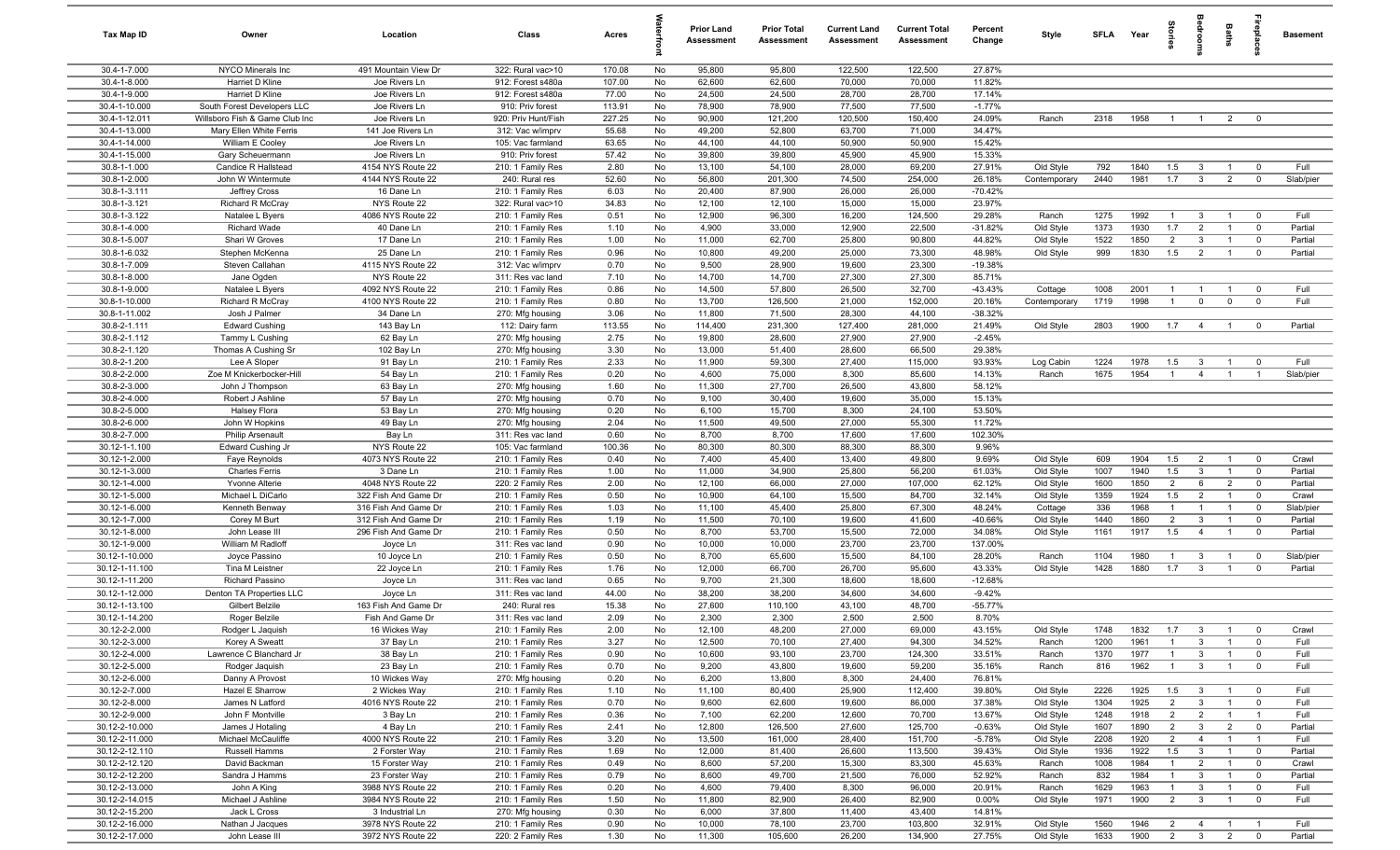| Tax Map ID | Owner | Location | Class | Acres | Waterfront | Prior Land Assessment | Prior Total Assessment | Current Land Assessment | Current Total Assessment | Percent Change | Style | SFLA | Year | Stories | Bedrooms | Baths | Fireplaces | Basement |
|---|---|---|---|---|---|---|---|---|---|---|---|---|---|---|---|---|---|---|
| 30.4-1-7.000 | NYCO Minerals Inc | 491 Mountain View Dr | 322: Rural vac>10 | 170.08 | No | 95,800 | 95,800 | 122,500 | 122,500 | 27.87% | | | | | | | | |
| 30.4-1-8.000 | Harriet D Kline | Joe Rivers Ln | 912: Forest s480a | 107.00 | No | 62,600 | 62,600 | 70,000 | 70,000 | 11.82% | | | | | | | | |
| 30.4-1-9.000 | Harriet D Kline | Joe Rivers Ln | 912: Forest s480a | 77.00 | No | 24,500 | 24,500 | 28,700 | 28,700 | 17.14% | | | | | | | | |
| 30.4-1-10.000 | South Forest Developers LLC | Joe Rivers Ln | 910: Priv forest | 113.91 | No | 78,900 | 78,900 | 77,500 | 77,500 | -1.77% | | | | | | | | |
| 30.4-1-12.011 | Willsboro Fish & Game Club Inc | Joe Rivers Ln | 920: Priv Hunt/Fish | 227.25 | No | 90,900 | 121,200 | 120,500 | 150,400 | 24.09% | Ranch | 2318 | 1958 | 1 | 1 | 2 | 0 | |
| 30.4-1-13.000 | Mary Ellen White Ferris | 141 Joe Rivers Ln | 312: Vac w/imprv | 55.68 | No | 49,200 | 52,800 | 63,700 | 71,000 | 34.47% | | | | | | | | |
| 30.4-1-14.000 | William E Cooley | Joe Rivers Ln | 105: Vac farmland | 63.65 | No | 44,100 | 44,100 | 50,900 | 50,900 | 15.42% | | | | | | | | |
| 30.4-1-15.000 | Gary Scheuermann | Joe Rivers Ln | 910: Priv forest | 57.42 | No | 39,800 | 39,800 | 45,900 | 45,900 | 15.33% | | | | | | | | |
| 30.8-1-1.000 | Candice R Hallstead | 4154 NYS Route 22 | 210: 1 Family Res | 2.80 | No | 13,100 | 54,100 | 28,000 | 69,200 | 27.91% | Old Style | 792 | 1840 | 1.5 | 3 | 1 | 0 | Full |
| 30.8-1-2.000 | John W Wintermute | 4144 NYS Route 22 | 240: Rural res | 52.60 | No | 56,800 | 201,300 | 74,500 | 254,000 | 26.18% | Contemporary | 2440 | 1981 | 1.7 | 3 | 2 | 0 | Slab/pier |
| 30.8-1-3.111 | Jeffrey Cross | 16 Dane Ln | 210: 1 Family Res | 6.03 | No | 20,400 | 87,900 | 26,000 | 26,000 | -70.42% | | | | | | | | |
| 30.8-1-3.121 | Richard R McCray | NYS Route 22 | 322: Rural vac>10 | 34.83 | No | 12,100 | 12,100 | 15,000 | 15,000 | 23.97% | | | | | | | | |
| 30.8-1-3.122 | Natalee L Byers | 4086 NYS Route 22 | 210: 1 Family Res | 0.51 | No | 12,900 | 96,300 | 16,200 | 124,500 | 29.28% | Ranch | 1275 | 1992 | 1 | 3 | 1 | 0 | Full |
| 30.8-1-4.000 | Richard Wade | 40 Dane Ln | 210: 1 Family Res | 1.10 | No | 4,900 | 33,000 | 12,900 | 22,500 | -31.82% | Old Style | 1373 | 1930 | 1.7 | 2 | 1 | 0 | Partial |
| 30.8-1-5.007 | Shari W Groves | 17 Dane Ln | 210: 1 Family Res | 1.00 | No | 11,000 | 62,700 | 25,800 | 90,800 | 44.82% | Old Style | 1522 | 1850 | 2 | 3 | 1 | 0 | Partial |
| 30.8-1-6.032 | Stephen McKenna | 25 Dane Ln | 210: 1 Family Res | 0.96 | No | 10,800 | 49,200 | 25,000 | 73,300 | 48.98% | Old Style | 999 | 1830 | 1.5 | 2 | 1 | 0 | Partial |
| 30.8-1-7.009 | Steven Callahan | 4115 NYS Route 22 | 312: Vac w/imprv | 0.70 | No | 9,500 | 28,900 | 19,600 | 23,300 | -19.38% | | | | | | | | |
| 30.8-1-8.000 | Jane Ogden | NYS Route 22 | 311: Res vac land | 7.10 | No | 14,700 | 14,700 | 27,300 | 27,300 | 85.71% | | | | | | | | |
| 30.8-1-9.000 | Natalee L Byers | 4092 NYS Route 22 | 210: 1 Family Res | 0.86 | No | 14,500 | 57,800 | 26,500 | 32,700 | -43.43% | Cottage | 1008 | 2001 | 1 | 1 | 1 | 0 | Full |
| 30.8-1-10.000 | Richard R McCray | 4100 NYS Route 22 | 210: 1 Family Res | 0.80 | No | 13,700 | 126,500 | 21,000 | 152,000 | 20.16% | Contemporary | 1719 | 1998 | 1 | 0 | 0 | 0 | Full |
| 30.8-1-11.002 | Josh J Palmer | 34 Dane Ln | 270: Mfg housing | 3.06 | No | 11,800 | 71,500 | 28,300 | 44,100 | -38.32% | | | | | | | | |
| 30.8-2-1.111 | Edward Cushing | 143 Bay Ln | 112: Dairy farm | 113.55 | No | 114,400 | 231,300 | 127,400 | 281,000 | 21.49% | Old Style | 2803 | 1900 | 1.7 | 4 | 1 | 0 | Partial |
| 30.8-2-1.112 | Tammy L Cushing | 62 Bay Ln | 270: Mfg housing | 2.75 | No | 19,800 | 28,600 | 27,900 | 27,900 | -2.45% | | | | | | | | |
| 30.8-2-1.120 | Thomas A Cushing Sr | 102 Bay Ln | 270: Mfg housing | 3.30 | No | 13,000 | 51,400 | 28,600 | 66,500 | 29.38% | | | | | | | | |
| 30.8-2-1.200 | Lee A Sloper | 91 Bay Ln | 210: 1 Family Res | 2.33 | No | 11,900 | 59,300 | 27,400 | 115,000 | 93.93% | Log Cabin | 1224 | 1978 | 1.5 | 3 | 1 | 0 | Full |
| 30.8-2-2.000 | Zoe M Knickerbocker-Hill | 54 Bay Ln | 210: 1 Family Res | 0.20 | No | 4,600 | 75,000 | 8,300 | 85,600 | 14.13% | Ranch | 1675 | 1954 | 1 | 4 | 1 | 1 | Slab/pier |
| 30.8-2-3.000 | John J Thompson | 63 Bay Ln | 270: Mfg housing | 1.60 | No | 11,300 | 27,700 | 26,500 | 43,800 | 58.12% | | | | | | | | |
| 30.8-2-4.000 | Robert J Ashline | 57 Bay Ln | 270: Mfg housing | 0.70 | No | 9,100 | 30,400 | 19,600 | 35,000 | 15.13% | | | | | | | | |
| 30.8-2-5.000 | Halsey Flora | 53 Bay Ln | 270: Mfg housing | 0.20 | No | 6,100 | 15,700 | 8,300 | 24,100 | 53.50% | | | | | | | | |
| 30.8-2-6.000 | John W Hopkins | 49 Bay Ln | 270: Mfg housing | 2.04 | No | 11,500 | 49,500 | 27,000 | 55,300 | 11.72% | | | | | | | | |
| 30.8-2-7.000 | Philip Arsenault | Bay Ln | 311: Res vac land | 0.60 | No | 8,700 | 8,700 | 17,600 | 17,600 | 102.30% | | | | | | | | |
| 30.12-1-1.100 | Edward Cushing Jr | NYS Route 22 | 105: Vac farmland | 100.36 | No | 80,300 | 80,300 | 88,300 | 88,300 | 9.96% | | | | | | | | |
| 30.12-1-2.000 | Faye Reynolds | 4073 NYS Route 22 | 210: 1 Family Res | 0.40 | No | 7,400 | 45,400 | 13,400 | 49,800 | 9.69% | Old Style | 609 | 1904 | 1.5 | 2 | 1 | 0 | Crawl |
| 30.12-1-3.000 | Charles Ferris | 3 Dane Ln | 210: 1 Family Res | 1.00 | No | 11,000 | 34,900 | 25,800 | 56,200 | 61.03% | Old Style | 1007 | 1940 | 1.5 | 3 | 1 | 0 | Partial |
| 30.12-1-4.000 | Yvonne Alterie | 4048 NYS Route 22 | 220: 2 Family Res | 2.00 | No | 12,100 | 66,000 | 27,000 | 107,000 | 62.12% | Old Style | 1600 | 1850 | 2 | 6 | 2 | 0 | Partial |
| 30.12-1-5.000 | Michael L DiCarlo | 322 Fish And Game Dr | 210: 1 Family Res | 0.50 | No | 10,900 | 64,100 | 15,500 | 84,700 | 32.14% | Old Style | 1359 | 1924 | 1.5 | 2 | 1 | 0 | Crawl |
| 30.12-1-6.000 | Kenneth Benway | 316 Fish And Game Dr | 210: 1 Family Res | 1.03 | No | 11,100 | 45,400 | 25,800 | 67,300 | 48.24% | Cottage | 336 | 1968 | 1 | 1 | 1 | 0 | Slab/pier |
| 30.12-1-7.000 | Corey M Burt | 312 Fish And Game Dr | 210: 1 Family Res | 1.19 | No | 11,500 | 70,100 | 19,600 | 41,600 | -40.66% | Old Style | 1440 | 1860 | 2 | 3 | 1 | 0 | Partial |
| 30.12-1-8.000 | John Lease III | 296 Fish And Game Dr | 210: 1 Family Res | 0.50 | No | 8,700 | 53,700 | 15,500 | 72,000 | 34.08% | Old Style | 1161 | 1917 | 1.5 | 4 | 1 | 0 | Partial |
| 30.12-1-9.000 | William M Radloff | Joyce Ln | 311: Res vac land | 0.90 | No | 10,000 | 10,000 | 23,700 | 23,700 | 137.00% | | | | | | | | |
| 30.12-1-10.000 | Joyce Passino | 10 Joyce Ln | 210: 1 Family Res | 0.50 | No | 8,700 | 65,600 | 15,500 | 84,100 | 28.20% | Ranch | 1104 | 1980 | 1 | 3 | 1 | 0 | Slab/pier |
| 30.12-1-11.100 | Tina M Leistner | 22 Joyce Ln | 210: 1 Family Res | 1.76 | No | 12,000 | 66,700 | 26,700 | 95,600 | 43.33% | Old Style | 1428 | 1880 | 1.7 | 3 | 1 | 0 | Partial |
| 30.12-1-11.200 | Richard Passino | Joyce Ln | 311: Res vac land | 0.65 | No | 9,700 | 21,300 | 18,600 | 18,600 | -12.68% | | | | | | | | |
| 30.12-1-12.000 | Denton TA Properties LLC | Joyce Ln | 311: Res vac land | 44.00 | No | 38,200 | 38,200 | 34,600 | 34,600 | -9.42% | | | | | | | | |
| 30.12-1-13.100 | Gilbert Belzile | 163 Fish And Game Dr | 240: Rural res | 15.38 | No | 27,600 | 110,100 | 43,100 | 48,700 | -55.77% | | | | | | | | |
| 30.12-1-14.200 | Roger Belzile | Fish And Game Dr | 311: Res vac land | 2.09 | No | 2,300 | 2,300 | 2,500 | 2,500 | 8.70% | | | | | | | | |
| 30.12-2-2.000 | Rodger L Jaquish | 16 Wickes Way | 210: 1 Family Res | 2.00 | No | 12,100 | 48,200 | 27,000 | 69,000 | 43.15% | Old Style | 1748 | 1832 | 1.7 | 3 | 1 | 0 | Crawl |
| 30.12-2-3.000 | Korey A Sweatt | 37 Bay Ln | 210: 1 Family Res | 3.27 | No | 12,500 | 70,100 | 27,400 | 94,300 | 34.52% | Ranch | 1200 | 1961 | 1 | 3 | 1 | 0 | Full |
| 30.12-2-4.000 | Lawrence C Blanchard Jr | 38 Bay Ln | 210: 1 Family Res | 1.00 | No | 10,600 | 93,100 | 23,700 | 124,300 | 33.51% | Ranch | 1370 | 1977 | 1 | 3 | 1 | 0 | Full |
| 30.12-2-5.000 | Rodger Jaquish | 23 Bay Ln | 210: 1 Family Res | 0.70 | No | 9,200 | 43,800 | 19,600 | 59,200 | 35.16% | Ranch | 816 | 1962 | 1 | 3 | 1 | 0 | Full |
| 30.12-2-6.000 | Danny A Provost | 10 Wickes Way | 270: Mfg housing | 0.20 | No | 6,200 | 13,800 | 8,300 | 24,400 | 76.81% | | | | | | | | |
| 30.12-2-7.000 | Hazel E Sharrow | 2 Wickes Way | 210: 1 Family Res | 1.10 | No | 11,100 | 80,400 | 25,900 | 112,400 | 39.80% | Old Style | 2226 | 1925 | 1.5 | 3 | 1 | 0 | Full |
| 30.12-2-8.000 | James N Latford | 4016 NYS Route 22 | 210: 1 Family Res | 0.70 | No | 9,600 | 62,600 | 19,600 | 86,000 | 37.38% | Old Style | 1304 | 1925 | 2 | 3 | 1 | 0 | Full |
| 30.12-2-9.000 | John F Montville | 3 Bay Ln | 210: 1 Family Res | 0.36 | No | 7,100 | 62,200 | 12,600 | 70,700 | 13.67% | Old Style | 1248 | 1918 | 2 | 2 | 1 | 1 | Full |
| 30.12-2-10.000 | James J Hotaling | 4 Bay Ln | 210: 1 Family Res | 2.41 | No | 12,800 | 126,500 | 27,600 | 125,700 | -0.63% | Old Style | 1607 | 1890 | 2 | 3 | 2 | 0 | Partial |
| 30.12-2-11.000 | Michael McCauliffe | 4000 NYS Route 22 | 210: 1 Family Res | 3.20 | No | 13,500 | 161,000 | 28,400 | 151,700 | -5.78% | Old Style | 2208 | 1920 | 2 | 4 | 1 | 1 | Full |
| 30.12-2-12.110 | Russell Hamms | 2 Forster Way | 210: 1 Family Res | 1.69 | No | 12,000 | 81,400 | 26,600 | 113,500 | 39.43% | Old Style | 1936 | 1922 | 1.5 | 3 | 1 | 0 | Partial |
| 30.12-2-12.120 | David Backman | 15 Forster Way | 210: 1 Family Res | 0.49 | No | 8,600 | 57,200 | 15,300 | 83,300 | 45.63% | Ranch | 1008 | 1984 | 1 | 2 | 1 | 0 | Crawl |
| 30.12-2-12.200 | Sandra J Hamms | 23 Forster Way | 210: 1 Family Res | 0.79 | No | 8,600 | 49,700 | 21,500 | 76,000 | 52.92% | Ranch | 832 | 1984 | 1 | 3 | 1 | 0 | Partial |
| 30.12-2-13.000 | John A King | 3988 NYS Route 22 | 210: 1 Family Res | 0.20 | No | 4,600 | 79,400 | 8,300 | 96,000 | 20.91% | Ranch | 1629 | 1963 | 1 | 3 | 1 | 0 | Full |
| 30.12-2-14.015 | Michael J Ashline | 3984 NYS Route 22 | 210: 1 Family Res | 1.50 | No | 11,800 | 82,900 | 26,400 | 82,900 | 0.00% | Old Style | 1971 | 1900 | 2 | 3 | 1 | 0 | Full |
| 30.12-2-15.200 | Jack L Cross | 3 Industrial Ln | 270: Mfg housing | 0.30 | No | 6,000 | 37,800 | 11,400 | 43,400 | 14.81% | | | | | | | | |
| 30.12-2-16.000 | Nathan J Jacques | 3978 NYS Route 22 | 210: 1 Family Res | 0.90 | No | 10,000 | 78,100 | 23,700 | 103,800 | 32.91% | Old Style | 1560 | 1946 | 2 | 4 | 1 | 1 | Full |
| 30.12-2-17.000 | John Lease III | 3972 NYS Route 22 | 220: 2 Family Res | 1.30 | No | 11,300 | 105,600 | 26,200 | 134,900 | 27.75% | Old Style | 1633 | 1900 | 2 | 3 | 2 | 0 | Partial |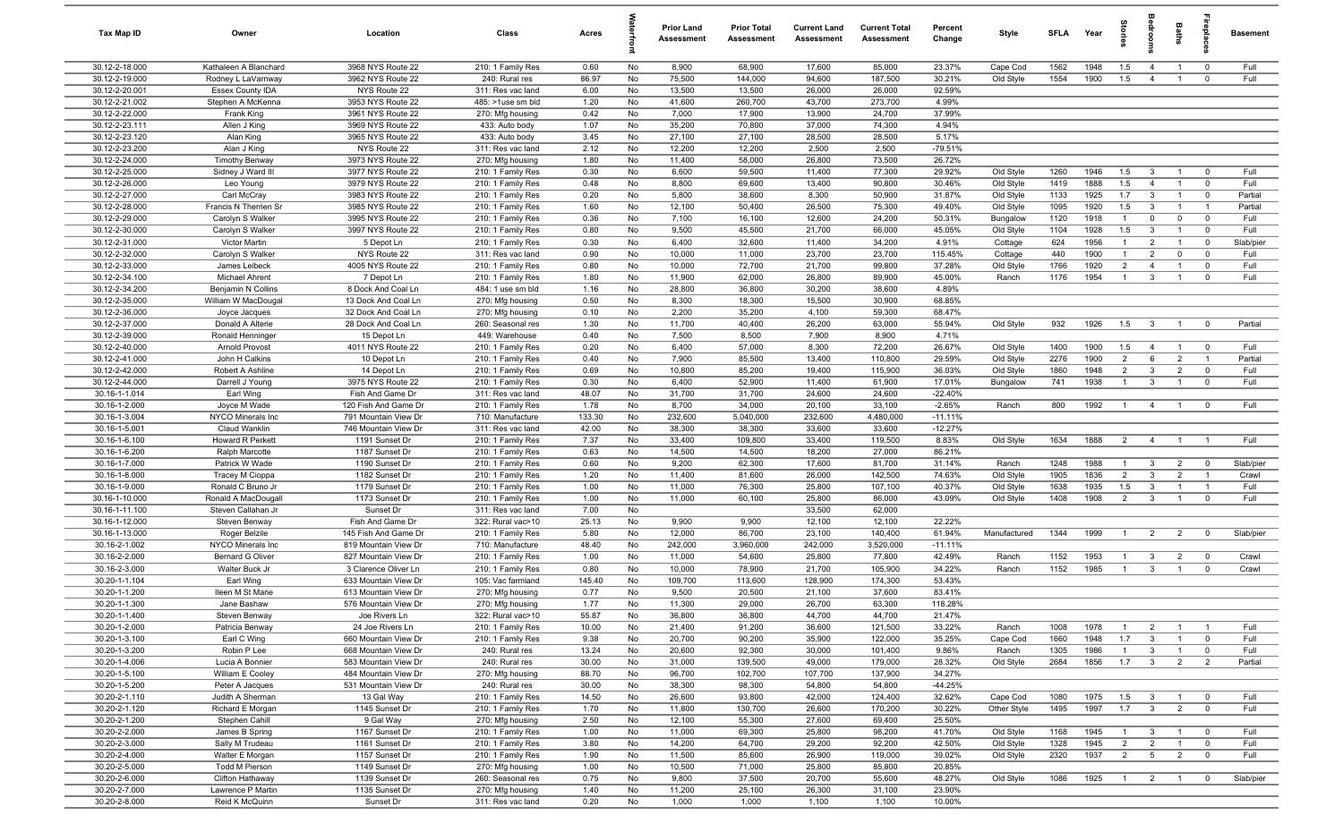| Tax Map ID | Owner | Location | Class | Acres | Waterfront | Prior Land Assessment | Prior Total Assessment | Current Land Assessment | Current Total Assessment | Percent Change | Style | SFLA | Year | Stories | Bedrooms | Baths | Fireplaces | Basement |
|---|---|---|---|---|---|---|---|---|---|---|---|---|---|---|---|---|---|---|
| 30.12-2-18.000 | Kathaleen A Blanchard | 3968 NYS Route 22 | 210: 1 Family Res | 0.60 | No | 8,900 | 68,900 | 17,600 | 85,000 | 23.37% | Cape Cod | 1562 | 1948 | 1.5 | 4 | 1 | 0 | Full |
| 30.12-2-19.000 | Rodney L LaVarnway | 3962 NYS Route 22 | 240: Rural res | 86.97 | No | 75,500 | 144,000 | 94,600 | 187,500 | 30.21% | Old Style | 1554 | 1900 | 1.5 | 4 | 1 | 0 | Full |
| 30.12-2-20.001 | Essex County IDA | NYS Route 22 | 311: Res vac land | 6.00 | No | 13,500 | 13,500 | 26,000 | 26,000 | 92.59% | | | | | | | | |
| 30.12-2-21.002 | Stephen A McKenna | 3953 NYS Route 22 | 485: >1use sm bld | 1.20 | No | 41,600 | 260,700 | 43,700 | 273,700 | 4.99% | | | | | | | | |
| 30.12-2-22.000 | Frank King | 3961 NYS Route 22 | 270: Mfg housing | 0.42 | No | 7,000 | 17,900 | 13,900 | 24,700 | 37.99% | | | | | | | | |
| 30.12-2-23.111 | Allen J King | 3969 NYS Route 22 | 433: Auto body | 1.07 | No | 35,200 | 70,800 | 37,000 | 74,300 | 4.94% | | | | | | | | |
| 30.12-2-23.120 | Alan King | 3965 NYS Route 22 | 433: Auto body | 3.45 | No | 27,100 | 27,100 | 28,500 | 28,500 | 5.17% | | | | | | | | |
| 30.12-2-23.200 | Alan J King | NYS Route 22 | 311: Res vac land | 2.12 | No | 12,200 | 12,200 | 2,500 | 2,500 | -79.51% | | | | | | | | |
| 30.12-2-24.000 | Timothy Benway | 3973 NYS Route 22 | 270: Mfg housing | 1.80 | No | 11,400 | 58,000 | 26,800 | 73,500 | 26.72% | | | | | | | | |
| 30.12-2-25.000 | Sidney J Ward III | 3977 NYS Route 22 | 210: 1 Family Res | 0.30 | No | 6,600 | 59,500 | 11,400 | 77,300 | 29.92% | Old Style | 1260 | 1946 | 1.5 | 3 | 1 | 0 | Full |
| 30.12-2-26.000 | Leo Young | 3979 NYS Route 22 | 210: 1 Family Res | 0.48 | No | 8,800 | 69,600 | 13,400 | 90,800 | 30.46% | Old Style | 1419 | 1888 | 1.5 | 4 | 1 | 0 | Full |
| 30.12-2-27.000 | Carl McCray | 3983 NYS Route 22 | 210: 1 Family Res | 0.20 | No | 5,800 | 38,600 | 8,300 | 50,900 | 31.87% | Old Style | 1133 | 1925 | 1.7 | 3 | 1 | 0 | Partial |
| 30.12-2-28.000 | Francis N Therrien Sr | 3985 NYS Route 22 | 210: 1 Family Res | 1.60 | No | 12,100 | 50,400 | 26,500 | 75,300 | 49.40% | Old Style | 1095 | 1920 | 1.5 | 3 | 1 | 1 | Partial |
| 30.12-2-29.000 | Carolyn S Walker | 3995 NYS Route 22 | 210: 1 Family Res | 0.36 | No | 7,100 | 16,100 | 12,600 | 24,200 | 50.31% | Bungalow | 1120 | 1918 | 1 | 0 | 0 | 0 | Full |
| 30.12-2-30.000 | Carolyn S Walker | 3997 NYS Route 22 | 210: 1 Family Res | 0.80 | No | 9,500 | 45,500 | 21,700 | 66,000 | 45.05% | Old Style | 1104 | 1928 | 1.5 | 3 | 1 | 0 | Full |
| 30.12-2-31.000 | Victor Martin | 5 Depot Ln | 210: 1 Family Res | 0.30 | No | 6,400 | 32,600 | 11,400 | 34,200 | 4.91% | Cottage | 624 | 1956 | 1 | 2 | 1 | 0 | Slab/pier |
| 30.12-2-32.000 | Carolyn S Walker | NYS Route 22 | 311: Res vac land | 0.90 | No | 10,000 | 11,000 | 23,700 | 23,700 | 115.45% | Cottage | 440 | 1900 | 1 | 2 | 0 | 0 | Full |
| 30.12-2-33.000 | James Leibeck | 4005 NYS Route 22 | 210: 1 Family Res | 0.80 | No | 10,000 | 72,700 | 21,700 | 99,800 | 37.28% | Old Style | 1766 | 1920 | 2 | 4 | 1 | 0 | Full |
| 30.12-2-34.100 | Michael Ahrent | 7 Depot Ln | 210: 1 Family Res | 1.80 | No | 11,900 | 62,000 | 26,800 | 89,900 | 45.00% | Ranch | 1176 | 1954 | 1 | 3 | 1 | 0 | Full |
| 30.12-2-34.200 | Benjamin N Collins | 8 Dock And Coal Ln | 484: 1 use sm bld | 1.16 | No | 28,800 | 36,800 | 30,200 | 38,600 | 4.89% | | | | | | | | |
| 30.12-2-35.000 | William W MacDougal | 13 Dock And Coal Ln | 270: Mfg housing | 0.50 | No | 8,300 | 18,300 | 15,500 | 30,900 | 68.85% | | | | | | | | |
| 30.12-2-36.000 | Joyce Jacques | 32 Dock And Coal Ln | 270: Mfg housing | 0.10 | No | 2,200 | 35,200 | 4,100 | 59,300 | 68.47% | | | | | | | | |
| 30.12-2-37.000 | Donald A Alterie | 28 Dock And Coal Ln | 260: Seasonal res | 1.30 | No | 11,700 | 40,400 | 26,200 | 63,000 | 55.94% | Old Style | 932 | 1926 | 1.5 | 3 | 1 | 0 | Partial |
| 30.12-2-39.000 | Ronald Henninger | 15 Depot Ln | 449: Warehouse | 0.40 | No | 7,500 | 8,500 | 7,900 | 8,900 | 4.71% | | | | | | | | |
| 30.12-2-40.000 | Arnold Provost | 4011 NYS Route 22 | 210: 1 Family Res | 0.20 | No | 6,400 | 57,000 | 8,300 | 72,200 | 26.67% | Old Style | 1400 | 1900 | 1.5 | 4 | 1 | 0 | Full |
| 30.12-2-41.000 | John H Calkins | 10 Depot Ln | 210: 1 Family Res | 0.40 | No | 7,900 | 85,500 | 13,400 | 110,800 | 29.59% | Old Style | 2276 | 1900 | 2 | 6 | 2 | 1 | Partial |
| 30.12-2-42.000 | Robert A Ashline | 14 Depot Ln | 210: 1 Family Res | 0.69 | No | 10,800 | 85,200 | 19,400 | 115,900 | 36.03% | Old Style | 1860 | 1948 | 2 | 3 | 2 | 0 | Full |
| 30.12-2-44.000 | Darrell J Young | 3975 NYS Route 22 | 210: 1 Family Res | 0.30 | No | 6,400 | 52,900 | 11,400 | 61,900 | 17.01% | Bungalow | 741 | 1938 | 1 | 3 | 1 | 0 | Full |
| 30.16-1-1.014 | Earl Wing | Fish And Game Dr | 311: Res vac land | 48.07 | No | 31,700 | 31,700 | 24,600 | 24,600 | -22.40% | | | | | | | | |
| 30.16-1-2.000 | Joyce M Wade | 120 Fish And Game Dr | 210: 1 Family Res | 1.78 | No | 8,700 | 34,000 | 20,100 | 33,100 | -2.65% | Ranch | 800 | 1992 | 1 | 4 | 1 | 0 | Full |
| 30.16-1-3.004 | NYCO Minerals Inc | 791 Mountain View Dr | 710: Manufacture | 133.30 | No | 232,600 | 5,040,000 | 232,600 | 4,480,000 | -11.11% | | | | | | | | |
| 30.16-1-5.001 | Claud Wanklin | 746 Mountain View Dr | 311: Res vac land | 42.00 | No | 38,300 | 38,300 | 33,600 | 33,600 | -12.27% | | | | | | | | |
| 30.16-1-6.100 | Howard R Perkett | 1191 Sunset Dr | 210: 1 Family Res | 7.37 | No | 33,400 | 109,800 | 33,400 | 119,500 | 8.83% | Old Style | 1634 | 1888 | 2 | 4 | 1 | 1 | Full |
| 30.16-1-6.200 | Ralph Marcotte | 1187 Sunset Dr | 311: Res vac land | 0.63 | No | 14,500 | 14,500 | 18,200 | 27,000 | 86.21% | | | | | | | | |
| 30.16-1-7.000 | Patrick W Wade | 1190 Sunset Dr | 210: 1 Family Res | 0.60 | No | 9,200 | 62,300 | 17,600 | 81,700 | 31.14% | Ranch | 1248 | 1988 | 1 | 3 | 2 | 0 | Slab/pier |
| 30.16-1-8.000 | Tracey M Cioppa | 1182 Sunset Dr | 210: 1 Family Res | 1.20 | No | 11,400 | 81,600 | 26,000 | 142,500 | 74.63% | Old Style | 1905 | 1836 | 2 | 3 | 2 | 1 | Crawl |
| 30.16-1-9.000 | Ronald C Bruno Jr | 1179 Sunset Dr | 210: 1 Family Res | 1.00 | No | 11,000 | 76,300 | 25,800 | 107,100 | 40.37% | Old Style | 1638 | 1935 | 1.5 | 3 | 1 | 1 | Full |
| 30.16-1-10.000 | Ronald A MacDougall | 1173 Sunset Dr | 210: 1 Family Res | 1.00 | No | 11,000 | 60,100 | 25,800 | 86,000 | 43.09% | Old Style | 1408 | 1908 | 2 | 3 | 1 | 0 | Full |
| 30.16-1-11.100 | Steven Callahan Jr | Sunset Dr | 311: Res vac land | 7.00 | No | | | 33,500 | 62,000 | | | | | | | | | |
| 30.16-1-12.000 | Steven Benway | Fish And Game Dr | 322: Rural vac>10 | 25.13 | No | 9,900 | 9,900 | 12,100 | 12,100 | 22.22% | | | | | | | | |
| 30.16-1-13.000 | Roger Belzile | 145 Fish And Game Dr | 210: 1 Family Res | 5.80 | No | 12,000 | 86,700 | 23,100 | 140,400 | 61.94% | Manufactured | 1344 | 1999 | 1 | 2 | 2 | 0 | Slab/pier |
| 30.16-2-1.002 | NYCO Minerals Inc | 819 Mountain View Dr | 710: Manufacture | 48.40 | No | 242,000 | 3,960,000 | 242,000 | 3,520,000 | -11.11% | | | | | | | | |
| 30.16-2-2.000 | Bernard G Oliver | 827 Mountain View Dr | 210: 1 Family Res | 1.00 | No | 11,000 | 54,600 | 25,800 | 77,800 | 42.49% | Ranch | 1152 | 1953 | 1 | 3 | 2 | 0 | Crawl |
| 30.16-2-3.000 | Walter Buck Jr | 3 Clarence Oliver Ln | 210: 1 Family Res | 0.80 | No | 10,000 | 78,900 | 21,700 | 105,900 | 34.22% | Ranch | 1152 | 1985 | 1 | 3 | 1 | 0 | Crawl |
| 30.20-1-1.104 | Earl Wing | 633 Mountain View Dr | 105: Vac farmland | 145.40 | No | 109,700 | 113,600 | 128,900 | 174,300 | 53.43% | | | | | | | | |
| 30.20-1-1.200 | Ileen M St Marie | 613 Mountain View Dr | 270: Mfg housing | 0.77 | No | 9,500 | 20,500 | 21,100 | 37,600 | 83.41% | | | | | | | | |
| 30.20-1-1.300 | Jane Bashaw | 576 Mountain View Dr | 270: Mfg housing | 1.77 | No | 11,300 | 29,000 | 26,700 | 63,300 | 118.28% | | | | | | | | |
| 30.20-1-1.400 | Steven Benway | Joe Rivers Ln | 322: Rural vac>10 | 55.87 | No | 36,800 | 36,800 | 44,700 | 44,700 | 21.47% | | | | | | | | |
| 30.20-1-2.000 | Patricia Benway | 24 Joe Rivers Ln | 210: 1 Family Res | 10.00 | No | 21,400 | 91,200 | 36,600 | 121,500 | 33.22% | Ranch | 1008 | 1978 | 1 | 2 | 1 | 1 | Full |
| 30.20-1-3.100 | Earl C Wing | 660 Mountain View Dr | 210: 1 Family Res | 9.38 | No | 20,700 | 90,200 | 35,900 | 122,000 | 35.25% | Cape Cod | 1660 | 1948 | 1.7 | 3 | 1 | 0 | Full |
| 30.20-1-3.200 | Robin P Lee | 668 Mountain View Dr | 240: Rural res | 13.24 | No | 20,600 | 92,300 | 30,000 | 101,400 | 9.86% | Ranch | 1305 | 1986 | 1 | 3 | 1 | 0 | Full |
| 30.20-1-4.006 | Lucia A Bonnier | 583 Mountain View Dr | 240: Rural res | 30.00 | No | 31,000 | 139,500 | 49,000 | 179,000 | 28.32% | Old Style | 2684 | 1856 | 1.7 | 3 | 2 | 2 | Partial |
| 30.20-1-5.100 | William E Cooley | 484 Mountain View Dr | 270: Mfg housing | 88.70 | No | 96,700 | 102,700 | 107,700 | 137,900 | 34.27% | | | | | | | | |
| 30.20-1-5.200 | Peter A Jacques | 531 Mountain View Dr | 240: Rural res | 30.00 | No | 38,300 | 98,300 | 54,800 | 54,800 | -44.25% | | | | | | | | |
| 30.20-2-1.110 | Judith A Sherman | 13 Gal Way | 210: 1 Family Res | 14.50 | No | 26,600 | 93,800 | 42,000 | 124,400 | 32.62% | Cape Cod | 1080 | 1975 | 1.5 | 3 | 1 | 0 | Full |
| 30.20-2-1.120 | Richard E Morgan | 1145 Sunset Dr | 210: 1 Family Res | 1.70 | No | 11,800 | 130,700 | 26,600 | 170,200 | 30.22% | Other Style | 1495 | 1997 | 1.7 | 3 | 2 | 0 | Full |
| 30.20-2-1.200 | Stephen Cahill | 9 Gal Way | 270: Mfg housing | 2.50 | No | 12,100 | 55,300 | 27,600 | 69,400 | 25.50% | | | | | | | | |
| 30.20-2-2.000 | James B Spring | 1167 Sunset Dr | 210: 1 Family Res | 1.00 | No | 11,000 | 69,300 | 25,800 | 98,200 | 41.70% | Old Style | 1168 | 1945 | 1 | 3 | 1 | 0 | Full |
| 30.20-2-3.000 | Sally M Trudeau | 1161 Sunset Dr | 210: 1 Family Res | 3.80 | No | 14,200 | 64,700 | 29,200 | 92,200 | 42.50% | Old Style | 1328 | 1945 | 2 | 2 | 1 | 0 | Full |
| 30.20-2-4.000 | Walter E Morgan | 1157 Sunset Dr | 210: 1 Family Res | 1.90 | No | 11,500 | 85,600 | 26,900 | 119,000 | 39.02% | Old Style | 2320 | 1937 | 2 | 5 | 2 | 0 | Full |
| 30.20-2-5.000 | Todd M Pierson | 1149 Sunset Dr | 270: Mfg housing | 1.00 | No | 10,500 | 71,000 | 25,800 | 85,800 | 20.85% | | | | | | | | |
| 30.20-2-6.000 | Clifton Hathaway | 1139 Sunset Dr | 260: Seasonal res | 0.75 | No | 9,800 | 37,500 | 20,700 | 55,600 | 48.27% | Old Style | 1086 | 1925 | 1 | 2 | 1 | 0 | Slab/pier |
| 30.20-2-7.000 | Lawrence P Martin | 1135 Sunset Dr | 270: Mfg housing | 1.40 | No | 11,200 | 25,100 | 26,300 | 31,100 | 23.90% | | | | | | | | |
| 30.20-2-8.000 | Reid K McQuinn | Sunset Dr | 311: Res vac land | 0.20 | No | 1,000 | 1,000 | 1,100 | 1,100 | 10.00% | | | | | | | | |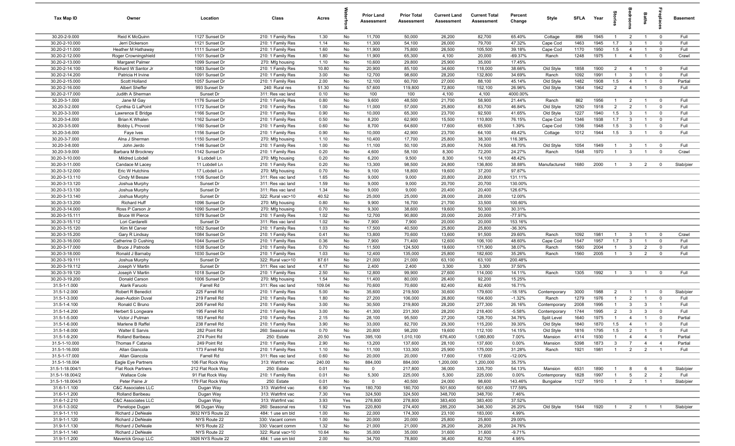| Tax Map ID | Owner | Location | Class | Acres | Waterfront | Prior Land Assessment | Prior Total Assessment | Current Land Assessment | Current Total Assessment | Percent Change | Style | SFLA | Year | Stories | Bedrooms | Baths | Fireplaces | Basement |
|---|---|---|---|---|---|---|---|---|---|---|---|---|---|---|---|---|---|---|
| 30.20-2-9.000 | Reid K McQuinn | 1127 Sunset Dr | 210: 1 Family Res | 1.30 | No | 11,700 | 50,000 | 26,200 | 82,700 | 65.40% | Cottage | 896 | 1945 | 1 | 2 | 1 | 0 | Full |
| 30.20-2-10.000 | Jerri Dickerson | 1121 Sunset Dr | 210: 1 Family Res | 1.14 | No | 11,300 | 54,100 | 26,000 | 79,700 | 47.32% | Cape Cod | 1463 | 1945 | 1.7 | 3 | 1 | 0 | Full |
| 30.20-2-11.000 | Heather M Hathaway | 1111 Sunset Dr | 210: 1 Family Res | 1.60 | No | 11,900 | 75,800 | 26,500 | 105,500 | 39.18% | Cape Cod | 1170 | 1950 | 1.5 | 4 | 1 | 0 | Full |
| 30.20-2-12.000 | Roger Crowningshield | 1101 Sunset Dr | 210: 1 Family Res | 1.80 | No | 11,900 | 65,300 | 4,100 | 20,000 | -69.37% | Ranch | 1248 | 1975 | 1 | 4 | 1 | 0 | Crawl |
| 30.20-2-13.000 | Margaret Palmer | 1099 Sunset Dr | 270: Mfg housing | 1.10 | No | 10,600 | 29,800 | 25,900 | 35,000 | 17.45% | | | | | | | | |
| 30.20-2-14.100 | Richard W Santor Jr | 1083 Sunset Dr | 210: 1 Family Res | 10.80 | No | 20,900 | 85,100 | 34,600 | 118,000 | 38.66% | Old Style | 1858 | 1900 | 2 | 4 | 1 | 0 | Full |
| 30.20-2-14.200 | Patricia H Irvine | 1091 Sunset Dr | 210: 1 Family Res | 3.00 | No | 12,700 | 98,600 | 28,200 | 132,800 | 34.69% | Ranch | 1092 | 1991 | 1 | 3 | 1 | 0 | Full |
| 30.20-2-15.000 | Scott Holland | 1057 Sunset Dr | 210: 1 Family Res | 2.00 | No | 12,100 | 60,700 | 27,000 | 88,100 | 45.14% | Old Style | 1482 | 1908 | 1.5 | 4 | 1 | 0 | Partial |
| 30.20-2-16.000 | Albert Sheffer | 993 Sunset Dr | 240: Rural res | 51.30 | No | 57,600 | 119,800 | 72,800 | 152,100 | 26.96% | Old Style | 1364 | 1942 | 2 | 4 | 1 | 0 | Full |
| 30.20-2-17.000 | Judith A Sherman | Sunset Dr | 311: Res vac land | 0.10 | No | 100 | 100 | 4,100 | 4,100 | 4000.00% | | | | | | | | |
| 30.20-3-1.000 | Jane M Gay | 1176 Sunset Dr | 210: 1 Family Res | 0.80 | No | 9,600 | 48,500 | 21,700 | 58,900 | 21.44% | Ranch | 862 | 1956 | 1 | 2 | 1 | 0 | Full |
| 30.20-3-2.000 | Cynthia G LaPoint | 1172 Sunset Dr | 210: 1 Family Res | 1.00 | No | 11,000 | 57,000 | 25,800 | 83,700 | 46.84% | Old Style | 1250 | 1918 | 2 | 2 | 1 | 0 | Full |
| 30.20-3-3.000 | Lawrence E Bridge | 1166 Sunset Dr | 210: 1 Family Res | 0.90 | No | 10,000 | 65,300 | 23,700 | 92,500 | 41.65% | Old Style | 1227 | 1940 | 1.5 | 3 | 1 | 0 | Full |
| 30.20-3-4.000 | Brian K Whalen | 1162 Sunset Dr | 210: 1 Family Res | 0.50 | No | 8,200 | 62,900 | 15,500 | 110,800 | 76.15% | Cape Cod | 1346 | 1938 | 1.7 | 3 | 1 | 0 | Full |
| 30.20-3-5.000 | Bobby L Provost | 1160 Sunset Dr | 210: 1 Family Res | 0.60 | No | 8,700 | 64,600 | 17,600 | 65,500 | 1.39% | Cape Cod | 1356 | 1948 | 1.5 | 3 | 1 | 0 | Full |
| 30.20-3-6.000 | Faye Ives | 1156 Sunset Dr | 210: 1 Family Res | 0.90 | No | 10,000 | 42,900 | 23,700 | 64,100 | 49.42% | Cottage | 1012 | 1944 | 1.5 | 3 | 1 | 0 | Full |
| 30.20-3-7.000 | Alna J Sherman | 1150 Sunset Dr | 270: Mfg housing | 1.10 | No | 10,400 | 17,700 | 25,800 | 38,300 | 116.38% | | | | | | | | |
| 30.20-3-8.000 | John Jerdo | 1146 Sunset Dr | 210: 1 Family Res | 1.00 | No | 11,100 | 50,100 | 25,800 | 74,500 | 48.70% | Old Style | 1054 | 1949 | 1 | 3 | 1 | 0 | Full |
| 30.20-3-9.000 | Barbara M Brockney | 1142 Sunset Dr | 210: 1 Family Res | 0.20 | No | 4,600 | 58,100 | 8,300 | 72,200 | 24.27% | Ranch | 1548 | 1970 | 1 | 3 | 1 | 0 | Crawl |
| 30.20-3-10.000 | Mildred Lobdell | 9 Lobdell Ln | 270: Mfg housing | 0.20 | No | 6,200 | 9,500 | 8,300 | 14,100 | 48.42% | | | | | | | | |
| 30.20-3-11.000 | Candace M Lacey | 11 Lobdell Ln | 210: 1 Family Res | 0.20 | No | 13,300 | 98,500 | 24,800 | 136,800 | 38.88% | Manufactured | 1680 | 2000 | 1 | 3 | 2 | 0 | Slab/pier |
| 30.20-3-12.000 | Eric W Hutchins | 17 Lobdell Ln | 270: Mfg housing | 0.70 | No | 9,100 | 18,800 | 19,600 | 37,200 | 97.87% | | | | | | | | |
| 30.20-3-13.110 | Cindy M Besaw | 1106 Sunset Dr | 311: Res vac land | 1.65 | No | 9,000 | 9,000 | 20,800 | 20,800 | 131.11% | | | | | | | | |
| 30.20-3-13.120 | Joshua Murphy | Sunset Dr | 311: Res vac land | 1.59 | No | 9,000 | 9,000 | 20,700 | 20,700 | 130.00% | | | | | | | | |
| 30.20-3-13.130 | Joshua Murphy | Sunset Dr | 311: Res vac land | 1.34 | No | 9,000 | 9,000 | 20,400 | 20,400 | 126.67% | | | | | | | | |
| 30.20-3-13.140 | Joshua Murphy | Sunset Dr | 322: Rural vac>10 | 40.52 | No | 25,000 | 25,000 | 28,000 | 28,000 | 12.00% | | | | | | | | |
| 30.20-3-13.200 | Richard Huff | 1096 Sunset Dr | 270: Mfg housing | 0.80 | No | 9,900 | 16,700 | 21,700 | 33,500 | 100.60% | | | | | | | | |
| 30.20-3-14.000 | Ross P Carson Jr | 1090 Sunset Dr | 270: Mfg housing | 0.70 | No | 9,300 | 38,600 | 19,600 | 50,300 | 30.31% | | | | | | | | |
| 30.20-3-15.111 | Bruce W Pierce | 1078 Sunset Dr | 210: 1 Family Res | 1.02 | No | 12,700 | 90,800 | 20,000 | 20,000 | -77.97% | | | | | | | | |
| 30.20-3-15.112 | Lori Cardarelli | Sunset Dr | 311: Res vac land | 1.02 | No | 7,900 | 7,900 | 20,000 | 20,000 | 153.16% | | | | | | | | |
| 30.20-3-15.120 | Kim M Carver | 1052 Sunset Dr | 210: 1 Family Res | 1.03 | No | 17,500 | 40,500 | 25,800 | 25,800 | -36.30% | | | | | | | | |
| 30.20-3-15.200 | Gary R Lindsay | 1084 Sunset Dr | 210: 1 Family Res | 0.41 | No | 13,800 | 70,600 | 13,600 | 91,500 | 29.60% | Ranch | 1092 | 1981 | 1 | 3 | 1 | 0 | Crawl |
| 30.20-3-16.000 | Catherine D Cushing | 1044 Sunset Dr | 210: 1 Family Res | 0.36 | No | 7,900 | 71,400 | 12,600 | 106,100 | 48.60% | Cape Cod | 1547 | 1957 | 1.7 | 3 | 1 | 0 | Full |
| 30.20-3-17.000 | Bruce J Patnode | 1038 Sunset Dr | 210: 1 Family Res | 0.70 | No | 11,500 | 124,500 | 19,600 | 171,900 | 38.07% | Ranch | 1560 | 2004 | 1 | 3 | 2 | 0 | Full |
| 30.20-3-18.000 | Ronald J Barnaby | 1030 Sunset Dr | 210: 1 Family Res | 1.03 | No | 12,400 | 135,000 | 25,800 | 182,600 | 35.26% | Ranch | 1560 | 2005 | 1 | 3 | 2 | 0 | Full |
| 30.20-3-19.111 | Joshua Murphy | Sunset Dr | 322: Rural vac>10 | 87.61 | No | 21,000 | 21,000 | 63,100 | 63,100 | 200.48% | | | | | | | | |
| 30.20-3-19.112 | Joseph V Martin | Sunset Dr | 311: Res vac land | 4.17 | No | 2,400 | 2,400 | 3,300 | 3,300 | 37.50% | | | | | | | | |
| 30.20-3-19.120 | Joseph V Martin | 1018 Sunset Dr | 210: 1 Family Res | 2.50 | No | 12,800 | 99,900 | 27,600 | 114,000 | 14.11% | Ranch | 1305 | 1992 | 1 | 3 | 1 | 0 | Full |
| 30.20-3-19.200 | Donald Carson | 1006 Sunset Dr | 270: Mfg housing | 1.54 | No | 11,400 | 80,000 | 26,400 | 92,200 | 15.25% | | | | | | | | |
| 31.5-1-1.000 | Alarik Faruolo | Farrell Rd | 311: Res vac land | 109.04 | No | 70,600 | 70,600 | 82,400 | 82,400 | 16.71% | | | | | | | | |
| 31.5-1-2.000 | Robert R Benedict | 225 Farrell Rd | 210: 1 Family Res | 5.00 | No | 35,600 | 219,500 | 30,600 | 179,600 | -18.18% | Contemporary | 3000 | 1988 | 2 | 1 | 1 | 0 | Slab/pier |
| 31.5-1-3.000 | Jean-Audoin Duval | 219 Farrell Rd | 210: 1 Family Res | 1.80 | No | 27,200 | 106,000 | 26,800 | 104,600 | -1.32% | Ranch | 1279 | 1976 | 1 | 2 | 1 | 0 | Full |
| 31.5-1-4.100 | Ronald C Bruno | 205 Farrell Rd | 210: 1 Family Res | 3.00 | No | 30,500 | 219,800 | 28,200 | 277,300 | 26.16% | Contemporary | 2008 | 1995 | 1 | 3 | 3 | 1 | Full |
| 31.5-1-4.200 | Herbert S Longware | 195 Farrell Rd | 210: 1 Family Res | 3.00 | No | 41,300 | 231,300 | 28,200 | 218,400 | -5.58% | Contemporary | 1744 | 1995 | 2 | 3 | 3 | 0 | Full |
| 31.5-1-5.000 | Victor J Putman | 183 Farrell Rd | 210: 1 Family Res | 2.15 | No | 28,100 | 95,500 | 27,200 | 128,700 | 34.76% | Split Level | 1640 | 1975 | 1 | 4 | 1 | 0 | Partial |
| 31.5-1-6.000 | Marlene B Raffel | 238 Farrell Rd | 210: 1 Family Res | 3.90 | No | 33,000 | 82,700 | 29,300 | 115,200 | 39.30% | Old Style | 1840 | 1870 | 1.5 | 4 | 1 | 0 | Full |
| 31.5-1-8.000 | Walter E Sarvis | 282 Point Rd | 260: Seasonal res | 0.70 | No | 20,800 | 98,200 | 19,600 | 112,100 | 14.15% | Old Style | 1816 | 1795 | 1.5 | 2 | 1 | 0 | Full |
| 31.5-1-9.200 | Rolland Baribeau | 274 Point Rd | 250: Estate | 20.50 | Yes | 395,100 | 1,010,100 | 676,400 | 1,080,800 | 7.00% | Mansion | 4114 | 1930 | 1 | 4 | 4 | 1 | Partial |
| 31.5-1-10.000 | Thomas F Catania | 249 Point Rd | 210: 1 Family Res | 2.90 | No | 13,200 | 137,600 | 28,100 | 137,600 | 0.00% | Mansion | 5398 | 1873 | 3 | 7 | 4 | 4 | Partial |
| 31.5-1-16.000 | Allan Giancola | 173 Farrell Rd | 210: 1 Family Res | 1.10 | No | 11,100 | 133,300 | 25,900 | 175,000 | 31.28% | Ranch | 1921 | 1981 | 1 | 2 | 2 | 1 | Full |
| 31.5-1-17.000 | Allan Giancola | Farrell Rd | 311: Res vac land | 0.60 | No | 20,000 | 20,000 | 17,600 | 17,600 | -12.00% | | | | | | | | |
| 31.5-1-18.004 | Eagle Eye Partners | 106 Flat Rock Way | 313: Watrfrnt vac | 240.00 | No | 884,000 | 884,000 | 1,200,000 | 1,200,000 | 35.75% | | | | | | | | |
| 31.5-1-18.004/1 | Flat Rock Partners | 212 Flat Rock Way | 250: Estate | 0.01 | No | 0 | 217,800 | 36,000 | 335,700 | 54.13% | Mansion | 6531 | 1890 | 1 | 8 | 6 | 6 | Slab/pier |
| 31.5-1-18.004/2 | Wallace Cole | 91 Flat Rock Way | 210: 1 Family Res | 0.01 | No | 5,300 | 225,000 | 5,300 | 225,000 | 0.00% | Contemporary | 1828 | 1997 | 1 | 5 | 2 | 2 | Full |
| 31.5-1-18.004/3 | Peter Paine Jr | 179 Flat Rock Way | 250: Estate | 0.01 | No | 0 | 40,500 | 24,000 | 98,600 | 143.46% | Bungalow | 1127 | 1910 | 1 | 2 | 1 | 1 | Slab/pier |
| 31.6-1-1.100 | C&C Associates LLC | Dugan Way | 313: Watrfrnt vac | 6.90 | Yes | 180,700 | 180,700 | 501,600 | 501,600 | 177.59% | | | | | | | | |
| 31.6-1-1.200 | Rolland Baribeau | Dugan Way | 313: Watrfrnt vac | 7.30 | Yes | 324,500 | 324,500 | 348,700 | 348,700 | 7.46% | | | | | | | | |
| 31.6-1-2.210 | C&C Associates LLC | Dugan Way | 313: Watrfrnt vac | 3.93 | Yes | 278,800 | 278,800 | 383,400 | 383,400 | 37.52% | | | | | | | | |
| 31.6-1-3.002 | Penelope Dugan | 96 Dugan Way | 260: Seasonal res | 1.92 | Yes | 220,800 | 274,400 | 285,200 | 346,300 | 26.20% | Old Style | 1544 | 1920 | 1 | 2 | 1 | 1 | Slab/pier |
| 31.9-1-1.110 | Richard J DeNeale | 3932 NYS Route 22 | 484: 1 use sm bld | 1.00 | No | 22,000 | 174,300 | 23,100 | 183,000 | 4.99% | | | | | | | | |
| 31.9-1-1.120 | Richard J DeNeale | NYS Route 22 | 330: Vacant comm | 1.00 | No | 20,000 | 20,000 | 25,800 | 25,800 | 29.00% | | | | | | | | |
| 31.9-1-1.130 | Richard J DeNeale | NYS Route 22 | 330: Vacant comm | 1.32 | No | 21,000 | 21,000 | 26,200 | 26,200 | 24.76% | | | | | | | | |
| 31.9-1-1.140 | Richard J DeNeale | NYS Route 22 | 322: Rural vac>10 | 10.64 | No | 35,000 | 35,000 | 31,600 | 31,600 | -9.71% | | | | | | | | |
| 31.9-1-1.200 | Maverick Group LLC | 3926 NYS Route 22 | 484: 1 use sm bld | 2.00 | No | 34,700 | 78,800 | 36,400 | 82,700 | 4.95% | | | | | | | | |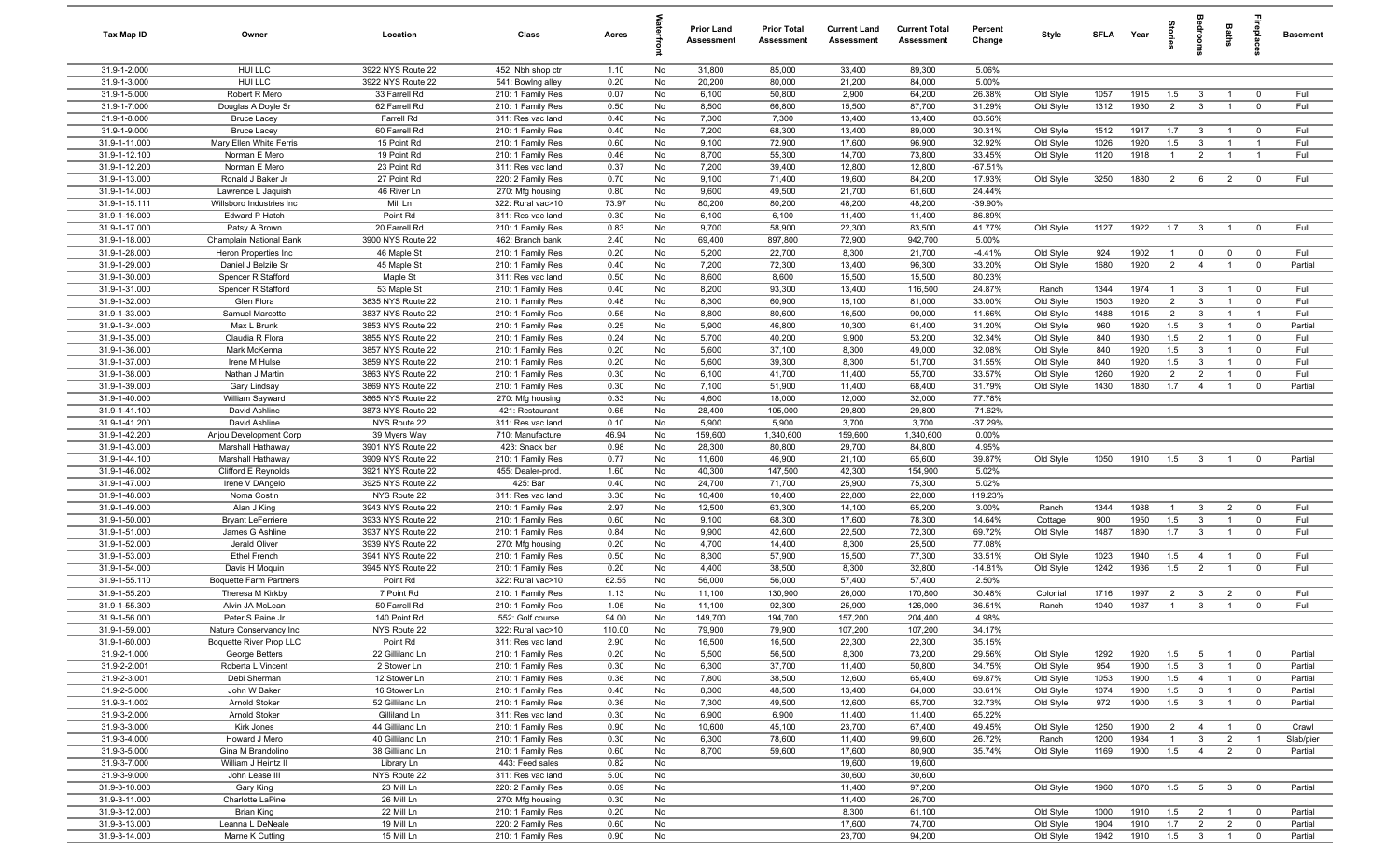| Tax Map ID | Owner | Location | Class | Acres | Waterfront | Prior Land Assessment | Prior Total Assessment | Current Land Assessment | Current Total Assessment | Percent Change | Style | SFLA | Year | Stories | Bedrooms | Baths | Fireplaces | Basement |
|---|---|---|---|---|---|---|---|---|---|---|---|---|---|---|---|---|---|---|
| 31.9-1-2.000 | HUI LLC | 3922 NYS Route 22 | 452: Nbh shop ctr | 1.10 | No | 31,800 | 85,000 | 33,400 | 89,300 | 5.06% | | | | | | | | |
| 31.9-1-3.000 | HUI LLC | 3922 NYS Route 22 | 541: Bowling alley | 0.20 | No | 20,200 | 80,000 | 21,200 | 84,000 | 5.00% | | | | | | | | |
| 31.9-1-5.000 | Robert R Mero | 33 Farrell Rd | 210: 1 Family Res | 0.07 | No | 6,100 | 50,800 | 2,900 | 64,200 | 26.38% | Old Style | 1057 | 1915 | 1.5 | 3 | 1 | 0 | Full |
| 31.9-1-7.000 | Douglas A Doyle Sr | 62 Farrell Rd | 210: 1 Family Res | 0.50 | No | 8,500 | 66,800 | 15,500 | 87,700 | 31.29% | Old Style | 1312 | 1930 | 2 | 3 | 1 | 0 | Full |
| 31.9-1-8.000 | Bruce Lacey | Farrell Rd | 311: Res vac land | 0.40 | No | 7,300 | 7,300 | 13,400 | 13,400 | 83.56% | | | | | | | | |
| 31.9-1-9.000 | Bruce Lacey | 60 Farrell Rd | 210: 1 Family Res | 0.40 | No | 7,200 | 68,300 | 13,400 | 89,000 | 30.31% | Old Style | 1512 | 1917 | 1.7 | 3 | 1 | 0 | Full |
| 31.9-1-11.000 | Mary Ellen White Ferris | 15 Point Rd | 210: 1 Family Res | 0.60 | No | 9,100 | 72,900 | 17,600 | 96,900 | 32.92% | Old Style | 1026 | 1920 | 1.5 | 3 | 1 | 1 | Full |
| 31.9-1-12.100 | Norman E Mero | 19 Point Rd | 210: 1 Family Res | 0.46 | No | 8,700 | 55,300 | 14,700 | 73,800 | 33.45% | Old Style | 1120 | 1918 | 1 | 2 | 1 | 1 | Full |
| 31.9-1-12.200 | Norman E Mero | 23 Point Rd | 311: Res vac land | 0.37 | No | 7,200 | 39,400 | 12,800 | 12,800 | -67.51% | | | | | | | | |
| 31.9-1-13.000 | Ronald J Baker Jr | 27 Point Rd | 220: 2 Family Res | 0.70 | No | 9,100 | 71,400 | 19,600 | 84,200 | 17.93% | Old Style | 3250 | 1880 | 2 | 6 | 2 | 0 | Full |
| 31.9-1-14.000 | Lawrence L Jaquish | 46 River Ln | 270: Mfg housing | 0.80 | No | 9,600 | 49,500 | 21,700 | 61,600 | 24.44% | | | | | | | | |
| 31.9-1-15.111 | Willsboro Industries Inc | Mill Ln | 322: Rural vac>10 | 73.97 | No | 80,200 | 80,200 | 48,200 | 48,200 | -39.90% | | | | | | | | |
| 31.9-1-16.000 | Edward P Hatch | Point Rd | 311: Res vac land | 0.30 | No | 6,100 | 6,100 | 11,400 | 11,400 | 86.89% | | | | | | | | |
| 31.9-1-17.000 | Patsy A Brown | 20 Farrell Rd | 210: 1 Family Res | 0.83 | No | 9,700 | 58,900 | 22,300 | 83,500 | 41.77% | Old Style | 1127 | 1922 | 1.7 | 3 | 1 | 0 | Full |
| 31.9-1-18.000 | Champlain National Bank | 3900 NYS Route 22 | 462: Branch bank | 2.40 | No | 69,400 | 897,800 | 72,900 | 942,700 | 5.00% | | | | | | | | |
| 31.9-1-28.000 | Heron Properties Inc | 46 Maple St | 210: 1 Family Res | 0.20 | No | 5,200 | 22,700 | 8,300 | 21,700 | -4.41% | Old Style | 924 | 1902 | 1 | 0 | 0 | 0 | Full |
| 31.9-1-29.000 | Daniel J Belzile Sr | 45 Maple St | 210: 1 Family Res | 0.40 | No | 7,200 | 72,300 | 13,400 | 96,300 | 33.20% | Old Style | 1680 | 1920 | 2 | 4 | 1 | 0 | Partial |
| 31.9-1-30.000 | Spencer R Stafford | Maple St | 311: Res vac land | 0.50 | No | 8,600 | 8,600 | 15,500 | 15,500 | 80.23% | | | | | | | | |
| 31.9-1-31.000 | Spencer R Stafford | 53 Maple St | 210: 1 Family Res | 0.40 | No | 8,200 | 93,300 | 13,400 | 116,500 | 24.87% | Ranch | 1344 | 1974 | 1 | 3 | 1 | 0 | Full |
| 31.9-1-32.000 | Glen Flora | 3835 NYS Route 22 | 210: 1 Family Res | 0.48 | No | 8,300 | 60,900 | 15,100 | 81,000 | 33.00% | Old Style | 1503 | 1920 | 2 | 3 | 1 | 0 | Full |
| 31.9-1-33.000 | Samuel Marcotte | 3837 NYS Route 22 | 210: 1 Family Res | 0.55 | No | 8,800 | 80,600 | 16,500 | 90,000 | 11.66% | Old Style | 1488 | 1915 | 2 | 3 | 1 | 1 | Full |
| 31.9-1-34.000 | Max L Brunk | 3853 NYS Route 22 | 210: 1 Family Res | 0.25 | No | 5,900 | 46,800 | 10,300 | 61,400 | 31.20% | Old Style | 960 | 1920 | 1.5 | 3 | 1 | 0 | Partial |
| 31.9-1-35.000 | Claudia R Flora | 3855 NYS Route 22 | 210: 1 Family Res | 0.24 | No | 5,700 | 40,200 | 9,900 | 53,200 | 32.34% | Old Style | 840 | 1930 | 1.5 | 2 | 1 | 0 | Full |
| 31.9-1-36.000 | Mark McKenna | 3857 NYS Route 22 | 210: 1 Family Res | 0.20 | No | 5,600 | 37,100 | 8,300 | 49,000 | 32.08% | Old Style | 840 | 1920 | 1.5 | 3 | 1 | 0 | Full |
| 31.9-1-37.000 | Irene M Hulse | 3859 NYS Route 22 | 210: 1 Family Res | 0.20 | No | 5,600 | 39,300 | 8,300 | 51,700 | 31.55% | Old Style | 840 | 1920 | 1.5 | 3 | 1 | 0 | Full |
| 31.9-1-38.000 | Nathan J Martin | 3863 NYS Route 22 | 210: 1 Family Res | 0.30 | No | 6,100 | 41,700 | 11,400 | 55,700 | 33.57% | Old Style | 1260 | 1920 | 2 | 2 | 1 | 0 | Full |
| 31.9-1-39.000 | Gary Lindsay | 3869 NYS Route 22 | 210: 1 Family Res | 0.30 | No | 7,100 | 51,900 | 11,400 | 68,400 | 31.79% | Old Style | 1430 | 1880 | 1.7 | 4 | 1 | 0 | Partial |
| 31.9-1-40.000 | William Sayward | 3865 NYS Route 22 | 270: Mfg housing | 0.33 | No | 4,600 | 18,000 | 12,000 | 32,000 | 77.78% | | | | | | | | |
| 31.9-1-41.100 | David Ashline | 3873 NYS Route 22 | 421: Restaurant | 0.65 | No | 28,400 | 105,000 | 29,800 | 29,800 | -71.62% | | | | | | | | |
| 31.9-1-41.200 | David Ashline | NYS Route 22 | 311: Res vac land | 0.10 | No | 5,900 | 5,900 | 3,700 | 3,700 | -37.29% | | | | | | | | |
| 31.9-1-42.200 | Anjou Development Corp | 39 Myers Way | 710: Manufacture | 46.94 | No | 159,600 | 1,340,600 | 159,600 | 1,340,600 | 0.00% | | | | | | | | |
| 31.9-1-43.000 | Marshall Hathaway | 3901 NYS Route 22 | 423: Snack bar | 0.98 | No | 28,300 | 80,800 | 29,700 | 84,800 | 4.95% | | | | | | | | |
| 31.9-1-44.100 | Marshall Hathaway | 3909 NYS Route 22 | 210: 1 Family Res | 0.77 | No | 11,600 | 46,900 | 21,100 | 65,600 | 39.87% | Old Style | 1050 | 1910 | 1.5 | 3 | 1 | 0 | Partial |
| 31.9-1-46.002 | Clifford E Reynolds | 3921 NYS Route 22 | 455: Dealer-prod. | 1.60 | No | 40,300 | 147,500 | 42,300 | 154,900 | 5.02% | | | | | | | | |
| 31.9-1-47.000 | Irene V DAngelo | 3925 NYS Route 22 | 425: Bar | 0.40 | No | 24,700 | 71,700 | 25,900 | 75,300 | 5.02% | | | | | | | | |
| 31.9-1-48.000 | Noma Costin | NYS Route 22 | 311: Res vac land | 3.30 | No | 10,400 | 10,400 | 22,800 | 22,800 | 119.23% | | | | | | | | |
| 31.9-1-49.000 | Alan J King | 3943 NYS Route 22 | 210: 1 Family Res | 2.97 | No | 12,500 | 63,300 | 14,100 | 65,200 | 3.00% | Ranch | 1344 | 1988 | 1 | 3 | 2 | 0 | Full |
| 31.9-1-50.000 | Bryant LeFerriere | 3933 NYS Route 22 | 210: 1 Family Res | 0.60 | No | 9,100 | 68,300 | 17,600 | 78,300 | 14.64% | Cottage | 900 | 1950 | 1.5 | 3 | 1 | 0 | Full |
| 31.9-1-51.000 | James G Ashline | 3937 NYS Route 22 | 210: 1 Family Res | 0.84 | No | 9,900 | 42,600 | 22,500 | 72,300 | 69.72% | Old Style | 1487 | 1890 | 1.7 | 3 | 1 | 0 | Full |
| 31.9-1-52.000 | Jerald Oliver | 3939 NYS Route 22 | 270: Mfg housing | 0.20 | No | 4,700 | 14,400 | 8,300 | 25,500 | 77.08% | | | | | | | | |
| 31.9-1-53.000 | Ethel French | 3941 NYS Route 22 | 210: 1 Family Res | 0.50 | No | 8,300 | 57,900 | 15,500 | 77,300 | 33.51% | Old Style | 1023 | 1940 | 1.5 | 4 | 1 | 0 | Full |
| 31.9-1-54.000 | Davis H Moquin | 3945 NYS Route 22 | 210: 1 Family Res | 0.20 | No | 4,400 | 38,500 | 8,300 | 32,800 | -14.81% | Old Style | 1242 | 1936 | 1.5 | 2 | 1 | 0 | Full |
| 31.9-1-55.110 | Boquette Farm Partners | Point Rd | 322: Rural vac>10 | 62.55 | No | 56,000 | 56,000 | 57,400 | 57,400 | 2.50% | | | | | | | | |
| 31.9-1-55.200 | Theresa M Kirkby | 7 Point Rd | 210: 1 Family Res | 1.13 | No | 11,100 | 130,900 | 26,000 | 170,800 | 30.48% | Colonial | 1716 | 1997 | 2 | 3 | 2 | 0 | Full |
| 31.9-1-55.300 | Alvin JA McLean | 50 Farrell Rd | 210: 1 Family Res | 1.05 | No | 11,100 | 92,300 | 25,900 | 126,000 | 36.51% | Ranch | 1040 | 1987 | 1 | 3 | 1 | 0 | Full |
| 31.9-1-56.000 | Peter S Paine Jr | 140 Point Rd | 552: Golf course | 94.00 | No | 149,700 | 194,700 | 157,200 | 204,400 | 4.98% | | | | | | | | |
| 31.9-1-59.000 | Nature Conservancy Inc | NYS Route 22 | 322: Rural vac>10 | 110.00 | No | 79,900 | 79,900 | 107,200 | 107,200 | 34.17% | | | | | | | | |
| 31.9-1-60.000 | Boquette River Prop LLC | Point Rd | 311: Res vac land | 2.90 | No | 16,500 | 16,500 | 22,300 | 22,300 | 35.15% | | | | | | | | |
| 31.9-2-1.000 | George Betters | 22 Gilliland Ln | 210: 1 Family Res | 0.20 | No | 5,500 | 56,500 | 8,300 | 73,200 | 29.56% | Old Style | 1292 | 1920 | 1.5 | 5 | 1 | 0 | Partial |
| 31.9-2-2.001 | Roberta L Vincent | 2 Stower Ln | 210: 1 Family Res | 0.30 | No | 6,300 | 37,700 | 11,400 | 50,800 | 34.75% | Old Style | 954 | 1900 | 1.5 | 3 | 1 | 0 | Partial |
| 31.9-2-3.001 | Debi Sherman | 12 Stower Ln | 210: 1 Family Res | 0.36 | No | 7,800 | 38,500 | 12,600 | 65,400 | 69.87% | Old Style | 1053 | 1900 | 1.5 | 4 | 1 | 0 | Partial |
| 31.9-2-5.000 | John W Baker | 16 Stower Ln | 210: 1 Family Res | 0.40 | No | 8,300 | 48,500 | 13,400 | 64,800 | 33.61% | Old Style | 1074 | 1900 | 1.5 | 3 | 1 | 0 | Partial |
| 31.9-3-1.002 | Arnold Stoker | 52 Gilliland Ln | 210: 1 Family Res | 0.36 | No | 7,300 | 49,500 | 12,600 | 65,700 | 32.73% | Old Style | 972 | 1900 | 1.5 | 3 | 1 | 0 | Partial |
| 31.9-3-2.000 | Arnold Stoker | Gilliland Ln | 311: Res vac land | 0.30 | No | 6,900 | 6,900 | 11,400 | 11,400 | 65.22% | | | | | | | | |
| 31.9-3-3.000 | Kirk Jones | 44 Gilliland Ln | 210: 1 Family Res | 0.90 | No | 10,600 | 45,100 | 23,700 | 67,400 | 49.45% | Old Style | 1250 | 1900 | 2 | 4 | 1 | 0 | Crawl |
| 31.9-3-4.000 | Howard J Mero | 40 Gilliland Ln | 210: 1 Family Res | 0.30 | No | 6,300 | 78,600 | 11,400 | 99,600 | 26.72% | Ranch | 1200 | 1984 | 1 | 3 | 2 | 1 | Slab/pier |
| 31.9-3-5.000 | Gina M Brandolino | 38 Gilliland Ln | 210: 1 Family Res | 0.60 | No | 8,700 | 59,600 | 17,600 | 80,900 | 35.74% | Old Style | 1169 | 1900 | 1.5 | 4 | 2 | 0 | Partial |
| 31.9-3-7.000 | William J Heintz II | Library Ln | 443: Feed sales | 0.82 | No | | | 19,600 | 19,600 | | | | | | | | | |
| 31.9-3-9.000 | John Lease III | NYS Route 22 | 311: Res vac land | 5.00 | No | | | 30,600 | 30,600 | | | | | | | | | |
| 31.9-3-10.000 | Gary King | 23 Mill Ln | 220: 2 Family Res | 0.69 | No | | | 11,400 | 97,200 | | Old Style | 1960 | 1870 | 1.5 | 5 | 3 | 0 | Partial |
| 31.9-3-11.000 | Charlotte LaPine | 26 Mill Ln | 270: Mfg housing | 0.30 | No | | | 11,400 | 26,700 | | | | | | | | | |
| 31.9-3-12.000 | Brian King | 22 Mill Ln | 210: 1 Family Res | 0.20 | No | | | 8,300 | 61,100 | | Old Style | 1000 | 1910 | 1.5 | 2 | 1 | 0 | Partial |
| 31.9-3-13.000 | Leanna L DeNeale | 19 Mill Ln | 220: 2 Family Res | 0.60 | No | | | 17,600 | 74,700 | | Old Style | 1904 | 1910 | 1.7 | 2 | 2 | 0 | Partial |
| 31.9-3-14.000 | Marne K Cutting | 15 Mill Ln | 210: 1 Family Res | 0.90 | No | | | 23,700 | 94,200 | | Old Style | 1942 | 1910 | 1.5 | 3 | 1 | 0 | Partial |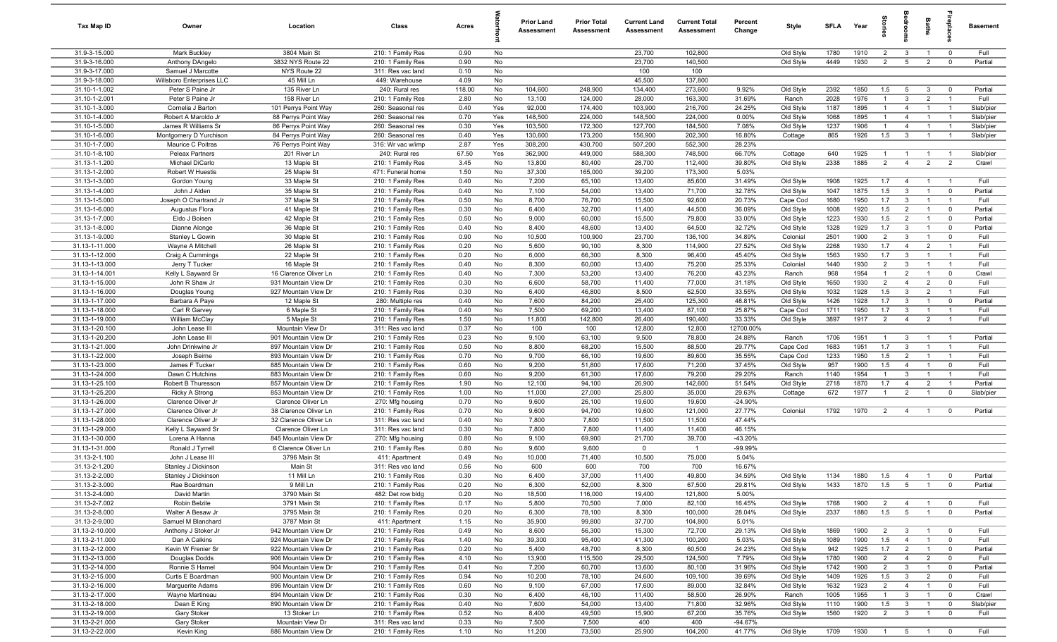| Tax Map ID | Owner | Location | Class | Acres | Waterfront | Prior Land Assessment | Prior Total Assessment | Current Land Assessment | Current Total Assessment | Percent Change | Style | SFLA | Year | Stories | Bedrooms | Baths | Fireplaces | Basement |
|---|---|---|---|---|---|---|---|---|---|---|---|---|---|---|---|---|---|---|
| 31.9-3-15.000 | Mark Buckley | 3804 Main St | 210: 1 Family Res | 0.90 | No | | | 23,700 | 102,800 | | Old Style | 1780 | 1910 | 2 | 3 | 1 | 0 | Full |
| 31.9-3-16.000 | Anthony DAngelo | 3832 NYS Route 22 | 210: 1 Family Res | 0.90 | No | | | 23,700 | 140,500 | | Old Style | 4449 | 1930 | 2 | 5 | 2 | 0 | Partial |
| 31.9-3-17.000 | Samuel J Marcotte | NYS Route 22 | 311: Res vac land | 0.10 | No | | | 100 | 100 | | | | | | | | | |
| 31.9-3-18.000 | Willsboro Enterprises LLC | 45 Mill Ln | 449: Warehouse | 4.09 | No | | | 45,500 | 137,800 | | | | | | | | | |
| 31.10-1-1.002 | Peter S Paine Jr | 135 River Ln | 240: Rural res | 118.00 | No | 104,600 | 248,900 | 134,400 | 273,600 | 9.92% | Old Style | 2392 | 1850 | 1.5 | 5 | 3 | 0 | Partial |
| 31.10-1-2.001 | Peter S Paine Jr | 158 River Ln | 210: 1 Family Res | 2.80 | No | 13,100 | 124,000 | 28,000 | 163,300 | 31.69% | Ranch | 2028 | 1976 | 1 | 3 | 2 | 1 | Full |
| 31.10-1-3.000 | Cornelia J Barton | 101 Perrys Point Way | 260: Seasonal res | 0.40 | Yes | 92,000 | 174,400 | 103,900 | 216,700 | 24.25% | Old Style | 1187 | 1895 | 1 | 4 | 1 | 1 | Slab/pier |
| 31.10-1-4.000 | Robert A Maroldo Jr | 88 Perrys Point Way | 260: Seasonal res | 0.70 | Yes | 148,500 | 224,000 | 148,500 | 224,000 | 0.00% | Old Style | 1068 | 1895 | 1 | 4 | 1 | 1 | Slab/pier |
| 31.10-1-5.000 | James R Williams Sr | 86 Perrys Point Way | 260: Seasonal res | 0.30 | Yes | 103,500 | 172,300 | 127,700 | 184,500 | 7.08% | Old Style | 1237 | 1906 | 1 | 4 | 1 | 1 | Slab/pier |
| 31.10-1-6.000 | Montgomery D Yurchison | 84 Perrys Point Way | 260: Seasonal res | 0.40 | Yes | 130,600 | 173,200 | 156,900 | 202,300 | 16.80% | Cottage | 865 | 1926 | 1.5 | 3 | 1 | 1 | Slab/pier |
| 31.10-1-7.000 | Maurice C Poitras | 76 Perrys Point Way | 316: Wr vac w/imp | 2.87 | Yes | 308,200 | 430,700 | 507,200 | 552,300 | 28.23% | | | | | | | | |
| 31.10-1-8.100 | Peleax Partners | 201 River Ln | 240: Rural res | 67.50 | Yes | 362,900 | 449,000 | 588,300 | 748,500 | 66.70% | Cottage | 640 | 1925 | 1 | 1 | 1 | 1 | Slab/pier |
| 31.13-1-1.200 | Michael DiCarlo | 13 Maple St | 210: 1 Family Res | 3.45 | No | 13,800 | 80,400 | 28,700 | 112,400 | 39.80% | Old Style | 2338 | 1885 | 2 | 4 | 2 | 2 | Crawl |
| 31.13-1-2.000 | Robert W Huestis | 25 Maple St | 471: Funeral home | 1.50 | No | 37,300 | 165,000 | 39,200 | 173,300 | 5.03% | | | | | | | | |
| 31.13-1-3.000 | Gordon Young | 33 Maple St | 210: 1 Family Res | 0.40 | No | 7,200 | 65,100 | 13,400 | 85,600 | 31.49% | Old Style | 1908 | 1925 | 1.7 | 4 | 1 | 1 | Full |
| 31.13-1-4.000 | John J Alden | 35 Maple St | 210: 1 Family Res | 0.40 | No | 7,100 | 54,000 | 13,400 | 71,700 | 32.78% | Old Style | 1047 | 1875 | 1.5 | 3 | 1 | 0 | Partial |
| 31.13-1-5.000 | Joseph O Chartrand Jr | 37 Maple St | 210: 1 Family Res | 0.50 | No | 8,700 | 76,700 | 15,500 | 92,600 | 20.73% | Cape Cod | 1680 | 1950 | 1.7 | 3 | 1 | 1 | Full |
| 31.13-1-6.000 | Augustus Flora | 41 Maple St | 210: 1 Family Res | 0.30 | No | 6,400 | 32,700 | 11,400 | 44,500 | 36.09% | Old Style | 1008 | 1920 | 1.5 | 2 | 1 | 0 | Partial |
| 31.13-1-7.000 | Eldo J Boisen | 42 Maple St | 210: 1 Family Res | 0.50 | No | 9,000 | 60,000 | 15,500 | 79,800 | 33.00% | Old Style | 1223 | 1930 | 1.5 | 2 | 1 | 0 | Partial |
| 31.13-1-8.000 | Dianne Alonge | 36 Maple St | 210: 1 Family Res | 0.40 | No | 8,400 | 48,600 | 13,400 | 64,500 | 32.72% | Old Style | 1328 | 1929 | 1.7 | 3 | 1 | 0 | Partial |
| 31.13-1-9.000 | Stanley L Gowin | 30 Maple St | 210: 1 Family Res | 0.90 | No | 10,500 | 100,900 | 23,700 | 136,100 | 34.89% | Colonial | 2501 | 1900 | 2 | 3 | 1 | 0 | Full |
| 31.13-1-11.000 | Wayne A Mitchell | 26 Maple St | 210: 1 Family Res | 0.20 | No | 5,600 | 90,100 | 8,300 | 114,900 | 27.52% | Old Style | 2268 | 1930 | 1.7 | 4 | 2 | 1 | Full |
| 31.13-1-12.000 | Craig A Cummings | 22 Maple St | 210: 1 Family Res | 0.20 | No | 6,000 | 66,300 | 8,300 | 96,400 | 45.40% | Old Style | 1563 | 1930 | 1.7 | 3 | 1 | 1 | Full |
| 31.13-1-13.000 | Jerry T Tucker | 16 Maple St | 210: 1 Family Res | 0.40 | No | 8,300 | 60,000 | 13,400 | 75,200 | 25.33% | Colonial | 1440 | 1930 | 2 | 3 | 1 | 1 | Full |
| 31.13-1-14.001 | Kelly L Sayward Sr | 16 Clarence Oliver Ln | 210: 1 Family Res | 0.40 | No | 7,300 | 53,200 | 13,400 | 76,200 | 43.23% | Ranch | 968 | 1954 | 1 | 2 | 1 | 0 | Crawl |
| 31.13-1-15.000 | John R Shaw Jr | 931 Mountain View Dr | 210: 1 Family Res | 0.30 | No | 6,600 | 58,700 | 11,400 | 77,000 | 31.18% | Old Style | 1650 | 1930 | 2 | 4 | 2 | 0 | Full |
| 31.13-1-16.000 | Douglas Young | 927 Mountain View Dr | 210: 1 Family Res | 0.30 | No | 6,400 | 46,800 | 8,500 | 62,500 | 33.55% | Old Style | 1032 | 1928 | 1.5 | 3 | 2 | 1 | Full |
| 31.13-1-17.000 | Barbara A Paye | 12 Maple St | 280: Multiple res | 0.40 | No | 7,600 | 84,200 | 25,400 | 125,300 | 48.81% | Old Style | 1426 | 1928 | 1.7 | 3 | 1 | 0 | Partial |
| 31.13-1-18.000 | Carl R Garvey | 6 Maple St | 210: 1 Family Res | 0.40 | No | 7,500 | 69,200 | 13,400 | 87,100 | 25.87% | Cape Cod | 1711 | 1950 | 1.7 | 3 | 1 | 1 | Full |
| 31.13-1-19.000 | William McClay | 5 Maple St | 210: 1 Family Res | 1.50 | No | 11,800 | 142,800 | 26,400 | 190,400 | 33.33% | Old Style | 3897 | 1917 | 2 | 4 | 2 | 1 | Full |
| 31.13-1-20.100 | John Lease III | Mountain View Dr | 311: Res vac land | 0.37 | No | 100 | 100 | 12,800 | 12,800 | 12700.00% | | | | | | | | |
| 31.13-1-20.200 | John Lease III | 901 Mountain View Dr | 210: 1 Family Res | 0.23 | No | 9,100 | 63,100 | 9,500 | 78,800 | 24.88% | Ranch | 1706 | 1951 | 1 | 3 | 1 | 1 | Partial |
| 31.13-1-21.000 | John Drinkwine Jr | 897 Mountain View Dr | 210: 1 Family Res | 0.50 | No | 8,800 | 68,200 | 15,500 | 88,500 | 29.77% | Cape Cod | 1683 | 1951 | 1.7 | 3 | 1 | 1 | Full |
| 31.13-1-22.000 | Joseph Beirne | 893 Mountain View Dr | 210: 1 Family Res | 0.70 | No | 9,700 | 66,100 | 19,600 | 89,600 | 35.55% | Cape Cod | 1233 | 1950 | 1.5 | 2 | 1 | 1 | Full |
| 31.13-1-23.000 | James F Tucker | 885 Mountain View Dr | 210: 1 Family Res | 0.60 | No | 9,200 | 51,800 | 17,600 | 71,200 | 37.45% | Old Style | 957 | 1900 | 1.5 | 4 | 1 | 0 | Full |
| 31.13-1-24.000 | Dawn C Hutchins | 883 Mountain View Dr | 210: 1 Family Res | 0.60 | No | 9,200 | 61,300 | 17,600 | 79,200 | 29.20% | Ranch | 1140 | 1954 | 1 | 3 | 1 | 1 | Full |
| 31.13-1-25.100 | Robert B Thuresson | 857 Mountain View Dr | 210: 1 Family Res | 1.90 | No | 12,100 | 94,100 | 26,900 | 142,600 | 51.54% | Old Style | 2718 | 1870 | 1.7 | 4 | 2 | 1 | Partial |
| 31.13-1-25.200 | Ricky A Strong | 853 Mountain View Dr | 210: 1 Family Res | 1.00 | No | 11,000 | 27,000 | 25,800 | 35,000 | 29.63% | Cottage | 672 | 1977 | 1 | 2 | 1 | 0 | Slab/pier |
| 31.13-1-26.000 | Clarence Oliver Jr | Clarence Oliver Ln | 270: Mfg housing | 0.70 | No | 9,600 | 26,100 | 19,600 | 19,600 | -24.90% | | | | | | | | |
| 31.13-1-27.000 | Clarence Oliver Jr | 38 Clarence Oliver Ln | 210: 1 Family Res | 0.70 | No | 9,600 | 94,700 | 19,600 | 121,000 | 27.77% | Colonial | 1792 | 1970 | 2 | 4 | 1 | 0 | Partial |
| 31.13-1-28.000 | Clarence Oliver Jr | 32 Clarence Oliver Ln | 311: Res vac land | 0.40 | No | 7,800 | 7,800 | 11,500 | 11,500 | 47.44% | | | | | | | | |
| 31.13-1-29.000 | Kelly L Sayward Sr | Clarence Oliver Ln | 311: Res vac land | 0.30 | No | 7,800 | 7,800 | 11,400 | 11,400 | 46.15% | | | | | | | | |
| 31.13-1-30.000 | Lorena A Hanna | 845 Mountain View Dr | 270: Mfg housing | 0.80 | No | 9,100 | 69,900 | 21,700 | 39,700 | -43.20% | | | | | | | | |
| 31.13-1-31.000 | Ronald J Tyrrell | 6 Clarence Oliver Ln | 210: 1 Family Res | 0.80 | No | 9,600 | 9,600 | 0 | 1 | -99.99% | | | | | | | | |
| 31.13-2-1.100 | John J Lease III | 3796 Main St | 411: Apartment | 0.49 | No | 10,000 | 71,400 | 10,500 | 75,000 | 5.04% | | | | | | | | |
| 31.13-2-1.200 | Stanley J Dickinson | Main St | 311: Res vac land | 0.56 | No | 600 | 600 | 700 | 700 | 16.67% | | | | | | | | |
| 31.13-2-2.000 | Stanley J Dickinson | 11 Mill Ln | 210: 1 Family Res | 0.30 | No | 6,400 | 37,000 | 11,400 | 49,800 | 34.59% | Old Style | 1134 | 1880 | 1.5 | 4 | 1 | 0 | Partial |
| 31.13-2-3.000 | Rae Boardman | 9 Mill Ln | 210: 1 Family Res | 0.20 | No | 6,300 | 52,000 | 8,300 | 67,500 | 29.81% | Old Style | 1433 | 1870 | 1.5 | 5 | 1 | 0 | Partial |
| 31.13-2-4.000 | David Martin | 3790 Main St | 482: Det row bldg | 0.20 | No | 18,500 | 116,000 | 19,400 | 121,800 | 5.00% | | | | | | | | |
| 31.13-2-7.002 | Robin Belzile | 3791 Main St | 210: 1 Family Res | 0.17 | No | 5,800 | 70,500 | 7,000 | 82,100 | 16.45% | Old Style | 1768 | 1900 | 2 | 4 | 1 | 0 | Full |
| 31.13-2-8.000 | Walter A Besaw Jr | 3795 Main St | 210: 1 Family Res | 0.20 | No | 6,300 | 78,100 | 8,300 | 100,000 | 28.04% | Old Style | 2337 | 1880 | 1.5 | 5 | 1 | 0 | Partial |
| 31.13-2-9.000 | Samuel M Blanchard | 3787 Main St | 411: Apartment | 1.15 | No | 35,900 | 99,800 | 37,700 | 104,800 | 5.01% | | | | | | | | |
| 31.13-2-10.000 | Anthony J Stoker Jr | 942 Mountain View Dr | 210: 1 Family Res | 0.49 | No | 8,600 | 56,300 | 15,300 | 72,700 | 29.13% | Old Style | 1869 | 1900 | 2 | 3 | 1 | 0 | Full |
| 31.13-2-11.000 | Dan A Calkins | 924 Mountain View Dr | 210: 1 Family Res | 1.40 | No | 39,300 | 95,400 | 41,300 | 100,200 | 5.03% | Old Style | 1089 | 1900 | 1.5 | 4 | 1 | 0 | Full |
| 31.13-2-12.000 | Kevin W Frenier Sr | 922 Mountain View Dr | 210: 1 Family Res | 0.20 | No | 5,400 | 48,700 | 8,300 | 60,500 | 24.23% | Old Style | 942 | 1925 | 1.7 | 2 | 1 | 0 | Partial |
| 31.13-2-13.000 | Douglas Dodds | 906 Mountain View Dr | 210: 1 Family Res | 4.10 | No | 13,900 | 115,500 | 29,500 | 124,500 | 7.79% | Old Style | 1780 | 1900 | 2 | 4 | 2 | 0 | Full |
| 31.13-2-14.000 | Ronnie S Hamel | 904 Mountain View Dr | 210: 1 Family Res | 0.41 | No | 7,200 | 60,700 | 13,600 | 80,100 | 31.96% | Old Style | 1742 | 1900 | 2 | 3 | 1 | 0 | Partial |
| 31.13-2-15.000 | Curtis E Boardman | 900 Mountain View Dr | 210: 1 Family Res | 0.94 | No | 10,200 | 78,100 | 24,600 | 109,100 | 39.69% | Old Style | 1409 | 1926 | 1.5 | 3 | 2 | 0 | Full |
| 31.13-2-16.000 | Marguerite Adams | 896 Mountain View Dr | 210: 1 Family Res | 0.60 | No | 9,100 | 67,000 | 17,600 | 89,000 | 32.84% | Old Style | 1632 | 1923 | 2 | 4 | 1 | 0 | Full |
| 31.13-2-17.000 | Wayne Martineau | 894 Mountain View Dr | 210: 1 Family Res | 0.30 | No | 6,400 | 46,100 | 11,400 | 58,500 | 26.90% | Ranch | 1005 | 1955 | 1 | 3 | 1 | 0 | Crawl |
| 31.13-2-18.000 | Dean E King | 890 Mountain View Dr | 210: 1 Family Res | 0.40 | No | 7,600 | 54,000 | 13,400 | 71,800 | 32.96% | Old Style | 1110 | 1900 | 1.5 | 3 | 1 | 0 | Slab/pier |
| 31.13-2-19.000 | Gary Stoker | 13 Stoker Ln | 210: 1 Family Res | 0.52 | No | 8,400 | 49,500 | 15,900 | 67,200 | 35.76% | Old Style | 1560 | 1920 | 2 | 3 | 1 | 0 | Full |
| 31.13-2-21.000 | Gary Stoker | Mountain View Dr | 311: Res vac land | 0.33 | No | 7,500 | 7,500 | 400 | 400 | -94.67% | | | | | | | | |
| 31.13-2-22.000 | Kevin King | 886 Mountain View Dr | 210: 1 Family Res | 1.10 | No | 11,200 | 73,500 | 25,900 | 104,200 | 41.77% | Old Style | 1709 | 1930 | 1 | 5 | 1 | 0 | Full |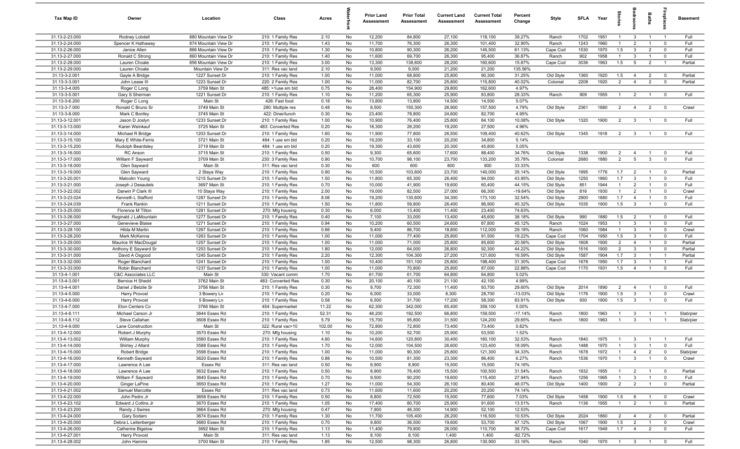| Tax Map ID | Owner | Location | Class | Acres | Waterfront | Prior Land Assessment | Prior Total Assessment | Current Land Assessment | Current Total Assessment | Percent Change | Style | SFLA | Year | Stories | Bedrooms | Baths | Fireplaces | Basement |
|---|---|---|---|---|---|---|---|---|---|---|---|---|---|---|---|---|---|---|
| 31.13-2-23.000 | Rodney Lobdell | 880 Mountain View Dr | 210: 1 Family Res | 2.10 | No | 12,200 | 84,800 | 27,100 | 118,100 | 39.27% | Ranch | 1702 | 1951 | 1 | 3 | 1 | 1 | Full |
| 31.13-2-24.000 | Spencer K Hathaway | 874 Mountain View Dr | 210: 1 Family Res | 1.43 | No | 11,700 | 76,300 | 26,300 | 101,400 | 32.90% | Ranch | 1243 | 1960 | 1 | 2 | 1 | 0 | Full |
| 31.13-2-26.000 | Janice Allen | 866 Mountain View Dr | 210: 1 Family Res | 1.30 | No | 10,800 | 90,300 | 26,200 | 145,500 | 61.13% | Cape Cod | 1530 | 1970 | 1.5 | 3 | 2 | 0 | Full |
| 31.13-2-27.000 | Ronald C Strong | 860 Mountain View Dr | 210: 1 Family Res | 1.40 | No | 11,600 | 69,700 | 26,300 | 95,400 | 36.87% | Ranch | 902 | 1958 | 1 | 3 | 1 | 0 | Full |
| 31.13-2-28.000 | Lauren Choate | 856 Mountain View Dr | 210: 1 Family Res | 3.00 | No | 13,300 | 138,600 | 28,200 | 160,600 | 15.87% | Cape Cod | 3036 | 1963 | 1.5 | 5 | 2 | 1 | Partial |
| 31.13-2-29.000 | Lauren Choate | Mountain View Dr | 311: Res vac land | 2.10 | No | 9,000 | 9,000 | 21,200 | 21,200 | 135.56% | | | | | | | | |
| 31.13-3-2.001 | Gayle A Bridge | 1227 Sunset Dr | 210: 1 Family Res | 1.00 | No | 11,000 | 68,800 | 25,800 | 90,300 | 31.25% | Old Style | 1360 | 1920 | 1.5 | 4 | 2 | 0 | Partial |
| 31.13-3-3.001 | John Lease III | 1223 Sunset Dr | 220: 2 Family Res | 1.00 | No | 11,000 | 82,700 | 25,800 | 115,800 | 40.02% | Colonial | 2208 | 1920 | 2 | 4 | 2 | 0 | Partial |
| 31.13-3-4.005 | Roger C Long | 3759 Main St | 485: >1use sm bld | 0.75 | No | 28,400 | 154,900 | 29,800 | 162,600 | 4.97% | | | | | | | | |
| 31.13-3-5.001 | Gary S Sherman | 1221 Sunset Dr | 210: 1 Family Res | 1.10 | No | 11,200 | 65,300 | 25,900 | 83,800 | 28.33% | Ranch | 909 | 1955 | 1 | 2 | 1 | 0 | Full |
| 31.13-3-6.200 | Roger C Long | Main St | 426: Fast food | 0.18 | No | 13,800 | 13,800 | 14,500 | 14,500 | 5.07% | | | | | | | | |
| 31.13-3-7.000 | Ronald C Bruno Sr | 3749 Main St | 280: Multiple res | 0.48 | No | 8,500 | 150,300 | 26,900 | 157,500 | 4.79% | Old Style | 2361 | 1880 | 2 | 4 | 2 | 0 | Crawl |
| 31.13-3-8.000 | Mark C Bonfey | 3745 Main St | 422: Diner/lunch | 0.30 | No | 23,400 | 78,800 | 24,600 | 82,700 | 4.95% | | | | | | | | |
| 31.13-3-12.001 | Jason D Joslyn | 1233 Sunset Dr | 210: 1 Family Res | 1.00 | No | 10,900 | 76,400 | 25,800 | 84,100 | 10.08% | Old Style | 1320 | 1900 | 2 | 3 | 1 | 0 | Full |
| 31.13-3-13.000 | Karen Weinkauf | 3725 Main St | 483: Converted Res | 0.20 | No | 18,300 | 26,200 | 19,200 | 27,500 | 4.96% | | | | | | | | |
| 31.13-3-14.000 | Michael R Bridge | 1203 Sunset Dr | 210: 1 Family Res | 1.60 | No | 11,900 | 77,800 | 26,500 | 109,400 | 40.62% | Old Style | 1345 | 1918 | 2 | 3 | 1 | 0 | Full |
| 31.13-3-15.100 | Mary E White-Ferris | 3721 Main St | 484: 1 use sm bld | 0.20 | No | 19,200 | 33,100 | 20,200 | 34,800 | 5.14% | | | | | | | | |
| 31.13-3-15.200 | Rudolph Beardsley | 3719 Main St | 484: 1 use sm bld | 0.20 | No | 19,300 | 43,600 | 20,300 | 45,800 | 5.05% | | | | | | | | |
| 31.13-3-16.000 | RC Anson | 3715 Main St | 210: 1 Family Res | 0.50 | No | 9,300 | 65,600 | 17,600 | 88,400 | 34.76% | Old Style | 1338 | 1900 | 2 | 4 | 1 | 0 | Full |
| 31.13-3-17.000 | William F Sayward | 3709 Main St | 230: 3 Family Res | 0.90 | No | 10,700 | 98,100 | 23,700 | 133,200 | 35.78% | Colonial | 2680 | 1880 | 2 | 5 | 3 | 0 | Full |
| 31.13-3-18.000 | Glen Sayward | Main St | 311: Res vac land | 0.30 | No | 600 | 600 | 800 | 800 | 33.33% | | | | | | | | |
| 31.13-3-19.000 | Glen Sayward | 2 Staya Way | 210: 1 Family Res | 0.90 | No | 10,500 | 103,600 | 23,700 | 140,000 | 35.14% | Old Style | 1995 | 1776 | 1.7 | 2 | 1 | 0 | Partial |
| 31.13-3-20.001 | Malcolm Young | 1215 Sunset Dr | 210: 1 Family Res | 1.50 | No | 11,800 | 65,300 | 26,400 | 94,000 | 43.95% | Old Style | 1250 | 1860 | 1.7 | 3 | 1 | 0 | Full |
| 31.13-3-21.000 | Joseph J Desautels | 3697 Main St | 210: 1 Family Res | 0.70 | No | 10,000 | 41,900 | 19,600 | 60,400 | 44.15% | Old Style | 851 | 1944 | 1 | 2 | 1 | 0 | Full |
| 31.13-3-22.002 | Darwin P Clark III | 10 Staya Way | 210: 1 Family Res | 2.00 | No | 19,000 | 82,500 | 27,000 | 66,300 | -19.64% | Old Style | 816 | 1930 | 1 | 2 | 1 | 0 | Crawl |
| 31.13-3-23.024 | Kenneth L Stafford | 1287 Sunset Dr | 210: 1 Family Res | 8.06 | No | 19,200 | 130,600 | 34,300 | 173,100 | 32.54% | Old Style | 2900 | 1880 | 1.7 | 4 | 1 | 0 | Full |
| 31.13-3-24.039 | Frank Rankin | 1211 Sunset Dr | 210: 1 Family Res | 1.50 | No | 11,800 | 59,800 | 26,400 | 86,900 | 45.32% | Old Style | 1035 | 1900 | 1.5 | 3 | 1 | 0 | Full |
| 31.13-3-25.000 | Florence M Tilton | 1281 Sunset Dr | 270: Mfg housing | 0.30 | No | 6,000 | 13,400 | 11,400 | 23,400 | 74.63% | | | | | | | | |
| 31.13-3-26.000 | Reginald J LaMountain | 1277 Sunset Dr | 210: 1 Family Res | 0.40 | No | 7,100 | 33,000 | 13,400 | 45,600 | 38.18% | Old Style | 990 | 1880 | 1.5 | 2 | 1 | 0 | Full |
| 31.13-3-27.000 | Genevieve Blaise | 1271 Sunset Dr | 210: 1 Family Res | 0.94 | No | 10,200 | 60,500 | 24,600 | 87,800 | 45.12% | Ranch | 1024 | 1953 | 1 | 3 | 1 | 0 | Full |
| 31.13-3-28.100 | Hilda M Martin | 1267 Sunset Dr | 210: 1 Family Res | 0.66 | No | 9,400 | 86,700 | 18,800 | 112,000 | 29.18% | Ranch | 1060 | 1984 | 1 | 3 | 1 | 0 | Crawl |
| 31.13-3-28.200 | Mark McKenna | 1263 Sunset Dr | 210: 1 Family Res | 1.00 | No | 11,000 | 77,400 | 25,800 | 91,500 | 18.22% | Cape Cod | 1704 | 1950 | 1.5 | 3 | 1 | 0 | Full |
| 31.13-3-29.000 | Maurice W MacDougal | 1257 Sunset Dr | 210: 1 Family Res | 1.00 | No | 11,000 | 71,000 | 25,800 | 85,600 | 20.56% | Old Style | 1608 | 1900 | 2 | 4 | 1 | 0 | Partial |
| 31.13-3-30.000 | Anthony E Sayward Sr | 1253 Sunset Dr | 210: 1 Family Res | 1.80 | No | 12,000 | 64,000 | 26,800 | 92,300 | 44.22% | Old Style | 1516 | 1900 | 2 | 3 | 1 | 0 | Partial |
| 31.13-3-31.000 | David A Osgood | 1245 Sunset Dr | 210: 1 Family Res | 2.20 | No | 12,300 | 104,300 | 27,200 | 121,600 | 16.59% | Old Style | 1587 | 1904 | 1.7 | 3 | 1 | 1 | Partial |
| 31.13-3-32.000 | Roger Blanchard | 1241 Sunset Dr | 210: 1 Family Res | 1.00 | No | 10,400 | 151,100 | 25,800 | 198,400 | 31.30% | Cape Cod | 1678 | 1950 | 1.7 | 3 | 1 | 1 | Full |
| 31.13-3-33.000 | Robin Blanchard | 1237 Sunset Dr | 210: 1 Family Res | 1.00 | No | 11,000 | 70,800 | 25,800 | 87,000 | 22.88% | Cape Cod | 1170 | 1931 | 1.5 | 4 | 1 | 0 | Full |
| 31.13-4-1.001 | C&C Associates LLC | Main St | 330: Vacant comm | 1.70 | No | 61,700 | 61,700 | 64,800 | 64,800 | 5.02% | | | | | | | | |
| 31.13-4-3.001 | Bernice H Shedd | 3762 Main St | 483: Converted Res | 0.30 | No | 20,100 | 40,100 | 21,100 | 42,100 | 4.99% | | | | | | | | |
| 31.13-4-4.001 | Daniel J Belzile Sr | 3756 Main St | 210: 1 Family Res | 0.30 | No | 9,700 | 72,300 | 11,400 | 93,700 | 29.60% | Old Style | 2014 | 1890 | 2 | 4 | 1 | 0 | Full |
| 31.13-4-5.000 | Harry Provost | 3 Bowery Ln | 210: 1 Family Res | 0.20 | No | 6,000 | 33,000 | 8,300 | 28,700 | -13.03% | Old Style | 1176 | 1900 | 1.5 | 3 | 1 | 0 | Crawl |
| 31.13-4-6.000 | Harry Provost | 5 Bowery Ln | 210: 1 Family Res | 0.58 | No | 6,500 | 31,700 | 17,200 | 58,300 | 83.91% | Old Style | 930 | 1900 | 1.5 | 3 | 1 | 0 | Full |
| 31.13-4-7.000 | Eton Centers Co | 3766 Main St | 454: Supermarket | 11.22 | No | 62,300 | 342,000 | 65,400 | 359,100 | 5.00% | | | | | | | | |
| 31.13-4-8.111 | Michael Carson Jr | 3644 Essex Rd | 210: 1 Family Res | 52.31 | No | 48,200 | 192,500 | 66,800 | 159,500 | -17.14% | Ranch | 1800 | 1963 | 1 | 3 | 1 | 1 | Slab/pier |
| 31.13-4-8.112 | Steve Callahan | 3608 Essex Rd | 210: 1 Family Res | 5.79 | No | 15,700 | 95,800 | 31,500 | 124,200 | 29.65% | Ranch | 1800 | 1963 | 1 | 3 | 1 | 1 | Slab/pier |
| 31.13-4-9.000 | Lane Construction | Main St | 322: Rural vac>10 | 102.00 | No | 72,800 | 72,800 | 73,400 | 73,400 | 0.82% | | | | | | | | |
| 31.13-4-12.000 | Robert J Murphy | 3570 Essex Rd | 270: Mfg housing | 1.10 | No | 10,200 | 52,700 | 25,900 | 53,500 | 1.52% | | | | | | | | |
| 31.13-4-13.002 | William Murphy | 3580 Essex Rd | 210: 1 Family Res | 4.80 | No | 14,600 | 120,800 | 30,400 | 160,100 | 32.53% | Ranch | 1840 | 1975 | 1 | 3 | 1 | 1 | Full |
| 31.13-4-14.000 | Shirley J Allard | 3588 Essex Rd | 210: 1 Family Res | 1.70 | No | 12,000 | 104,500 | 26,600 | 123,400 | 18.09% | Ranch | 1488 | 1970 | 1 | 3 | 1 | 0 | Full |
| 31.13-4-15.000 | Robert Bridge | 3598 Essex Rd | 210: 1 Family Res | 1.00 | No | 11,000 | 90,300 | 25,800 | 121,300 | 34.33% | Ranch | 1678 | 1972 | 1 | 4 | 2 | 0 | Slab/pier |
| 31.13-4-16.000 | Kenneth Sayward | 3620 Essex Rd | 210: 1 Family Res | 0.88 | No | 10,500 | 81,300 | 23,300 | 86,400 | 6.27% | Ranch | 1536 | 1970 | 1 | 3 | 1 | 0 | Crawl |
| 31.13-4-17.000 | Lawrence A Lee | Essex Rd | 311: Res vac land | 0.50 | No | 8,900 | 8,900 | 15,500 | 15,500 | 74.16% | | | | | | | | |
| 31.13-4-18.000 | Lawrence A Lee | 3632 Essex Rd | 210: 1 Family Res | 0.50 | No | 8,900 | 76,400 | 15,500 | 100,500 | 31.54% | Ranch | 1932 | 1955 | 1 | 2 | 1 | 0 | Partial |
| 31.13-4-19.000 | William F Sayward | 3640 Essex Rd | 210: 1 Family Res | 0.70 | No | 9,500 | 90,200 | 19,600 | 115,400 | 27.94% | Ranch | 1256 | 1965 | 1 | 3 | 1 | 0 | Full |
| 31.13-4-20.000 | Ginger LaPine | 3650 Essex Rd | 210: 1 Family Res | 1.27 | No | 11,000 | 54,300 | 26,100 | 80,400 | 48.07% | Old Style | 1400 | 1900 | 2 | 2 | 1 | 0 | Partial |
| 31.13-4-21.002 | Samuel Marcotte | Essex Rd | 311: Res vac land | 0.73 | No | 11,600 | 11,600 | 20,200 | 20,200 | 74.14% | | | | | | | | |
| 31.13-4-22.000 | John Pedro Jr | 3658 Essex Rd | 210: 1 Family Res | 0.50 | No | 8,800 | 72,500 | 15,500 | 77,600 | 7.03% | Old Style | 1458 | 1900 | 1.5 | 6 | 1 | 0 | Crawl |
| 31.13-4-23.102 | Edward J Collins Jr | 3670 Essex Rd | 210: 1 Family Res | 1.05 | No | 17,400 | 80,700 | 25,900 | 91,600 | 13.51% | Ranch | 1136 | 1955 | 1 | 2 | 1 | 0 | Partial |
| 31.13-4-23.200 | Randy J Swires | 3664 Essex Rd | 270: Mfg housing | 0.47 | No | 7,900 | 46,300 | 14,900 | 52,100 | 12.53% | | | | | | | | |
| 31.13-4-24.000 | Gary Sodaro | 3674 Essex Rd | 210: 1 Family Res | 1.30 | No | 11,700 | 105,400 | 26,200 | 116,500 | 10.53% | Old Style | 2024 | 1860 | 2 | 4 | 2 | 0 | Partial |
| 31.13-4-25.000 | Debra L Leitenberger | 3680 Essex Rd | 210: 1 Family Res | 0.70 | No | 9,800 | 36,500 | 19,600 | 53,700 | 47.12% | Old Style | 1067 | 1900 | 1.5 | 2 | 1 | 0 | Crawl |
| 31.13-4-26.000 | Catherine Bigelow | 3692 Main St | 210: 1 Family Res | 1.13 | No | 11,400 | 79,800 | 26,000 | 110,700 | 38.72% | Cape Cod | 1617 | 1949 | 1.7 | 4 | 2 | 0 | Full |
| 31.13-4-27.001 | Harry Provost | Main St | 311: Res vac land | 1.13 | No | 8,100 | 8,100 | 1,400 | 1,400 | -82.72% | | | | | | | | |
| 31.13-4-28.002 | John Hamms | 3700 Main St | 210: 1 Family Res | 1.85 | No | 12,500 | 98,300 | 26,800 | 130,900 | 33.16% | Ranch | 1040 | 1970 | 1 | 3 | 1 | 0 | Full |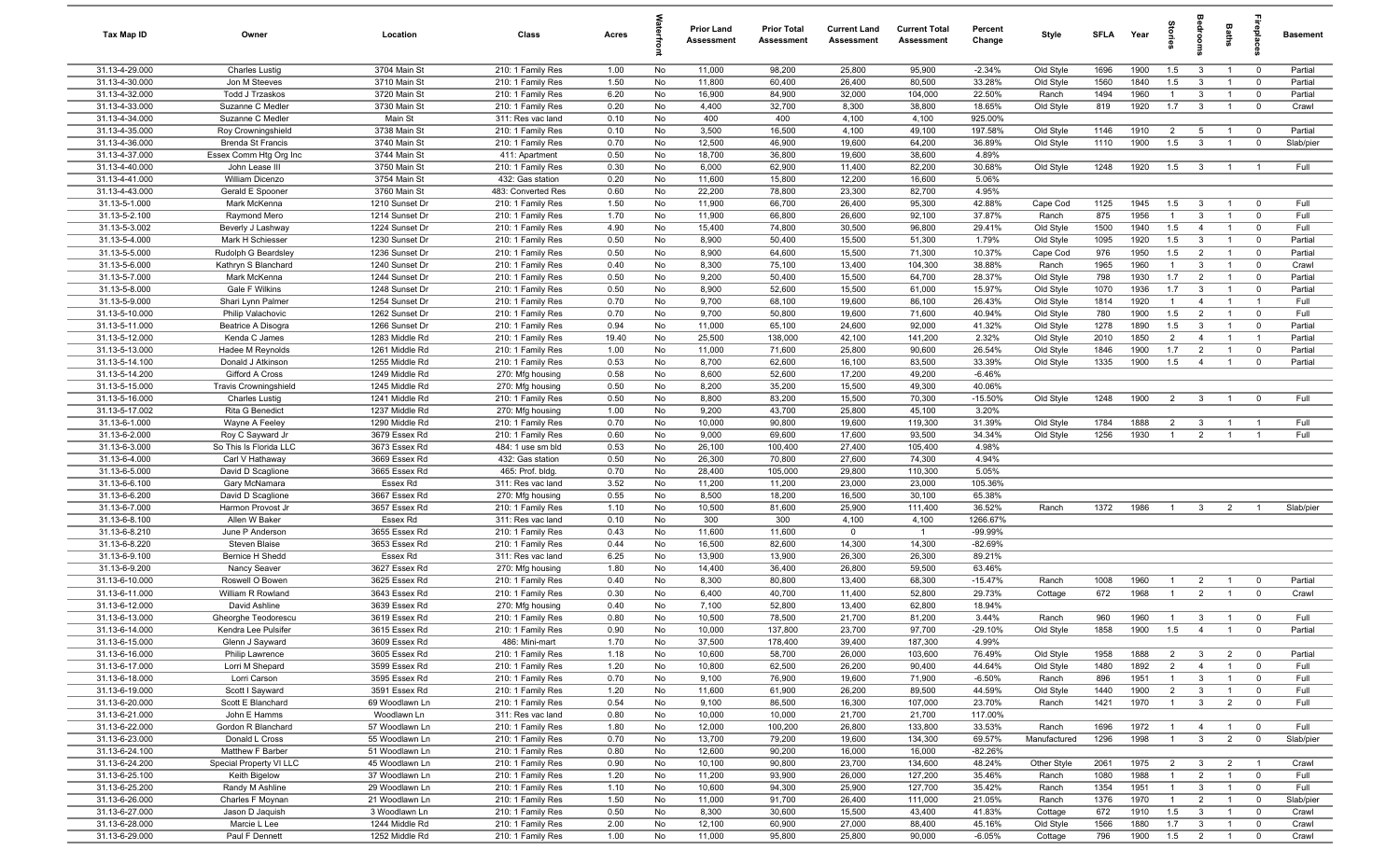| Tax Map ID | Owner | Location | Class | Acres | Waterfront | Prior Land Assessment | Prior Total Assessment | Current Land Assessment | Current Total Assessment | Percent Change | Style | SFLA | Year | Stories | Bedrooms | Baths | Fireplaces | Basement |
|---|---|---|---|---|---|---|---|---|---|---|---|---|---|---|---|---|---|---|
| 31.13-4-29.000 | Charles Lustig | 3704 Main St | 210: 1 Family Res | 1.00 | No | 11,000 | 98,200 | 25,800 | 95,900 | -2.34% | Old Style | 1696 | 1900 | 1.5 | 3 | 1 | 0 | Partial |
| 31.13-4-30.000 | Jon M Steeves | 3710 Main St | 210: 1 Family Res | 1.50 | No | 11,800 | 60,400 | 26,400 | 80,500 | 33.28% | Old Style | 1560 | 1840 | 1.5 | 3 | 1 | 0 | Partial |
| 31.13-4-32.000 | Todd J Trzaskos | 3720 Main St | 210: 1 Family Res | 6.20 | No | 16,900 | 84,900 | 32,000 | 104,000 | 22.50% | Ranch | 1494 | 1960 | 1 | 3 | 1 | 0 | Partial |
| 31.13-4-33.000 | Suzanne C Medler | 3730 Main St | 210: 1 Family Res | 0.20 | No | 4,400 | 32,700 | 8,300 | 38,800 | 18.65% | Old Style | 819 | 1920 | 1.7 | 3 | 1 | 0 | Crawl |
| 31.13-4-34.000 | Suzanne C Medler | Main St | 311: Res vac land | 0.10 | No | 400 | 400 | 4,100 | 4,100 | 925.00% | | | | | | | | |
| 31.13-4-35.000 | Roy Crowningshield | 3738 Main St | 210: 1 Family Res | 0.10 | No | 3,500 | 16,500 | 4,100 | 49,100 | 197.58% | Old Style | 1146 | 1910 | 2 | 5 | 1 | 0 | Partial |
| 31.13-4-36.000 | Brenda St Francis | 3740 Main St | 210: 1 Family Res | 0.70 | No | 12,500 | 46,900 | 19,600 | 64,200 | 36.89% | Old Style | 1110 | 1900 | 1.5 | 3 | 1 | 0 | Slab/pier |
| 31.13-4-37.000 | Essex Comm Htg Org Inc | 3744 Main St | 411: Apartment | 0.50 | No | 18,700 | 36,800 | 19,600 | 38,600 | 4.89% | | | | | | | | |
| 31.13-4-40.000 | John Lease III | 3750 Main St | 210: 1 Family Res | 0.30 | No | 6,000 | 62,900 | 11,400 | 82,200 | 30.68% | Old Style | 1248 | 1920 | 1.5 | 3 | 1 | 1 | Full |
| 31.13-4-41.000 | William Dicenzo | 3754 Main St | 432: Gas station | 0.20 | No | 11,600 | 15,800 | 12,200 | 16,600 | 5.06% | | | | | | | | |
| 31.13-4-43.000 | Gerald E Spooner | 3760 Main St | 483: Converted Res | 0.60 | No | 22,200 | 78,800 | 23,300 | 82,700 | 4.95% | | | | | | | | |
| 31.13-5-1.000 | Mark McKenna | 1210 Sunset Dr | 210: 1 Family Res | 1.50 | No | 11,900 | 66,700 | 26,400 | 95,300 | 42.88% | Cape Cod | 1125 | 1945 | 1.5 | 3 | 1 | 0 | Full |
| 31.13-5-2.100 | Raymond Mero | 1214 Sunset Dr | 210: 1 Family Res | 1.70 | No | 11,900 | 66,800 | 26,600 | 92,100 | 37.87% | Ranch | 875 | 1956 | 1 | 3 | 1 | 0 | Full |
| 31.13-5-3.002 | Beverly J Lashway | 1224 Sunset Dr | 210: 1 Family Res | 4.90 | No | 15,400 | 74,800 | 30,500 | 96,800 | 29.41% | Old Style | 1500 | 1940 | 1.5 | 4 | 1 | 0 | Full |
| 31.13-5-4.000 | Mark H Schiesser | 1230 Sunset Dr | 210: 1 Family Res | 0.50 | No | 8,900 | 50,400 | 15,500 | 51,300 | 1.79% | Old Style | 1095 | 1920 | 1.5 | 3 | 1 | 0 | Partial |
| 31.13-5-5.000 | Rudolph G Beardsley | 1236 Sunset Dr | 210: 1 Family Res | 0.50 | No | 8,900 | 64,600 | 15,500 | 71,300 | 10.37% | Cape Cod | 976 | 1950 | 1.5 | 2 | 1 | 0 | Partial |
| 31.13-5-6.000 | Kathryn S Blanchard | 1240 Sunset Dr | 210: 1 Family Res | 0.40 | No | 8,300 | 75,100 | 13,400 | 104,300 | 38.88% | Ranch | 1965 | 1960 | 1 | 3 | 1 | 0 | Crawl |
| 31.13-5-7.000 | Mark McKenna | 1244 Sunset Dr | 210: 1 Family Res | 0.50 | No | 9,200 | 50,400 | 15,500 | 64,700 | 28.37% | Old Style | 798 | 1930 | 1.7 | 2 | 1 | 0 | Partial |
| 31.13-5-8.000 | Gale F Wilkins | 1248 Sunset Dr | 210: 1 Family Res | 0.50 | No | 8,900 | 52,600 | 15,500 | 61,000 | 15.97% | Old Style | 1070 | 1936 | 1.7 | 3 | 1 | 0 | Partial |
| 31.13-5-9.000 | Shari Lynn Palmer | 1254 Sunset Dr | 210: 1 Family Res | 0.70 | No | 9,700 | 68,100 | 19,600 | 86,100 | 26.43% | Old Style | 1814 | 1920 | 1 | 4 | 1 | 1 | Full |
| 31.13-5-10.000 | Philip Valachovic | 1262 Sunset Dr | 210: 1 Family Res | 0.70 | No | 9,700 | 50,800 | 19,600 | 71,600 | 40.94% | Old Style | 780 | 1900 | 1.5 | 2 | 1 | 0 | Full |
| 31.13-5-11.000 | Beatrice A Disogra | 1266 Sunset Dr | 210: 1 Family Res | 0.94 | No | 11,000 | 65,100 | 24,600 | 92,000 | 41.32% | Old Style | 1278 | 1890 | 1.5 | 3 | 1 | 0 | Partial |
| 31.13-5-12.000 | Kenda C James | 1283 Middle Rd | 210: 1 Family Res | 19.40 | No | 25,500 | 138,000 | 42,100 | 141,200 | 2.32% | Old Style | 2010 | 1850 | 2 | 4 | 1 | 1 | Partial |
| 31.13-5-13.000 | Hadee M Reynolds | 1261 Middle Rd | 210: 1 Family Res | 1.00 | No | 11,000 | 71,600 | 25,800 | 90,600 | 26.54% | Old Style | 1846 | 1900 | 1.7 | 2 | 1 | 0 | Partial |
| 31.13-5-14.100 | Donald J Atkinson | 1255 Middle Rd | 210: 1 Family Res | 0.53 | No | 8,700 | 62,600 | 16,100 | 83,500 | 33.39% | Old Style | 1335 | 1900 | 1.5 | 4 | 1 | 0 | Partial |
| 31.13-5-14.200 | Gifford A Cross | 1249 Middle Rd | 270: Mfg housing | 0.58 | No | 8,600 | 52,600 | 17,200 | 49,200 | -6.46% | | | | | | | | |
| 31.13-5-15.000 | Travis Crowningshield | 1245 Middle Rd | 270: Mfg housing | 0.50 | No | 8,200 | 35,200 | 15,500 | 49,300 | 40.06% | | | | | | | | |
| 31.13-5-16.000 | Charles Lustig | 1241 Middle Rd | 210: 1 Family Res | 0.50 | No | 8,800 | 83,200 | 15,500 | 70,300 | -15.50% | Old Style | 1248 | 1900 | 2 | 3 | 1 | 0 | Full |
| 31.13-5-17.002 | Rita G Benedict | 1237 Middle Rd | 270: Mfg housing | 1.00 | No | 9,200 | 43,700 | 25,800 | 45,100 | 3.20% | | | | | | | | |
| 31.13-6-1.000 | Wayne A Feeley | 1290 Middle Rd | 210: 1 Family Res | 0.70 | No | 10,000 | 90,800 | 19,600 | 119,300 | 31.39% | Old Style | 1784 | 1888 | 2 | 3 | 1 | 1 | Full |
| 31.13-6-2.000 | Roy C Sayward Jr | 3679 Essex Rd | 210: 1 Family Res | 0.60 | No | 9,000 | 69,600 | 17,600 | 93,500 | 34.34% | Old Style | 1256 | 1930 | 1 | 2 | 1 | 1 | Full |
| 31.13-6-3.000 | So This Is Florida LLC | 3673 Essex Rd | 484: 1 use sm bld | 0.53 | No | 26,100 | 100,400 | 27,400 | 105,400 | 4.98% | | | | | | | | |
| 31.13-6-4.000 | Carl V Hathaway | 3669 Essex Rd | 432: Gas station | 0.50 | No | 26,300 | 70,800 | 27,600 | 74,300 | 4.94% | | | | | | | | |
| 31.13-6-5.000 | David D Scaglione | 3665 Essex Rd | 465: Prof. bldg. | 0.70 | No | 28,400 | 105,000 | 29,800 | 110,300 | 5.05% | | | | | | | | |
| 31.13-6-6.100 | Gary McNamara | Essex Rd | 311: Res vac land | 3.52 | No | 11,200 | 11,200 | 23,000 | 23,000 | 105.36% | | | | | | | | |
| 31.13-6-6.200 | David D Scaglione | 3667 Essex Rd | 270: Mfg housing | 0.55 | No | 8,500 | 18,200 | 16,500 | 30,100 | 65.38% | | | | | | | | |
| 31.13-6-7.000 | Harmon Provost Jr | 3657 Essex Rd | 210: 1 Family Res | 1.10 | No | 10,500 | 81,600 | 25,900 | 111,400 | 36.52% | Ranch | 1372 | 1986 | 1 | 3 | 2 | 1 | Slab/pier |
| 31.13-6-8.100 | Allen W Baker | Essex Rd | 311: Res vac land | 0.10 | No | 300 | 300 | 4,100 | 4,100 | 1266.67% | | | | | | | | |
| 31.13-6-8.210 | June P Anderson | 3655 Essex Rd | 210: 1 Family Res | 0.43 | No | 11,600 | 11,600 | 0 | 1 | -99.99% | | | | | | | | |
| 31.13-6-8.220 | Steven Blaise | 3653 Essex Rd | 210: 1 Family Res | 0.44 | No | 16,500 | 82,600 | 14,300 | 14,300 | -82.69% | | | | | | | | |
| 31.13-6-9.100 | Bernice H Shedd | Essex Rd | 311: Res vac land | 6.25 | No | 13,900 | 13,900 | 26,300 | 26,300 | 89.21% | | | | | | | | |
| 31.13-6-9.200 | Nancy Seaver | 3627 Essex Rd | 270: Mfg housing | 1.80 | No | 14,400 | 36,400 | 26,800 | 59,500 | 63.46% | | | | | | | | |
| 31.13-6-10.000 | Roswell O Bowen | 3625 Essex Rd | 210: 1 Family Res | 0.40 | No | 8,300 | 80,800 | 13,400 | 68,300 | -15.47% | Ranch | 1008 | 1960 | 1 | 2 | 1 | 0 | Partial |
| 31.13-6-11.000 | William R Rowland | 3643 Essex Rd | 210: 1 Family Res | 0.30 | No | 6,400 | 40,700 | 11,400 | 52,800 | 29.73% | Cottage | 672 | 1968 | 1 | 2 | 1 | 0 | Crawl |
| 31.13-6-12.000 | David Ashline | 3639 Essex Rd | 270: Mfg housing | 0.40 | No | 7,100 | 52,800 | 13,400 | 62,800 | 18.94% | | | | | | | | |
| 31.13-6-13.000 | Gheorghe Teodorescu | 3619 Essex Rd | 210: 1 Family Res | 0.80 | No | 10,500 | 78,500 | 21,700 | 81,200 | 3.44% | Ranch | 960 | 1960 | 1 | 3 | 1 | 0 | Full |
| 31.13-6-14.000 | Kendra Lee Pulsifer | 3615 Essex Rd | 210: 1 Family Res | 0.90 | No | 10,000 | 137,800 | 23,700 | 97,700 | -29.10% | Old Style | 1858 | 1900 | 1.5 | 4 | 1 | 0 | Partial |
| 31.13-6-15.000 | Glenn J Sayward | 3609 Essex Rd | 486: Mini-mart | 1.70 | No | 37,500 | 178,400 | 39,400 | 187,300 | 4.99% | | | | | | | | |
| 31.13-6-16.000 | Philip Lawrence | 3605 Essex Rd | 210: 1 Family Res | 1.18 | No | 10,600 | 58,700 | 26,000 | 103,600 | 76.49% | Old Style | 1958 | 1888 | 2 | 3 | 2 | 0 | Partial |
| 31.13-6-17.000 | Lorri M Shepard | 3599 Essex Rd | 210: 1 Family Res | 1.20 | No | 10,800 | 62,500 | 26,200 | 90,400 | 44.64% | Old Style | 1480 | 1892 | 2 | 4 | 1 | 0 | Full |
| 31.13-6-18.000 | Lorri Carson | 3595 Essex Rd | 210: 1 Family Res | 0.70 | No | 9,100 | 76,900 | 19,600 | 71,900 | -6.50% | Ranch | 896 | 1951 | 1 | 3 | 1 | 0 | Full |
| 31.13-6-19.000 | Scott I Sayward | 3591 Essex Rd | 210: 1 Family Res | 1.20 | No | 11,600 | 61,900 | 26,200 | 89,500 | 44.59% | Old Style | 1440 | 1900 | 2 | 3 | 1 | 0 | Full |
| 31.13-6-20.000 | Scott E Blanchard | 69 Woodlawn Ln | 210: 1 Family Res | 0.54 | No | 9,100 | 86,500 | 16,300 | 107,000 | 23.70% | Ranch | 1421 | 1970 | 1 | 3 | 2 | 0 | Full |
| 31.13-6-21.000 | John E Hamms | Woodlawn Ln | 311: Res vac land | 0.80 | No | 10,000 | 10,000 | 21,700 | 21,700 | 117.00% | | | | | | | | |
| 31.13-6-22.000 | Gordon R Blanchard | 57 Woodlawn Ln | 210: 1 Family Res | 1.80 | No | 12,000 | 100,200 | 26,800 | 133,800 | 33.53% | Ranch | 1696 | 1972 | 1 | 4 | 1 | 0 | Full |
| 31.13-6-23.000 | Donald L Cross | 55 Woodlawn Ln | 210: 1 Family Res | 0.70 | No | 13,700 | 79,200 | 19,600 | 134,300 | 69.57% | Manufactured | 1296 | 1998 | 1 | 3 | 2 | 0 | Slab/pier |
| 31.13-6-24.100 | Matthew F Barber | 51 Woodlawn Ln | 210: 1 Family Res | 0.80 | No | 12,600 | 90,200 | 16,000 | 16,000 | -82.26% | | | | | | | | |
| 31.13-6-24.200 | Special Property VI LLC | 45 Woodlawn Ln | 210: 1 Family Res | 0.90 | No | 10,100 | 90,800 | 23,700 | 134,600 | 48.24% | Other Style | 2061 | 1975 | 2 | 3 | 2 | 1 | Crawl |
| 31.13-6-25.100 | Keith Bigelow | 37 Woodlawn Ln | 210: 1 Family Res | 1.20 | No | 11,200 | 93,900 | 26,000 | 127,200 | 35.46% | Ranch | 1080 | 1988 | 1 | 2 | 1 | 0 | Full |
| 31.13-6-25.200 | Randy M Ashline | 29 Woodlawn Ln | 210: 1 Family Res | 1.10 | No | 10,600 | 94,300 | 25,900 | 127,700 | 35.42% | Ranch | 1354 | 1951 | 1 | 3 | 1 | 0 | Full |
| 31.13-6-26.000 | Charles F Moynan | 21 Woodlawn Ln | 210: 1 Family Res | 1.50 | No | 11,000 | 91,700 | 26,400 | 111,000 | 21.05% | Ranch | 1376 | 1970 | 1 | 2 | 1 | 0 | Slab/pier |
| 31.13-6-27.000 | Jason D Jaquish | 3 Woodlawn Ln | 210: 1 Family Res | 0.50 | No | 8,300 | 30,600 | 15,500 | 43,400 | 41.83% | Cottage | 672 | 1910 | 1.5 | 3 | 1 | 0 | Crawl |
| 31.13-6-28.000 | Marcie L Lee | 1244 Middle Rd | 210: 1 Family Res | 2.00 | No | 12,100 | 60,900 | 27,000 | 88,400 | 45.16% | Old Style | 1566 | 1880 | 1.7 | 3 | 1 | 0 | Crawl |
| 31.13-6-29.000 | Paul F Dennett | 1252 Middle Rd | 210: 1 Family Res | 1.00 | No | 11,000 | 95,800 | 25,800 | 90,000 | -6.05% | Cottage | 796 | 1900 | 1.5 | 2 | 1 | 0 | Crawl |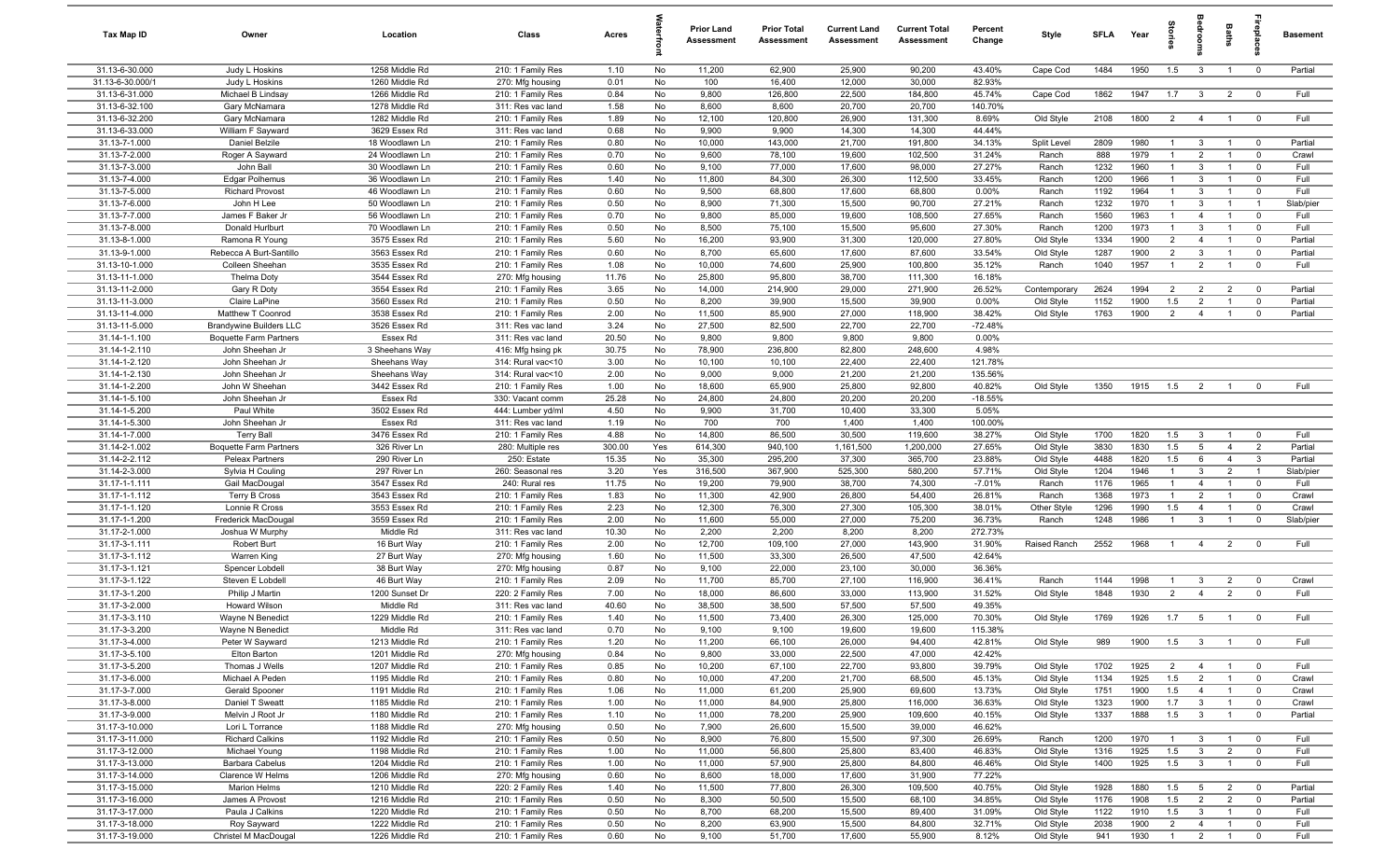| Tax Map ID | Owner | Location | Class | Acres | Waterfront | Prior Land Assessment | Prior Total Assessment | Current Land Assessment | Current Total Assessment | Percent Change | Style | SFLA | Year | Stories | Bedrooms | Baths | Fireplaces | Basement |
|---|---|---|---|---|---|---|---|---|---|---|---|---|---|---|---|---|---|---|
| 31.13-6-30.000 | Judy L Hoskins | 1258 Middle Rd | 210: 1 Family Res | 1.10 | No | 11,200 | 62,900 | 25,900 | 90,200 | 43.40% | Cape Cod | 1484 | 1950 | 1.5 | 3 | 1 | 0 | Partial |
| 31.13-6-30.000/1 | Judy L Hoskins | 1260 Middle Rd | 270: Mfg housing | 0.01 | No | 100 | 16,400 | 12,000 | 30,000 | 82.93% | | | | | | | | |
| 31.13-6-31.000 | Michael B Lindsay | 1266 Middle Rd | 210: 1 Family Res | 0.84 | No | 9,800 | 126,800 | 22,500 | 184,800 | 45.74% | Cape Cod | 1862 | 1947 | 1.7 | 3 | 2 | 0 | Full |
| 31.13-6-32.100 | Gary McNamara | 1278 Middle Rd | 311: Res vac land | 1.58 | No | 8,600 | 8,600 | 20,700 | 20,700 | 140.70% | | | | | | | | |
| 31.13-6-32.200 | Gary McNamara | 1282 Middle Rd | 210: 1 Family Res | 1.89 | No | 12,100 | 120,800 | 26,900 | 131,300 | 8.69% | Old Style | 2108 | 1800 | 2 | 4 | 1 | 0 | Full |
| 31.13-6-33.000 | William F Sayward | 3629 Essex Rd | 311: Res vac land | 0.68 | No | 9,900 | 9,900 | 14,300 | 14,300 | 44.44% | | | | | | | | |
| 31.13-7-1.000 | Daniel Belzile | 18 Woodlawn Ln | 210: 1 Family Res | 0.80 | No | 10,000 | 143,000 | 21,700 | 191,800 | 34.13% | Split Level | 2809 | 1980 | 1 | 3 | 1 | 0 | Partial |
| 31.13-7-2.000 | Roger A Sayward | 24 Woodlawn Ln | 210: 1 Family Res | 0.70 | No | 9,600 | 78,100 | 19,600 | 102,500 | 31.24% | Ranch | 888 | 1979 | 1 | 2 | 1 | 0 | Crawl |
| 31.13-7-3.000 | John Ball | 30 Woodlawn Ln | 210: 1 Family Res | 0.60 | No | 9,100 | 77,000 | 17,600 | 98,000 | 27.27% | Ranch | 1232 | 1960 | 1 | 3 | 1 | 0 | Full |
| 31.13-7-4.000 | Edgar Polhemus | 36 Woodlawn Ln | 210: 1 Family Res | 1.40 | No | 11,800 | 84,300 | 26,300 | 112,500 | 33.45% | Ranch | 1200 | 1966 | 1 | 3 | 1 | 0 | Full |
| 31.13-7-5.000 | Richard Provost | 46 Woodlawn Ln | 210: 1 Family Res | 0.60 | No | 9,500 | 68,800 | 17,600 | 68,800 | 0.00% | Ranch | 1192 | 1964 | 1 | 3 | 1 | 0 | Full |
| 31.13-7-6.000 | John H Lee | 50 Woodlawn Ln | 210: 1 Family Res | 0.50 | No | 8,900 | 71,300 | 15,500 | 90,700 | 27.21% | Ranch | 1232 | 1970 | 1 | 3 | 1 | 1 | Slab/pier |
| 31.13-7-7.000 | James F Baker Jr | 56 Woodlawn Ln | 210: 1 Family Res | 0.70 | No | 9,800 | 85,000 | 19,600 | 108,500 | 27.65% | Ranch | 1560 | 1963 | 1 | 4 | 1 | 0 | Full |
| 31.13-7-8.000 | Donald Hurlburt | 70 Woodlawn Ln | 210: 1 Family Res | 0.50 | No | 8,500 | 75,100 | 15,500 | 95,600 | 27.30% | Ranch | 1200 | 1973 | 1 | 3 | 1 | 0 | Full |
| 31.13-8-1.000 | Ramona R Young | 3575 Essex Rd | 210: 1 Family Res | 5.60 | No | 16,200 | 93,900 | 31,300 | 120,000 | 27.80% | Old Style | 1334 | 1900 | 2 | 4 | 1 | 0 | Partial |
| 31.13-9-1.000 | Rebecca A Burt-Santillo | 3563 Essex Rd | 210: 1 Family Res | 0.60 | No | 8,700 | 65,600 | 17,600 | 87,600 | 33.54% | Old Style | 1287 | 1900 | 2 | 3 | 1 | 0 | Partial |
| 31.13-10-1.000 | Colleen Sheehan | 3535 Essex Rd | 210: 1 Family Res | 1.08 | No | 10,000 | 74,600 | 25,900 | 100,800 | 35.12% | Ranch | 1040 | 1957 | 1 | 2 | 1 | 0 | Full |
| 31.13-11-1.000 | Thelma Doty | 3544 Essex Rd | 270: Mfg housing | 11.76 | No | 25,800 | 95,800 | 38,700 | 111,300 | 16.18% | | | | | | | | |
| 31.13-11-2.000 | Gary R Doty | 3554 Essex Rd | 210: 1 Family Res | 3.65 | No | 14,000 | 214,900 | 29,000 | 271,900 | 26.52% | Contemporary | 2624 | 1994 | 2 | 2 | 2 | 0 | Partial |
| 31.13-11-3.000 | Claire LaPine | 3560 Essex Rd | 210: 1 Family Res | 0.50 | No | 8,200 | 39,900 | 15,500 | 39,900 | 0.00% | Old Style | 1152 | 1900 | 1.5 | 2 | 1 | 0 | Partial |
| 31.13-11-4.000 | Matthew T Coonrod | 3538 Essex Rd | 210: 1 Family Res | 2.00 | No | 11,500 | 85,900 | 27,000 | 118,900 | 38.42% | Old Style | 1763 | 1900 | 2 | 4 | 1 | 0 | Partial |
| 31.13-11-5.000 | Brandywine Builders LLC | 3526 Essex Rd | 311: Res vac land | 3.26 | No | 27,500 | 82,500 | 22,700 | 22,700 | -72.48% | | | | | | | | |
| 31.14-1-1.100 | Boquette Farm Partners | Essex Rd | 311: Res vac land | 20.50 | No | 9,800 | 9,800 | 9,800 | 9,800 | 0.00% | | | | | | | | |
| 31.14-1-2.110 | John Sheehan Jr | 3 Sheehans Way | 416: Mfg hsing pk | 30.75 | No | 78,900 | 236,800 | 82,800 | 248,600 | 4.98% | | | | | | | | |
| 31.14-1-2.120 | John Sheehan Jr | Sheehans Way | 314: Rural vac<10 | 3.00 | No | 10,100 | 10,100 | 22,400 | 22,400 | 121.78% | | | | | | | | |
| 31.14-1-2.130 | John Sheehan Jr | Sheehans Way | 314: Rural vac<10 | 2.00 | No | 9,000 | 9,000 | 21,200 | 21,200 | 135.56% | | | | | | | | |
| 31.14-1-2.200 | John W Sheehan | 3442 Essex Rd | 210: 1 Family Res | 1.00 | No | 18,600 | 65,900 | 25,800 | 92,800 | 40.82% | Old Style | 1350 | 1915 | 1.5 | 2 | 1 | 0 | Full |
| 31.14-1-5.100 | John Sheehan Jr | Essex Rd | 330: Vacant comm | 25.28 | No | 24,800 | 24,800 | 20,200 | 20,200 | -18.55% | | | | | | | | |
| 31.14-1-5.200 | Paul White | 3502 Essex Rd | 444: Lumber yd/ml | 4.50 | No | 9,900 | 31,700 | 10,400 | 33,300 | 5.05% | | | | | | | | |
| 31.14-1-5.300 | John Sheehan Jr | Essex Rd | 311: Res vac land | 1.19 | No | 700 | 700 | 1,400 | 1,400 | 100.00% | | | | | | | | |
| 31.14-1-7.000 | Terry Ball | 3476 Essex Rd | 210: 1 Family Res | 4.88 | No | 14,800 | 86,500 | 30,500 | 119,600 | 38.27% | Old Style | 1700 | 1820 | 1.5 | 3 | 1 | 0 | Full |
| 31.14-2-1.002 | Boquette Farm Partners | 326 River Ln | 280: Multiple res | 300.00 | Yes | 614,300 | 940,100 | 1,161,500 | 1,200,000 | 27.65% | Old Style | 3830 | 1830 | 1.5 | 5 | 4 | 2 | Partial |
| 31.14-2-2.112 | Peleax Partners | 290 River Ln | 250: Estate | 15.35 | No | 35,300 | 295,200 | 37,300 | 365,700 | 23.88% | Old Style | 4488 | 1820 | 1.5 | 6 | 4 | 3 | Partial |
| 31.14-2-3.000 | Sylvia H Couling | 297 River Ln | 260: Seasonal res | 3.20 | Yes | 316,500 | 367,900 | 525,300 | 580,200 | 57.71% | Old Style | 1204 | 1946 | 1 | 3 | 2 | 1 | Slab/pier |
| 31.17-1-1.111 | Gail MacDougal | 3547 Essex Rd | 240: Rural res | 11.75 | No | 19,200 | 79,900 | 38,700 | 74,300 | -7.01% | Ranch | 1176 | 1965 | 1 | 4 | 1 | 0 | Full |
| 31.17-1-1.112 | Terry B Cross | 3543 Essex Rd | 210: 1 Family Res | 1.83 | No | 11,300 | 42,900 | 26,800 | 54,400 | 26.81% | Ranch | 1368 | 1973 | 1 | 2 | 1 | 0 | Crawl |
| 31.17-1-1.120 | Lonnie R Cross | 3553 Essex Rd | 210: 1 Family Res | 2.23 | No | 12,300 | 76,300 | 27,300 | 105,300 | 38.01% | Other Style | 1296 | 1990 | 1.5 | 4 | 1 | 0 | Crawl |
| 31.17-1-1.200 | Frederick MacDougal | 3559 Essex Rd | 210: 1 Family Res | 2.00 | No | 11,600 | 55,000 | 27,000 | 75,200 | 36.73% | Ranch | 1248 | 1986 | 1 | 3 | 1 | 0 | Slab/pier |
| 31.17-2-1.000 | Joshua W Murphy | Middle Rd | 311: Res vac land | 10.30 | No | 2,200 | 2,200 | 8,200 | 8,200 | 272.73% | | | | | | | | |
| 31.17-3-1.111 | Robert Burt | 16 Burt Way | 210: 1 Family Res | 2.00 | No | 12,700 | 109,100 | 27,000 | 143,900 | 31.90% | Raised Ranch | 2552 | 1968 | 1 | 4 | 2 | 0 | Full |
| 31.17-3-1.112 | Warren King | 27 Burt Way | 270: Mfg housing | 1.60 | No | 11,500 | 33,300 | 26,500 | 47,500 | 42.64% | | | | | | | | |
| 31.17-3-1.121 | Spencer Lobdell | 38 Burt Way | 270: Mfg housing | 0.87 | No | 9,100 | 22,000 | 23,100 | 30,000 | 36.36% | | | | | | | | |
| 31.17-3-1.122 | Steven E Lobdell | 46 Burt Way | 210: 1 Family Res | 2.09 | No | 11,700 | 85,700 | 27,100 | 116,900 | 36.41% | Ranch | 1144 | 1998 | 1 | 3 | 2 | 0 | Crawl |
| 31.17-3-1.200 | Philip J Martin | 1200 Sunset Dr | 220: 2 Family Res | 7.00 | No | 18,000 | 86,600 | 33,000 | 113,900 | 31.52% | Old Style | 1848 | 1930 | 2 | 4 | 2 | 0 | Full |
| 31.17-3-2.000 | Howard Wilson | Middle Rd | 311: Res vac land | 40.60 | No | 38,500 | 38,500 | 57,500 | 57,500 | 49.35% | | | | | | | | |
| 31.17-3-3.110 | Wayne N Benedict | 1229 Middle Rd | 210: 1 Family Res | 1.40 | No | 11,500 | 73,400 | 26,300 | 125,000 | 70.30% | Old Style | 1769 | 1926 | 1.7 | 5 | 1 | 0 | Full |
| 31.17-3-3.200 | Wayne N Benedict | Middle Rd | 311: Res vac land | 0.70 | No | 9,100 | 9,100 | 19,600 | 19,600 | 115.38% | | | | | | | | |
| 31.17-3-4.000 | Peter W Sayward | 1213 Middle Rd | 210: 1 Family Res | 1.20 | No | 11,200 | 66,100 | 26,000 | 94,400 | 42.81% | Old Style | 989 | 1900 | 1.5 | 3 | 1 | 0 | Full |
| 31.17-3-5.100 | Elton Barton | 1201 Middle Rd | 270: Mfg housing | 0.84 | No | 9,800 | 33,000 | 22,500 | 47,000 | 42.42% | | | | | | | | |
| 31.17-3-5.200 | Thomas J Wells | 1207 Middle Rd | 210: 1 Family Res | 0.85 | No | 10,200 | 67,100 | 22,700 | 93,800 | 39.79% | Old Style | 1702 | 1925 | 2 | 4 | 1 | 0 | Full |
| 31.17-3-6.000 | Michael A Peden | 1195 Middle Rd | 210: 1 Family Res | 0.80 | No | 10,000 | 47,200 | 21,700 | 68,500 | 45.13% | Old Style | 1134 | 1925 | 1.5 | 2 | 1 | 0 | Crawl |
| 31.17-3-7.000 | Gerald Spooner | 1191 Middle Rd | 210: 1 Family Res | 1.06 | No | 11,000 | 61,200 | 25,900 | 69,600 | 13.73% | Old Style | 1751 | 1900 | 1.5 | 4 | 1 | 0 | Crawl |
| 31.17-3-8.000 | Daniel T Sweatt | 1185 Middle Rd | 210: 1 Family Res | 1.00 | No | 11,000 | 84,900 | 25,800 | 116,000 | 36.63% | Old Style | 1323 | 1900 | 1.7 | 3 | 1 | 0 | Crawl |
| 31.17-3-9.000 | Melvin J Root Jr | 1180 Middle Rd | 210: 1 Family Res | 1.10 | No | 11,000 | 78,200 | 25,900 | 109,600 | 40.15% | Old Style | 1337 | 1888 | 1.5 | 3 | 1 | 0 | Partial |
| 31.17-3-10.000 | Lori L Torrance | 1188 Middle Rd | 270: Mfg housing | 0.50 | No | 7,900 | 26,600 | 15,500 | 39,000 | 46.62% | | | | | | | | |
| 31.17-3-11.000 | Richard Calkins | 1192 Middle Rd | 210: 1 Family Res | 0.50 | No | 8,900 | 76,800 | 15,500 | 97,300 | 26.69% | Ranch | 1200 | 1970 | 1 | 3 | 1 | 0 | Full |
| 31.17-3-12.000 | Michael Young | 1198 Middle Rd | 210: 1 Family Res | 1.00 | No | 11,000 | 56,800 | 25,800 | 83,400 | 46.83% | Old Style | 1316 | 1925 | 1.5 | 3 | 2 | 0 | Full |
| 31.17-3-13.000 | Barbara Cabelus | 1204 Middle Rd | 210: 1 Family Res | 1.00 | No | 11,000 | 57,900 | 25,800 | 84,800 | 46.46% | Old Style | 1400 | 1925 | 1.5 | 3 | 1 | 0 | Full |
| 31.17-3-14.000 | Clarence W Helms | 1206 Middle Rd | 270: Mfg housing | 0.60 | No | 8,600 | 18,000 | 17,600 | 31,900 | 77.22% | | | | | | | | |
| 31.17-3-15.000 | Marion Helms | 1210 Middle Rd | 220: 2 Family Res | 1.40 | No | 11,500 | 77,800 | 26,300 | 109,500 | 40.75% | Old Style | 1928 | 1880 | 1.5 | 5 | 2 | 0 | Partial |
| 31.17-3-16.000 | James A Provost | 1216 Middle Rd | 210: 1 Family Res | 0.50 | No | 8,300 | 50,500 | 15,500 | 68,100 | 34.85% | Old Style | 1176 | 1908 | 1.5 | 2 | 2 | 0 | Partial |
| 31.17-3-17.000 | Paula J Calkins | 1220 Middle Rd | 210: 1 Family Res | 0.50 | No | 8,700 | 68,200 | 15,500 | 89,400 | 31.09% | Old Style | 1122 | 1910 | 1.5 | 3 | 1 | 0 | Full |
| 31.17-3-18.000 | Roy Sayward | 1222 Middle Rd | 210: 1 Family Res | 0.50 | No | 8,200 | 63,900 | 15,500 | 84,800 | 32.71% | Old Style | 2038 | 1900 | 2 | 4 | 1 | 0 | Full |
| 31.17-3-19.000 | Christel M MacDougal | 1226 Middle Rd | 210: 1 Family Res | 0.60 | No | 9,100 | 51,700 | 17,600 | 55,900 | 8.12% | Old Style | 941 | 1930 | 1 | 2 | 1 | 0 | Full |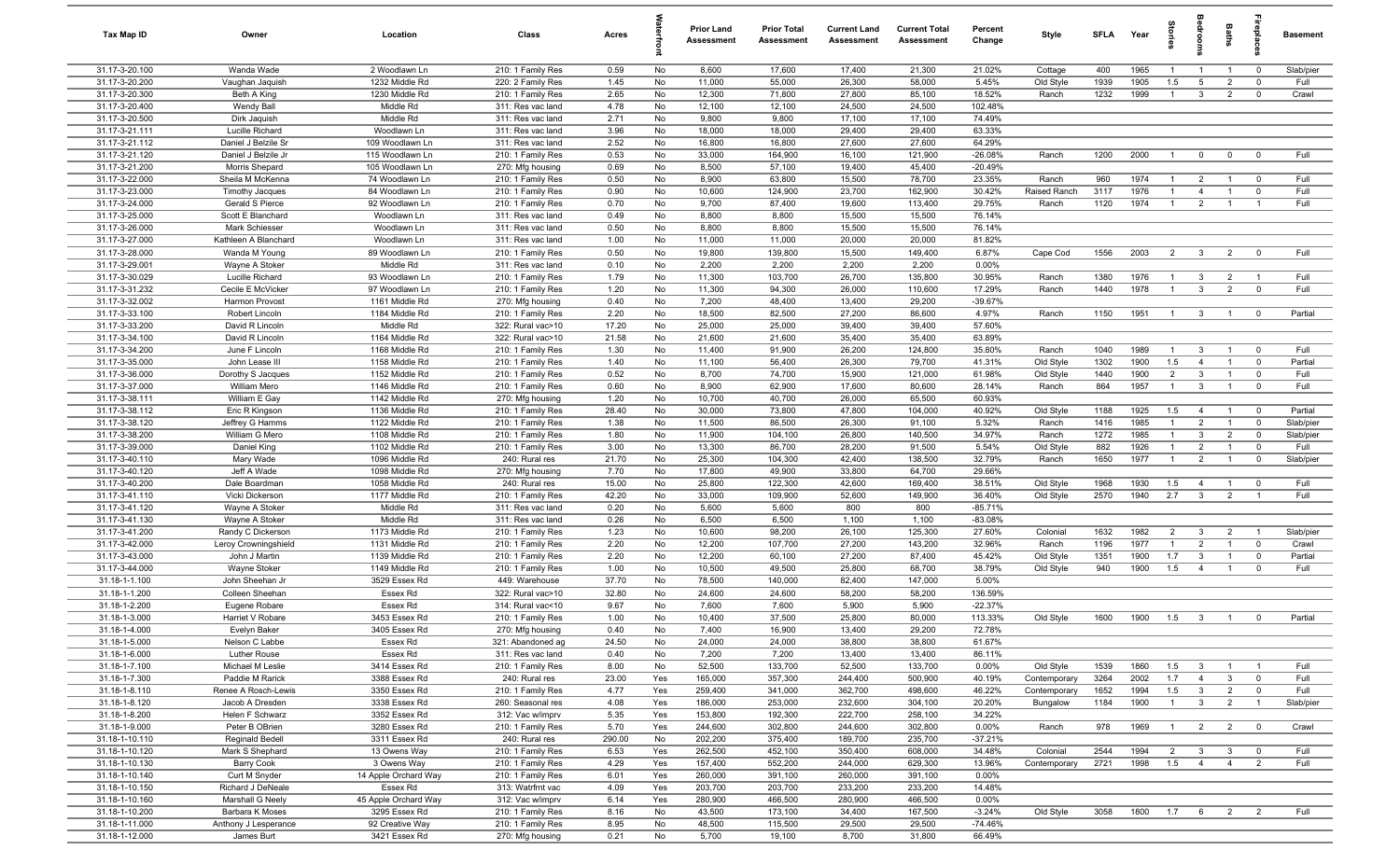| Tax Map ID | Owner | Location | Class | Acres | Waterfront | Prior Land Assessment | Prior Total Assessment | Current Land Assessment | Current Total Assessment | Percent Change | Style | SFLA | Year | Stories | Bedrooms | Baths | Fireplaces | Basement |
|---|---|---|---|---|---|---|---|---|---|---|---|---|---|---|---|---|---|---|
| 31.17-3-20.100 | Wanda Wade | 2 Woodlawn Ln | 210: 1 Family Res | 0.59 | No | 8,600 | 17,600 | 17,400 | 21,300 | 21.02% | Cottage | 400 | 1965 | 1 | 1 | 1 | 0 | Slab/pier |
| 31.17-3-20.200 | Vaughan Jaquish | 1232 Middle Rd | 220: 2 Family Res | 1.45 | No | 11,000 | 55,000 | 26,300 | 58,000 | 5.45% | Old Style | 1939 | 1905 | 1.5 | 5 | 2 | 0 | Full |
| 31.17-3-20.300 | Beth A King | 1230 Middle Rd | 210: 1 Family Res | 2.65 | No | 12,300 | 71,800 | 27,800 | 85,100 | 18.52% | Ranch | 1232 | 1999 | 1 | 3 | 2 | 0 | Crawl |
| 31.17-3-20.400 | Wendy Ball | Middle Rd | 311: Res vac land | 4.78 | No | 12,100 | 12,100 | 24,500 | 24,500 | 102.48% | | | | | | | | |
| 31.17-3-20.500 | Dirk Jaquish | Middle Rd | 311: Res vac land | 2.71 | No | 9,800 | 9,800 | 17,100 | 17,100 | 74.49% | | | | | | | | |
| 31.17-3-21.111 | Lucille Richard | Woodlawn Ln | 311: Res vac land | 3.96 | No | 18,000 | 18,000 | 29,400 | 29,400 | 63.33% | | | | | | | | |
| 31.17-3-21.112 | Daniel J Belzile Sr | 109 Woodlawn Ln | 311: Res vac land | 2.52 | No | 16,800 | 16,800 | 27,600 | 27,600 | 64.29% | | | | | | | | |
| 31.17-3-21.120 | Daniel J Belzile Jr | 115 Woodlawn Ln | 210: 1 Family Res | 0.53 | No | 33,000 | 164,900 | 16,100 | 121,900 | -26.08% | Ranch | 1200 | 2000 | 1 | 0 | 0 | 0 | Full |
| 31.17-3-21.200 | Morris Shepard | 105 Woodlawn Ln | 270: Mfg housing | 0.69 | No | 8,500 | 57,100 | 19,400 | 45,400 | -20.49% | | | | | | | | |
| 31.17-3-22.000 | Sheila M McKenna | 74 Woodlawn Ln | 210: 1 Family Res | 0.50 | No | 8,900 | 63,800 | 15,500 | 78,700 | 23.35% | Ranch | 960 | 1974 | 1 | 2 | 1 | 0 | Full |
| 31.17-3-23.000 | Timothy Jacques | 84 Woodlawn Ln | 210: 1 Family Res | 0.90 | No | 10,600 | 124,900 | 23,700 | 162,900 | 30.42% | Raised Ranch | 3117 | 1976 | 1 | 4 | 1 | 0 | Full |
| 31.17-3-24.000 | Gerald S Pierce | 92 Woodlawn Ln | 210: 1 Family Res | 0.70 | No | 9,700 | 87,400 | 19,600 | 113,400 | 29.75% | Ranch | 1120 | 1974 | 1 | 2 | 1 | 1 | Full |
| 31.17-3-25.000 | Scott E Blanchard | Woodlawn Ln | 311: Res vac land | 0.49 | No | 8,800 | 8,800 | 15,500 | 15,500 | 76.14% | | | | | | | | |
| 31.17-3-26.000 | Mark Schiesser | Woodlawn Ln | 311: Res vac land | 0.50 | No | 8,800 | 8,800 | 15,500 | 15,500 | 76.14% | | | | | | | | |
| 31.17-3-27.000 | Kathleen A Blanchard | Woodlawn Ln | 311: Res vac land | 1.00 | No | 11,000 | 11,000 | 20,000 | 20,000 | 81.82% | | | | | | | | |
| 31.17-3-28.000 | Wanda M Young | 89 Woodlawn Ln | 210: 1 Family Res | 0.50 | No | 19,800 | 139,800 | 15,500 | 149,400 | 6.87% | Cape Cod | 1556 | 2003 | 2 | 3 | 2 | 0 | Full |
| 31.17-3-29.001 | Wayne A Stoker | Middle Rd | 311: Res vac land | 0.10 | No | 2,200 | 2,200 | 2,200 | 2,200 | 0.00% | | | | | | | | |
| 31.17-3-30.029 | Lucille Richard | 93 Woodlawn Ln | 210: 1 Family Res | 1.79 | No | 11,300 | 103,700 | 26,700 | 135,800 | 30.95% | Ranch | 1380 | 1976 | 1 | 3 | 2 | 1 | Full |
| 31.17-3-31.232 | Cecile E McVicker | 97 Woodlawn Ln | 210: 1 Family Res | 1.20 | No | 11,300 | 94,300 | 26,000 | 110,600 | 17.29% | Ranch | 1440 | 1978 | 1 | 3 | 2 | 0 | Full |
| 31.17-3-32.002 | Harmon Provost | 1161 Middle Rd | 270: Mfg housing | 0.40 | No | 7,200 | 48,400 | 13,400 | 29,200 | -39.67% | | | | | | | | |
| 31.17-3-33.100 | Robert Lincoln | 1184 Middle Rd | 210: 1 Family Res | 2.20 | No | 18,500 | 82,500 | 27,200 | 86,600 | 4.97% | Ranch | 1150 | 1951 | 1 | 3 | 1 | 0 | Partial |
| 31.17-3-33.200 | David R Lincoln | Middle Rd | 322: Rural vac>10 | 17.20 | No | 25,000 | 25,000 | 39,400 | 39,400 | 57.60% | | | | | | | | |
| 31.17-3-34.100 | David R Lincoln | 1164 Middle Rd | 322: Rural vac>10 | 21.58 | No | 21,600 | 21,600 | 35,400 | 35,400 | 63.89% | | | | | | | | |
| 31.17-3-34.200 | June F Lincoln | 1168 Middle Rd | 210: 1 Family Res | 1.30 | No | 11,400 | 91,900 | 26,200 | 124,800 | 35.80% | Ranch | 1040 | 1989 | 1 | 3 | 1 | 0 | Full |
| 31.17-3-35.000 | John Lease III | 1158 Middle Rd | 210: 1 Family Res | 1.40 | No | 11,100 | 56,400 | 26,300 | 79,700 | 41.31% | Old Style | 1302 | 1900 | 1.5 | 4 | 1 | 0 | Partial |
| 31.17-3-36.000 | Dorothy S Jacques | 1152 Middle Rd | 210: 1 Family Res | 0.52 | No | 8,700 | 74,700 | 15,900 | 121,000 | 61.98% | Old Style | 1440 | 1900 | 2 | 3 | 1 | 0 | Full |
| 31.17-3-37.000 | William Mero | 1146 Middle Rd | 210: 1 Family Res | 0.60 | No | 8,900 | 62,900 | 17,600 | 80,600 | 28.14% | Ranch | 864 | 1957 | 1 | 3 | 1 | 0 | Full |
| 31.17-3-38.111 | William E Gay | 1142 Middle Rd | 270: Mfg housing | 1.20 | No | 10,700 | 40,700 | 26,000 | 65,500 | 60.93% | | | | | | | | |
| 31.17-3-38.112 | Eric R Kingson | 1136 Middle Rd | 210: 1 Family Res | 28.40 | No | 30,000 | 73,800 | 47,800 | 104,000 | 40.92% | Old Style | 1188 | 1925 | 1.5 | 4 | 1 | 0 | Partial |
| 31.17-3-38.120 | Jeffrey G Hamms | 1122 Middle Rd | 210: 1 Family Res | 1.38 | No | 11,500 | 86,500 | 26,300 | 91,100 | 5.32% | Ranch | 1416 | 1985 | 1 | 2 | 1 | 0 | Slab/pier |
| 31.17-3-38.200 | William G Mero | 1108 Middle Rd | 210: 1 Family Res | 1.80 | No | 11,900 | 104,100 | 26,800 | 140,500 | 34.97% | Ranch | 1272 | 1985 | 1 | 3 | 2 | 0 | Slab/pier |
| 31.17-3-39.000 | Daniel King | 1102 Middle Rd | 210: 1 Family Res | 3.00 | No | 13,300 | 86,700 | 28,200 | 91,500 | 5.54% | Old Style | 882 | 1926 | 1 | 2 | 1 | 0 | Full |
| 31.17-3-40.110 | Mary Wade | 1096 Middle Rd | 240: Rural res | 21.70 | No | 25,300 | 104,300 | 42,400 | 138,500 | 32.79% | Ranch | 1650 | 1977 | 1 | 2 | 1 | 0 | Slab/pier |
| 31.17-3-40.120 | Jeff A Wade | 1098 Middle Rd | 270: Mfg housing | 7.70 | No | 17,800 | 49,900 | 33,800 | 64,700 | 29.66% | | | | | | | | |
| 31.17-3-40.200 | Dale Boardman | 1058 Middle Rd | 240: Rural res | 15.00 | No | 25,800 | 122,300 | 42,600 | 169,400 | 38.51% | Old Style | 1968 | 1930 | 1.5 | 4 | 1 | 0 | Full |
| 31.17-3-41.110 | Vicki Dickerson | 1177 Middle Rd | 210: 1 Family Res | 42.20 | No | 33,000 | 109,900 | 52,600 | 149,900 | 36.40% | Old Style | 2570 | 1940 | 2.7 | 3 | 2 | 1 | Full |
| 31.17-3-41.120 | Wayne A Stoker | Middle Rd | 311: Res vac land | 0.20 | No | 5,600 | 5,600 | 800 | 800 | -85.71% | | | | | | | | |
| 31.17-3-41.130 | Wayne A Stoker | Middle Rd | 311: Res vac land | 0.26 | No | 6,500 | 6,500 | 1,100 | 1,100 | -83.08% | | | | | | | | |
| 31.17-3-41.200 | Randy C Dickerson | 1173 Middle Rd | 210: 1 Family Res | 1.23 | No | 10,600 | 98,200 | 26,100 | 125,300 | 27.60% | Colonial | 1632 | 1982 | 2 | 3 | 2 | 1 | Slab/pier |
| 31.17-3-42.000 | Leroy Crowningshield | 1131 Middle Rd | 210: 1 Family Res | 2.20 | No | 12,200 | 107,700 | 27,200 | 143,200 | 32.96% | Ranch | 1196 | 1977 | 1 | 2 | 1 | 0 | Crawl |
| 31.17-3-43.000 | John J Martin | 1139 Middle Rd | 210: 1 Family Res | 2.20 | No | 12,200 | 60,100 | 27,200 | 87,400 | 45.42% | Old Style | 1351 | 1900 | 1.7 | 3 | 1 | 0 | Partial |
| 31.17-3-44.000 | Wayne Stoker | 1149 Middle Rd | 210: 1 Family Res | 1.00 | No | 10,500 | 49,500 | 25,800 | 68,700 | 38.79% | Old Style | 940 | 1900 | 1.5 | 4 | 1 | 0 | Full |
| 31.18-1-1.100 | John Sheehan Jr | 3529 Essex Rd | 449: Warehouse | 37.70 | No | 78,500 | 140,000 | 82,400 | 147,000 | 5.00% | | | | | | | | |
| 31.18-1-1.200 | Colleen Sheehan | Essex Rd | 322: Rural vac>10 | 32.80 | No | 24,600 | 24,600 | 58,200 | 58,200 | 136.59% | | | | | | | | |
| 31.18-1-2.200 | Eugene Robare | Essex Rd | 314: Rural vac<10 | 9.67 | No | 7,600 | 7,600 | 5,900 | 5,900 | -22.37% | | | | | | | | |
| 31.18-1-3.000 | Harriet V Robare | 3453 Essex Rd | 210: 1 Family Res | 1.00 | No | 10,400 | 37,500 | 25,800 | 80,000 | 113.33% | Old Style | 1600 | 1900 | 1.5 | 3 | 1 | 0 | Partial |
| 31.18-1-4.000 | Evelyn Baker | 3405 Essex Rd | 270: Mfg housing | 0.40 | No | 7,400 | 16,900 | 13,400 | 29,200 | 72.78% | | | | | | | | |
| 31.18-1-5.000 | Nelson C Labbe | Essex Rd | 321: Abandoned ag | 24.50 | No | 24,000 | 24,000 | 38,800 | 38,800 | 61.67% | | | | | | | | |
| 31.18-1-6.000 | Luther Rouse | Essex Rd | 311: Res vac land | 0.40 | No | 7,200 | 7,200 | 13,400 | 13,400 | 86.11% | | | | | | | | |
| 31.18-1-7.100 | Michael M Leslie | 3414 Essex Rd | 210: 1 Family Res | 8.00 | No | 52,500 | 133,700 | 52,500 | 133,700 | 0.00% | Old Style | 1539 | 1860 | 1.5 | 3 | 1 | 1 | Full |
| 31.18-1-7.300 | Paddie M Rarick | 3388 Essex Rd | 240: Rural res | 23.00 | Yes | 165,000 | 357,300 | 244,400 | 500,900 | 40.19% | Contemporary | 3264 | 2002 | 1.7 | 4 | 3 | 0 | Full |
| 31.18-1-8.110 | Renee A Rosch-Lewis | 3350 Essex Rd | 210: 1 Family Res | 4.77 | Yes | 259,400 | 341,000 | 362,700 | 498,600 | 46.22% | Contemporary | 1652 | 1994 | 1.5 | 3 | 2 | 0 | Full |
| 31.18-1-8.120 | Jacob A Dresden | 3338 Essex Rd | 260: Seasonal res | 4.08 | Yes | 186,000 | 253,000 | 232,600 | 304,100 | 20.20% | Bungalow | 1184 | 1900 | 1 | 3 | 2 | 1 | Slab/pier |
| 31.18-1-8.200 | Helen F Schwarz | 3352 Essex Rd | 312: Vac w/imprv | 5.35 | Yes | 153,800 | 192,300 | 222,700 | 258,100 | 34.22% | | | | | | | | |
| 31.18-1-9.000 | Peter B OBrien | 3280 Essex Rd | 210: 1 Family Res | 5.70 | Yes | 244,600 | 302,800 | 244,600 | 302,800 | 0.00% | Ranch | 978 | 1969 | 1 | 2 | 2 | 0 | Crawl |
| 31.18-1-10.110 | Reginald Bedell | 3311 Essex Rd | 240: Rural res | 290.00 | No | 202,200 | 375,400 | 189,700 | 235,700 | -37.21% | | | | | | | | |
| 31.18-1-10.120 | Mark S Shephard | 13 Owens Way | 210: 1 Family Res | 6.53 | Yes | 262,500 | 452,100 | 350,400 | 608,000 | 34.48% | Colonial | 2544 | 1994 | 2 | 3 | 3 | 0 | Full |
| 31.18-1-10.130 | Barry Cook | 3 Owens Way | 210: 1 Family Res | 4.29 | Yes | 157,400 | 552,200 | 244,000 | 629,300 | 13.96% | Contemporary | 2721 | 1998 | 1.5 | 4 | 4 | 2 | Full |
| 31.18-1-10.140 | Curt M Snyder | 14 Apple Orchard Way | 210: 1 Family Res | 6.01 | Yes | 260,000 | 391,100 | 260,000 | 391,100 | 0.00% | | | | | | | | |
| 31.18-1-10.150 | Richard J DeNeale | Essex Rd | 313: Watrfrnt vac | 4.09 | Yes | 203,700 | 203,700 | 233,200 | 233,200 | 14.48% | | | | | | | | |
| 31.18-1-10.160 | Marshall G Neely | 45 Apple Orchard Way | 312: Vac w/imprv | 6.14 | Yes | 280,900 | 466,500 | 280,900 | 466,500 | 0.00% | | | | | | | | |
| 31.18-1-10.200 | Barbara K Moses | 3295 Essex Rd | 210: 1 Family Res | 8.16 | No | 43,500 | 173,100 | 34,400 | 167,500 | -3.24% | Old Style | 3058 | 1800 | 1.7 | 6 | 2 | 2 | Full |
| 31.18-1-11.000 | Anthony J Lesperance | 92 Creative Way | 210: 1 Family Res | 8.95 | No | 48,500 | 115,500 | 29,500 | 29,500 | -74.46% | | | | | | | | |
| 31.18-1-12.000 | James Burt | 3421 Essex Rd | 270: Mfg housing | 0.21 | No | 5,700 | 19,100 | 8,700 | 31,800 | 66.49% | | | | | | | | |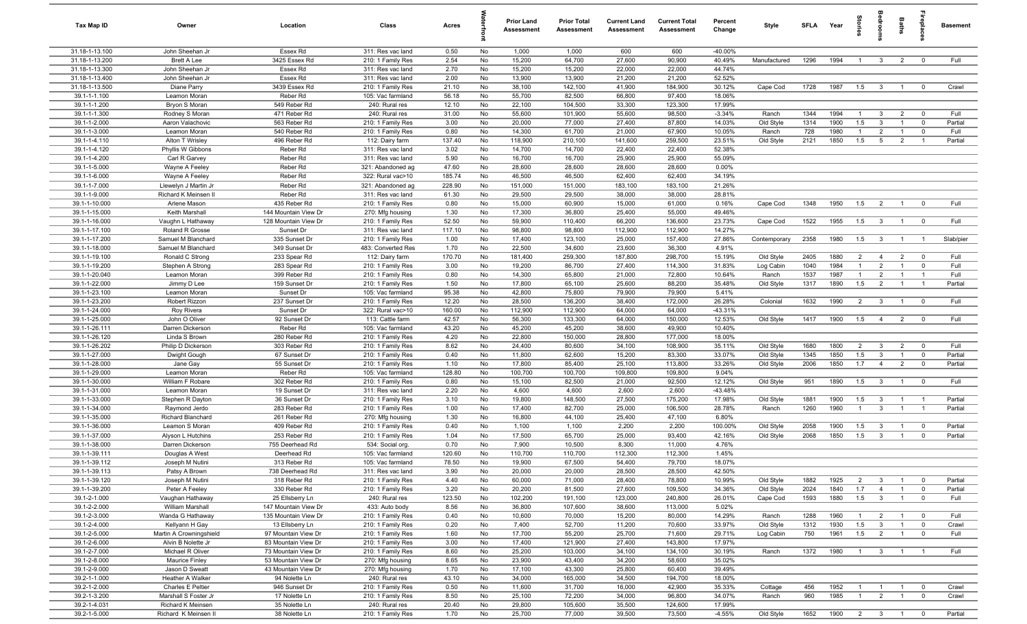| Tax Map ID | Owner | Location | Class | Acres | Waterfront | Prior Land Assessment | Prior Total Assessment | Current Land Assessment | Current Total Assessment | Percent Change | Style | SFLA | Year | Stories | Bedrooms | Baths | Fireplaces | Basement |
|---|---|---|---|---|---|---|---|---|---|---|---|---|---|---|---|---|---|---|
| 31.18-1-13.100 | John Sheehan Jr | Essex Rd | 311: Res vac land | 0.50 | No | 1,000 | 1,000 | 600 | 600 | -40.00% | | | | | | | | |
| 31.18-1-13.200 | Brett A Lee | 3425 Essex Rd | 210: 1 Family Res | 2.54 | No | 15,200 | 64,700 | 27,600 | 90,900 | 40.49% | Manufactured | 1296 | 1994 | 1 | 3 | 2 | 0 | Full |
| 31.18-1-13.300 | John Sheehan Jr | Essex Rd | 311: Res vac land | 2.70 | No | 15,200 | 15,200 | 22,000 | 22,000 | 44.74% | | | | | | | | |
| 31.18-1-13.400 | John Sheehan Jr | Essex Rd | 311: Res vac land | 2.00 | No | 13,900 | 13,900 | 21,200 | 21,200 | 52.52% | | | | | | | | |
| 31.18-1-13.500 | Diane Parry | 3439 Essex Rd | 210: 1 Family Res | 21.10 | No | 38,100 | 142,100 | 41,900 | 184,900 | 30.12% | Cape Cod | 1728 | 1987 | 1.5 | 3 | 1 | 0 | Crawl |
| 39.1-1-1.100 | Leamon Moran | Reber Rd | 105: Vac farmland | 56.18 | No | 55,700 | 82,500 | 66,800 | 97,400 | 18.06% | | | | | | | | |
| 39.1-1-1.200 | Bryon S Moran | 549 Reber Rd | 240: Rural res | 12.10 | No | 22,100 | 104,500 | 33,300 | 123,300 | 17.99% | | | | | | | | |
| 39.1-1-1.300 | Rodney S Moran | 471 Reber Rd | 240: Rural res | 31.00 | No | 55,600 | 101,900 | 55,600 | 98,500 | -3.34% | Ranch | 1344 | 1994 | 1 | 3 | 2 | 0 | Full |
| 39.1-1-2.000 | Aaron Valachovic | 563 Reber Rd | 210: 1 Family Res | 3.00 | No | 20,000 | 77,000 | 27,400 | 87,800 | 14.03% | Old Style | 1314 | 1900 | 1.5 | 3 | 1 | 0 | Partial |
| 39.1-1-3.000 | Leamon Moran | 540 Reber Rd | 210: 1 Family Res | 0.80 | No | 14,300 | 61,700 | 21,000 | 67,900 | 10.05% | Ranch | 728 | 1980 | 1 | 2 | 1 | 0 | Full |
| 39.1-1-4.110 | Alton T Wrisley | 496 Reber Rd | 112: Dairy farm | 137.40 | No | 118,900 | 210,100 | 141,600 | 259,500 | 23.51% | Old Style | 2121 | 1850 | 1.5 | 5 | 2 | 1 | Partial |
| 39.1-1-4.120 | Phyllis W Gibbons | Reber Rd | 311: Res vac land | 3.02 | No | 14,700 | 14,700 | 22,400 | 22,400 | 52.38% | | | | | | | | |
| 39.1-1-4.200 | Carl R Garvey | Reber Rd | 311: Res vac land | 5.90 | No | 16,700 | 16,700 | 25,900 | 25,900 | 55.09% | | | | | | | | |
| 39.1-1-5.000 | Wayne A Feeley | Reber Rd | 321: Abandoned ag | 47.60 | No | 28,600 | 28,600 | 28,600 | 28,600 | 0.00% | | | | | | | | |
| 39.1-1-6.000 | Wayne A Feeley | Reber Rd | 322: Rural vac>10 | 185.74 | No | 46,500 | 46,500 | 62,400 | 62,400 | 34.19% | | | | | | | | |
| 39.1-1-7.000 | Llewelyn J Martin Jr | Reber Rd | 321: Abandoned ag | 228.90 | No | 151,000 | 151,000 | 183,100 | 183,100 | 21.26% | | | | | | | | |
| 39.1-1-9.000 | Richard K Meinsen II | Reber Rd | 311: Res vac land | 61.30 | No | 29,500 | 29,500 | 38,000 | 38,000 | 28.81% | | | | | | | | |
| 39.1-1-10.000 | Arlene Mason | 435 Reber Rd | 210: 1 Family Res | 0.80 | No | 15,000 | 60,900 | 15,000 | 61,000 | 0.16% | Cape Cod | 1348 | 1950 | 1.5 | 2 | 1 | 0 | Full |
| 39.1-1-15.000 | Keith Marshall | 144 Mountain View Dr | 270: Mfg housing | 1.30 | No | 17,300 | 36,800 | 25,400 | 55,000 | 49.46% | | | | | | | | |
| 39.1-1-16.000 | Vaughn L Hathaway | 128 Mountain View Dr | 210: 1 Family Res | 52.50 | No | 59,900 | 110,400 | 66,200 | 136,600 | 23.73% | Cape Cod | 1522 | 1955 | 1.5 | 3 | 1 | 0 | Full |
| 39.1-1-17.100 | Roland R Grosse | Sunset Dr | 311: Res vac land | 117.10 | No | 98,800 | 98,800 | 112,900 | 112,900 | 14.27% | | | | | | | | |
| 39.1-1-17.200 | Samuel M Blanchard | 335 Sunset Dr | 210: 1 Family Res | 1.00 | No | 17,400 | 123,100 | 25,000 | 157,400 | 27.86% | Contemporary | 2358 | 1980 | 1.5 | 3 | 1 | 1 | Slab/pier |
| 39.1-1-18.000 | Samuel M Blanchard | 349 Sunset Dr | 483: Converted Res | 1.70 | No | 22,500 | 34,600 | 23,600 | 36,300 | 4.91% | | | | | | | | |
| 39.1-1-19.100 | Ronald C Strong | 233 Spear Rd | 112: Dairy farm | 170.70 | No | 181,400 | 259,300 | 187,800 | 298,700 | 15.19% | Old Style | 2405 | 1880 | 2 | 4 | 2 | 0 | Full |
| 39.1-1-19.200 | Stephen A Strong | 283 Spear Rd | 210: 1 Family Res | 3.00 | No | 19,200 | 86,700 | 27,400 | 114,300 | 31.83% | Log Cabin | 1040 | 1984 | 1 | 2 | 1 | 0 | Full |
| 39.1-1-20.040 | Leamon Moran | 399 Reber Rd | 210: 1 Family Res | 0.80 | No | 14,300 | 65,800 | 21,000 | 72,800 | 10.64% | Ranch | 1537 | 1987 | 1 | 2 | 1 | 1 | Full |
| 39.1-1-22.000 | Jimmy D Lee | 159 Sunset Dr | 210: 1 Family Res | 1.50 | No | 17,800 | 65,100 | 25,600 | 88,200 | 35.48% | Old Style | 1317 | 1890 | 1.5 | 2 | 1 | 1 | Partial |
| 39.1-1-23.100 | Leamon Moran | Sunset Dr | 105: Vac farmland | 95.38 | No | 42,800 | 75,800 | 79,900 | 79,900 | 5.41% | | | | | | | | |
| 39.1-1-23.200 | Robert Rizzon | 237 Sunset Dr | 210: 1 Family Res | 12.20 | No | 28,500 | 136,200 | 38,400 | 172,000 | 26.28% | Colonial | 1632 | 1990 | 2 | 3 | 1 | 0 | Full |
| 39.1-1-24.000 | Roy Rivera | Sunset Dr | 322: Rural vac>10 | 160.00 | No | 112,900 | 112,900 | 64,000 | 64,000 | -43.31% | | | | | | | | |
| 39.1-1-25.000 | John O Oliver | 92 Sunset Dr | 113: Cattle farm | 42.57 | No | 56,300 | 133,300 | 64,000 | 150,000 | 12.53% | Old Style | 1417 | 1900 | 1.5 | 4 | 2 | 0 | Full |
| 39.1-1-26.111 | Darren Dickerson | Reber Rd | 105: Vac farmland | 43.20 | No | 45,200 | 45,200 | 38,600 | 49,900 | 10.40% | | | | | | | | |
| 39.1-1-26.120 | Linda S Brown | 280 Reber Rd | 210: 1 Family Res | 4.20 | No | 22,800 | 150,000 | 28,800 | 177,000 | 18.00% | | | | | | | | |
| 39.1-1-26.202 | Philip D Dickerson | 303 Reber Rd | 210: 1 Family Res | 8.62 | No | 24,400 | 80,600 | 34,100 | 108,900 | 35.11% | Old Style | 1680 | 1800 | 2 | 3 | 2 | 0 | Full |
| 39.1-1-27.000 | Dwight Gough | 67 Sunset Dr | 210: 1 Family Res | 0.40 | No | 11,800 | 62,600 | 15,200 | 83,300 | 33.07% | Old Style | 1345 | 1850 | 1.5 | 3 | 1 | 0 | Partial |
| 39.1-1-28.000 | Jane Gay | 55 Sunset Dr | 210: 1 Family Res | 1.10 | No | 17,800 | 85,400 | 25,100 | 113,800 | 33.26% | Old Style | 2006 | 1850 | 1.7 | 4 | 2 | 0 | Partial |
| 39.1-1-29.000 | Leamon Moran | Reber Rd | 105: Vac farmland | 128.80 | No | 100,700 | 100,700 | 109,800 | 109,800 | 9.04% | | | | | | | | |
| 39.1-1-30.000 | William F Robare | 302 Reber Rd | 210: 1 Family Res | 0.80 | No | 15,100 | 82,500 | 21,000 | 92,500 | 12.12% | Old Style | 951 | 1890 | 1.5 | 3 | 1 | 0 | Full |
| 39.1-1-31.000 | Leamon Moran | 19 Sunset Dr | 311: Res vac land | 2.20 | No | 4,600 | 4,600 | 2,600 | 2,600 | -43.48% | | | | | | | | |
| 39.1-1-33.000 | Stephen R Dayton | 36 Sunset Dr | 210: 1 Family Res | 3.10 | No | 19,800 | 148,500 | 27,500 | 175,200 | 17.98% | Old Style | 1881 | 1900 | 1.5 | 3 | 1 | 1 | Partial |
| 39.1-1-34.000 | Raymond Jerdo | 283 Reber Rd | 210: 1 Family Res | 1.00 | No | 17,400 | 82,700 | 25,000 | 106,500 | 28.78% | Ranch | 1260 | 1960 | 1 | 3 | 1 | 1 | Partial |
| 39.1-1-35.000 | Richard Blanchard | 261 Reber Rd | 270: Mfg housing | 1.30 | No | 16,800 | 44,100 | 25,400 | 47,100 | 6.80% | | | | | | | | |
| 39.1-1-36.000 | Leamon S Moran | 409 Reber Rd | 210: 1 Family Res | 0.40 | No | 1,100 | 1,100 | 2,200 | 2,200 | 100.00% | Old Style | 2058 | 1900 | 1.5 | 3 | 1 | 0 | Partial |
| 39.1-1-37.000 | Alyson L Hutchins | 253 Reber Rd | 210: 1 Family Res | 1.04 | No | 17,500 | 65,700 | 25,000 | 93,400 | 42.16% | Old Style | 2068 | 1850 | 1.5 | 3 | 1 | 0 | Partial |
| 39.1-1-38.000 | Darren Dickerson | 755 Deerhead Rd | 534: Social org. | 0.70 | No | 7,900 | 10,500 | 8,300 | 11,000 | 4.76% | | | | | | | | |
| 39.1-1-39.111 | Douglas A West | Deerhead Rd | 105: Vac farmland | 120.60 | No | 110,700 | 110,700 | 112,300 | 112,300 | 1.45% | | | | | | | | |
| 39.1-1-39.112 | Joseph M Nutini | 313 Reber Rd | 105: Vac farmland | 78.50 | No | 19,900 | 67,500 | 54,400 | 79,700 | 18.07% | | | | | | | | |
| 39.1-1-39.113 | Patsy A Brown | 738 Deerhead Rd | 311: Res vac land | 3.90 | No | 20,000 | 20,000 | 28,500 | 28,500 | 42.50% | | | | | | | | |
| 39.1-1-39.120 | Joseph M Nutini | 318 Reber Rd | 210: 1 Family Res | 4.40 | No | 60,000 | 71,000 | 28,400 | 78,800 | 10.99% | Old Style | 1882 | 1925 | 2 | 3 | 1 | 0 | Partial |
| 39.1-1-39.200 | Peter A Feeley | 330 Reber Rd | 210: 1 Family Res | 3.20 | No | 20,200 | 81,500 | 27,600 | 109,500 | 34.36% | Old Style | 2024 | 1840 | 1.7 | 4 | 1 | 0 | Partial |
| 39.1-2-1.000 | Vaughan Hathaway | 25 Ellsberry Ln | 240: Rural res | 123.50 | No | 102,200 | 191,100 | 123,000 | 240,800 | 26.01% | Cape Cod | 1593 | 1880 | 1.5 | 3 | 1 | 0 | Full |
| 39.1-2-2.000 | William Marshall | 147 Mountain View Dr | 433: Auto body | 8.56 | No | 36,800 | 107,600 | 38,600 | 113,000 | 5.02% | | | | | | | | |
| 39.1-2-3.000 | Wanda G Hathaway | 135 Mountain View Dr | 210: 1 Family Res | 0.40 | No | 10,600 | 70,000 | 15,200 | 80,000 | 14.29% | Ranch | 1288 | 1960 | 1 | 2 | 1 | 0 | Full |
| 39.1-2-4.000 | Kellyann H Gay | 13 Ellsberry Ln | 210: 1 Family Res | 0.20 | No | 7,400 | 52,700 | 11,200 | 70,600 | 33.97% | Old Style | 1312 | 1930 | 1.5 | 3 | 1 | 0 | Crawl |
| 39.1-2-5.000 | Martin A Crowningshield | 97 Mountain View Dr | 210: 1 Family Res | 1.60 | No | 17,700 | 55,200 | 25,700 | 71,600 | 29.71% | Log Cabin | 750 | 1961 | 1.5 | 2 | 1 | 0 | Full |
| 39.1-2-6.000 | Alvin B Nolette Jr | 83 Mountain View Dr | 210: 1 Family Res | 3.00 | No | 17,400 | 121,900 | 27,400 | 143,800 | 17.97% | | | | | | | | |
| 39.1-2-7.000 | Michael R Oliver | 73 Mountain View Dr | 210: 1 Family Res | 8.60 | No | 25,200 | 103,000 | 34,100 | 134,100 | 30.19% | Ranch | 1372 | 1980 | 1 | 3 | 1 | 1 | Full |
| 39.1-2-8.000 | Maurice Finley | 53 Mountain View Dr | 270: Mfg housing | 8.65 | No | 23,900 | 43,400 | 34,200 | 58,600 | 35.02% | | | | | | | | |
| 39.1-2-9.000 | Jason D Sweatt | 43 Mountain View Dr | 270: Mfg housing | 1.70 | No | 17,100 | 43,300 | 25,800 | 60,400 | 39.49% | | | | | | | | |
| 39.2-1-1.000 | Heather A Walker | 94 Nolette Ln | 240: Rural res | 43.10 | No | 34,000 | 165,000 | 34,500 | 194,700 | 18.00% | | | | | | | | |
| 39.2-1-2.000 | Charles E Peltier | 946 Sunset Dr | 210: 1 Family Res | 0.50 | No | 11,600 | 31,700 | 16,000 | 42,900 | 35.33% | Cottage | 456 | 1952 | 1 | 1 | 1 | 0 | Crawl |
| 39.2-1-3.200 | Marshall S Foster Jr | 17 Nolette Ln | 210: 1 Family Res | 8.50 | No | 25,100 | 72,200 | 34,000 | 96,800 | 34.07% | Ranch | 960 | 1985 | 1 | 2 | 1 | 0 | Crawl |
| 39.2-1-4.031 | Richard K Meinsen | 35 Nolette Ln | 240: Rural res | 20.40 | No | 29,800 | 105,600 | 35,500 | 124,600 | 17.99% | | | | | | | | |
| 39.2-1-5.000 | Richard K Meinsen II | 38 Nolette Ln | 210: 1 Family Res | 1.70 | No | 25,700 | 77,000 | 39,500 | 73,500 | -4.55% | Old Style | 1652 | 1900 | 2 | 3 | 1 | 0 | Partial |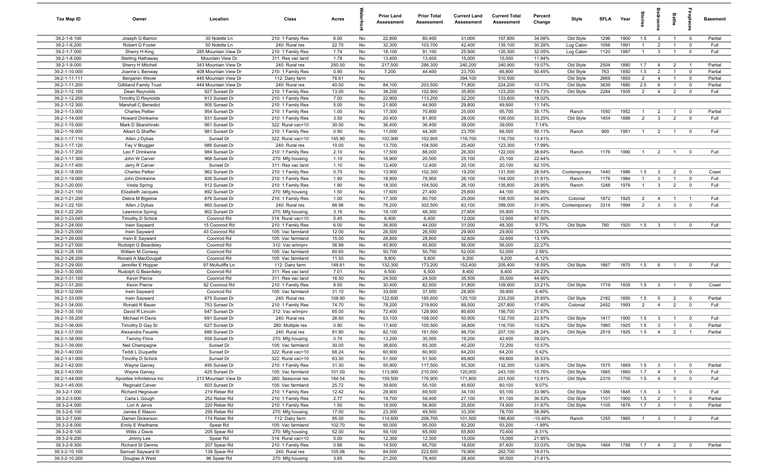| Tax Map ID | Owner | Location | Class | Acres | Waterfront | Prior Land Assessment | Prior Total Assessment | Current Land Assessment | Current Total Assessment | Percent Change | Style | SFLA | Year | Stories | Bedrooms | Baths | Fireplaces | Basement |
|---|---|---|---|---|---|---|---|---|---|---|---|---|---|---|---|---|---|---|
| 39.2-1-6.100 | Joseph G Barron | 30 Nolette Ln | 210: 1 Family Res | 6.00 | No | 22,800 | 80,400 | 31,000 | 107,800 | 34.08% | Old Style | 1296 | 1900 | 1.5 | 3 | 1 | 0 | Partial |
| 39.2-1-6.200 | Robert G Foster | 50 Nolette Ln | 240: Rural res | 22.70 | No | 32,300 | 103,700 | 42,400 | 135,100 | 30.28% | Log Cabin | 1056 | 1991 | 1 | 2 | 1 | 0 | Full |
| 39.2-1-7.000 | Sherry H King | 285 Mountain View Dr | 210: 1 Family Res | 1.74 | No | 18,100 | 91,100 | 25,900 | 120,300 | 32.05% | Log Cabin | 1120 | 1987 | 1 | 3 | 1 | 0 | Full |
| 39.2-1-8.000 | Sterling Hathaway | Mountain View Dr | 311: Res vac land | 1.78 | No | 13,400 | 13,400 | 15,000 | 15,000 | 11.94% | | | | | | | | |
| 39.2-1-9.000 | Sherry H Mitchell | 343 Mountain View Dr | 240: Rural res | 250.00 | No | 217,500 | 286,300 | 240,200 | 340,900 | 19.07% | Old Style | 2504 | 1880 | 1.7 | 4 | 2 | 1 | Partial |
| 39.2-1-10.000 | Joanne L Benway | 408 Mountain View Dr | 210: 1 Family Res | 0.90 | No | 7,200 | 44,400 | 23,700 | 66,800 | 50.45% | Old Style | 763 | 1850 | 1.5 | 2 | 1 | 0 | Partial |
| 39.2-1-11.111 | Benjamin Wever | 445 Mountain View Dr | 112: Dairy farm | 76.61 | No | | | 394,100 | 510,500 | | Old Style | 2669 | 1850 | 2 | 4 | 1 | 0 | Partial |
| 39.2-1-11.200 | Gilliland Family Trust | 444 Mountain View Dr | 240: Rural res | 40.00 | No | 84,100 | 203,500 | 71,800 | 224,200 | 10.17% | Old Style | 3839 | 1880 | 2.5 | 6 | 1 | 0 | Partial |
| 39.2-1-12.100 | Dean Reynolds | 927 Sunset Dr | 210: 1 Family Res | 13.00 | No | 38,200 | 102,900 | 35,800 | 123,200 | 19.73% | Old Style | 2284 | 1935 | 2 | 4 | 2 | 0 | Full |
| 39.2-1-12.200 | Timothy D Reynolds | 913 Sunset Dr | 210: 1 Family Res | 7.00 | No | 22,900 | 113,200 | 32,200 | 133,600 | 18.02% | | | | | | | | |
| 39.2-1-12.300 | Marshall C Benedict | 905 Sunset Dr | 210: 1 Family Res | 5.00 | No | 21,800 | 44,900 | 29,800 | 49,900 | 11.14% | | | | | | | | |
| 39.2-1-13.000 | Charles Peltier | 954 Sunset Dr | 210: 1 Family Res | 1.00 | No | 17,300 | 70,800 | 25,000 | 95,700 | 35.17% | Ranch | 1550 | 1952 | 1 | 2 | 1 | 0 | Partial |
| 39.2-1-14.000 | Howard Drinkwine | 931 Sunset Dr | 210: 1 Family Res | 3.50 | No | 20,400 | 81,800 | 28,000 | 109,000 | 33.25% | Old Style | 1404 | 1888 | 2 | 3 | 2 | 0 | Full |
| 39.2-1-15.000 | Mark D Skarshinski | 961 Sunset Dr | 322: Rural vac>10 | 30.00 | No | 36,400 | 36,400 | 39,000 | 39,000 | 7.14% | | | | | | | | |
| 39.2-1-16.000 | Albert G Sheffer | 981 Sunset Dr | 210: 1 Family Res | 0.90 | No | 11,000 | 44,300 | 23,700 | 66,500 | 50.11% | Ranch | 900 | 1951 | 1 | 2 | 1 | 0 | Full |
| 39.2-1-17.110 | Allen J Dybas | Sunset Dr | 322: Rural vac>10 | 145.90 | No | 102,900 | 102,900 | 116,700 | 116,700 | 13.41% | | | | | | | | |
| 39.2-1-17.120 | Fay V Brugger | 986 Sunset Dr | 240: Rural res | 10.00 | No | 13,700 | 104,500 | 25,400 | 123,300 | 17.99% | | | | | | | | |
| 39.2-1-17.200 | Leo F Drinkwine | 984 Sunset Dr | 210: 1 Family Res | 2.10 | No | 17,500 | 88,000 | 26,300 | 122,000 | 38.64% | Ranch | 1176 | 1990 | 1 | 2 | 1 | 0 | Full |
| 39.2-1-17.300 | John W Carver | 968 Sunset Dr | 270: Mfg housing | 1.10 | No | 16,900 | 20,500 | 25,100 | 25,100 | 22.44% | | | | | | | | |
| 39.2-1-17.400 | Jerry R Carver | Sunset Dr | 311: Res vac land | 1.10 | No | 12,400 | 12,400 | 20,100 | 20,100 | 62.10% | | | | | | | | |
| 39.2-1-18.000 | Charles Peltier | 962 Sunset Dr | 210: 1 Family Res | 0.70 | No | 13,900 | 102,300 | 19,200 | 131,500 | 28.54% | Contemporary | 1440 | 1986 | 1.5 | 3 | 2 | 0 | Crawl |
| 39.2-1-19.000 | John Drinkwine | 926 Sunset Dr | 210: 1 Family Res | 1.90 | No | 18,900 | 78,900 | 26,100 | 104,000 | 31.81% | Ranch | 1176 | 1984 | 1 | 3 | 1 | 0 | Full |
| 39.2-1-20.000 | Vesta Spring | 912 Sunset Dr | 210: 1 Family Res | 1.90 | No | 18,300 | 104,500 | 26,100 | 135,800 | 29.95% | Ranch | 1248 | 1976 | 1 | 3 | 2 | 0 | Full |
| 39.2-1-21.100 | Elizabeth Jacques | 892 Sunset Dr | 270: Mfg housing | 1.50 | No | 17,600 | 27,400 | 25,600 | 44,100 | 60.95% | | | | | | | | |
| 39.2-1-21.200 | Debra M Bigelow | 876 Sunset Dr | 210: 1 Family Res | 1.00 | No | 17,300 | 80,700 | 25,000 | 108,500 | 34.45% | Colonial | 1872 | 1925 | 2 | 4 | 1 | 1 | Full |
| 39.2-1-22.100 | Allen J Dybas | 860 Sunset Dr | 240: Rural res | 66.96 | No | 78,200 | 302,500 | 83,100 | 399,000 | 31.90% | Contemporary | 3314 | 1994 | 2 | 3 | 3 | 0 | Full |
| 39.2-1-22.200 | Lawrence Spring | 902 Sunset Dr | 270: Mfg housing | 3.16 | No | 19,100 | 48,300 | 27,600 | 55,900 | 15.73% | | | | | | | | |
| 39.2-1-23.045 | Timothy D Schick | Coonrod Rd | 314: Rural vac<10 | 0.45 | No | 6,400 | 6,400 | 12,000 | 12,000 | 87.50% | | | | | | | | |
| 39.2-1-24.000 | Irwin Sayward | 15 Coonrod Rd | 210: 1 Family Res | 6.00 | No | 36,800 | 44,000 | 31,000 | 48,300 | 9.77% | Old Style | 780 | 1920 | 1.5 | 3 | 1 | 0 | Full |
| 39.2-1-25.000 | Irwin Sayward | 43 Coonrod Rd | 105: Vac farmland | 12.00 | No | 26,500 | 26,500 | 29,900 | 29,900 | 12.83% | | | | | | | | |
| 39.2-1-26.000 | Irwin E Sayward | Coonrod Rd | 105: Vac farmland | 15.00 | No | 28,800 | 28,800 | 32,600 | 32,600 | 13.19% | | | | | | | | |
| 39.2-1-27.000 | Rudolph G Beardsley | Coonrod Rd | 312: Vac w/imprv | 36.99 | No | 45,800 | 45,800 | 56,000 | 56,000 | 22.27% | | | | | | | | |
| 39.2-1-28.100 | William M Conway | Coonrod Rd | 105: Vac farmland | 60.60 | No | 50,700 | 50,700 | 52,000 | 52,000 | 2.56% | | | | | | | | |
| 39.2-1-28.200 | Ronald A MacDougall | Coonrod Rd | 105: Vac farmland | 11.50 | No | 9,800 | 9,800 | 9,200 | 9,200 | -6.12% | | | | | | | | |
| 39.2-1-29.000 | Jennifer E Hopper | 97 McAuliffe Ln | 112: Dairy farm | 148.61 | No | 132,300 | 173,200 | 152,400 | 205,400 | 18.59% | Old Style | 1867 | 1870 | 1.5 | 6 | 1 | 0 | Full |
| 39.2-1-30.000 | Rudolph G Beardsley | Coonrod Rd | 311: Res vac land | 7.01 | No | 6,500 | 6,500 | 8,400 | 8,400 | 29.23% | | | | | | | | |
| 39.2-1-31.100 | Kevin Pierce | Coonrod Rd | 311: Res vac land | 16.50 | No | 24,500 | 24,500 | 35,500 | 35,500 | 44.90% | | | | | | | | |
| 39.2-1-31.200 | Kevin Pierce | 82 Coonrod Rd | 210: 1 Family Res | 8.50 | No | 30,400 | 82,500 | 31,800 | 109,900 | 33.21% | Old Style | 1719 | 1935 | 1.5 | 3 | 1 | 0 | Crawl |
| 39.2-1-32.000 | Irwin Sayward | Coonrod Rd | 105: Vac farmland | 31.10 | No | 33,000 | 37,500 | 28,900 | 39,900 | 6.40% | | | | | | | | |
| 39.2-1-33.000 | Irwin Sayward | 875 Sunset Dr | 240: Rural res | 108.90 | No | 122,600 | 185,600 | 120,100 | 233,200 | 25.65% | Old Style | 2182 | 1850 | 1.5 | 5 | 2 | 0 | Partial |
| 39.2-1-34.000 | Ronald R Bauer | 753 Sunset Dr | 210: 1 Family Res | 74.70 | No | 78,200 | 219,600 | 89,500 | 257,800 | 17.40% | Colonial | 2452 | 1993 | 2 | 4 | 2 | 0 | Full |
| 39.2-1-35.100 | David R Lincoln | 647 Sunset Dr | 312: Vac w/imprv | 65.00 | No | 72,400 | 128,900 | 80,600 | 156,700 | 21.57% | | | | | | | | |
| 39.2-1-35.200 | Michael H Davis | 691 Sunset Dr | 240: Rural res | 26.60 | No | 53,100 | 108,000 | 50,900 | 132,700 | 22.87% | Old Style | 1417 | 1900 | 1.5 | 3 | 1 | 0 | Full |
| 39.2-1-36.000 | Timothy D Gay Sr | 627 Sunset Dr | 280: Multiple res | 0.90 | No | 17,400 | 105,500 | 34,800 | 116,700 | 10.62% | Old Style | 1960 | 1925 | 1.5 | 3 | 1 | 0 | Partial |
| 39.2-1-37.000 | Alexandra Feuerle | 686 Sunset Dr | 240: Rural res | 91.90 | No | 82,100 | 161,500 | 98,700 | 207,100 | 28.24% | Old Style | 2519 | 1925 | 1.5 | 4 | 2 | 1 | Partial |
| 39.2-1-38.000 | Tammy Flora | 559 Sunset Dr | 270: Mfg housing | 0.70 | No | 13,200 | 30,500 | 19,200 | 42,400 | 39.02% | | | | | | | | |
| 39.2-1-39.000 | Neil Champagne | Sunset Dr | 105: Vac farmland | 30.00 | No | 38,600 | 65,300 | 40,200 | 72,200 | 10.57% | | | | | | | | |
| 39.2-1-40.000 | Teddi L Duquette | Sunset Dr | 322: Rural vac>10 | 68.24 | No | 60,900 | 60,900 | 64,200 | 64,200 | 5.42% | | | | | | | | |
| 39.2-1-41.000 | Timothy D Schick | Sunset Dr | 322: Rural vac>10 | 63.30 | No | 51,500 | 51,500 | 69,800 | 69,800 | 35.53% | | | | | | | | |
| 39.2-1-42.000 | Wayne Garvey | 495 Sunset Dr | 210: 1 Family Res | 31.30 | No | 55,900 | 117,500 | 55,300 | 132,300 | 12.60% | Old Style | 1575 | 1869 | 1.5 | 3 | 1 | 0 | Partial |
| 39.2-1-43.000 | Wayne Garvey | 425 Sunset Dr | 105: Vac farmland | 101.00 | No | 113,900 | 210,000 | 120,000 | 243,100 | 15.76% | Old Style | 1865 | 1860 | 1.7 | 4 | 1 | 0 | Full |
| 39.2-1-44.000 | Apostles Infinitelove Inc | 213 Mountain View Dr | 260: Seasonal res | 184.54 | No | 159,500 | 176,900 | 171,800 | 201,500 | 13.91% | Old Style | 2319 | 1700 | 1.5 | 4 | 0 | 0 | Full |
| 39.2-1-45.000 | Reginald Carver | 503 Sunset Dr | 105: Vac farmland | 25.72 | No | 39,600 | 55,100 | 45,600 | 60,100 | 9.07% | | | | | | | | |
| 39.3-2-1.000 | Richard Hegnauer | 219 Reber Rd | 210: 1 Family Res | 12.42 | No | 29,900 | 69,500 | 34,100 | 93,100 | 33.96% | Old Style | 1386 | 1845 | 1.5 | 3 | 1 | 0 | Full |
| 39.3-2-3.000 | Carla L Gough | 252 Reber Rd | 210: 1 Family Res | 2.77 | No | 19,700 | 59,400 | 27,100 | 81,100 | 36.53% | Old Style | 1101 | 1900 | 1.5 | 2 | 1 | 0 | Partial |
| 39.3-2-4.000 | Lori A Jarvis | 220 Reber Rd | 210: 1 Family Res | 1.50 | No | 18,500 | 56,800 | 25,600 | 74,900 | 31.87% | Old Style | 1105 | 1876 | 1.7 | 3 | 1 | 0 | Partial |
| 39.3-2-6.100 | James E Mason | 256 Reber Rd | 270: Mfg housing | 17.00 | No | 23,300 | 49,500 | 33,300 | 78,700 | 58.99% | | | | | | | | |
| 39.3-2-7.000 | Darren Dickerson | 174 Reber Rd | 112: Dairy farm | 95.00 | No | 114,600 | 208,700 | 101,500 | 186,800 | -10.49% | Ranch | 1255 | 1965 | 1 | 3 | 1 | 2 | Full |
| 39.3-2-8.000 | Emily E Wadhams | Spear Rd | 105: Vac farmland | 102.70 | No | 95,000 | 95,000 | 93,200 | 93,200 | -1.89% | | | | | | | | |
| 39.3-2-9.100 | Willis J Davis | 205 Spear Rd | 270: Mfg housing | 52.00 | No | 59,100 | 65,000 | 65,800 | 70,400 | 8.31% | | | | | | | | |
| 39.3-2-9.200 | Jimmy Lee | Spear Rd | 314: Rural vac<10 | 5.00 | No | 12,300 | 12,300 | 15,000 | 15,000 | 21.95% | | | | | | | | |
| 39.3-2-9.300 | Richard St Dennis | 207 Spear Rd | 210: 1 Family Res | 0.66 | No | 14,500 | 65,700 | 18,600 | 87,400 | 33.03% | Old Style | 1464 | 1788 | 1.7 | 4 | 2 | 0 | Partial |
| 39.3-2-10.100 | Samuel Sayward III | 138 Spear Rd | 240: Rural res | 105.06 | No | 84,000 | 222,600 | 76,900 | 262,700 | 18.01% | | | | | | | | |
| 39.3-2-10.200 | Douglas A West | 96 Spear Rd | 270: Mfg housing | 3.85 | No | 21,200 | 78,400 | 28,400 | 95,500 | 21.81% | | | | | | | | |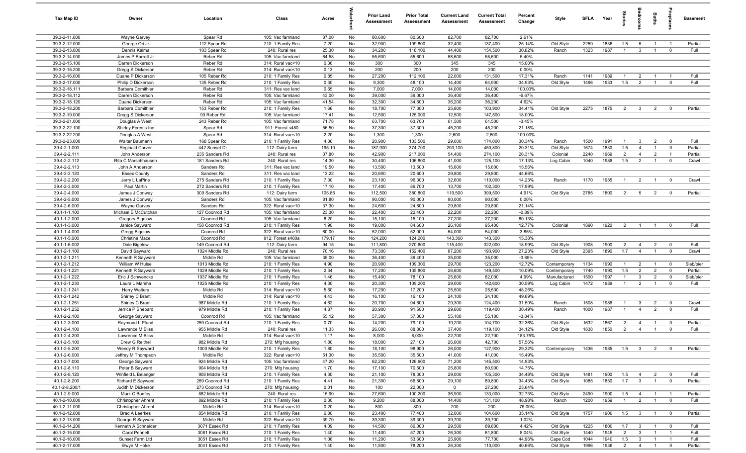| Tax Map ID | Owner | Location | Class | Acres | Waterfront | Prior Land Assessment | Prior Total Assessment | Current Land Assessment | Current Total Assessment | Percent Change | Style | SFLA | Year | Stories | Bedrooms | Baths | Fireplaces | Basement |
|---|---|---|---|---|---|---|---|---|---|---|---|---|---|---|---|---|---|---|
| 39.3-2-11.000 | Wayne Garvey | Spear Rd | 105: Vac farmland | 87.00 | No | 80,600 | 80,600 | 82,700 | 82,700 | 2.61% | | | | | | | | |
| 39.3-2-12.000 | George Ori Jr | 112 Spear Rd | 210: 1 Family Res | 7.20 | No | 32,900 | 109,800 | 32,400 | 137,400 | 25.14% | Old Style | 2259 | 1838 | 1.5 | 5 | 1 | 1 | Partial |
| 39.3-2-13.000 | Dennis Kalma | 103 Spear Rd | 240: Rural res | 25.30 | No | 34,200 | 118,100 | 44,400 | 154,500 | 30.82% | Ranch | 1323 | 1987 | 1 | 3 | 1 | 0 | Full |
| 39.3-2-14.000 | James P Barrett Jr | Reber Rd | 105: Vac farmland | 64.58 | No | 55,600 | 55,600 | 58,600 | 58,600 | 5.40% | | | | | | | | |
| 39.3-2-15.100 | Darren Dickerson | Reber Rd | 314: Rural vac<10 | 0.36 | No | 300 | 300 | 345 | 345 | 15.00% | | | | | | | | |
| 39.3-2-15.200 | Gregg S Dickerson | Reber Rd | 314: Rural vac<10 | 0.13 | No | 200 | 200 | 200 | 200 | 0.00% | | | | | | | | |
| 39.3-2-16.000 | Duane P Dickerson | 105 Reber Rd | 210: 1 Family Res | 0.85 | No | 27,200 | 112,100 | 22,000 | 131,500 | 17.31% | Ranch | 1141 | 1989 | 1 | 2 | 1 | 1 | Full |
| 39.3-2-17.000 | Philip D Dickerson | 135 Reber Rd | 210: 1 Family Res | 0.30 | No | 9,300 | 48,100 | 14,400 | 64,900 | 34.93% | Old Style | 1496 | 1933 | 1.5 | 2 | 1 | 0 | Full |
| 39.3-2-18.111 | Barbara Comithier | Reber Rd | 311: Res vac land | 0.65 | No | 7,000 | 7,000 | 14,000 | 14,000 | 100.00% | | | | | | | | |
| 39.3-2-18.112 | Darren Dickerson | Reber Rd | 105: Vac farmland | 43.00 | No | 39,000 | 39,000 | 36,400 | 36,400 | -6.67% | | | | | | | | |
| 39.3-2-18.120 | Duane Dickerson | Reber Rd | 105: Vac farmland | 41.54 | No | 32,300 | 34,600 | 36,200 | 36,200 | 4.62% | | | | | | | | |
| 39.3-2-18.200 | Barbara Comithier | 153 Reber Rd | 210: 1 Family Res | 1.66 | No | 18,700 | 77,300 | 25,800 | 103,900 | 34.41% | Old Style | 2275 | 1875 | 2 | 3 | 2 | 0 | Partial |
| 39.3-2-19.000 | Gregg S Dickerson | 90 Reber Rd | 105: Vac farmland | 17.41 | No | 12,500 | 125,000 | 12,500 | 147,500 | 18.00% | | | | | | | | |
| 39.3-2-21.000 | Douglas A West | 243 Reber Rd | 105: Vac farmland | 71.78 | No | 63,700 | 63,700 | 61,500 | 61,500 | -3.45% | | | | | | | | |
| 39.3-2-22.100 | Shirley Forests Inc | Spear Rd | 911: Forest s480 | 56.50 | No | 37,300 | 37,300 | 45,200 | 45,200 | 21.18% | | | | | | | | |
| 39.3-2-22.200 | Douglas A West | Spear Rd | 314: Rural vac<10 | 2.20 | No | 1,300 | 1,300 | 2,600 | 2,600 | 100.00% | | | | | | | | |
| 39.3-2-23.000 | Walter Baumann | 168 Spear Rd | 210: 1 Family Res | 4.86 | No | 20,900 | 133,500 | 29,600 | 174,000 | 30.34% | Ranch | 1500 | 1991 | 1 | 3 | 2 | 0 | Full |
| 39.4-2-1.000 | Reginald Carver | 442 Sunset Dr | 112: Dairy farm | 195.10 | No | 187,900 | 374,700 | 203,100 | 450,800 | 20.31% | Old Style | 1674 | 1830 | 1.5 | 4 | 1 | 0 | Partial |
| 39.4-2-2.111 | John Anderson | 235 Sanders Rd | 240: Rural res | 37.80 | No | 42,900 | 217,000 | 54,400 | 274,100 | 26.31% | Colonial | 2240 | 1969 | 2 | 4 | 2 | 1 | Partial |
| 39.4-2-2.112 | Rita C Marschhausen | 181 Sanders Rd | 240: Rural res | 14.30 | No | 30,400 | 106,800 | 41,000 | 125,100 | 17.13% | Log Cabin | 1040 | 1986 | 1.5 | 2 | 1 | 0 | Crawl |
| 39.4-2-2.113 | John A Anderson | Sanders Rd | 311: Res vac land | 19.50 | No | 13,500 | 13,500 | 15,600 | 15,600 | 15.56% | | | | | | | | |
| 39.4-2-2.120 | Essex County | Sanders Rd | 311: Res vac land | 13.22 | No | 20,600 | 20,600 | 29,800 | 29,800 | 44.66% | | | | | | | | |
| 39.4-2-2.200 | Jerry L LaPine | 275 Sanders Rd | 210: 1 Family Res | 7.30 | No | 23,100 | 96,300 | 32,600 | 110,000 | 14.23% | Ranch | 1170 | 1985 | 1 | 2 | 1 | 0 | Crawl |
| 39.4-2-3.000 | Paul Martin | 272 Sanders Rd | 210: 1 Family Res | 17.10 | No | 17,400 | 86,700 | 13,700 | 102,300 | 17.99% | | | | | | | | |
| 39.4-2-4.000 | James J Conway | 300 Sanders Rd | 112: Dairy farm | 105.86 | No | 112,500 | 380,800 | 119,500 | 399,500 | 4.91% | Old Style | 2785 | 1800 | 2 | 5 | 2 | 0 | Partial |
| 39.4-2-5.000 | James J Conway | Sanders Rd | 105: Vac farmland | 81.80 | No | 90,000 | 90,000 | 90,000 | 90,000 | 0.00% | | | | | | | | |
| 39.4-2-6.000 | Wayne Garvey | Sanders Rd | 322: Rural vac>10 | 37.30 | No | 24,600 | 24,600 | 29,800 | 29,800 | 21.14% | | | | | | | | |
| 40.1-1-1.100 | Michael E McCutchan | 127 Coonrod Rd | 105: Vac farmland | 23.30 | No | 22,400 | 22,400 | 22,200 | 22,200 | -0.89% | | | | | | | | |
| 40.1-1-2.000 | Gregory Bigelow | Coonrod Rd | 105: Vac farmland | 8.20 | No | 15,100 | 15,100 | 27,200 | 27,200 | 80.13% | | | | | | | | |
| 40.1-1-3.000 | Janice Sayward | 158 Coonrod Rd | 210: 1 Family Res | 1.90 | No | 19,000 | 84,600 | 26,100 | 95,400 | 12.77% | Colonial | 1890 | 1920 | 2 | 1 | 1 | 0 | Full |
| 40.1-1-4.000 | Gregg Bigelow | Coonrod Rd | 322: Rural vac>10 | 60.00 | No | 52,000 | 52,000 | 54,000 | 54,000 | 3.85% | | | | | | | | |
| 40.1-1-5.000 | Christina Mace | Coonrod Rd | 912: Forest s480a | 179.17 | No | 124,200 | 124,200 | 143,300 | 143,300 | 15.38% | | | | | | | | |
| 40.1-1-6.002 | Dale Bigelow | 149 Coonrod Rd | 112: Dairy farm | 94.15 | No | 111,800 | 270,600 | 115,400 | 322,000 | 18.99% | Old Style | 1908 | 1900 | 2 | 4 | 2 | 0 | Full |
| 40.1-2-1.100 | David Sayward | 1024 Middle Rd | 240: Rural res | 70.16 | No | 73,300 | 152,400 | 87,200 | 193,900 | 27.23% | Old Style | 2395 | 1890 | 1.7 | 4 | 1 | 0 | Crawl |
| 40.1-2-1.211 | Kenneth R Sayward | Middle Rd | 105: Vac farmland | 35.00 | No | 36,400 | 36,400 | 35,000 | 35,000 | -3.85% | | | | | | | | |
| 40.1-2-1.212 | William W Hulse | 1013 Middle Rd | 210: 1 Family Res | 4.90 | No | 20,900 | 109,300 | 29,700 | 123,200 | 12.72% | Contemporary | 1134 | 1990 | 1 | 2 | 1 | 0 | Slab/pier |
| 40.1-2-1.221 | Kenneth R Sayward | 1029 Middle Rd | 210: 1 Family Res | 2.34 | No | 17,200 | 135,800 | 26,600 | 149,500 | 10.09% | Contemporary | 1740 | 1990 | 1.5 | 2 | 2 | 0 | Partial |
| 40.1-2-1.222 | Eric J Schwencke | 1037 Middle Rd | 210: 1 Family Res | 1.46 | No | 15,400 | 78,100 | 25,600 | 82,000 | 4.99% | Manufactured | 1500 | 1997 | 1 | 3 | 2 | 0 | Slab/pier |
| 40.1-2-1.230 | Laura L Marsha | 1025 Middle Rd | 210: 1 Family Res | 4.30 | No | 20,300 | 109,200 | 29,000 | 142,600 | 30.59% | Log Cabin | 1472 | 1989 | 1 | 2 | 1 | 0 | Full |
| 40.1-2-1.241 | Harry Walters | Middle Rd | 314: Rural vac<10 | 5.60 | No | 17,200 | 17,200 | 25,500 | 25,500 | 48.26% | | | | | | | | |
| 40.1-2-1.242 | Shirley C Brant | Middle Rd | 314: Rural vac<10 | 4.43 | No | 16,100 | 16,100 | 24,100 | 24,100 | 49.69% | | | | | | | | |
| 40.1-2-1.251 | Shirley C Brant | 987 Middle Rd | 210: 1 Family Res | 4.62 | No | 20,700 | 94,600 | 29,300 | 124,400 | 31.50% | Ranch | 1508 | 1986 | 1 | 3 | 2 | 0 | Crawl |
| 40.1-2-1.252 | Jerrica P Shepard | 979 Middle Rd | 210: 1 Family Res | 4.87 | No | 20,900 | 91,500 | 29,600 | 119,400 | 30.49% | Ranch | 1000 | 1987 | 1 | 4 | 2 | 0 | Full |
| 40.1-2-2.100 | George Sayward | Coonrod Rd | 105: Vac farmland | 55.12 | No | 57,300 | 57,300 | 55,100 | 55,100 | -3.84% | | | | | | | | |
| 40.1-2-3.000 | Raymond L Pfund | 259 Coonrod Rd | 210: 1 Family Res | 0.70 | No | 14,200 | 79,100 | 19,200 | 104,700 | 32.36% | Old Style | 1632 | 1867 | 2 | 4 | 1 | 0 | Partial |
| 40.1-2-4.100 | Lawrence M Bliss | 955 Middle Rd | 240: Rural res | 11.33 | No | 26,000 | 88,800 | 37,400 | 119,100 | 34.12% | Old Style | 1838 | 1850 | 2 | 4 | 1 | 0 | Full |
| 40.1-2-4.200 | Lawrence M Bliss | Middle Rd | 314: Rural vac<10 | 1.17 | No | 8,000 | 8,000 | 22,700 | 22,700 | 183.75% | | | | | | | | |
| 40.1-2-5.100 | Drew G Reithel | 982 Middle Rd | 270: Mfg housing | 1.80 | No | 18,000 | 27,100 | 26,000 | 42,700 | 57.56% | | | | | | | | |
| 40.1-2-5.200 | Wendy R Sayward | 1000 Middle Rd | 210: 1 Family Res | 1.80 | No | 18,100 | 98,900 | 26,000 | 127,900 | 29.32% | Contemporary | 1436 | 1985 | 1.5 | 3 | 2 | 0 | Partial |
| 40.1-2-6.000 | Jeffrey M Thompson | Middle Rd | 322: Rural vac>10 | 51.30 | No | 35,500 | 35,500 | 41,000 | 41,000 | 15.49% | | | | | | | | |
| 40.1-2-7.000 | George Sayward | 924 Middle Rd | 105: Vac farmland | 47.20 | No | 62,200 | 126,600 | 71,200 | 145,500 | 14.93% | | | | | | | | |
| 40.1-2-8.110 | Peter B Sayward | 904 Middle Rd | 270: Mfg housing | 1.70 | No | 17,100 | 70,500 | 25,800 | 80,900 | 14.75% | | | | | | | | |
| 40.1-2-8.120 | Winfield L Belanger | 908 Middle Rd | 210: 1 Family Res | 4.30 | No | 21,100 | 78,300 | 29,000 | 105,300 | 34.48% | Old Style | 1481 | 1900 | 1.5 | 4 | 2 | 0 | Full |
| 40.1-2-8.200 | Richard E Sayward | 269 Coonrod Rd | 210: 1 Family Res | 4.41 | No | 21,300 | 66,800 | 29,100 | 89,800 | 34.43% | Old Style | 1085 | 1850 | 1.7 | 3 | 1 | 0 | Partial |
| 40.1-2-8.200/1 | Judith M Dickerson | 273 Coonrod Rd | 270: Mfg housing | 0.01 | No | 100 | 22,000 | 0 | 27,200 | 23.64% | | | | | | | | |
| 40.1-2-9.000 | Mark C Bonfey | 882 Middle Rd | 240: Rural res | 15.90 | No | 27,600 | 100,200 | 36,900 | 133,000 | 32.73% | Old Style | 2490 | 1900 | 1.5 | 4 | 1 | 1 | Partial |
| 40.1-2-10.000 | Christopher Ahrent | 892 Middle Rd | 210: 1 Family Res | 0.30 | No | 9,200 | 88,000 | 14,400 | 131,100 | 48.98% | Ranch | 1200 | 1959 | 1 | 2 | 1 | 0 | Full |
| 40.1-2-11.000 | Christopher Ahrent | Middle Rd | 314: Rural vac<10 | 0.20 | No | 800 | 800 | 200 | 200 | -75.00% | | | | | | | | |
| 40.1-2-12.000 | Brad A Leerkes | 854 Middle Rd | 210: 1 Family Res | 6.80 | No | 23,400 | 77,400 | 32,000 | 104,600 | 35.14% | Old Style | 1757 | 1900 | 1.5 | 3 | 1 | 0 | Partial |
| 40.1-2-13.000 | George R Sayward | Middle Rd | 322: Rural vac>10 | 39.70 | No | 39,300 | 39,300 | 39,700 | 39,700 | 1.02% | | | | | | | | |
| 40.1-2-14.200 | Kenneth A Schneider | 3071 Essex Rd | 210: 1 Family Res | 4.09 | No | 14,500 | 86,000 | 29,500 | 89,800 | 4.42% | Old Style | 1225 | 1800 | 1.7 | 3 | 1 | 0 | Full |
| 40.1-2-15.000 | Carol Pennell | 3081 Essex Rd | 210: 1 Family Res | 1.40 | No | 11,400 | 57,200 | 26,300 | 61,800 | 8.04% | Old Style | 1440 | 1945 | 2 | 3 | 1 | 1 | Full |
| 40.1-2-16.000 | Sunset Farm Ltd | 3051 Essex Rd | 210: 1 Family Res | 1.08 | No | 11,200 | 53,600 | 25,900 | 77,700 | 44.96% | Cape Cod | 1044 | 1940 | 1.5 | 3 | 1 | 1 | Full |
| 40.1-2-17.000 | Elwyn M Hoke | 3041 Essex Rd | 210: 1 Family Res | 1.40 | No | 11,800 | 78,200 | 26,300 | 110,000 | 40.66% | Old Style | 1996 | 1936 | 2 | 4 | 1 | 0 | Partial |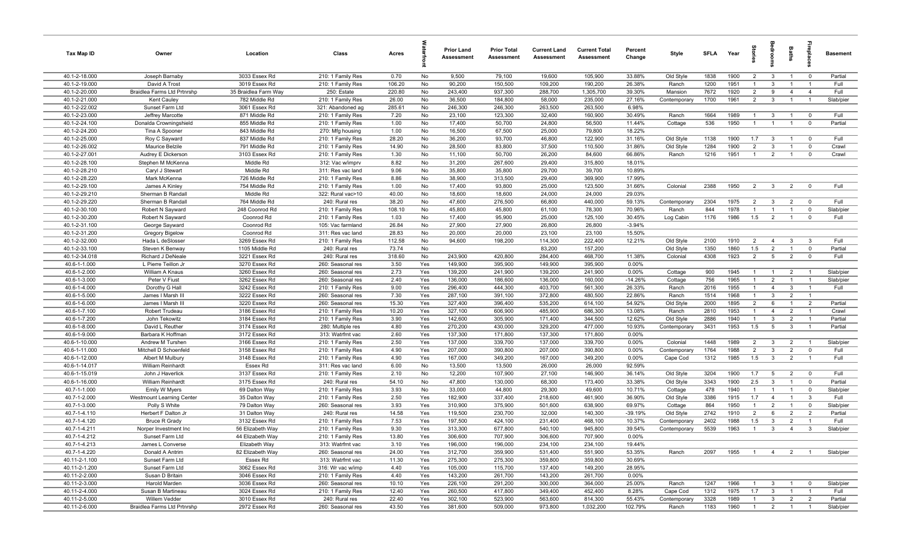| Tax Map ID | Owner | Location | Class | Acres | Waterfront | Prior Land Assessment | Prior Total Assessment | Current Land Assessment | Current Total Assessment | Percent Change | Style | SFLA | Year | Stories | Bedrooms | Baths | Fireplaces | Basement |
|---|---|---|---|---|---|---|---|---|---|---|---|---|---|---|---|---|---|---|
| 40.1-2-18.000 | Joseph Barnaby | 3033 Essex Rd | 210: 1 Family Res | 0.70 | No | 9,500 | 79,100 | 19,600 | 105,900 | 33.88% | Old Style | 1838 | 1900 | 2 | 3 | 1 | 0 | Partial |
| 40.1-2-19.000 | David A Trost | 3019 Essex Rd | 210: 1 Family Res | 106.20 | No | 90,200 | 150,500 | 109,200 | 190,200 | 26.38% | Ranch | 1200 | 1951 | 1 | 3 | 1 | 1 | Full |
| 40.1-2-20.000 | Braidlea Farms Ltd Prtnrshp | 35 Braidlea Farm Way | 250: Estate | 220.80 | No | 243,400 | 937,300 | 288,700 | 1,305,700 | 39.30% | Mansion | 7672 | 1920 | 2 | 9 | 4 | 4 | Full |
| 40.1-2-21.000 | Kent Cauley | 782 Middle Rd | 210: 1 Family Res | 26.00 | No | 36,500 | 184,800 | 58,000 | 235,000 | 27.16% | Contemporary | 1700 | 1961 | 2 | 3 | 1 | 1 | Slab/pier |
| 40.1-2-22.002 | Sunset Farm Ltd | 3061 Essex Rd | 321: Abandoned ag | 285.61 | No | 246,300 | 246,300 | 263,500 | 263,500 | 6.98% | | | | | | | | |
| 40.1-2-23.000 | Jeffrey Marcotte | 871 Middle Rd | 210: 1 Family Res | 7.20 | No | 23,100 | 123,300 | 32,400 | 160,900 | 30.49% | Ranch | 1664 | 1989 | 1 | 3 | 1 | 0 | Full |
| 40.1-2-24.100 | Donalda Crowningshield | 855 Middle Rd | 210: 1 Family Res | 1.00 | No | 17,400 | 50,700 | 24,800 | 56,500 | 11.44% | Cottage | 536 | 1950 | 1 | 1 | 1 | 0 | Partial |
| 40.1-2-24.200 | Tina A Spooner | 843 Middle Rd | 270: Mfg housing | 1.00 | No | 16,500 | 67,500 | 25,000 | 79,800 | 18.22% | | | | | | | | |
| 40.1-2-25.000 | Roy C Sayward | 837 Middle Rd | 210: 1 Family Res | 28.20 | No | 36,200 | 93,700 | 46,800 | 122,900 | 31.16% | Old Style | 1138 | 1900 | 1.7 | 3 | 1 | 0 | Full |
| 40.1-2-26.002 | Maurice Belzile | 791 Middle Rd | 210: 1 Family Res | 14.90 | No | 28,500 | 83,800 | 37,500 | 110,500 | 31.86% | Old Style | 1284 | 1900 | 2 | 3 | 1 | 0 | Crawl |
| 40.1-2-27.001 | Audrey E Dickerson | 3103 Essex Rd | 210: 1 Family Res | 1.30 | No | 11,100 | 50,700 | 26,200 | 84,600 | 66.86% | Ranch | 1216 | 1951 | 1 | 2 | 1 | 0 | Crawl |
| 40.1-2-28.100 | Stephen M McKenna | Middle Rd | 312: Vac w/imprv | 8.82 | No | 31,200 | 267,600 | 29,400 | 315,800 | 18.01% | | | | | | | | |
| 40.1-2-28.210 | Caryl J Stewart | Middle Rd | 311: Res vac land | 9.06 | No | 35,800 | 35,800 | 29,700 | 39,700 | 10.89% | | | | | | | | |
| 40.1-2-28.220 | Mark McKenna | 726 Middle Rd | 210: 1 Family Res | 8.86 | No | 38,900 | 313,500 | 29,400 | 369,900 | 17.99% | | | | | | | | |
| 40.1-2-29.100 | James A Kinley | 754 Middle Rd | 210: 1 Family Res | 1.00 | No | 17,400 | 93,800 | 25,000 | 123,500 | 31.66% | Colonial | 2388 | 1950 | 2 | 3 | 2 | 0 | Full |
| 40.1-2-29.210 | Sherman B Randall | Middle Rd | 322: Rural vac>10 | 40.00 | No | 18,600 | 18,600 | 24,000 | 24,000 | 29.03% | | | | | | | | |
| 40.1-2-29.220 | Sherman B Randall | 764 Middle Rd | 240: Rural res | 38.20 | No | 47,600 | 276,500 | 66,800 | 440,000 | 59.13% | Contemporary | 2304 | 1975 | 2 | 3 | 2 | 0 | Full |
| 40.1-2-30.100 | Robert N Sayward | 248 Coonrod Rd | 210: 1 Family Res | 108.10 | No | 45,800 | 45,800 | 61,100 | 78,300 | 70.96% | Ranch | 844 | 1978 | 1 | 1 | 1 | 0 | Slab/pier |
| 40.1-2-30.200 | Robert N Sayward | Coonrod Rd | 210: 1 Family Res | 1.03 | No | 17,400 | 95,900 | 25,000 | 125,100 | 30.45% | Log Cabin | 1176 | 1986 | 1.5 | 2 | 1 | 0 | Full |
| 40.1-2-31.100 | George Sayward | Coonrod Rd | 105: Vac farmland | 26.84 | No | 27,900 | 27,900 | 26,800 | 26,800 | -3.94% | | | | | | | | |
| 40.1-2-31.200 | Gregory Bigelow | Coonrod Rd | 311: Res vac land | 28.83 | No | 20,000 | 20,000 | 23,100 | 23,100 | 15.50% | | | | | | | | |
| 40.1-2-32.000 | Hada L deSlosser | 3269 Essex Rd | 210: 1 Family Res | 112.58 | No | 94,600 | 198,200 | 114,300 | 222,400 | 12.21% | Old Style | 2100 | 1910 | 2 | 4 | 3 | 3 | Full |
| 40.1-2-33.100 | Steven K Benway | 1105 Middle Rd | 240: Rural res | 73.74 | No | | | 83,200 | 157,200 | | Old Style | 1350 | 1860 | 1.5 | 2 | 1 | 0 | Partial |
| 40.1-2-34.018 | Richard J DeNeale | 3221 Essex Rd | 240: Rural res | 318.60 | No | 243,900 | 420,800 | 284,400 | 468,700 | 11.38% | Colonial | 4308 | 1923 | 2 | 5 | 2 | 0 | Full |
| 40.6-1-1.000 | L Pierre Teillon Jr | 3270 Essex Rd | 260: Seasonal res | 3.50 | Yes | 149,900 | 395,900 | 149,900 | 395,900 | 0.00% | | | | | | | | |
| 40.6-1-2.000 | William A Knaus | 3260 Essex Rd | 260: Seasonal res | 2.73 | Yes | 139,200 | 241,900 | 139,200 | 241,900 | 0.00% | Cottage | 900 | 1945 | 1 | 1 | 2 | 1 | Slab/pier |
| 40.6-1-3.000 | Peter V Fiust | 3262 Essex Rd | 260: Seasonal res | 2.40 | Yes | 136,000 | 186,600 | 136,000 | 160,000 | -14.26% | Cottage | 756 | 1965 | 1 | 2 | 1 | 1 | Slab/pier |
| 40.6-1-4.000 | Dorothy G Hall | 3242 Essex Rd | 210: 1 Family Res | 9.00 | Yes | 296,400 | 444,300 | 403,700 | 561,300 | 26.33% | Ranch | 2016 | 1955 | 1 | 4 | 3 | 1 | Full |
| 40.6-1-5.000 | James I Marsh III | 3222 Essex Rd | 260: Seasonal res | 7.30 | Yes | 287,100 | 391,100 | 372,800 | 480,500 | 22.86% | Ranch | 1514 | 1968 | 1 | 3 | 2 | 1 | |
| 40.6-1-6.000 | James I Marsh III | 3220 Essex Rd | 260: Seasonal res | 15.30 | Yes | 327,400 | 396,400 | 535,200 | 614,100 | 54.92% | Old Style | 2000 | 1895 | 2 | 6 | 1 | 2 | Partial |
| 40.6-1-7.100 | Robert Trudeau | 3186 Essex Rd | 210: 1 Family Res | 10.20 | Yes | 327,100 | 606,900 | 485,900 | 686,300 | 13.08% | Ranch | 2810 | 1953 | 1 | 4 | 2 | 1 | Crawl |
| 40.6-1-7.200 | John Tekowitz | 3184 Essex Rd | 210: 1 Family Res | 3.90 | Yes | 142,600 | 305,900 | 171,400 | 344,500 | 12.62% | Old Style | 2886 | 1940 | 1 | 3 | 2 | 1 | Partial |
| 40.6-1-8.000 | David L Reuther | 3174 Essex Rd | 280: Multiple res | 4.80 | Yes | 270,200 | 430,000 | 329,200 | 477,000 | 10.93% | Contemporary | 3431 | 1953 | 1.5 | 5 | 3 | 1 | Partial |
| 40.6-1-9.000 | Barbara K Hoffman | 3172 Essex Rd | 313: Watrfrnt vac | 2.60 | Yes | 137,300 | 171,800 | 137,300 | 171,800 | 0.00% | | | | | | | | |
| 40.6-1-10.000 | Andrew M Turshen | 3166 Essex Rd | 210: 1 Family Res | 2.50 | Yes | 137,000 | 339,700 | 137,000 | 339,700 | 0.00% | Colonial | 1448 | 1989 | 2 | 3 | 2 | 1 | Slab/pier |
| 40.6-1-11.000 | Mitchell D Schoenfeld | 3158 Essex Rd | 210: 1 Family Res | 4.90 | Yes | 207,000 | 390,800 | 207,000 | 390,800 | 0.00% | Contemporary | 1764 | 1988 | 2 | 3 | 2 | 0 | Full |
| 40.6-1-12.000 | Albert M Mulbury | 3148 Essex Rd | 210: 1 Family Res | 4.90 | Yes | 167,000 | 349,200 | 167,000 | 349,200 | 0.00% | Cape Cod | 1312 | 1985 | 1.5 | 3 | 2 | 1 | Full |
| 40.6-1-14.017 | William Reinhardt | Essex Rd | 311: Res vac land | 6.00 | No | 13,500 | 13,500 | 26,000 | 26,000 | 92.59% | | | | | | | | |
| 40.6-1-15.019 | John J Haverlick | 3137 Essex Rd | 210: 1 Family Res | 2.10 | No | 12,200 | 107,900 | 27,100 | 146,900 | 36.14% | Old Style | 3204 | 1900 | 1.7 | 5 | 2 | 0 | Full |
| 40.6-1-16.000 | William Reinhardt | 3175 Essex Rd | 240: Rural res | 54.10 | No | 47,800 | 130,000 | 68,300 | 173,400 | 33.38% | Old Style | 3343 | 1900 | 2.5 | 3 | 1 | 0 | Partial |
| 40.7-1-1.000 | Emily W Myers | 69 Dalton Way | 210: 1 Family Res | 3.93 | No | 33,000 | 44,800 | 29,300 | 49,600 | 10.71% | Cottage | 478 | 1940 | 1 | 1 | 1 | 0 | Slab/pier |
| 40.7-1-2.000 | Westmount Learning Center | 35 Dalton Way | 210: 1 Family Res | 2.50 | Yes | 182,900 | 337,400 | 218,600 | 461,900 | 36.90% | Old Style | 3386 | 1915 | 1.7 | 4 | 1 | 3 | Full |
| 40.7-1-3.000 | Polly S White | 79 Dalton Way | 260: Seasonal res | 3.93 | Yes | 310,900 | 375,900 | 501,600 | 638,900 | 69.97% | Cottage | 864 | 1950 | 1 | 2 | 1 | 0 | Slab/pier |
| 40.7-1-4.110 | Herbert F Dalton Jr | 31 Dalton Way | 240: Rural res | 14.58 | Yes | 119,500 | 230,700 | 32,000 | 140,300 | -39.19% | Old Style | 2742 | 1910 | 2 | 6 | 2 | 2 | Partial |
| 40.7-1-4.120 | Bruce R Grady | 3132 Essex Rd | 210: 1 Family Res | 7.53 | Yes | 197,500 | 424,100 | 231,400 | 468,100 | 10.37% | Contemporary | 2402 | 1988 | 1.5 | 3 | 2 | 1 | Full |
| 40.7-1-4.211 | Norper Investment Inc | 56 Elizabeth Way | 210: 1 Family Res | 9.30 | Yes | 313,300 | 677,800 | 540,100 | 945,800 | 39.54% | Contemporary | 5539 | 1963 | 1 | 3 | 4 | 3 | Slab/pier |
| 40.7-1-4.212 | Sunset Farm Ltd | 44 Elizabeth Way | 210: 1 Family Res | 13.80 | Yes | 306,600 | 707,900 | 306,600 | 707,900 | 0.00% | | | | | | | | |
| 40.7-1-4.213 | James L Converse | Elizabeth Way | 313: Watrfrnt vac | 3.10 | Yes | 196,000 | 196,000 | 234,100 | 234,100 | 19.44% | | | | | | | | |
| 40.7-1-4.220 | Donald A Antrim | 82 Elizabeth Way | 260: Seasonal res | 24.00 | Yes | 312,700 | 359,900 | 531,400 | 551,900 | 53.35% | Ranch | 2097 | 1955 | 1 | 4 | 2 | 1 | Slab/pier |
| 40.11-2-1.100 | Sunset Farm Ltd | Essex Rd | 313: Watrfrnt vac | 11.30 | Yes | 275,300 | 275,300 | 359,800 | 359,800 | 30.69% | | | | | | | | |
| 40.11-2-1.200 | Sunset Farm Ltd | 3062 Essex Rd | 316: Wr vac w/imp | 4.40 | Yes | 105,000 | 115,700 | 137,400 | 149,200 | 28.95% | | | | | | | | |
| 40.11-2-2.000 | Susan D Britain | 3046 Essex Rd | 210: 1 Family Res | 4.40 | Yes | 143,200 | 261,700 | 143,200 | 261,700 | 0.00% | | | | | | | | |
| 40.11-2-3.000 | Harold Marden | 3036 Essex Rd | 260: Seasonal res | 10.10 | Yes | 226,100 | 291,200 | 300,000 | 364,000 | 25.00% | Ranch | 1247 | 1966 | 1 | 3 | 1 | 0 | Slab/pier |
| 40.11-2-4.000 | Susan B Martineau | 3024 Essex Rd | 210: 1 Family Res | 12.40 | Yes | 260,500 | 417,800 | 349,400 | 452,400 | 8.28% | Cape Cod | 1312 | 1975 | 1.7 | 3 | 1 | 1 | Full |
| 40.11-2-5.000 | Willem Vedder | 3010 Essex Rd | 240: Rural res | 22.40 | Yes | 302,100 | 523,900 | 563,600 | 814,300 | 55.43% | Contemporary | 3328 | 1989 | 1 | 3 | 2 | 2 | Partial |
| 40.11-2-6.000 | Braidlea Farms Ltd Prtnrshp | 2972 Essex Rd | 260: Seasonal res | 43.50 | Yes | 381,600 | 509,000 | 973,800 | 1,032,200 | 102.79% | Ranch | 1183 | 1960 | 1 | 2 | 1 | 1 | Slab/pier |